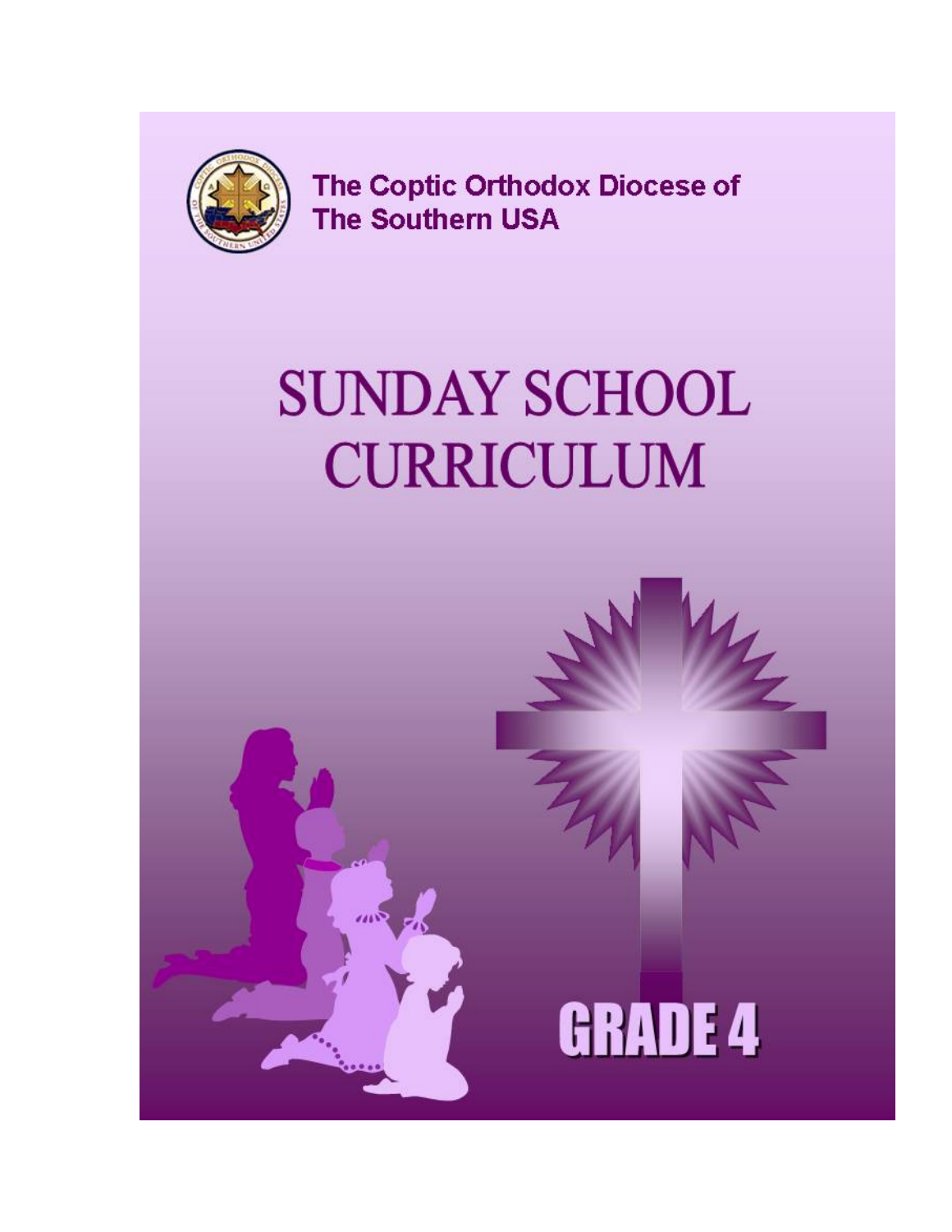The Coptic Orthodox Diocese of
The Southern USA

# SUNDAY SCHOOL CURRICULUM

## GRADE 4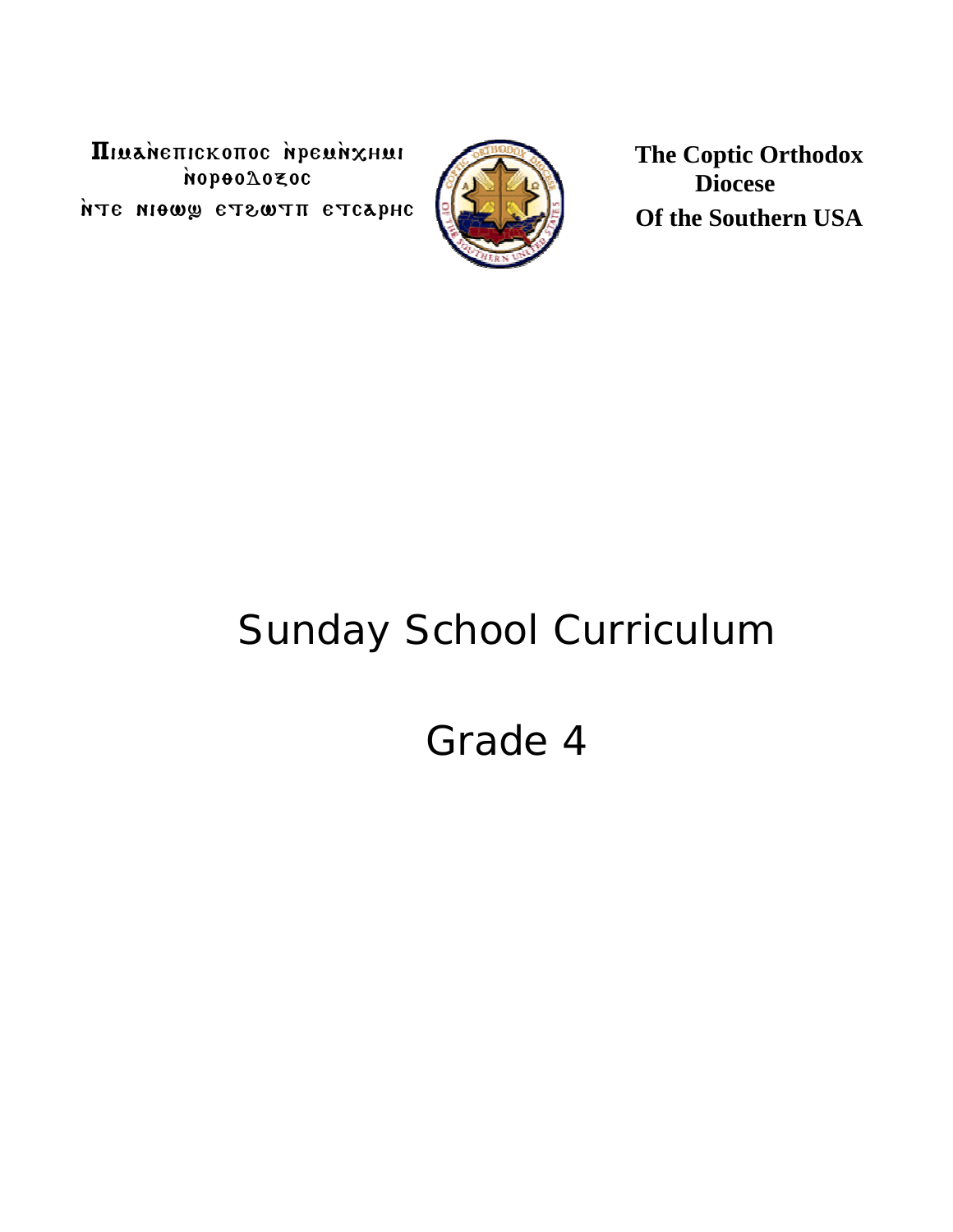Ⲡⲓⲙⲁⲛ̀ⲉⲡⲓⲥⲕⲟⲡⲟⲥ ⲛ̀ⲣⲉⲙⲛ̀ⲭⲏⲙⲓ ⲛ̀ⲟⲣⲑⲟⲇⲟⲝⲟⲥ
ⲛ̀ⲧⲉ ⲛⲓⲑⲱϣ ⲉⲧϩⲱⲧⲡ ⲉⲧⲥⲁⲣⲏⲥ

**The Coptic Orthodox Diocese Of the Southern USA**

# Sunday School Curriculum

# Grade 4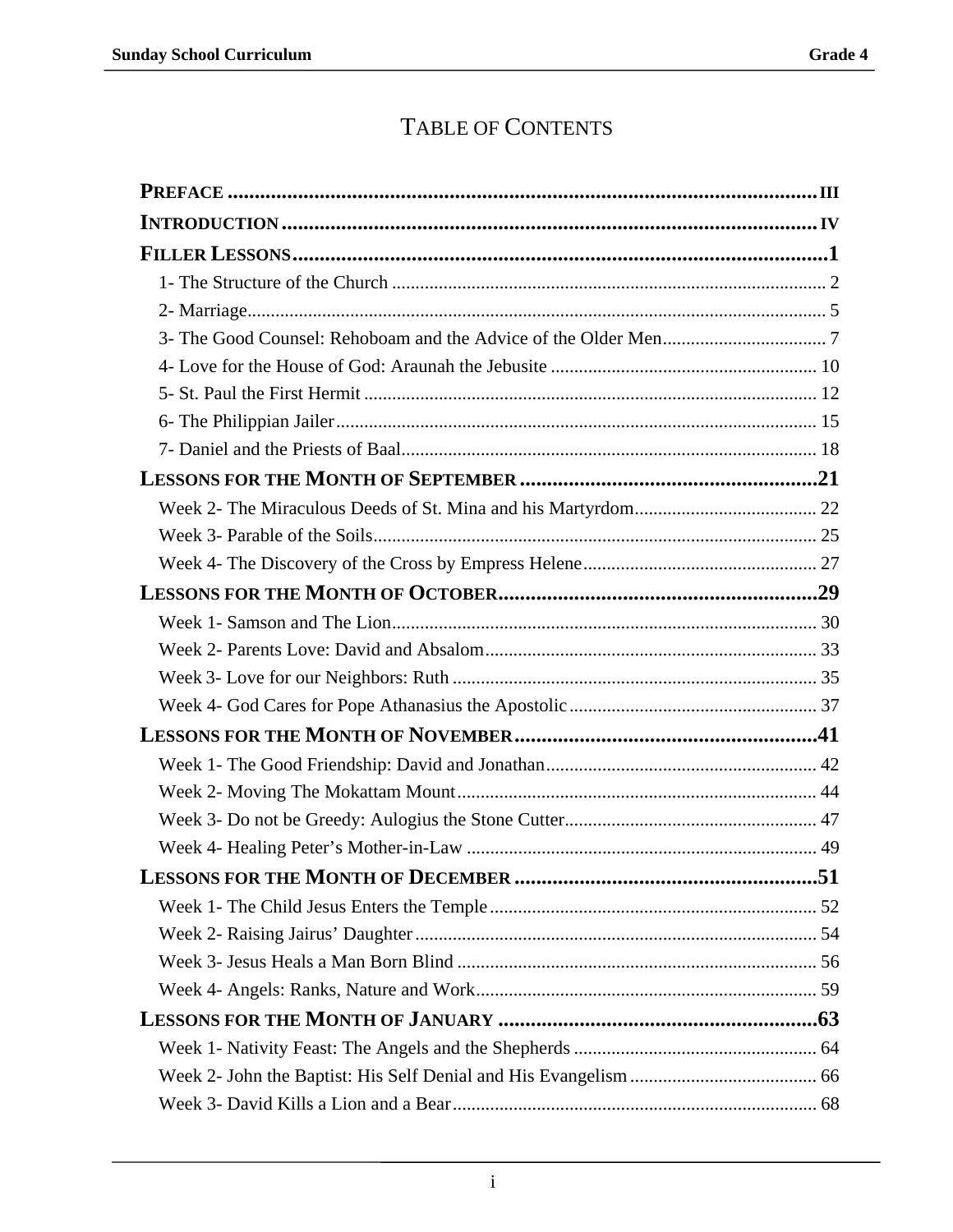# Table of Contents

**Preface** ..... iii

**Introduction** ..... iv

**Filler Lessons** ..... 1

- 1- The Structure of the Church ..... 2
- 2- Marriage ..... 5
- 3- The Good Counsel: Rehoboam and the Advice of the Older Men ..... 7
- 4- Love for the House of God: Araunah the Jebusite ..... 10
- 5- St. Paul the First Hermit ..... 12
- 6- The Philippian Jailer ..... 15
- 7- Daniel and the Priests of Baal ..... 18

**Lessons for the Month of September** ..... 21

- Week 2- The Miraculous Deeds of St. Mina and his Martyrdom ..... 22
- Week 3- Parable of the Soils ..... 25
- Week 4- The Discovery of the Cross by Empress Helene ..... 27

**Lessons for the Month of October** ..... 29

- Week 1- Samson and The Lion ..... 30
- Week 2- Parents Love: David and Absalom ..... 33
- Week 3- Love for our Neighbors: Ruth ..... 35
- Week 4- God Cares for Pope Athanasius the Apostolic ..... 37

**Lessons for the Month of November** ..... 41

- Week 1- The Good Friendship: David and Jonathan ..... 42
- Week 2- Moving The Mokattam Mount ..... 44
- Week 3- Do not be Greedy: Aulogius the Stone Cutter ..... 47
- Week 4- Healing Peter's Mother-in-Law ..... 49

**Lessons for the Month of December** ..... 51

- Week 1- The Child Jesus Enters the Temple ..... 52
- Week 2- Raising Jairus' Daughter ..... 54
- Week 3- Jesus Heals a Man Born Blind ..... 56
- Week 4- Angels: Ranks, Nature and Work ..... 59

**Lessons for the Month of January** ..... 63

- Week 1- Nativity Feast: The Angels and the Shepherds ..... 64
- Week 2- John the Baptist: His Self Denial and His Evangelism ..... 66
- Week 3- David Kills a Lion and a Bear ..... 68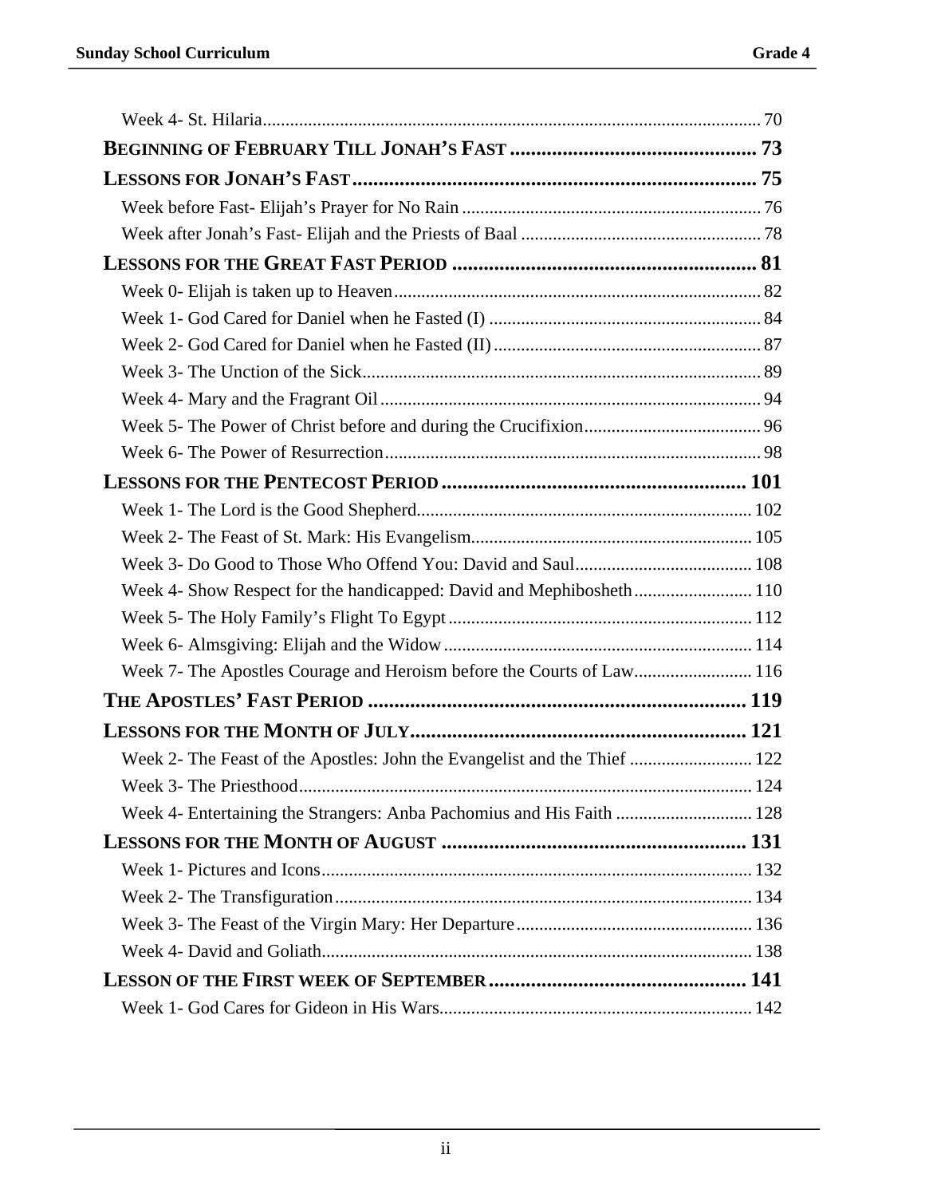Week 4- St. Hilaria ... 70

**BEGINNING OF FEBRUARY TILL JONAH'S FAST ... 73**

**LESSONS FOR JONAH'S FAST ... 75**

Week before Fast- Elijah's Prayer for No Rain ... 76

Week after Jonah's Fast- Elijah and the Priests of Baal ... 78

**LESSONS FOR THE GREAT FAST PERIOD ... 81**

Week 0- Elijah is taken up to Heaven ... 82

Week 1- God Cared for Daniel when he Fasted (I) ... 84

Week 2- God Cared for Daniel when he Fasted (II) ... 87

Week 3- The Unction of the Sick ... 89

Week 4- Mary and the Fragrant Oil ... 94

Week 5- The Power of Christ before and during the Crucifixion ... 96

Week 6- The Power of Resurrection ... 98

**LESSONS FOR THE PENTECOST PERIOD ... 101**

Week 1- The Lord is the Good Shepherd ... 102

Week 2- The Feast of St. Mark: His Evangelism ... 105

Week 3- Do Good to Those Who Offend You: David and Saul ... 108

Week 4- Show Respect for the handicapped: David and Mephibosheth ... 110

Week 5- The Holy Family's Flight To Egypt ... 112

Week 6- Almsgiving: Elijah and the Widow ... 114

Week 7- The Apostles Courage and Heroism before the Courts of Law ... 116

**THE APOSTLES' FAST PERIOD ... 119**

**LESSONS FOR THE MONTH OF JULY ... 121**

Week 2- The Feast of the Apostles: John the Evangelist and the Thief ... 122

Week 3- The Priesthood ... 124

Week 4- Entertaining the Strangers: Anba Pachomius and His Faith ... 128

**LESSONS FOR THE MONTH OF AUGUST ... 131**

Week 1- Pictures and Icons ... 132

Week 2- The Transfiguration ... 134

Week 3- The Feast of the Virgin Mary: Her Departure ... 136

Week 4- David and Goliath ... 138

**LESSON OF THE FIRST WEEK OF SEPTEMBER ... 141**

Week 1- God Cares for Gideon in His Wars ... 142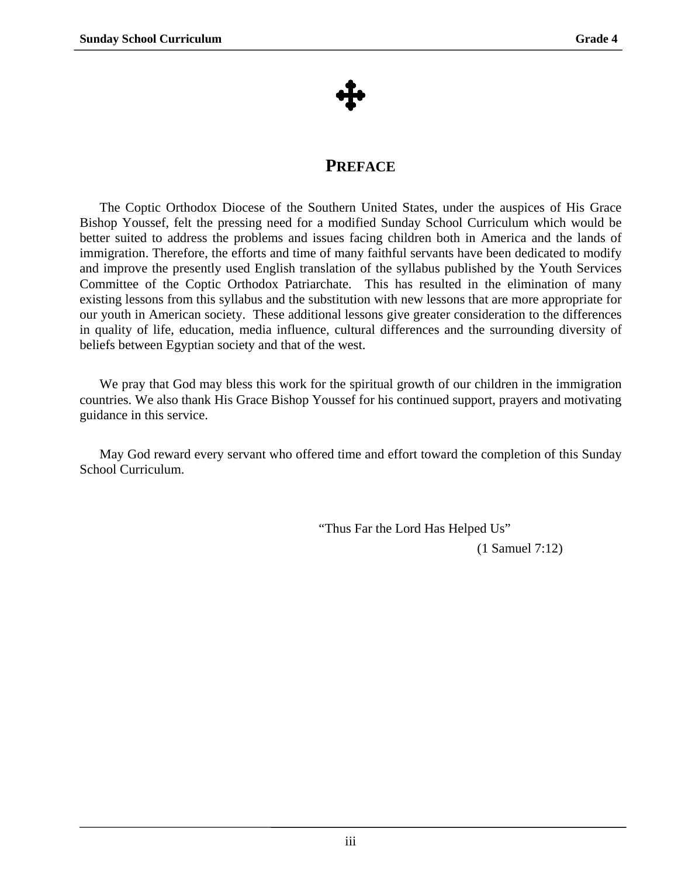✠

## PREFACE

The Coptic Orthodox Diocese of the Southern United States, under the auspices of His Grace Bishop Youssef, felt the pressing need for a modified Sunday School Curriculum which would be better suited to address the problems and issues facing children both in America and the lands of immigration. Therefore, the efforts and time of many faithful servants have been dedicated to modify and improve the presently used English translation of the syllabus published by the Youth Services Committee of the Coptic Orthodox Patriarchate. This has resulted in the elimination of many existing lessons from this syllabus and the substitution with new lessons that are more appropriate for our youth in American society. These additional lessons give greater consideration to the differences in quality of life, education, media influence, cultural differences and the surrounding diversity of beliefs between Egyptian society and that of the west.

We pray that God may bless this work for the spiritual growth of our children in the immigration countries. We also thank His Grace Bishop Youssef for his continued support, prayers and motivating guidance in this service.

May God reward every servant who offered time and effort toward the completion of this Sunday School Curriculum.

"Thus Far the Lord Has Helped Us"
(1 Samuel 7:12)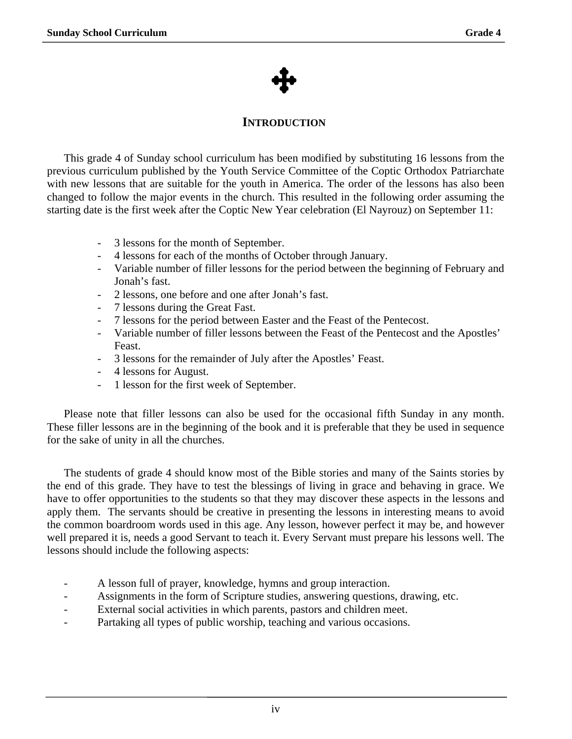✠

## INTRODUCTION

This grade 4 of Sunday school curriculum has been modified by substituting 16 lessons from the previous curriculum published by the Youth Service Committee of the Coptic Orthodox Patriarchate with new lessons that are suitable for the youth in America. The order of the lessons has also been changed to follow the major events in the church. This resulted in the following order assuming the starting date is the first week after the Coptic New Year celebration (El Nayrouz) on September 11:

- 3 lessons for the month of September.
- 4 lessons for each of the months of October through January.
- Variable number of filler lessons for the period between the beginning of February and Jonah's fast.
- 2 lessons, one before and one after Jonah's fast.
- 7 lessons during the Great Fast.
- 7 lessons for the period between Easter and the Feast of the Pentecost.
- Variable number of filler lessons between the Feast of the Pentecost and the Apostles' Feast.
- 3 lessons for the remainder of July after the Apostles' Feast.
- 4 lessons for August.
- 1 lesson for the first week of September.

Please note that filler lessons can also be used for the occasional fifth Sunday in any month. These filler lessons are in the beginning of the book and it is preferable that they be used in sequence for the sake of unity in all the churches.

The students of grade 4 should know most of the Bible stories and many of the Saints stories by the end of this grade. They have to test the blessings of living in grace and behaving in grace. We have to offer opportunities to the students so that they may discover these aspects in the lessons and apply them. The servants should be creative in presenting the lessons in interesting means to avoid the common boardroom words used in this age. Any lesson, however perfect it may be, and however well prepared it is, needs a good Servant to teach it. Every Servant must prepare his lessons well. The lessons should include the following aspects:

- A lesson full of prayer, knowledge, hymns and group interaction.
- Assignments in the form of Scripture studies, answering questions, drawing, etc.
- External social activities in which parents, pastors and children meet.
- Partaking all types of public worship, teaching and various occasions.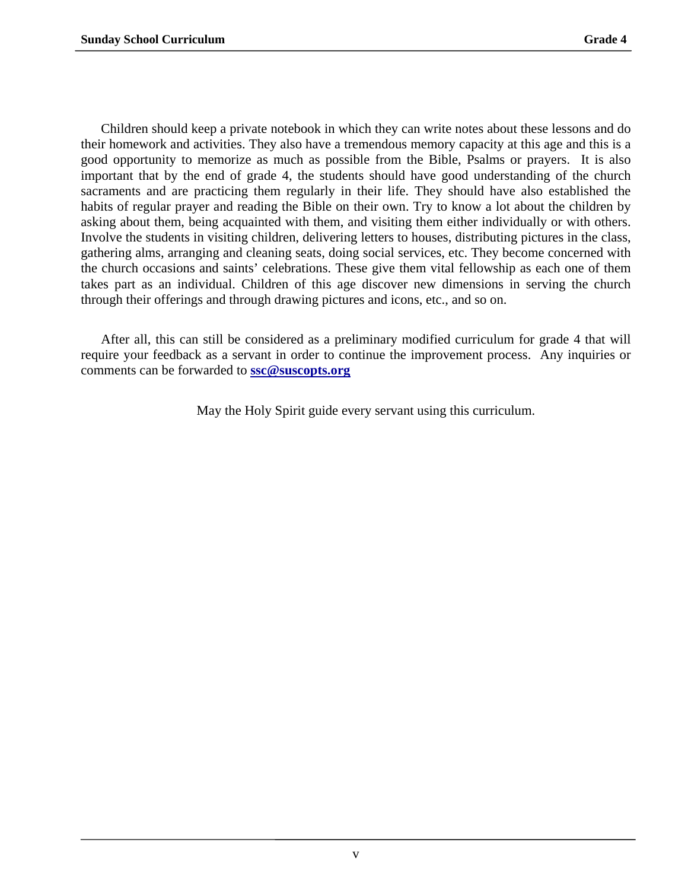Children should keep a private notebook in which they can write notes about these lessons and do their homework and activities. They also have a tremendous memory capacity at this age and this is a good opportunity to memorize as much as possible from the Bible, Psalms or prayers. It is also important that by the end of grade 4, the students should have good understanding of the church sacraments and are practicing them regularly in their life. They should have also established the habits of regular prayer and reading the Bible on their own. Try to know a lot about the children by asking about them, being acquainted with them, and visiting them either individually or with others. Involve the students in visiting children, delivering letters to houses, distributing pictures in the class, gathering alms, arranging and cleaning seats, doing social services, etc. They become concerned with the church occasions and saints' celebrations. These give them vital fellowship as each one of them takes part as an individual. Children of this age discover new dimensions in serving the church through their offerings and through drawing pictures and icons, etc., and so on.

After all, this can still be considered as a preliminary modified curriculum for grade 4 that will require your feedback as a servant in order to continue the improvement process. Any inquiries or comments can be forwarded to **ssc@suscopts.org**

May the Holy Spirit guide every servant using this curriculum.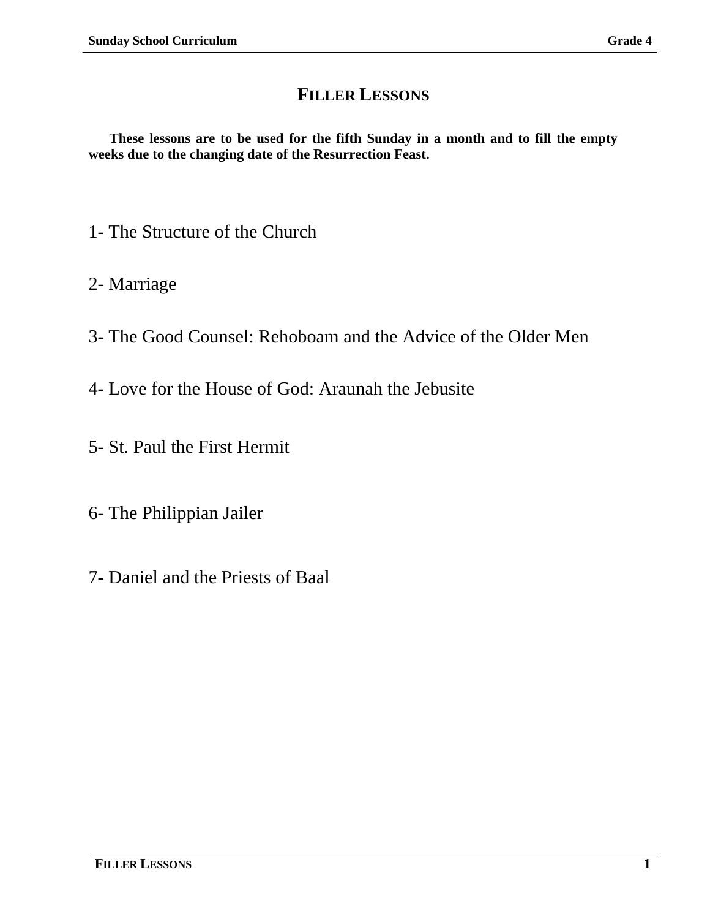# FILLER LESSONS

**These lessons are to be used for the fifth Sunday in a month and to fill the empty weeks due to the changing date of the Resurrection Feast.**

1- The Structure of the Church

2- Marriage

3- The Good Counsel: Rehoboam and the Advice of the Older Men

4- Love for the House of God: Araunah the Jebusite

5- St. Paul the First Hermit

6- The Philippian Jailer

7- Daniel and the Priests of Baal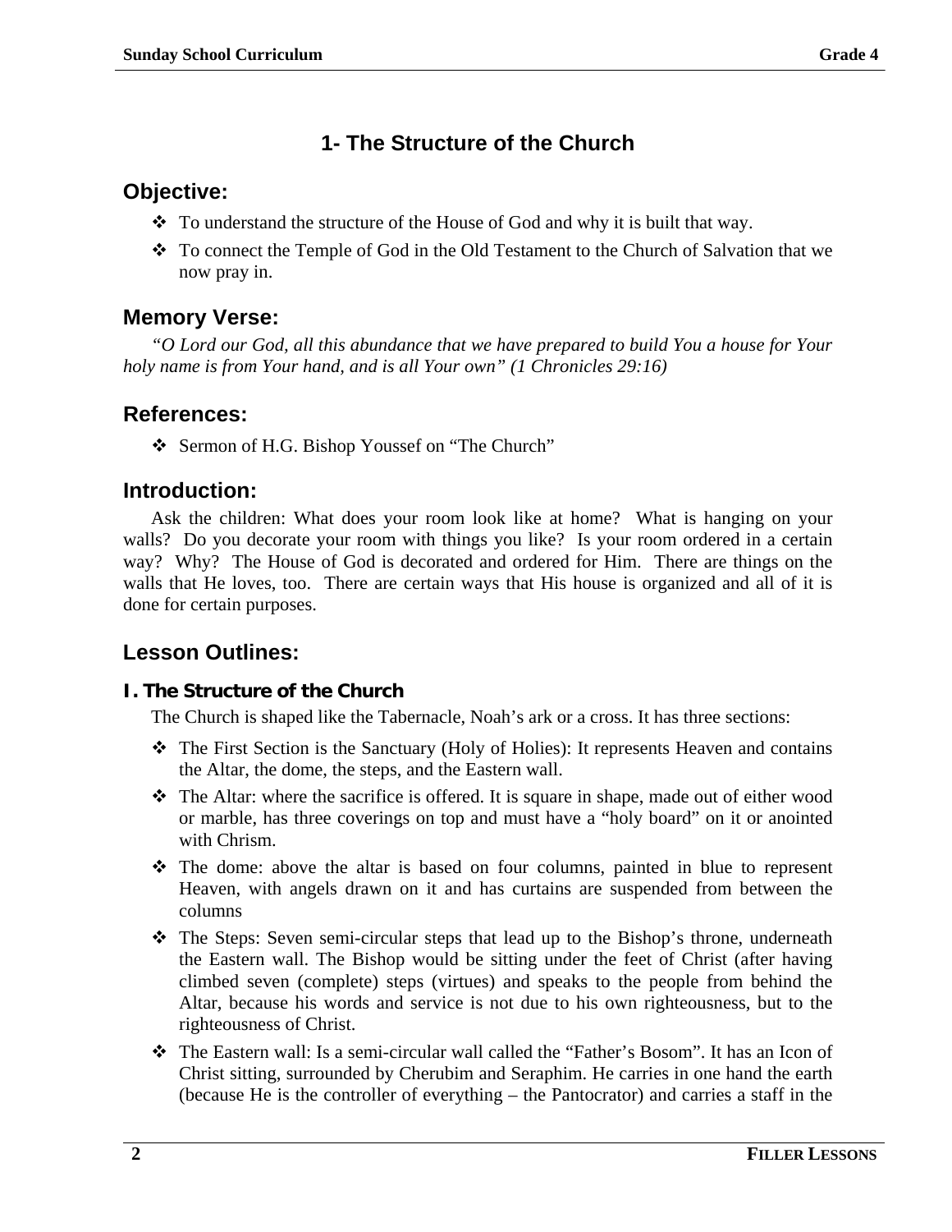## 1- The Structure of the Church

### Objective:

- To understand the structure of the House of God and why it is built that way.
- To connect the Temple of God in the Old Testament to the Church of Salvation that we now pray in.

### Memory Verse:

*"O Lord our God, all this abundance that we have prepared to build You a house for Your holy name is from Your hand, and is all Your own" (1 Chronicles 29:16)*

### References:

- Sermon of H.G. Bishop Youssef on "The Church"

### Introduction:

Ask the children: What does your room look like at home? What is hanging on your walls? Do you decorate your room with things you like? Is your room ordered in a certain way? Why? The House of God is decorated and ordered for Him. There are things on the walls that He loves, too. There are certain ways that His house is organized and all of it is done for certain purposes.

### Lesson Outlines:

#### I. The Structure of the Church

The Church is shaped like the Tabernacle, Noah's ark or a cross. It has three sections:

- The First Section is the Sanctuary (Holy of Holies): It represents Heaven and contains the Altar, the dome, the steps, and the Eastern wall.
- The Altar: where the sacrifice is offered. It is square in shape, made out of either wood or marble, has three coverings on top and must have a "holy board" on it or anointed with Chrism.
- The dome: above the altar is based on four columns, painted in blue to represent Heaven, with angels drawn on it and has curtains are suspended from between the columns
- The Steps: Seven semi-circular steps that lead up to the Bishop's throne, underneath the Eastern wall. The Bishop would be sitting under the feet of Christ (after having climbed seven (complete) steps (virtues) and speaks to the people from behind the Altar, because his words and service is not due to his own righteousness, but to the righteousness of Christ.
- The Eastern wall: Is a semi-circular wall called the "Father's Bosom". It has an Icon of Christ sitting, surrounded by Cherubim and Seraphim. He carries in one hand the earth (because He is the controller of everything – the Pantocrator) and carries a staff in the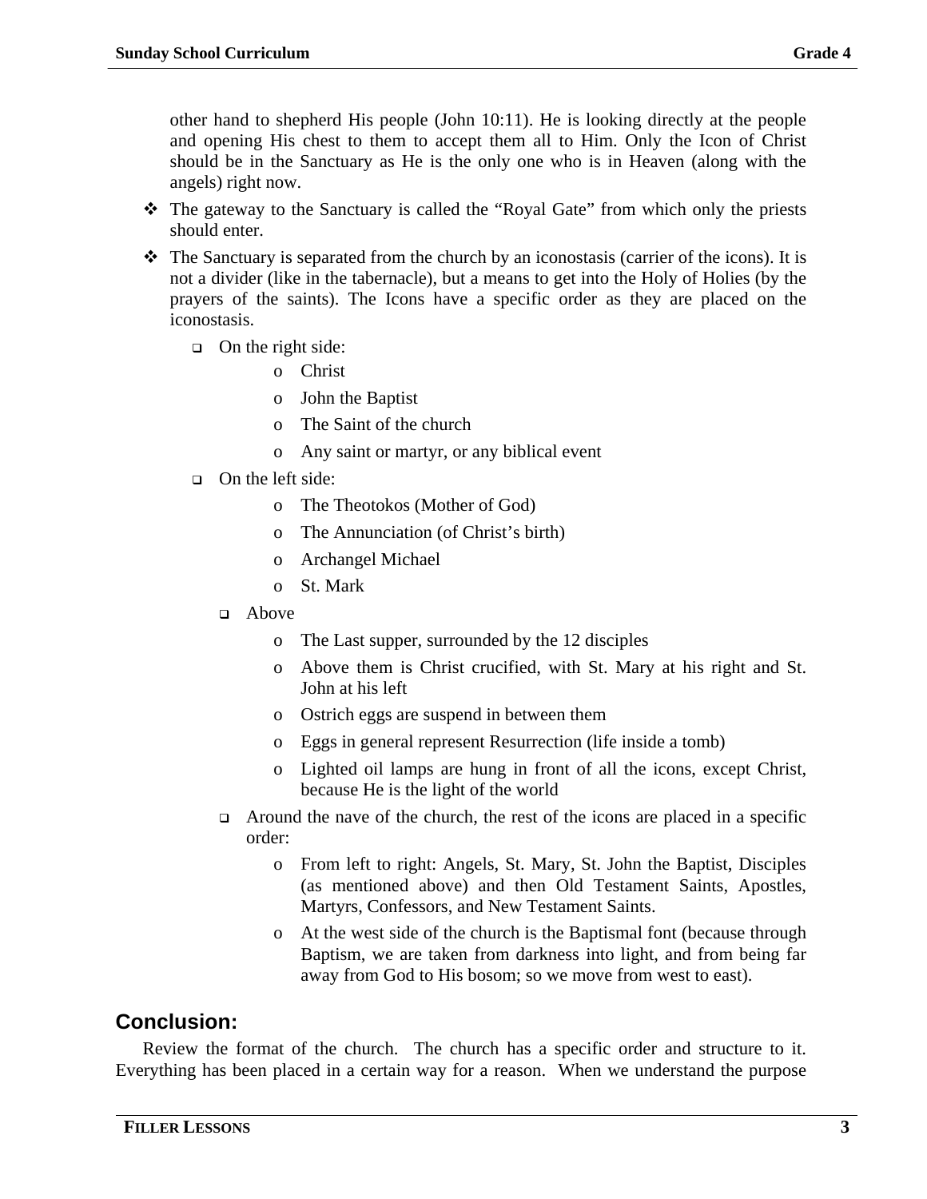other hand to shepherd His people (John 10:11). He is looking directly at the people and opening His chest to them to accept them all to Him. Only the Icon of Christ should be in the Sanctuary as He is the only one who is in Heaven (along with the angels) right now.

- The gateway to the Sanctuary is called the "Royal Gate" from which only the priests should enter.
- The Sanctuary is separated from the church by an iconostasis (carrier of the icons). It is not a divider (like in the tabernacle), but a means to get into the Holy of Holies (by the prayers of the saints). The Icons have a specific order as they are placed on the iconostasis.
  - On the right side:
    - Christ
    - John the Baptist
    - The Saint of the church
    - Any saint or martyr, or any biblical event
  - On the left side:
    - The Theotokos (Mother of God)
    - The Annunciation (of Christ's birth)
    - Archangel Michael
    - St. Mark
  - Above
    - The Last supper, surrounded by the 12 disciples
    - Above them is Christ crucified, with St. Mary at his right and St. John at his left
    - Ostrich eggs are suspend in between them
    - Eggs in general represent Resurrection (life inside a tomb)
    - Lighted oil lamps are hung in front of all the icons, except Christ, because He is the light of the world
  - Around the nave of the church, the rest of the icons are placed in a specific order:
    - From left to right: Angels, St. Mary, St. John the Baptist, Disciples (as mentioned above) and then Old Testament Saints, Apostles, Martyrs, Confessors, and New Testament Saints.
    - At the west side of the church is the Baptismal font (because through Baptism, we are taken from darkness into light, and from being far away from God to His bosom; so we move from west to east).

## Conclusion:

Review the format of the church. The church has a specific order and structure to it. Everything has been placed in a certain way for a reason. When we understand the purpose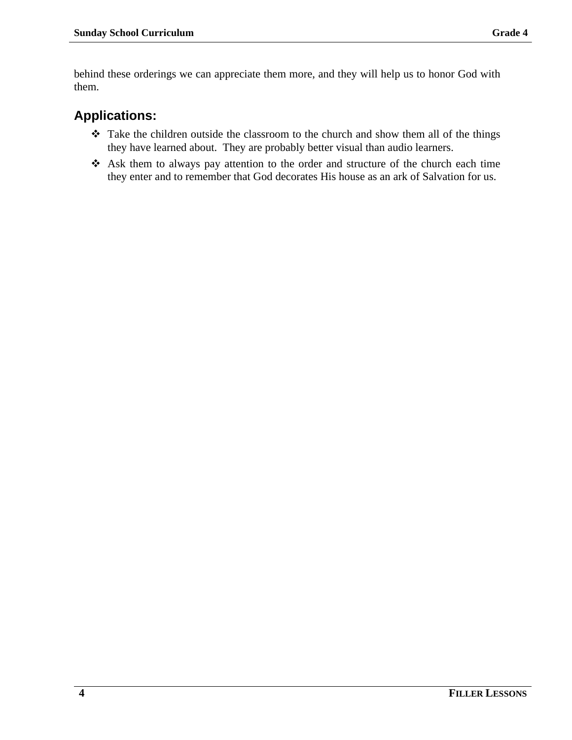behind these orderings we can appreciate them more, and they will help us to honor God with them.

## Applications:

- Take the children outside the classroom to the church and show them all of the things they have learned about. They are probably better visual than audio learners.
- Ask them to always pay attention to the order and structure of the church each time they enter and to remember that God decorates His house as an ark of Salvation for us.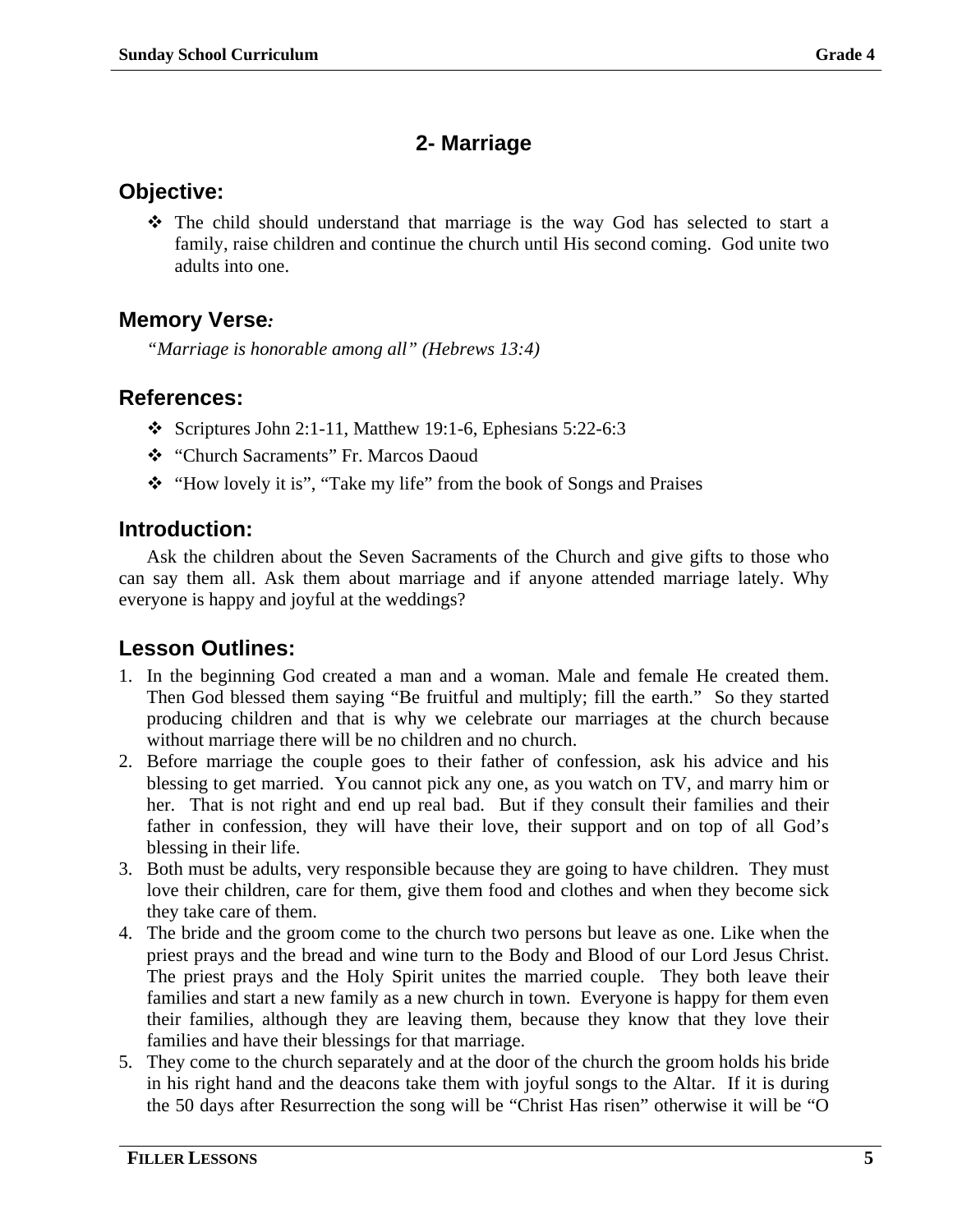## 2- Marriage

### Objective:

- The child should understand that marriage is the way God has selected to start a family, raise children and continue the church until His second coming. God unite two adults into one.

### Memory Verse:

*"Marriage is honorable among all" (Hebrews 13:4)*

### References:

- Scriptures John 2:1-11, Matthew 19:1-6, Ephesians 5:22-6:3
- "Church Sacraments" Fr. Marcos Daoud
- "How lovely it is", "Take my life" from the book of Songs and Praises

### Introduction:

Ask the children about the Seven Sacraments of the Church and give gifts to those who can say them all. Ask them about marriage and if anyone attended marriage lately. Why everyone is happy and joyful at the weddings?

### Lesson Outlines:

1. In the beginning God created a man and a woman. Male and female He created them. Then God blessed them saying "Be fruitful and multiply; fill the earth." So they started producing children and that is why we celebrate our marriages at the church because without marriage there will be no children and no church.
2. Before marriage the couple goes to their father of confession, ask his advice and his blessing to get married. You cannot pick any one, as you watch on TV, and marry him or her. That is not right and end up real bad. But if they consult their families and their father in confession, they will have their love, their support and on top of all God's blessing in their life.
3. Both must be adults, very responsible because they are going to have children. They must love their children, care for them, give them food and clothes and when they become sick they take care of them.
4. The bride and the groom come to the church two persons but leave as one. Like when the priest prays and the bread and wine turn to the Body and Blood of our Lord Jesus Christ. The priest prays and the Holy Spirit unites the married couple. They both leave their families and start a new family as a new church in town. Everyone is happy for them even their families, although they are leaving them, because they know that they love their families and have their blessings for that marriage.
5. They come to the church separately and at the door of the church the groom holds his bride in his right hand and the deacons take them with joyful songs to the Altar. If it is during the 50 days after Resurrection the song will be "Christ Has risen" otherwise it will be "O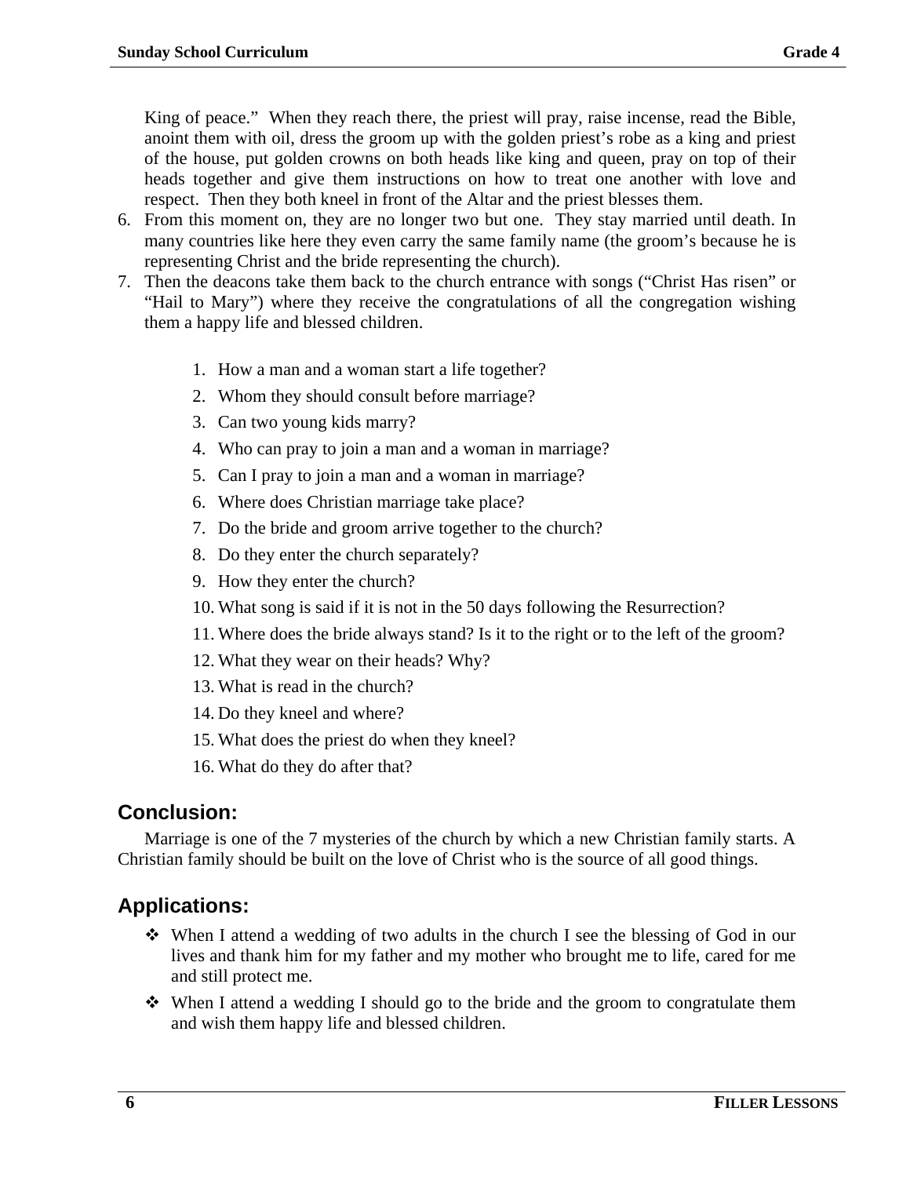King of peace." When they reach there, the priest will pray, raise incense, read the Bible, anoint them with oil, dress the groom up with the golden priest's robe as a king and priest of the house, put golden crowns on both heads like king and queen, pray on top of their heads together and give them instructions on how to treat one another with love and respect. Then they both kneel in front of the Altar and the priest blesses them.

6. From this moment on, they are no longer two but one. They stay married until death. In many countries like here they even carry the same family name (the groom's because he is representing Christ and the bride representing the church).
7. Then the deacons take them back to the church entrance with songs ("Christ Has risen" or "Hail to Mary") where they receive the congratulations of all the congregation wishing them a happy life and blessed children.

1. How a man and a woman start a life together?
2. Whom they should consult before marriage?
3. Can two young kids marry?
4. Who can pray to join a man and a woman in marriage?
5. Can I pray to join a man and a woman in marriage?
6. Where does Christian marriage take place?
7. Do the bride and groom arrive together to the church?
8. Do they enter the church separately?
9. How they enter the church?
10. What song is said if it is not in the 50 days following the Resurrection?
11. Where does the bride always stand? Is it to the right or to the left of the groom?
12. What they wear on their heads? Why?
13. What is read in the church?
14. Do they kneel and where?
15. What does the priest do when they kneel?
16. What do they do after that?

## Conclusion:

Marriage is one of the 7 mysteries of the church by which a new Christian family starts. A Christian family should be built on the love of Christ who is the source of all good things.

## Applications:

- When I attend a wedding of two adults in the church I see the blessing of God in our lives and thank him for my father and my mother who brought me to life, cared for me and still protect me.
- When I attend a wedding I should go to the bride and the groom to congratulate them and wish them happy life and blessed children.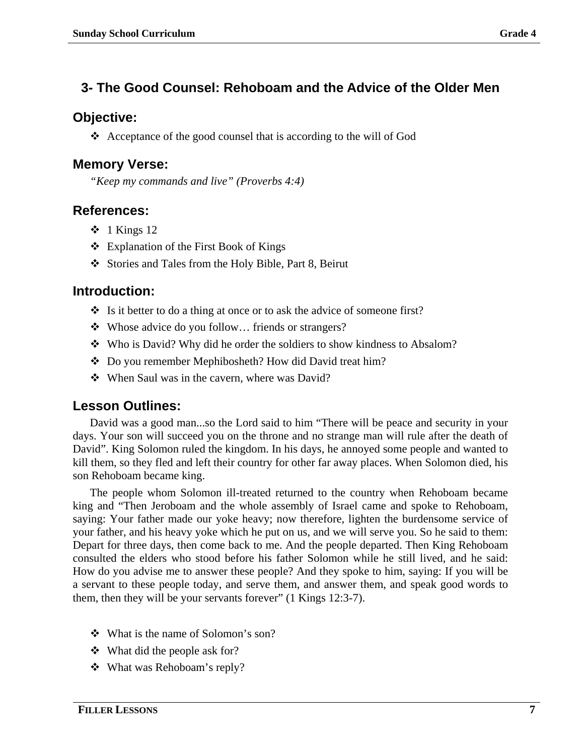## 3- The Good Counsel: Rehoboam and the Advice of the Older Men

### Objective:

- Acceptance of the good counsel that is according to the will of God

### Memory Verse:

*“Keep my commands and live” (Proverbs 4:4)*

### References:

- 1 Kings 12
- Explanation of the First Book of Kings
- Stories and Tales from the Holy Bible, Part 8, Beirut

### Introduction:

- Is it better to do a thing at once or to ask the advice of someone first?
- Whose advice do you follow… friends or strangers?
- Who is David? Why did he order the soldiers to show kindness to Absalom?
- Do you remember Mephibosheth? How did David treat him?
- When Saul was in the cavern, where was David?

### Lesson Outlines:

David was a good man...so the Lord said to him “There will be peace and security in your days. Your son will succeed you on the throne and no strange man will rule after the death of David”. King Solomon ruled the kingdom. In his days, he annoyed some people and wanted to kill them, so they fled and left their country for other far away places. When Solomon died, his son Rehoboam became king.

The people whom Solomon ill-treated returned to the country when Rehoboam became king and “Then Jeroboam and the whole assembly of Israel came and spoke to Rehoboam, saying: Your father made our yoke heavy; now therefore, lighten the burdensome service of your father, and his heavy yoke which he put on us, and we will serve you. So he said to them: Depart for three days, then come back to me. And the people departed. Then King Rehoboam consulted the elders who stood before his father Solomon while he still lived, and he said: How do you advise me to answer these people? And they spoke to him, saying: If you will be a servant to these people today, and serve them, and answer them, and speak good words to them, then they will be your servants forever” (1 Kings 12:3-7).

- What is the name of Solomon’s son?
- What did the people ask for?
- What was Rehoboam’s reply?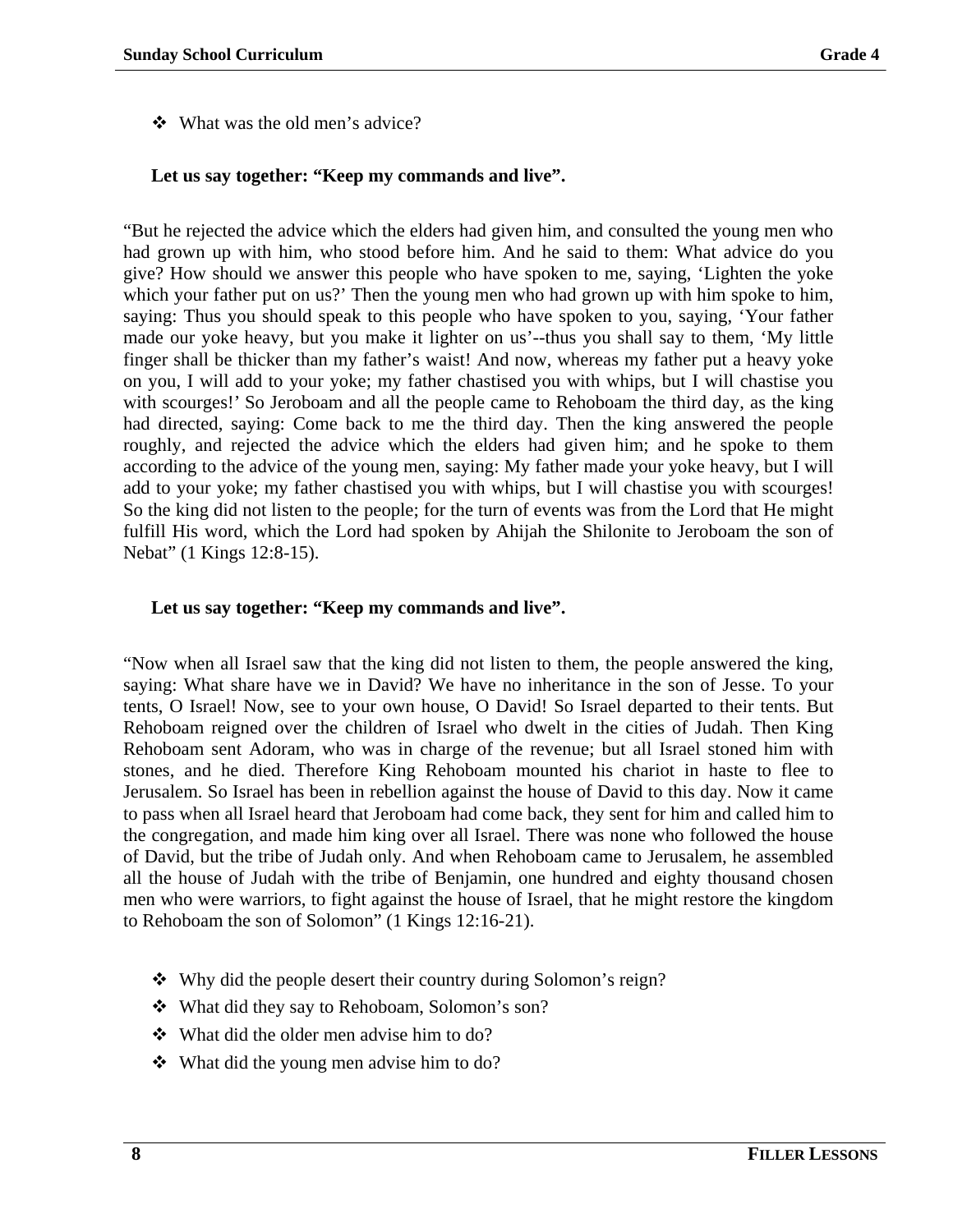- What was the old men’s advice?

**Let us say together: “Keep my commands and live”.**

“But he rejected the advice which the elders had given him, and consulted the young men who had grown up with him, who stood before him. And he said to them: What advice do you give? How should we answer this people who have spoken to me, saying, ‘Lighten the yoke which your father put on us?’ Then the young men who had grown up with him spoke to him, saying: Thus you should speak to this people who have spoken to you, saying, ‘Your father made our yoke heavy, but you make it lighter on us’--thus you shall say to them, ‘My little finger shall be thicker than my father’s waist! And now, whereas my father put a heavy yoke on you, I will add to your yoke; my father chastised you with whips, but I will chastise you with scourges!’ So Jeroboam and all the people came to Rehoboam the third day, as the king had directed, saying: Come back to me the third day. Then the king answered the people roughly, and rejected the advice which the elders had given him; and he spoke to them according to the advice of the young men, saying: My father made your yoke heavy, but I will add to your yoke; my father chastised you with whips, but I will chastise you with scourges! So the king did not listen to the people; for the turn of events was from the Lord that He might fulfill His word, which the Lord had spoken by Ahijah the Shilonite to Jeroboam the son of Nebat” (1 Kings 12:8-15).

**Let us say together: “Keep my commands and live”.**

“Now when all Israel saw that the king did not listen to them, the people answered the king, saying: What share have we in David? We have no inheritance in the son of Jesse. To your tents, O Israel! Now, see to your own house, O David! So Israel departed to their tents. But Rehoboam reigned over the children of Israel who dwelt in the cities of Judah. Then King Rehoboam sent Adoram, who was in charge of the revenue; but all Israel stoned him with stones, and he died. Therefore King Rehoboam mounted his chariot in haste to flee to Jerusalem. So Israel has been in rebellion against the house of David to this day. Now it came to pass when all Israel heard that Jeroboam had come back, they sent for him and called him to the congregation, and made him king over all Israel. There was none who followed the house of David, but the tribe of Judah only. And when Rehoboam came to Jerusalem, he assembled all the house of Judah with the tribe of Benjamin, one hundred and eighty thousand chosen men who were warriors, to fight against the house of Israel, that he might restore the kingdom to Rehoboam the son of Solomon” (1 Kings 12:16-21).

- Why did the people desert their country during Solomon’s reign?
- What did they say to Rehoboam, Solomon’s son?
- What did the older men advise him to do?
- What did the young men advise him to do?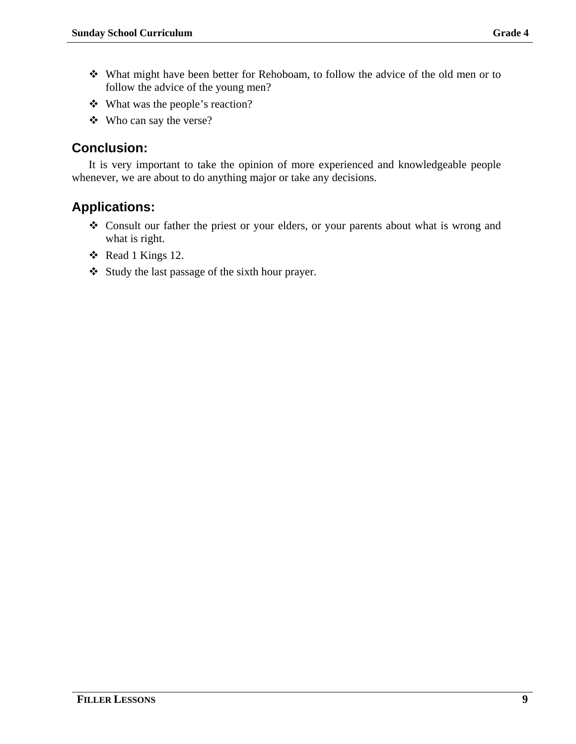- What might have been better for Rehoboam, to follow the advice of the old men or to follow the advice of the young men?
- What was the people's reaction?
- Who can say the verse?

## Conclusion:

It is very important to take the opinion of more experienced and knowledgeable people whenever, we are about to do anything major or take any decisions.

## Applications:

- Consult our father the priest or your elders, or your parents about what is wrong and what is right.
- Read 1 Kings 12.
- Study the last passage of the sixth hour prayer.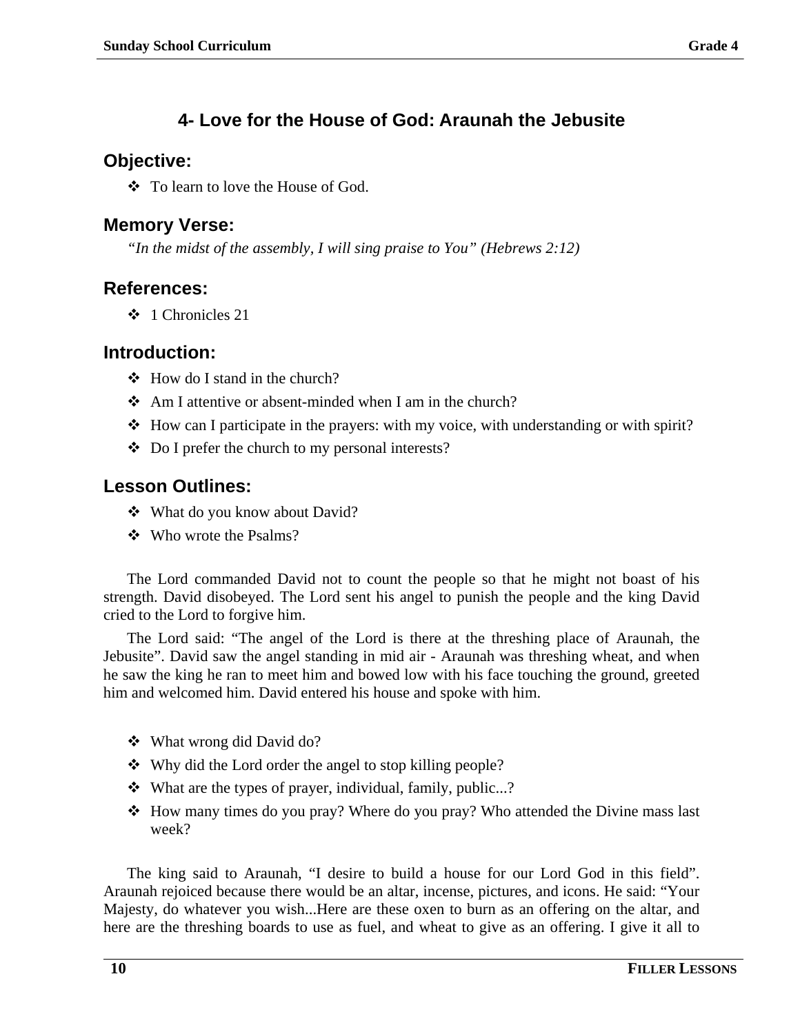## 4- Love for the House of God: Araunah the Jebusite

### Objective:

- To learn to love the House of God.

### Memory Verse:

*“In the midst of the assembly, I will sing praise to You” (Hebrews 2:12)*

### References:

- 1 Chronicles 21

### Introduction:

- How do I stand in the church?
- Am I attentive or absent-minded when I am in the church?
- How can I participate in the prayers: with my voice, with understanding or with spirit?
- Do I prefer the church to my personal interests?

### Lesson Outlines:

- What do you know about David?
- Who wrote the Psalms?

The Lord commanded David not to count the people so that he might not boast of his strength. David disobeyed. The Lord sent his angel to punish the people and the king David cried to the Lord to forgive him.

The Lord said: “The angel of the Lord is there at the threshing place of Araunah, the Jebusite”. David saw the angel standing in mid air - Araunah was threshing wheat, and when he saw the king he ran to meet him and bowed low with his face touching the ground, greeted him and welcomed him. David entered his house and spoke with him.

- What wrong did David do?
- Why did the Lord order the angel to stop killing people?
- What are the types of prayer, individual, family, public...?
- How many times do you pray? Where do you pray? Who attended the Divine mass last week?

The king said to Araunah, “I desire to build a house for our Lord God in this field”. Araunah rejoiced because there would be an altar, incense, pictures, and icons. He said: “Your Majesty, do whatever you wish...Here are these oxen to burn as an offering on the altar, and here are the threshing boards to use as fuel, and wheat to give as an offering. I give it all to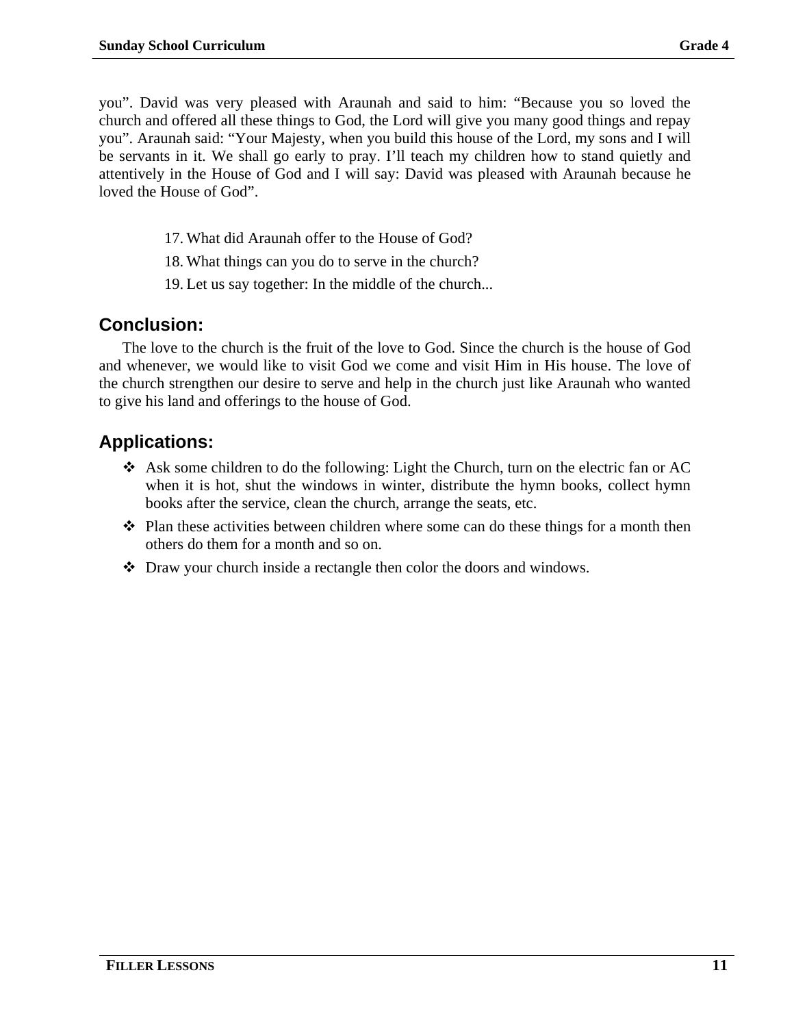you". David was very pleased with Araunah and said to him: "Because you so loved the church and offered all these things to God, the Lord will give you many good things and repay you". Araunah said: "Your Majesty, when you build this house of the Lord, my sons and I will be servants in it. We shall go early to pray. I'll teach my children how to stand quietly and attentively in the House of God and I will say: David was pleased with Araunah because he loved the House of God".

17. What did Araunah offer to the House of God?
18. What things can you do to serve in the church?
19. Let us say together: In the middle of the church...

## Conclusion:

The love to the church is the fruit of the love to God. Since the church is the house of God and whenever, we would like to visit God we come and visit Him in His house. The love of the church strengthen our desire to serve and help in the church just like Araunah who wanted to give his land and offerings to the house of God.

## Applications:

- Ask some children to do the following: Light the Church, turn on the electric fan or AC when it is hot, shut the windows in winter, distribute the hymn books, collect hymn books after the service, clean the church, arrange the seats, etc.
- Plan these activities between children where some can do these things for a month then others do them for a month and so on.
- Draw your church inside a rectangle then color the doors and windows.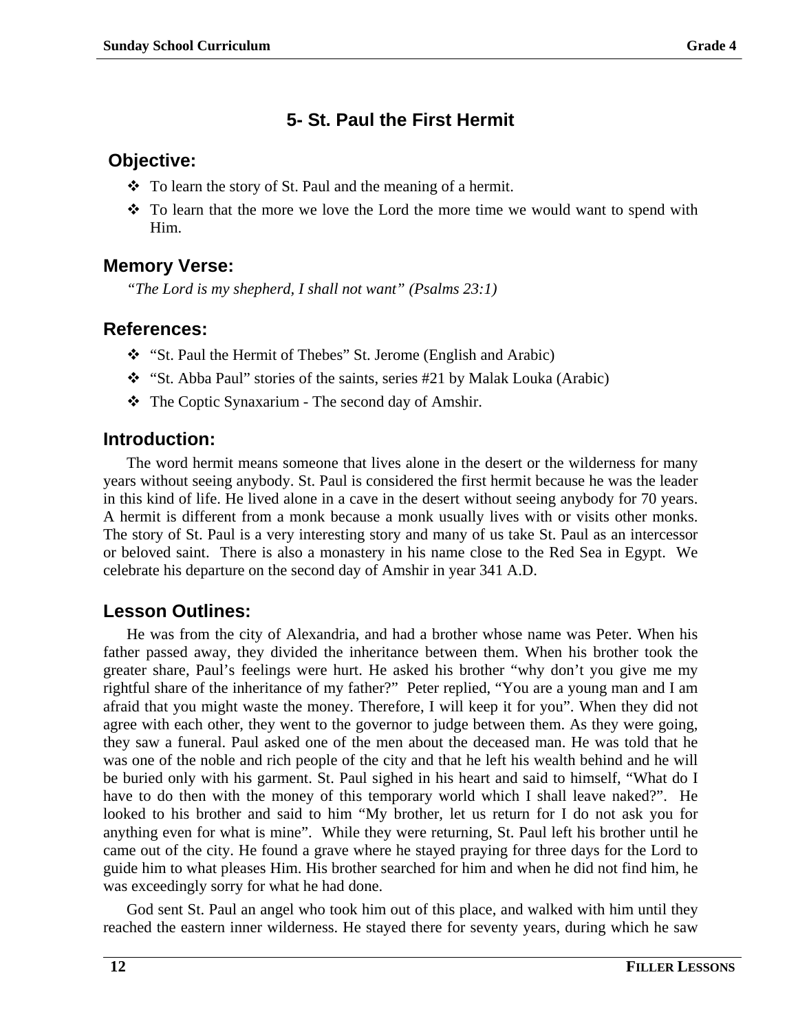## 5- St. Paul the First Hermit

### Objective:

- To learn the story of St. Paul and the meaning of a hermit.
- To learn that the more we love the Lord the more time we would want to spend with Him.

### Memory Verse:

*"The Lord is my shepherd, I shall not want" (Psalms 23:1)*

### References:

- "St. Paul the Hermit of Thebes" St. Jerome (English and Arabic)
- "St. Abba Paul" stories of the saints, series #21 by Malak Louka (Arabic)
- The Coptic Synaxarium - The second day of Amshir.

### Introduction:

The word hermit means someone that lives alone in the desert or the wilderness for many years without seeing anybody. St. Paul is considered the first hermit because he was the leader in this kind of life. He lived alone in a cave in the desert without seeing anybody for 70 years. A hermit is different from a monk because a monk usually lives with or visits other monks. The story of St. Paul is a very interesting story and many of us take St. Paul as an intercessor or beloved saint. There is also a monastery in his name close to the Red Sea in Egypt. We celebrate his departure on the second day of Amshir in year 341 A.D.

### Lesson Outlines:

He was from the city of Alexandria, and had a brother whose name was Peter. When his father passed away, they divided the inheritance between them. When his brother took the greater share, Paul's feelings were hurt. He asked his brother "why don't you give me my rightful share of the inheritance of my father?" Peter replied, "You are a young man and I am afraid that you might waste the money. Therefore, I will keep it for you". When they did not agree with each other, they went to the governor to judge between them. As they were going, they saw a funeral. Paul asked one of the men about the deceased man. He was told that he was one of the noble and rich people of the city and that he left his wealth behind and he will be buried only with his garment. St. Paul sighed in his heart and said to himself, "What do I have to do then with the money of this temporary world which I shall leave naked?". He looked to his brother and said to him "My brother, let us return for I do not ask you for anything even for what is mine". While they were returning, St. Paul left his brother until he came out of the city. He found a grave where he stayed praying for three days for the Lord to guide him to what pleases Him. His brother searched for him and when he did not find him, he was exceedingly sorry for what he had done.

God sent St. Paul an angel who took him out of this place, and walked with him until they reached the eastern inner wilderness. He stayed there for seventy years, during which he saw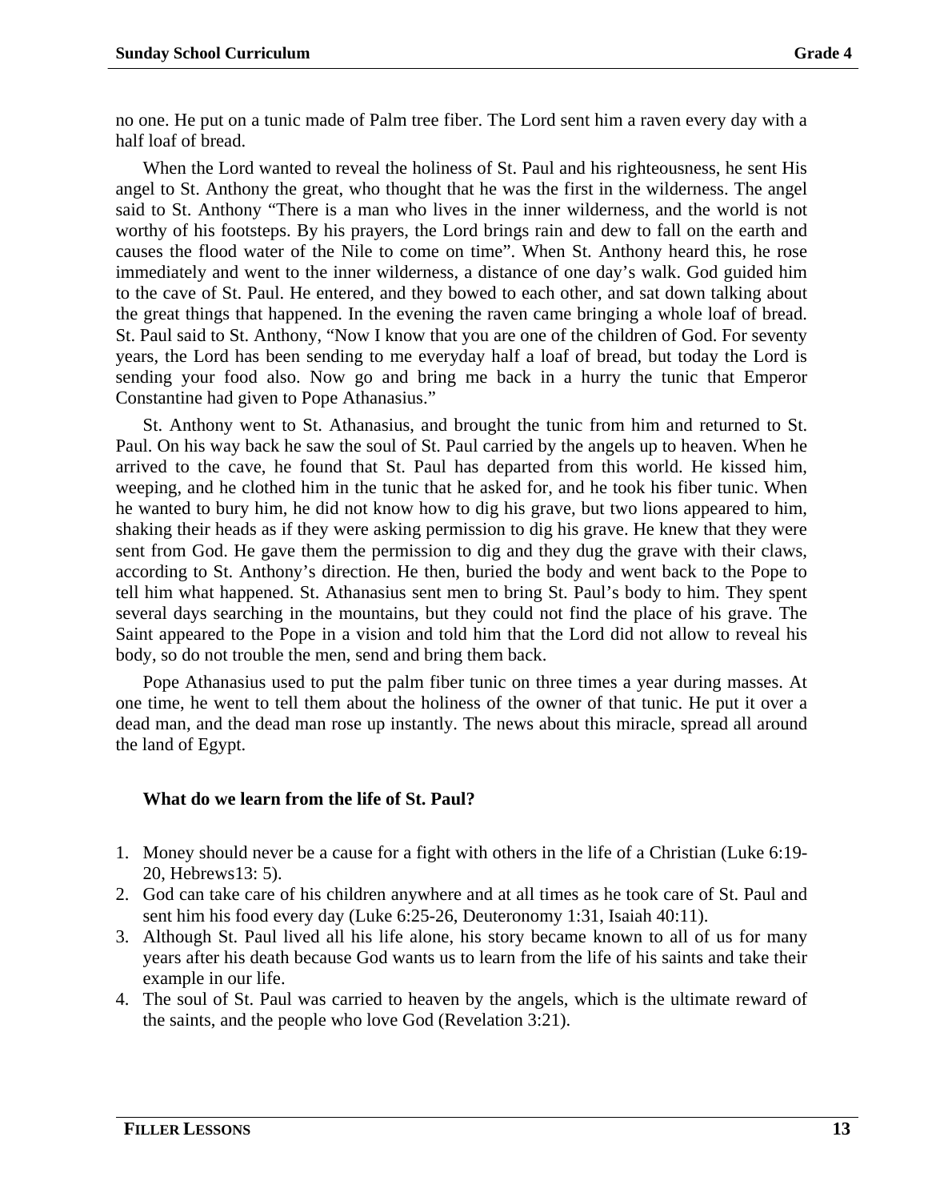no one. He put on a tunic made of Palm tree fiber. The Lord sent him a raven every day with a half loaf of bread.

When the Lord wanted to reveal the holiness of St. Paul and his righteousness, he sent His angel to St. Anthony the great, who thought that he was the first in the wilderness. The angel said to St. Anthony "There is a man who lives in the inner wilderness, and the world is not worthy of his footsteps. By his prayers, the Lord brings rain and dew to fall on the earth and causes the flood water of the Nile to come on time". When St. Anthony heard this, he rose immediately and went to the inner wilderness, a distance of one day's walk. God guided him to the cave of St. Paul. He entered, and they bowed to each other, and sat down talking about the great things that happened. In the evening the raven came bringing a whole loaf of bread. St. Paul said to St. Anthony, "Now I know that you are one of the children of God. For seventy years, the Lord has been sending to me everyday half a loaf of bread, but today the Lord is sending your food also. Now go and bring me back in a hurry the tunic that Emperor Constantine had given to Pope Athanasius."

St. Anthony went to St. Athanasius, and brought the tunic from him and returned to St. Paul. On his way back he saw the soul of St. Paul carried by the angels up to heaven. When he arrived to the cave, he found that St. Paul has departed from this world. He kissed him, weeping, and he clothed him in the tunic that he asked for, and he took his fiber tunic. When he wanted to bury him, he did not know how to dig his grave, but two lions appeared to him, shaking their heads as if they were asking permission to dig his grave. He knew that they were sent from God. He gave them the permission to dig and they dug the grave with their claws, according to St. Anthony's direction. He then, buried the body and went back to the Pope to tell him what happened. St. Athanasius sent men to bring St. Paul's body to him. They spent several days searching in the mountains, but they could not find the place of his grave. The Saint appeared to the Pope in a vision and told him that the Lord did not allow to reveal his body, so do not trouble the men, send and bring them back.

Pope Athanasius used to put the palm fiber tunic on three times a year during masses. At one time, he went to tell them about the holiness of the owner of that tunic. He put it over a dead man, and the dead man rose up instantly. The news about this miracle, spread all around the land of Egypt.

**What do we learn from the life of St. Paul?**

1. Money should never be a cause for a fight with others in the life of a Christian (Luke 6:19-20, Hebrews13: 5).
2. God can take care of his children anywhere and at all times as he took care of St. Paul and sent him his food every day (Luke 6:25-26, Deuteronomy 1:31, Isaiah 40:11).
3. Although St. Paul lived all his life alone, his story became known to all of us for many years after his death because God wants us to learn from the life of his saints and take their example in our life.
4. The soul of St. Paul was carried to heaven by the angels, which is the ultimate reward of the saints, and the people who love God (Revelation 3:21).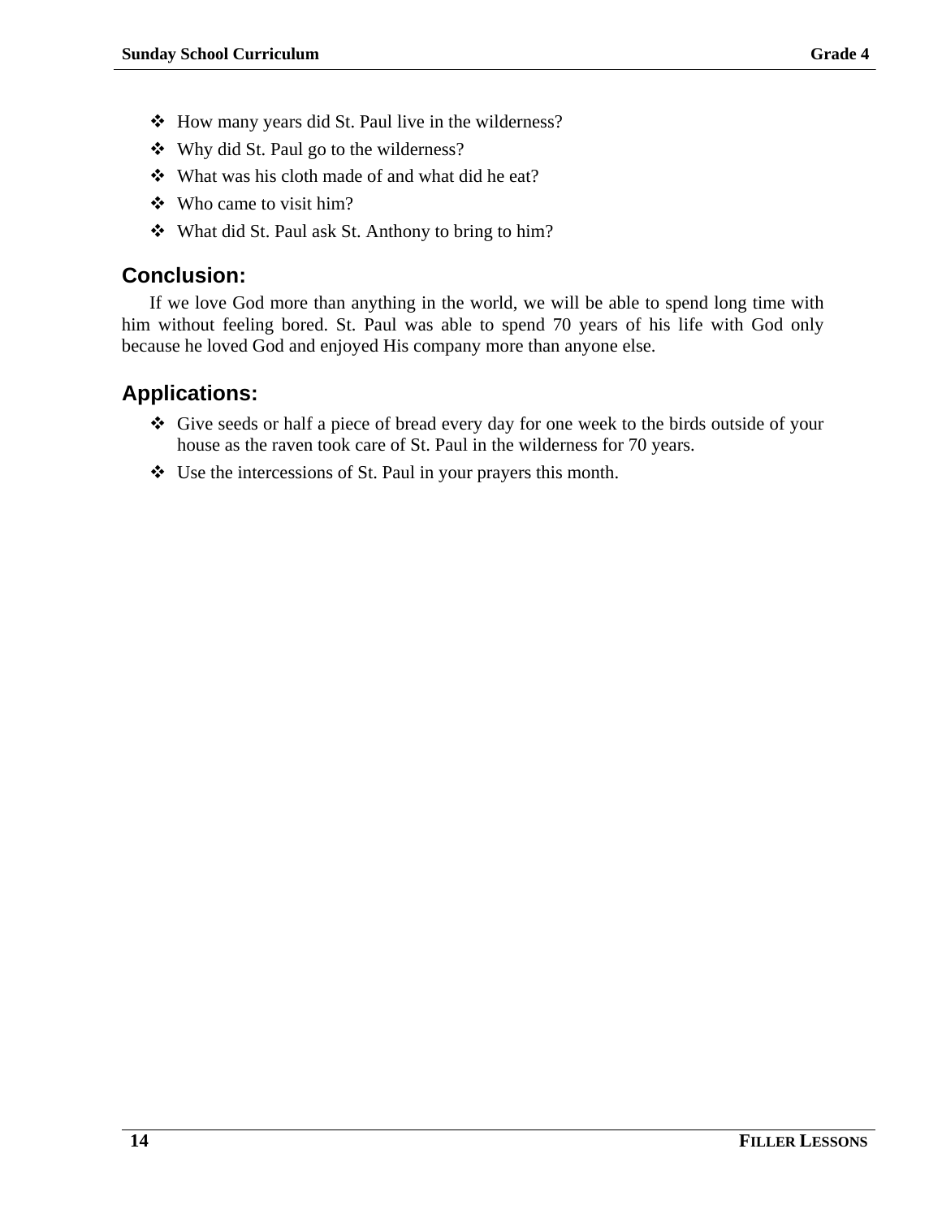- How many years did St. Paul live in the wilderness?
- Why did St. Paul go to the wilderness?
- What was his cloth made of and what did he eat?
- Who came to visit him?
- What did St. Paul ask St. Anthony to bring to him?

## Conclusion:

If we love God more than anything in the world, we will be able to spend long time with him without feeling bored. St. Paul was able to spend 70 years of his life with God only because he loved God and enjoyed His company more than anyone else.

## Applications:

- Give seeds or half a piece of bread every day for one week to the birds outside of your house as the raven took care of St. Paul in the wilderness for 70 years.
- Use the intercessions of St. Paul in your prayers this month.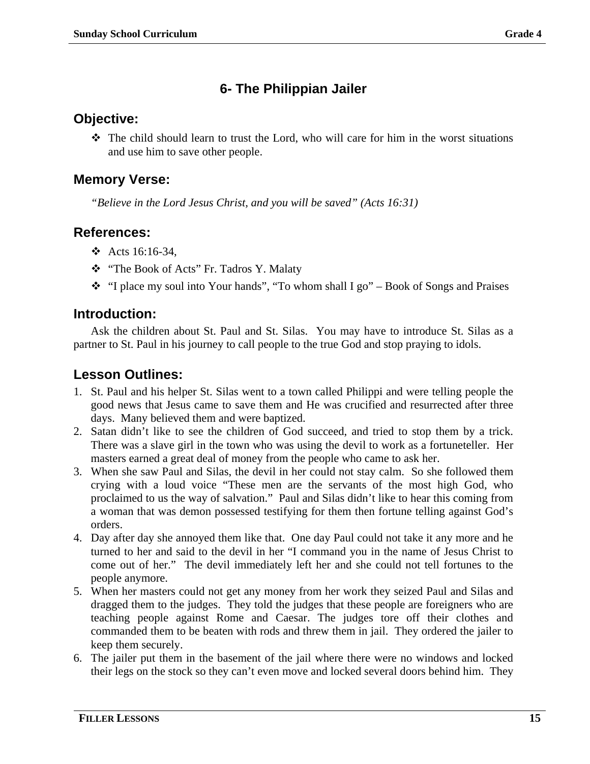## 6- The Philippian Jailer

### Objective:

- The child should learn to trust the Lord, who will care for him in the worst situations and use him to save other people.

### Memory Verse:

*"Believe in the Lord Jesus Christ, and you will be saved" (Acts 16:31)*

### References:

- Acts 16:16-34,
- "The Book of Acts" Fr. Tadros Y. Malaty
- "I place my soul into Your hands", "To whom shall I go" – Book of Songs and Praises

### Introduction:

Ask the children about St. Paul and St. Silas. You may have to introduce St. Silas as a partner to St. Paul in his journey to call people to the true God and stop praying to idols.

### Lesson Outlines:

1. St. Paul and his helper St. Silas went to a town called Philippi and were telling people the good news that Jesus came to save them and He was crucified and resurrected after three days. Many believed them and were baptized.
2. Satan didn't like to see the children of God succeed, and tried to stop them by a trick. There was a slave girl in the town who was using the devil to work as a fortuneteller. Her masters earned a great deal of money from the people who came to ask her.
3. When she saw Paul and Silas, the devil in her could not stay calm. So she followed them crying with a loud voice "These men are the servants of the most high God, who proclaimed to us the way of salvation." Paul and Silas didn't like to hear this coming from a woman that was demon possessed testifying for them then fortune telling against God's orders.
4. Day after day she annoyed them like that. One day Paul could not take it any more and he turned to her and said to the devil in her "I command you in the name of Jesus Christ to come out of her." The devil immediately left her and she could not tell fortunes to the people anymore.
5. When her masters could not get any money from her work they seized Paul and Silas and dragged them to the judges. They told the judges that these people are foreigners who are teaching people against Rome and Caesar. The judges tore off their clothes and commanded them to be beaten with rods and threw them in jail. They ordered the jailer to keep them securely.
6. The jailer put them in the basement of the jail where there were no windows and locked their legs on the stock so they can't even move and locked several doors behind him. They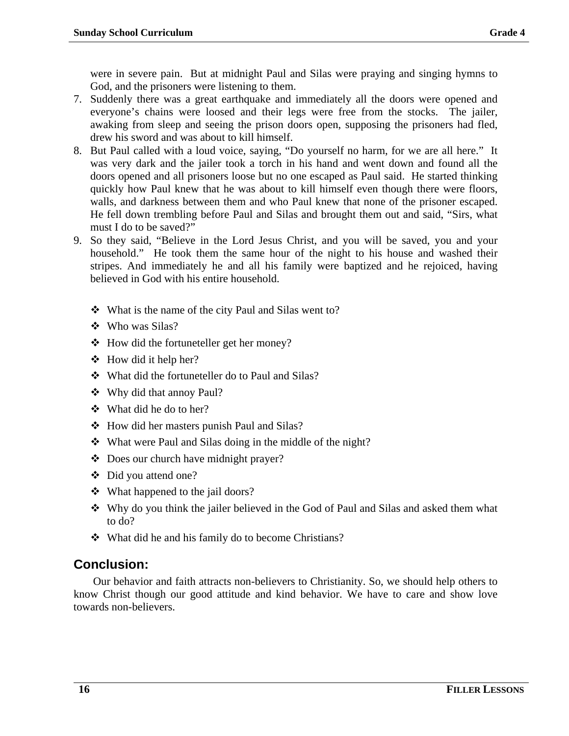were in severe pain. But at midnight Paul and Silas were praying and singing hymns to God, and the prisoners were listening to them.

7. Suddenly there was a great earthquake and immediately all the doors were opened and everyone's chains were loosed and their legs were free from the stocks. The jailer, awaking from sleep and seeing the prison doors open, supposing the prisoners had fled, drew his sword and was about to kill himself.
8. But Paul called with a loud voice, saying, "Do yourself no harm, for we are all here." It was very dark and the jailer took a torch in his hand and went down and found all the doors opened and all prisoners loose but no one escaped as Paul said. He started thinking quickly how Paul knew that he was about to kill himself even though there were floors, walls, and darkness between them and who Paul knew that none of the prisoner escaped. He fell down trembling before Paul and Silas and brought them out and said, "Sirs, what must I do to be saved?"
9. So they said, "Believe in the Lord Jesus Christ, and you will be saved, you and your household." He took them the same hour of the night to his house and washed their stripes. And immediately he and all his family were baptized and he rejoiced, having believed in God with his entire household.

- What is the name of the city Paul and Silas went to?
- Who was Silas?
- How did the fortuneteller get her money?
- How did it help her?
- What did the fortuneteller do to Paul and Silas?
- Why did that annoy Paul?
- What did he do to her?
- How did her masters punish Paul and Silas?
- What were Paul and Silas doing in the middle of the night?
- Does our church have midnight prayer?
- Did you attend one?
- What happened to the jail doors?
- Why do you think the jailer believed in the God of Paul and Silas and asked them what to do?
- What did he and his family do to become Christians?

## Conclusion:

Our behavior and faith attracts non-believers to Christianity. So, we should help others to know Christ though our good attitude and kind behavior. We have to care and show love towards non-believers.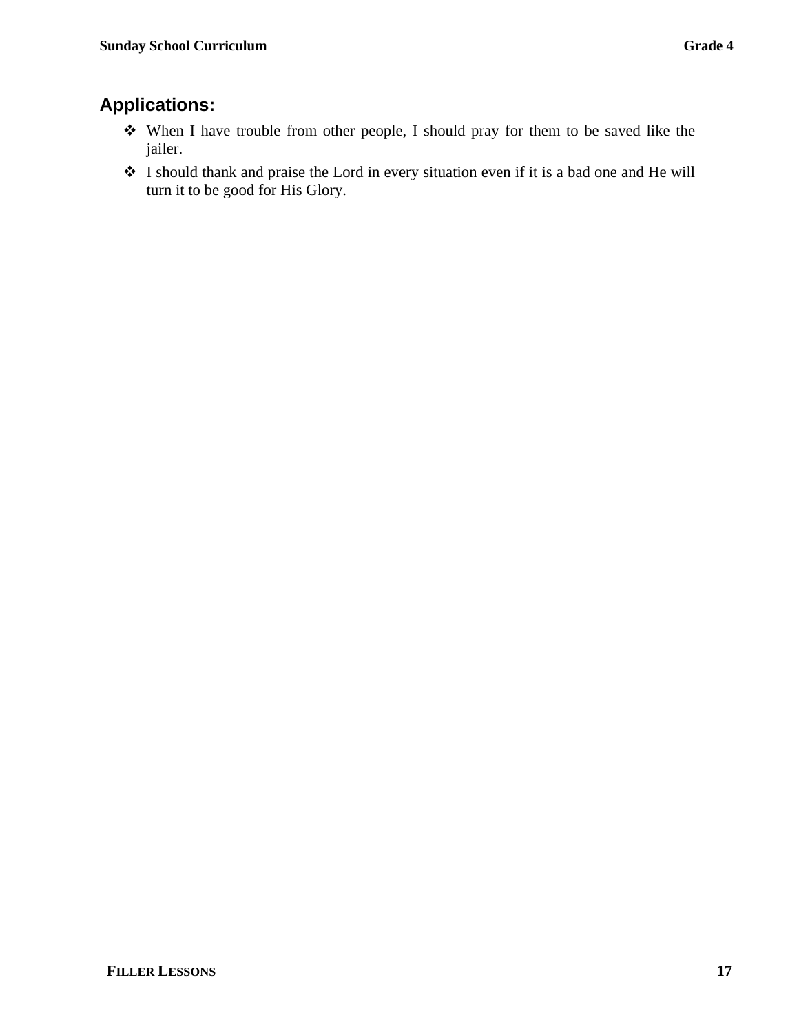## Applications:

- When I have trouble from other people, I should pray for them to be saved like the jailer.
- I should thank and praise the Lord in every situation even if it is a bad one and He will turn it to be good for His Glory.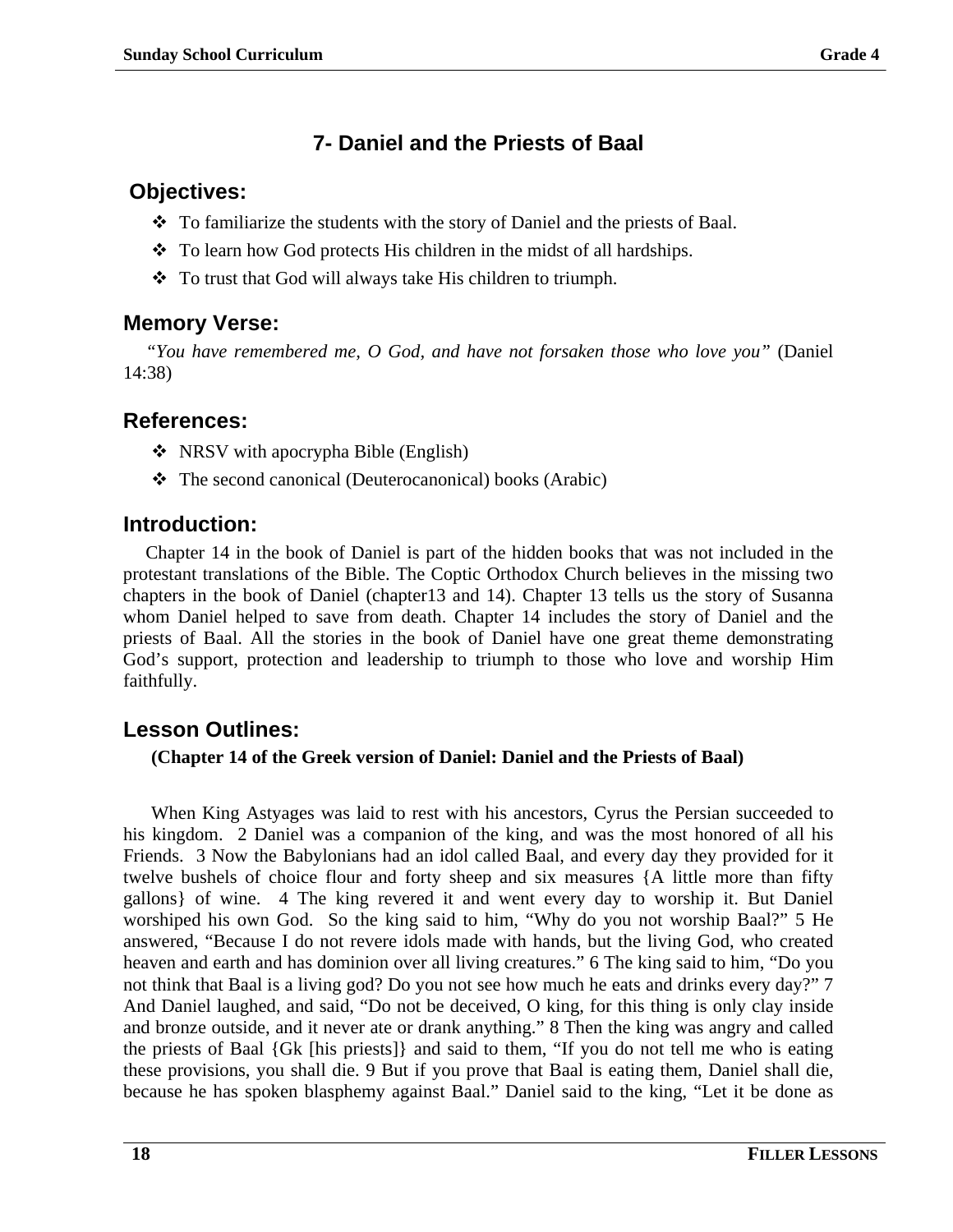## 7- Daniel and the Priests of Baal

### Objectives:

- To familiarize the students with the story of Daniel and the priests of Baal.
- To learn how God protects His children in the midst of all hardships.
- To trust that God will always take His children to triumph.

### Memory Verse:

*"You have remembered me, O God, and have not forsaken those who love you"* (Daniel 14:38)

### References:

- NRSV with apocrypha Bible (English)
- The second canonical (Deuterocanonical) books (Arabic)

### Introduction:

Chapter 14 in the book of Daniel is part of the hidden books that was not included in the protestant translations of the Bible. The Coptic Orthodox Church believes in the missing two chapters in the book of Daniel (chapter13 and 14). Chapter 13 tells us the story of Susanna whom Daniel helped to save from death. Chapter 14 includes the story of Daniel and the priests of Baal. All the stories in the book of Daniel have one great theme demonstrating God's support, protection and leadership to triumph to those who love and worship Him faithfully.

### Lesson Outlines:

**(Chapter 14 of the Greek version of Daniel: Daniel and the Priests of Baal)**

When King Astyages was laid to rest with his ancestors, Cyrus the Persian succeeded to his kingdom. 2 Daniel was a companion of the king, and was the most honored of all his Friends. 3 Now the Babylonians had an idol called Baal, and every day they provided for it twelve bushels of choice flour and forty sheep and six measures {A little more than fifty gallons} of wine. 4 The king revered it and went every day to worship it. But Daniel worshiped his own God. So the king said to him, "Why do you not worship Baal?" 5 He answered, "Because I do not revere idols made with hands, but the living God, who created heaven and earth and has dominion over all living creatures." 6 The king said to him, "Do you not think that Baal is a living god? Do you not see how much he eats and drinks every day?" 7 And Daniel laughed, and said, "Do not be deceived, O king, for this thing is only clay inside and bronze outside, and it never ate or drank anything." 8 Then the king was angry and called the priests of Baal {Gk [his priests]} and said to them, "If you do not tell me who is eating these provisions, you shall die. 9 But if you prove that Baal is eating them, Daniel shall die, because he has spoken blasphemy against Baal." Daniel said to the king, "Let it be done as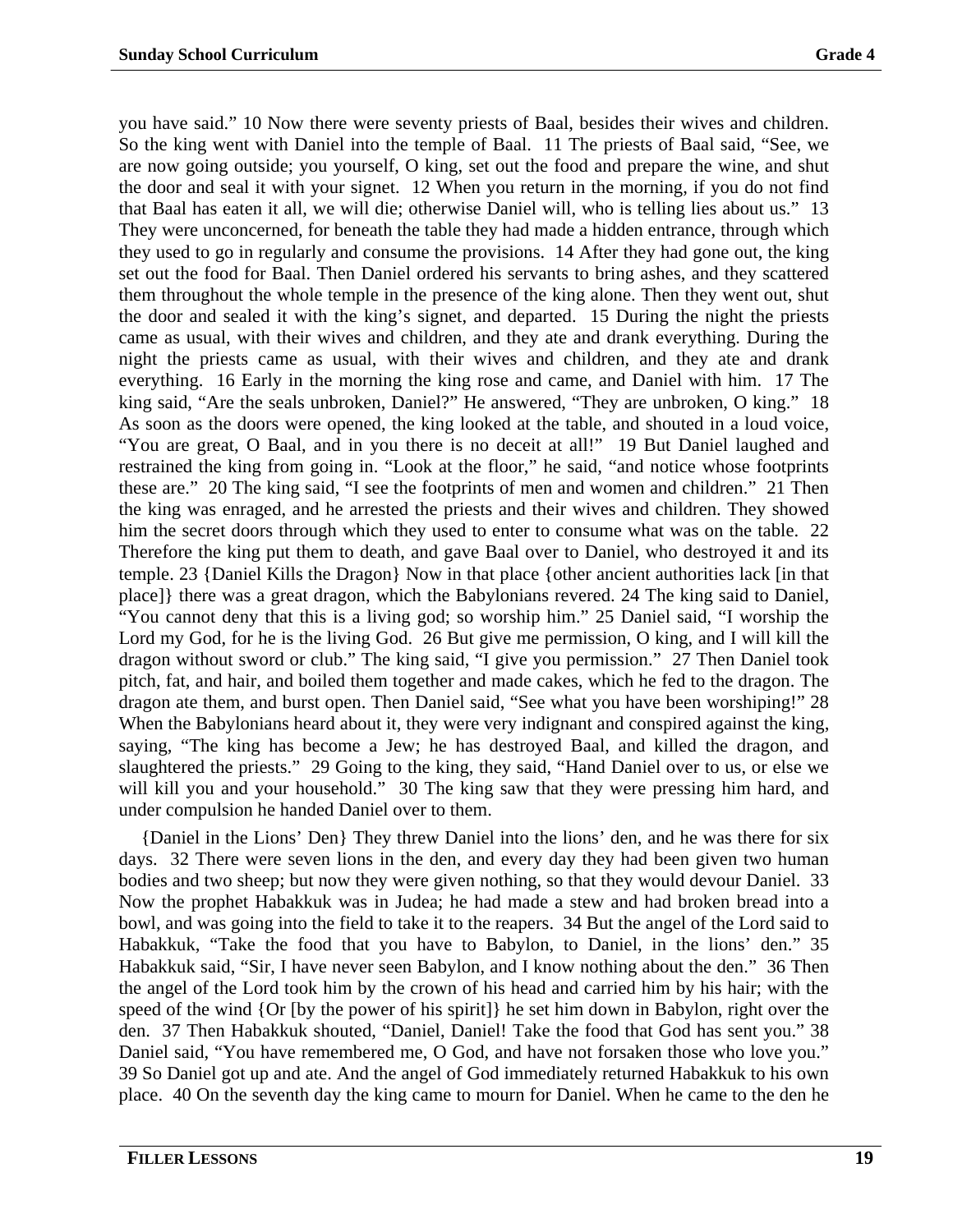you have said." 10 Now there were seventy priests of Baal, besides their wives and children. So the king went with Daniel into the temple of Baal. 11 The priests of Baal said, "See, we are now going outside; you yourself, O king, set out the food and prepare the wine, and shut the door and seal it with your signet. 12 When you return in the morning, if you do not find that Baal has eaten it all, we will die; otherwise Daniel will, who is telling lies about us." 13 They were unconcerned, for beneath the table they had made a hidden entrance, through which they used to go in regularly and consume the provisions. 14 After they had gone out, the king set out the food for Baal. Then Daniel ordered his servants to bring ashes, and they scattered them throughout the whole temple in the presence of the king alone. Then they went out, shut the door and sealed it with the king's signet, and departed. 15 During the night the priests came as usual, with their wives and children, and they ate and drank everything. During the night the priests came as usual, with their wives and children, and they ate and drank everything. 16 Early in the morning the king rose and came, and Daniel with him. 17 The king said, "Are the seals unbroken, Daniel?" He answered, "They are unbroken, O king." 18 As soon as the doors were opened, the king looked at the table, and shouted in a loud voice, "You are great, O Baal, and in you there is no deceit at all!" 19 But Daniel laughed and restrained the king from going in. "Look at the floor," he said, "and notice whose footprints these are." 20 The king said, "I see the footprints of men and women and children." 21 Then the king was enraged, and he arrested the priests and their wives and children. They showed him the secret doors through which they used to enter to consume what was on the table. 22 Therefore the king put them to death, and gave Baal over to Daniel, who destroyed it and its temple. 23 {Daniel Kills the Dragon} Now in that place {other ancient authorities lack [in that place]} there was a great dragon, which the Babylonians revered. 24 The king said to Daniel, "You cannot deny that this is a living god; so worship him." 25 Daniel said, "I worship the Lord my God, for he is the living God. 26 But give me permission, O king, and I will kill the dragon without sword or club." The king said, "I give you permission." 27 Then Daniel took pitch, fat, and hair, and boiled them together and made cakes, which he fed to the dragon. The dragon ate them, and burst open. Then Daniel said, "See what you have been worshiping!" 28 When the Babylonians heard about it, they were very indignant and conspired against the king, saying, "The king has become a Jew; he has destroyed Baal, and killed the dragon, and slaughtered the priests." 29 Going to the king, they said, "Hand Daniel over to us, or else we will kill you and your household." 30 The king saw that they were pressing him hard, and under compulsion he handed Daniel over to them.

{Daniel in the Lions' Den} They threw Daniel into the lions' den, and he was there for six days. 32 There were seven lions in the den, and every day they had been given two human bodies and two sheep; but now they were given nothing, so that they would devour Daniel. 33 Now the prophet Habakkuk was in Judea; he had made a stew and had broken bread into a bowl, and was going into the field to take it to the reapers. 34 But the angel of the Lord said to Habakkuk, "Take the food that you have to Babylon, to Daniel, in the lions' den." 35 Habakkuk said, "Sir, I have never seen Babylon, and I know nothing about the den." 36 Then the angel of the Lord took him by the crown of his head and carried him by his hair; with the speed of the wind {Or [by the power of his spirit]} he set him down in Babylon, right over the den. 37 Then Habakkuk shouted, "Daniel, Daniel! Take the food that God has sent you." 38 Daniel said, "You have remembered me, O God, and have not forsaken those who love you." 39 So Daniel got up and ate. And the angel of God immediately returned Habakkuk to his own place. 40 On the seventh day the king came to mourn for Daniel. When he came to the den he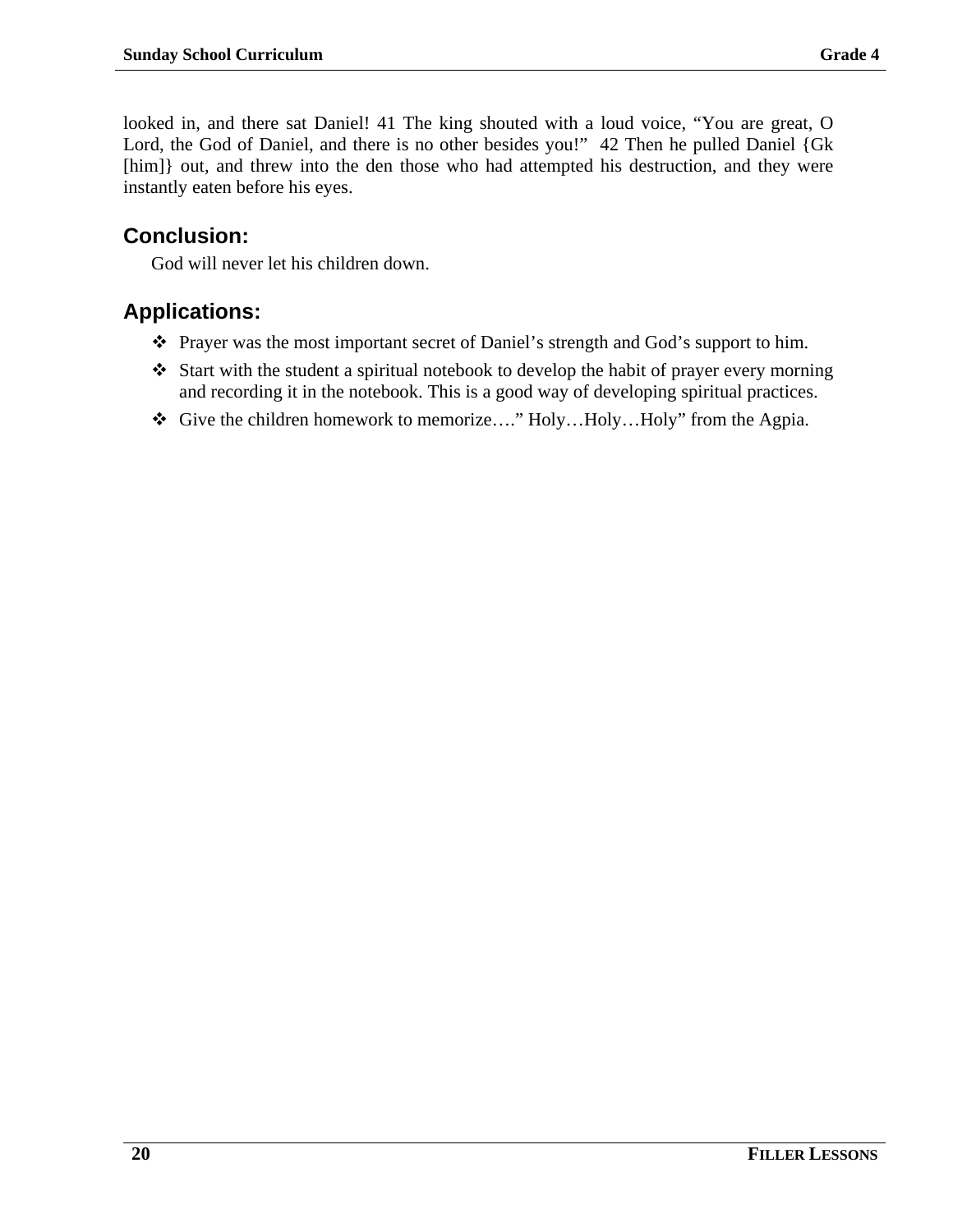looked in, and there sat Daniel! 41 The king shouted with a loud voice, “You are great, O Lord, the God of Daniel, and there is no other besides you!” 42 Then he pulled Daniel {Gk [him]} out, and threw into the den those who had attempted his destruction, and they were instantly eaten before his eyes.

## Conclusion:

God will never let his children down.

## Applications:

- Prayer was the most important secret of Daniel’s strength and God’s support to him.
- Start with the student a spiritual notebook to develop the habit of prayer every morning and recording it in the notebook. This is a good way of developing spiritual practices.
- Give the children homework to memorize….” Holy…Holy…Holy” from the Agpia.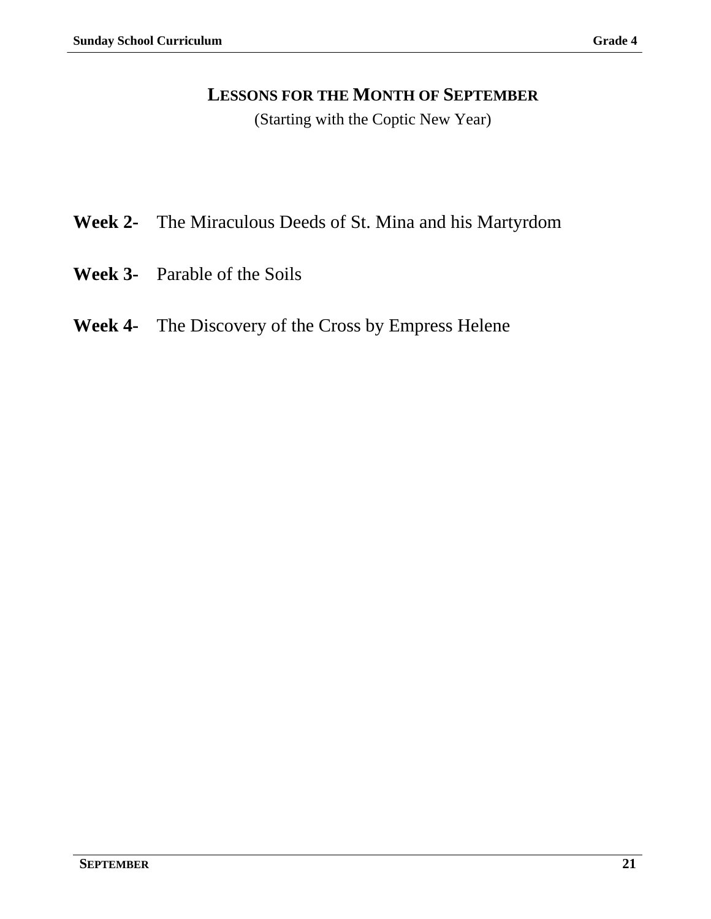# LESSONS FOR THE MONTH OF SEPTEMBER

(Starting with the Coptic New Year)

**Week 2-** The Miraculous Deeds of St. Mina and his Martyrdom

**Week 3-** Parable of the Soils

**Week 4-** The Discovery of the Cross by Empress Helene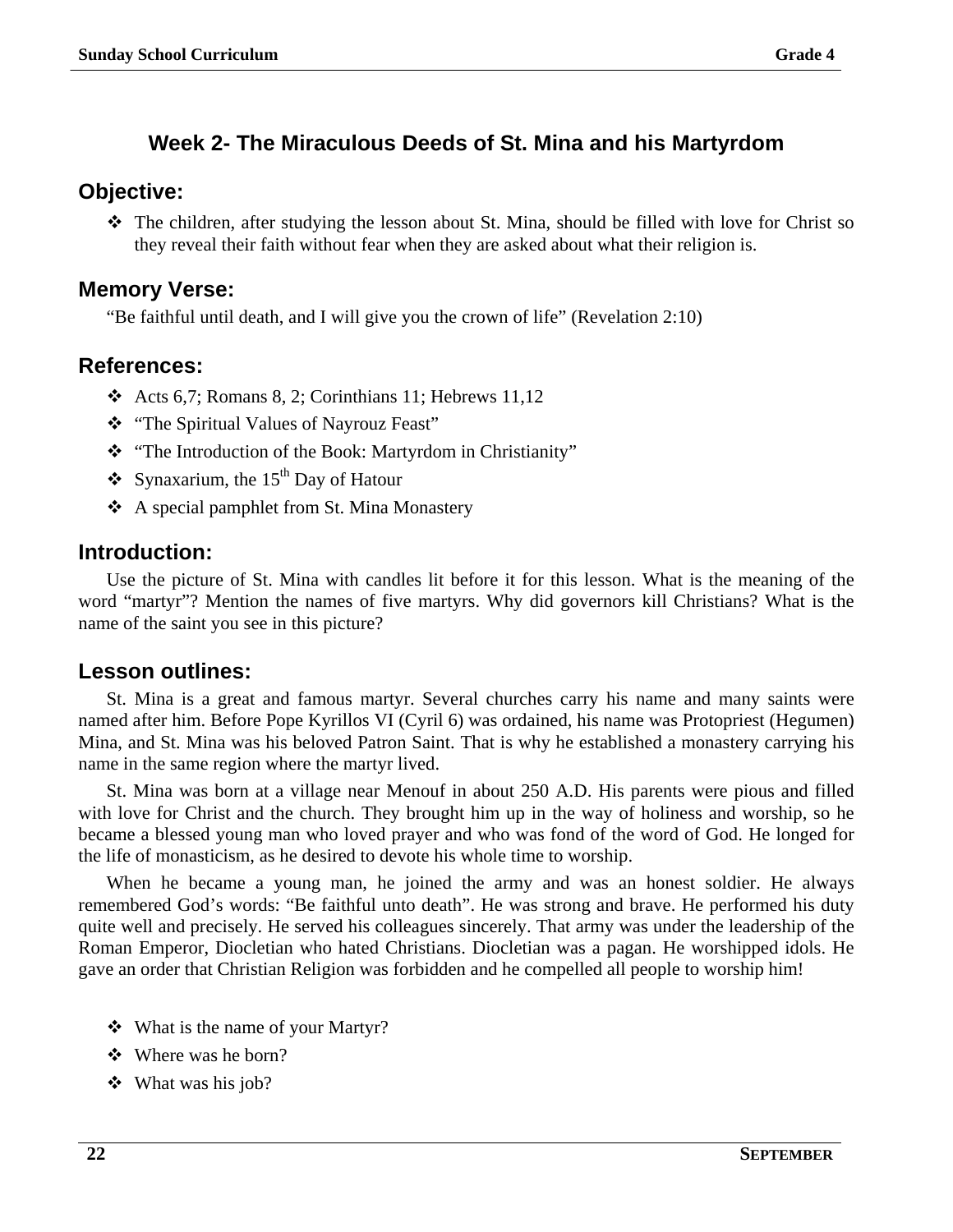## Week 2- The Miraculous Deeds of St. Mina and his Martyrdom

### Objective:

- The children, after studying the lesson about St. Mina, should be filled with love for Christ so they reveal their faith without fear when they are asked about what their religion is.

### Memory Verse:

"Be faithful until death, and I will give you the crown of life" (Revelation 2:10)

### References:

- Acts 6,7; Romans 8, 2; Corinthians 11; Hebrews 11,12
- "The Spiritual Values of Nayrouz Feast"
- "The Introduction of the Book: Martyrdom in Christianity"
- Synaxarium, the 15th Day of Hatour
- A special pamphlet from St. Mina Monastery

### Introduction:

Use the picture of St. Mina with candles lit before it for this lesson. What is the meaning of the word "martyr"? Mention the names of five martyrs. Why did governors kill Christians? What is the name of the saint you see in this picture?

### Lesson outlines:

St. Mina is a great and famous martyr. Several churches carry his name and many saints were named after him. Before Pope Kyrillos VI (Cyril 6) was ordained, his name was Protopriest (Hegumen) Mina, and St. Mina was his beloved Patron Saint. That is why he established a monastery carrying his name in the same region where the martyr lived.

St. Mina was born at a village near Menouf in about 250 A.D. His parents were pious and filled with love for Christ and the church. They brought him up in the way of holiness and worship, so he became a blessed young man who loved prayer and who was fond of the word of God. He longed for the life of monasticism, as he desired to devote his whole time to worship.

When he became a young man, he joined the army and was an honest soldier. He always remembered God's words: "Be faithful unto death". He was strong and brave. He performed his duty quite well and precisely. He served his colleagues sincerely. That army was under the leadership of the Roman Emperor, Diocletian who hated Christians. Diocletian was a pagan. He worshipped idols. He gave an order that Christian Religion was forbidden and he compelled all people to worship him!

- What is the name of your Martyr?
- Where was he born?
- What was his job?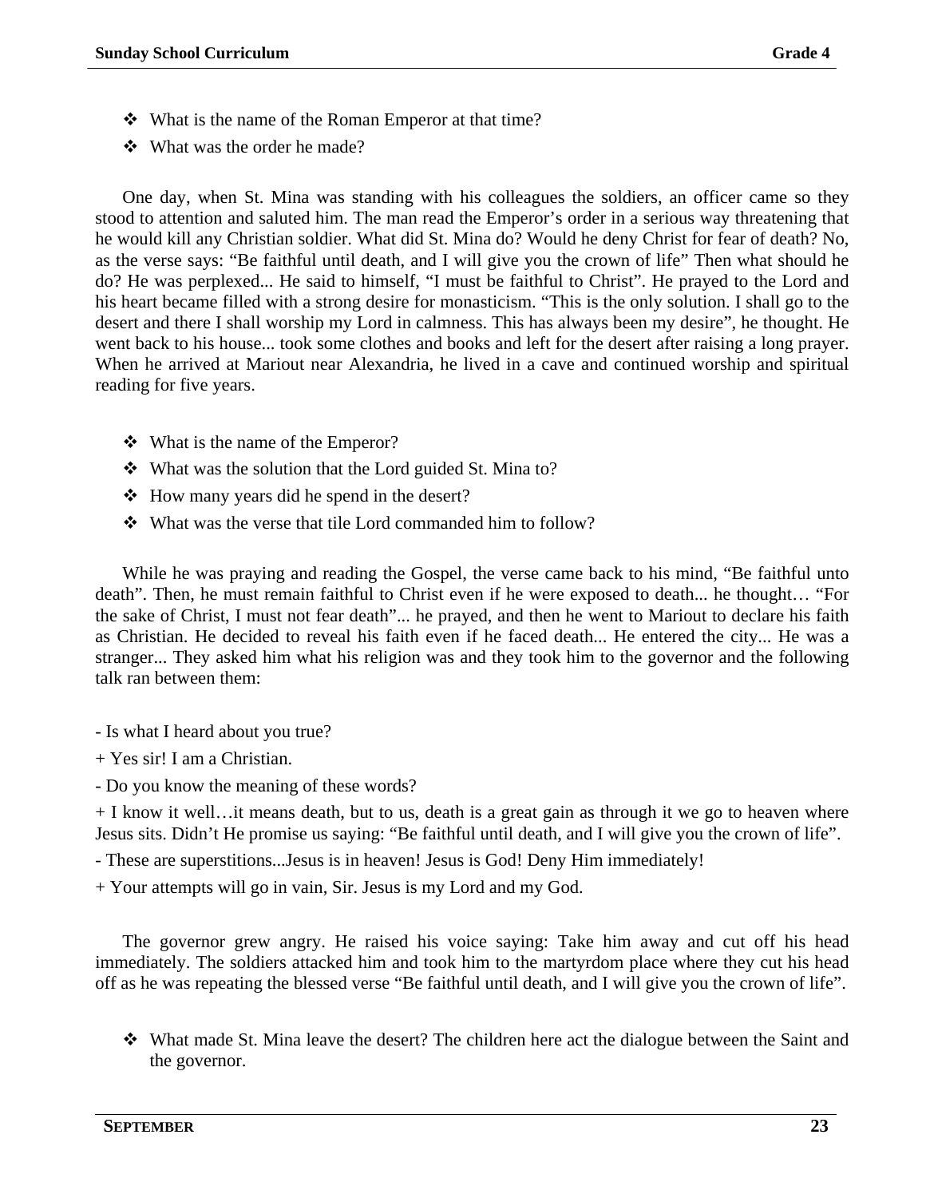- ❖ What is the name of the Roman Emperor at that time?
- ❖ What was the order he made?

One day, when St. Mina was standing with his colleagues the soldiers, an officer came so they stood to attention and saluted him. The man read the Emperor's order in a serious way threatening that he would kill any Christian soldier. What did St. Mina do? Would he deny Christ for fear of death? No, as the verse says: "Be faithful until death, and I will give you the crown of life" Then what should he do? He was perplexed... He said to himself, "I must be faithful to Christ". He prayed to the Lord and his heart became filled with a strong desire for monasticism. "This is the only solution. I shall go to the desert and there I shall worship my Lord in calmness. This has always been my desire", he thought. He went back to his house... took some clothes and books and left for the desert after raising a long prayer. When he arrived at Mariout near Alexandria, he lived in a cave and continued worship and spiritual reading for five years.

- ❖ What is the name of the Emperor?
- ❖ What was the solution that the Lord guided St. Mina to?
- ❖ How many years did he spend in the desert?
- ❖ What was the verse that tile Lord commanded him to follow?

While he was praying and reading the Gospel, the verse came back to his mind, "Be faithful unto death". Then, he must remain faithful to Christ even if he were exposed to death... he thought… "For the sake of Christ, I must not fear death"... he prayed, and then he went to Mariout to declare his faith as Christian. He decided to reveal his faith even if he faced death... He entered the city... He was a stranger... They asked him what his religion was and they took him to the governor and the following talk ran between them:

- Is what I heard about you true?

+ Yes sir! I am a Christian.

- Do you know the meaning of these words?

+ I know it well…it means death, but to us, death is a great gain as through it we go to heaven where Jesus sits. Didn't He promise us saying: "Be faithful until death, and I will give you the crown of life".

- These are superstitions...Jesus is in heaven! Jesus is God! Deny Him immediately!

+ Your attempts will go in vain, Sir. Jesus is my Lord and my God.

The governor grew angry. He raised his voice saying: Take him away and cut off his head immediately. The soldiers attacked him and took him to the martyrdom place where they cut his head off as he was repeating the blessed verse "Be faithful until death, and I will give you the crown of life".

- ❖ What made St. Mina leave the desert? The children here act the dialogue between the Saint and the governor.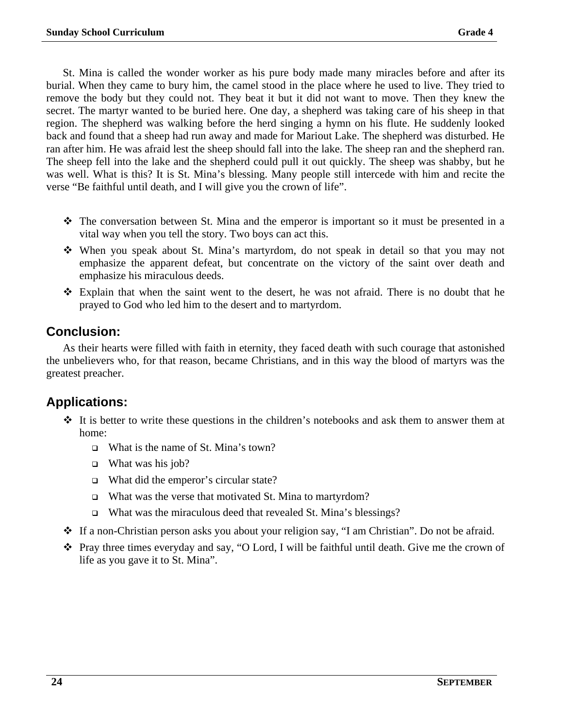St. Mina is called the wonder worker as his pure body made many miracles before and after its burial. When they came to bury him, the camel stood in the place where he used to live. They tried to remove the body but they could not. They beat it but it did not want to move. Then they knew the secret. The martyr wanted to be buried here. One day, a shepherd was taking care of his sheep in that region. The shepherd was walking before the herd singing a hymn on his flute. He suddenly looked back and found that a sheep had run away and made for Mariout Lake. The shepherd was disturbed. He ran after him. He was afraid lest the sheep should fall into the lake. The sheep ran and the shepherd ran. The sheep fell into the lake and the shepherd could pull it out quickly. The sheep was shabby, but he was well. What is this? It is St. Mina's blessing. Many people still intercede with him and recite the verse "Be faithful until death, and I will give you the crown of life".

- The conversation between St. Mina and the emperor is important so it must be presented in a vital way when you tell the story. Two boys can act this.
- When you speak about St. Mina's martyrdom, do not speak in detail so that you may not emphasize the apparent defeat, but concentrate on the victory of the saint over death and emphasize his miraculous deeds.
- Explain that when the saint went to the desert, he was not afraid. There is no doubt that he prayed to God who led him to the desert and to martyrdom.

## Conclusion:

As their hearts were filled with faith in eternity, they faced death with such courage that astonished the unbelievers who, for that reason, became Christians, and in this way the blood of martyrs was the greatest preacher.

## Applications:

- It is better to write these questions in the children's notebooks and ask them to answer them at home:
  - What is the name of St. Mina's town?
  - What was his job?
  - What did the emperor's circular state?
  - What was the verse that motivated St. Mina to martyrdom?
  - What was the miraculous deed that revealed St. Mina's blessings?
- If a non-Christian person asks you about your religion say, "I am Christian". Do not be afraid.
- Pray three times everyday and say, "O Lord, I will be faithful until death. Give me the crown of life as you gave it to St. Mina".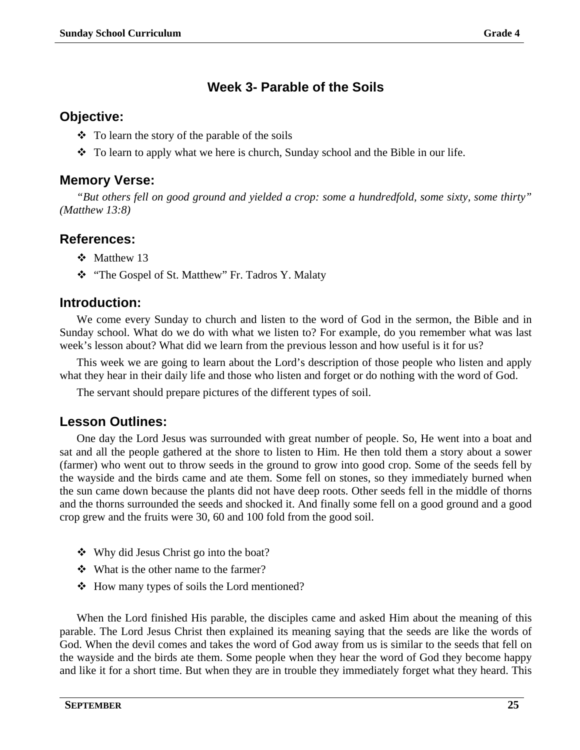## Week 3- Parable of the Soils

### Objective:

- To learn the story of the parable of the soils
- To learn to apply what we here is church, Sunday school and the Bible in our life.

### Memory Verse:

*"But others fell on good ground and yielded a crop: some a hundredfold, some sixty, some thirty" (Matthew 13:8)*

### References:

- Matthew 13
- "The Gospel of St. Matthew" Fr. Tadros Y. Malaty

### Introduction:

We come every Sunday to church and listen to the word of God in the sermon, the Bible and in Sunday school. What do we do with what we listen to? For example, do you remember what was last week's lesson about? What did we learn from the previous lesson and how useful is it for us?

This week we are going to learn about the Lord's description of those people who listen and apply what they hear in their daily life and those who listen and forget or do nothing with the word of God.

The servant should prepare pictures of the different types of soil.

### Lesson Outlines:

One day the Lord Jesus was surrounded with great number of people. So, He went into a boat and sat and all the people gathered at the shore to listen to Him. He then told them a story about a sower (farmer) who went out to throw seeds in the ground to grow into good crop. Some of the seeds fell by the wayside and the birds came and ate them. Some fell on stones, so they immediately burned when the sun came down because the plants did not have deep roots. Other seeds fell in the middle of thorns and the thorns surrounded the seeds and shocked it. And finally some fell on a good ground and a good crop grew and the fruits were 30, 60 and 100 fold from the good soil.

- Why did Jesus Christ go into the boat?
- What is the other name to the farmer?
- How many types of soils the Lord mentioned?

When the Lord finished His parable, the disciples came and asked Him about the meaning of this parable. The Lord Jesus Christ then explained its meaning saying that the seeds are like the words of God. When the devil comes and takes the word of God away from us is similar to the seeds that fell on the wayside and the birds ate them. Some people when they hear the word of God they become happy and like it for a short time. But when they are in trouble they immediately forget what they heard. This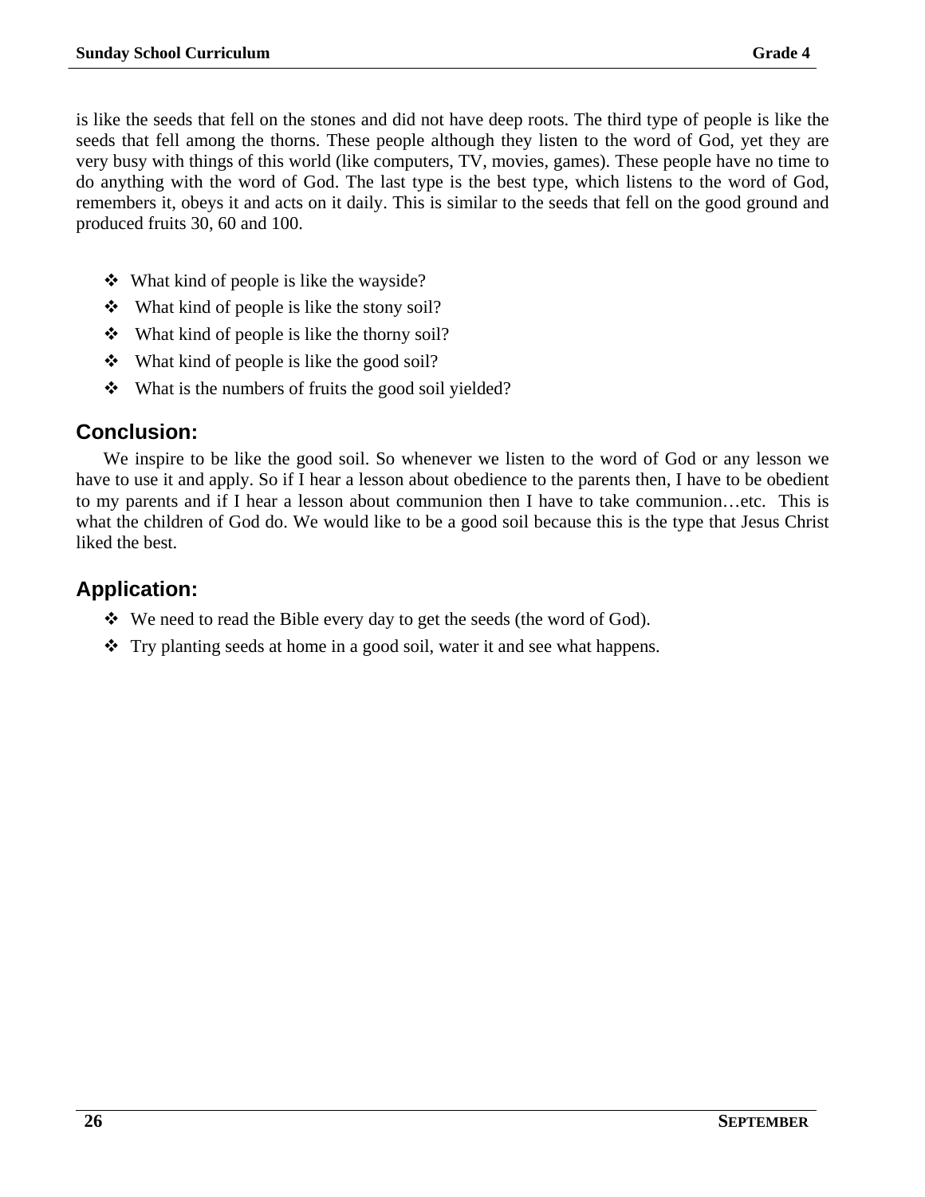is like the seeds that fell on the stones and did not have deep roots. The third type of people is like the seeds that fell among the thorns. These people although they listen to the word of God, yet they are very busy with things of this world (like computers, TV, movies, games). These people have no time to do anything with the word of God. The last type is the best type, which listens to the word of God, remembers it, obeys it and acts on it daily. This is similar to the seeds that fell on the good ground and produced fruits 30, 60 and 100.

- What kind of people is like the wayside?
- What kind of people is like the stony soil?
- What kind of people is like the thorny soil?
- What kind of people is like the good soil?
- What is the numbers of fruits the good soil yielded?

## Conclusion:

We inspire to be like the good soil. So whenever we listen to the word of God or any lesson we have to use it and apply. So if I hear a lesson about obedience to the parents then, I have to be obedient to my parents and if I hear a lesson about communion then I have to take communion…etc. This is what the children of God do. We would like to be a good soil because this is the type that Jesus Christ liked the best.

## Application:

- We need to read the Bible every day to get the seeds (the word of God).
- Try planting seeds at home in a good soil, water it and see what happens.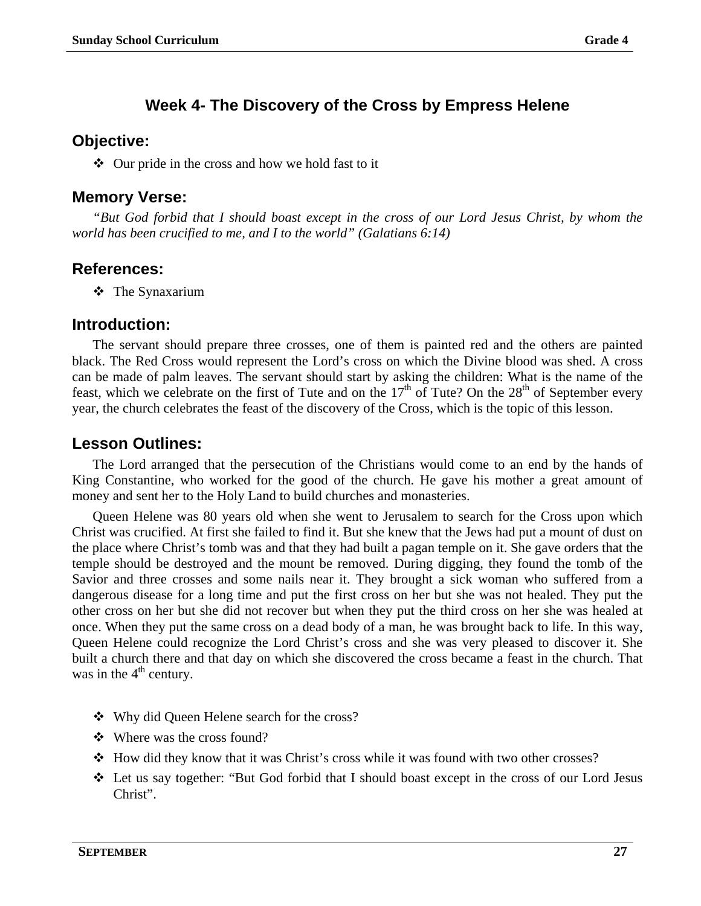## Week 4- The Discovery of the Cross by Empress Helene

### Objective:

- Our pride in the cross and how we hold fast to it

### Memory Verse:

*"But God forbid that I should boast except in the cross of our Lord Jesus Christ, by whom the world has been crucified to me, and I to the world" (Galatians 6:14)*

### References:

- The Synaxarium

### Introduction:

The servant should prepare three crosses, one of them is painted red and the others are painted black. The Red Cross would represent the Lord's cross on which the Divine blood was shed. A cross can be made of palm leaves. The servant should start by asking the children: What is the name of the feast, which we celebrate on the first of Tute and on the 17th of Tute? On the 28th of September every year, the church celebrates the feast of the discovery of the Cross, which is the topic of this lesson.

### Lesson Outlines:

The Lord arranged that the persecution of the Christians would come to an end by the hands of King Constantine, who worked for the good of the church. He gave his mother a great amount of money and sent her to the Holy Land to build churches and monasteries.

Queen Helene was 80 years old when she went to Jerusalem to search for the Cross upon which Christ was crucified. At first she failed to find it. But she knew that the Jews had put a mount of dust on the place where Christ's tomb was and that they had built a pagan temple on it. She gave orders that the temple should be destroyed and the mount be removed. During digging, they found the tomb of the Savior and three crosses and some nails near it. They brought a sick woman who suffered from a dangerous disease for a long time and put the first cross on her but she was not healed. They put the other cross on her but she did not recover but when they put the third cross on her she was healed at once. When they put the same cross on a dead body of a man, he was brought back to life. In this way, Queen Helene could recognize the Lord Christ's cross and she was very pleased to discover it. She built a church there and that day on which she discovered the cross became a feast in the church. That was in the 4th century.

- Why did Queen Helene search for the cross?
- Where was the cross found?
- How did they know that it was Christ's cross while it was found with two other crosses?
- Let us say together: "But God forbid that I should boast except in the cross of our Lord Jesus Christ".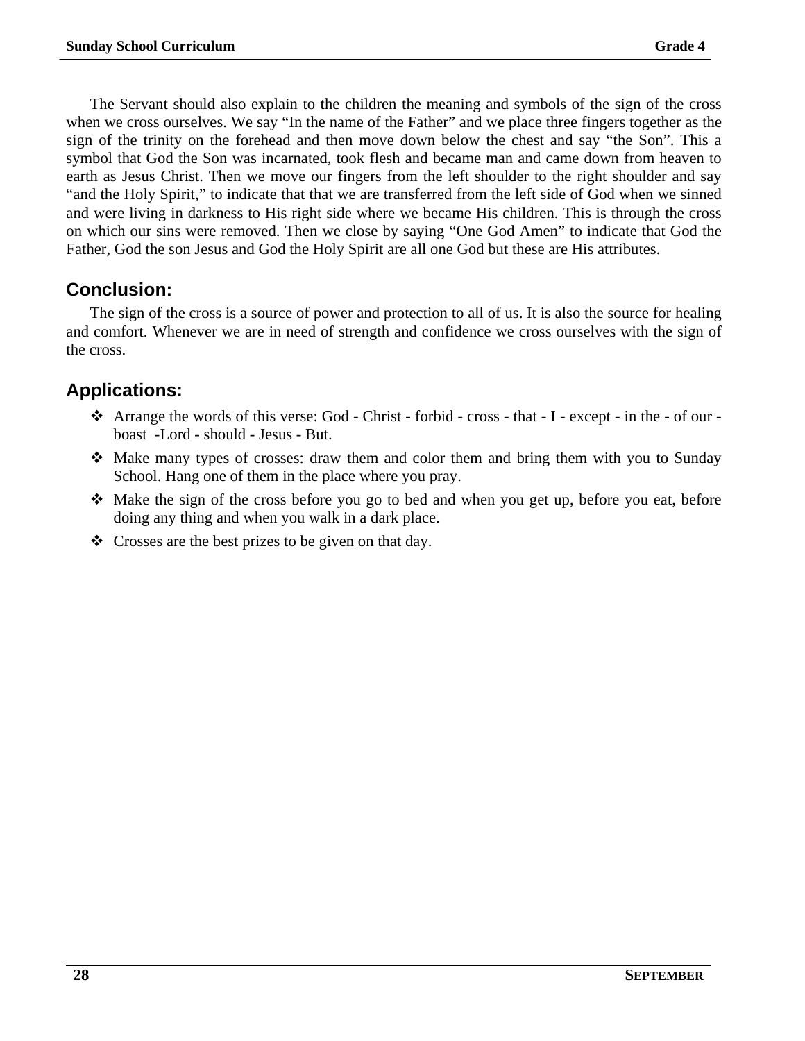The Servant should also explain to the children the meaning and symbols of the sign of the cross when we cross ourselves. We say "In the name of the Father" and we place three fingers together as the sign of the trinity on the forehead and then move down below the chest and say "the Son". This a symbol that God the Son was incarnated, took flesh and became man and came down from heaven to earth as Jesus Christ. Then we move our fingers from the left shoulder to the right shoulder and say "and the Holy Spirit," to indicate that that we are transferred from the left side of God when we sinned and were living in darkness to His right side where we became His children. This is through the cross on which our sins were removed. Then we close by saying "One God Amen" to indicate that God the Father, God the son Jesus and God the Holy Spirit are all one God but these are His attributes.

## Conclusion:

The sign of the cross is a source of power and protection to all of us. It is also the source for healing and comfort. Whenever we are in need of strength and confidence we cross ourselves with the sign of the cross.

## Applications:

- Arrange the words of this verse: God - Christ - forbid - cross - that - I - except - in the - of our - boast -Lord - should - Jesus - But.
- Make many types of crosses: draw them and color them and bring them with you to Sunday School. Hang one of them in the place where you pray.
- Make the sign of the cross before you go to bed and when you get up, before you eat, before doing any thing and when you walk in a dark place.
- Crosses are the best prizes to be given on that day.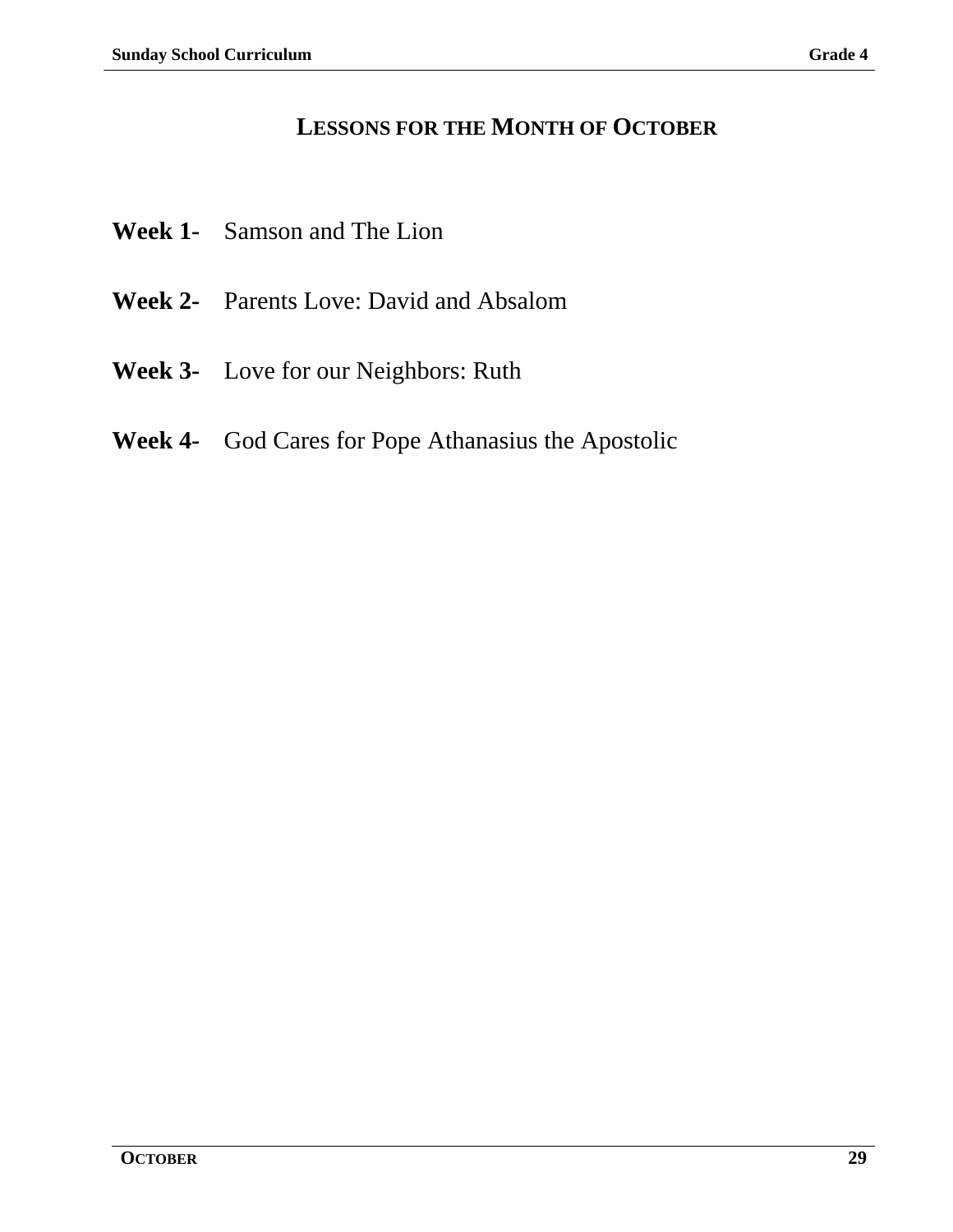# Lessons for the Month of October

**Week 1-** Samson and The Lion

**Week 2-** Parents Love: David and Absalom

**Week 3-** Love for our Neighbors: Ruth

**Week 4-** God Cares for Pope Athanasius the Apostolic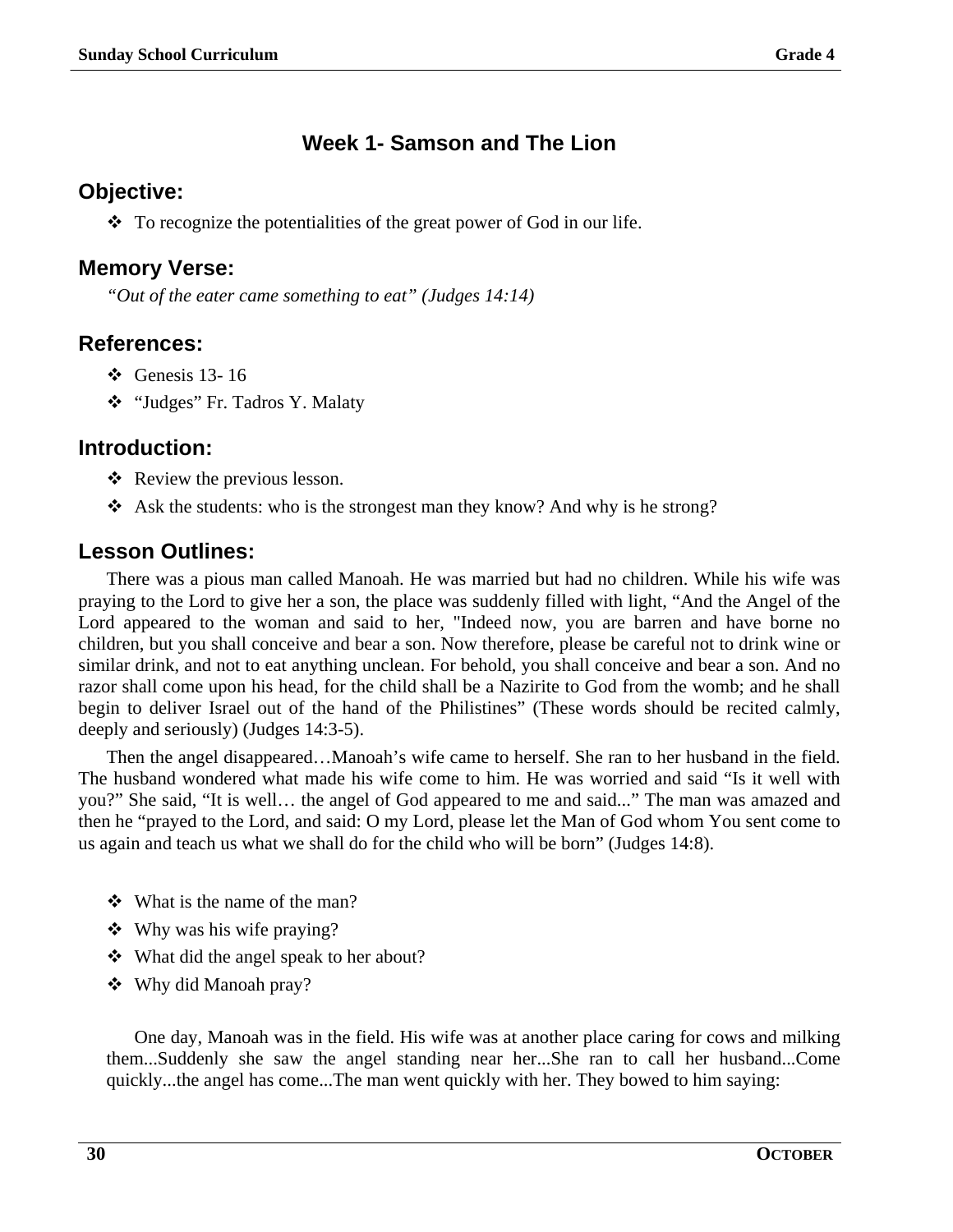## Week 1- Samson and The Lion

### Objective:

- ❖ To recognize the potentialities of the great power of God in our life.

### Memory Verse:

*"Out of the eater came something to eat" (Judges 14:14)*

### References:

- ❖ Genesis 13- 16
- ❖ "Judges" Fr. Tadros Y. Malaty

### Introduction:

- ❖ Review the previous lesson.
- ❖ Ask the students: who is the strongest man they know? And why is he strong?

### Lesson Outlines:

There was a pious man called Manoah. He was married but had no children. While his wife was praying to the Lord to give her a son, the place was suddenly filled with light, "And the Angel of the Lord appeared to the woman and said to her, "Indeed now, you are barren and have borne no children, but you shall conceive and bear a son. Now therefore, please be careful not to drink wine or similar drink, and not to eat anything unclean. For behold, you shall conceive and bear a son. And no razor shall come upon his head, for the child shall be a Nazirite to God from the womb; and he shall begin to deliver Israel out of the hand of the Philistines" (These words should be recited calmly, deeply and seriously) (Judges 14:3-5).

Then the angel disappeared…Manoah's wife came to herself. She ran to her husband in the field. The husband wondered what made his wife come to him. He was worried and said "Is it well with you?" She said, "It is well… the angel of God appeared to me and said..." The man was amazed and then he "prayed to the Lord, and said: O my Lord, please let the Man of God whom You sent come to us again and teach us what we shall do for the child who will be born" (Judges 14:8).

- ❖ What is the name of the man?
- ❖ Why was his wife praying?
- ❖ What did the angel speak to her about?
- ❖ Why did Manoah pray?

One day, Manoah was in the field. His wife was at another place caring for cows and milking them...Suddenly she saw the angel standing near her...She ran to call her husband...Come quickly...the angel has come...The man went quickly with her. They bowed to him saying: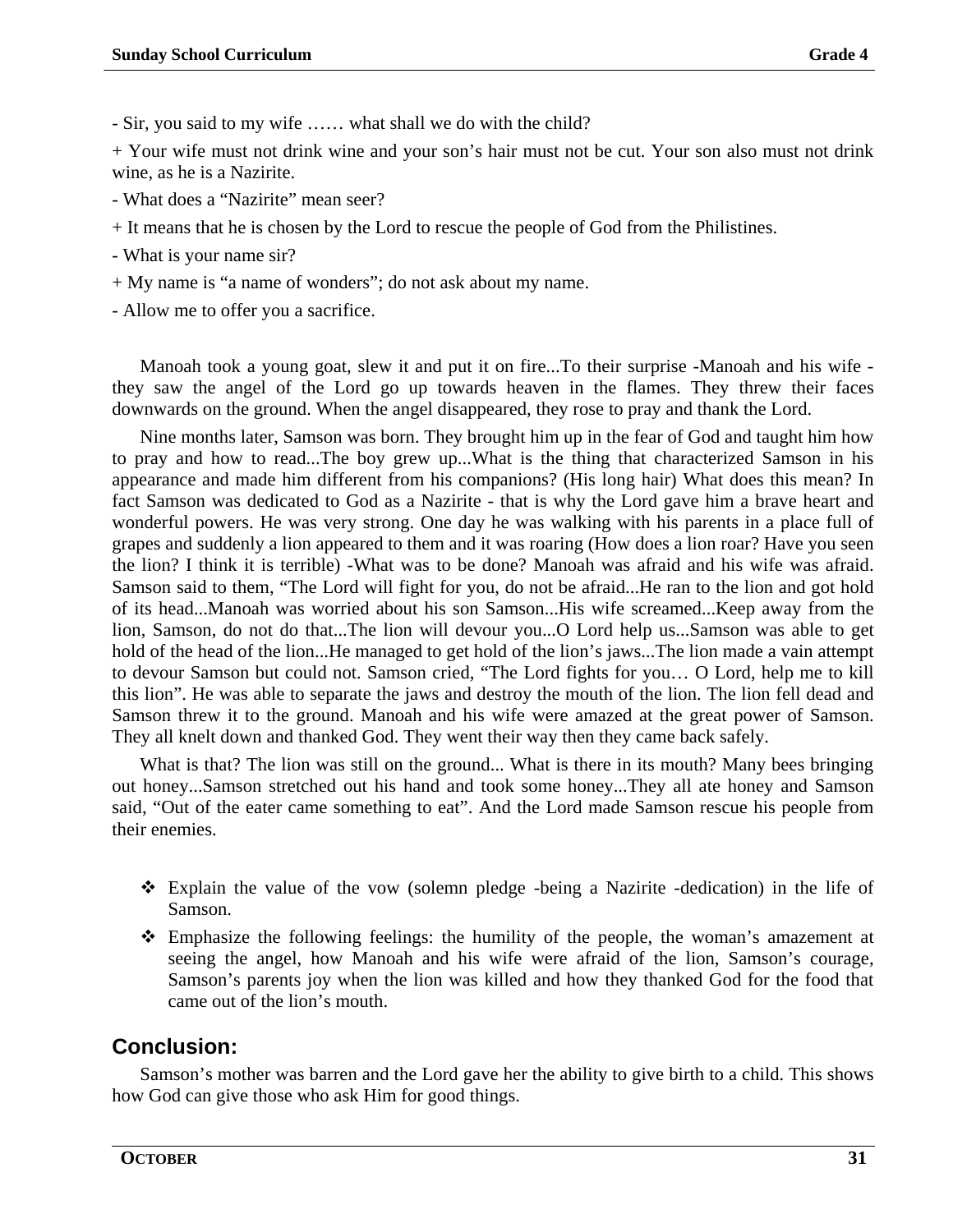- Sir, you said to my wife …… what shall we do with the child?

+ Your wife must not drink wine and your son's hair must not be cut. Your son also must not drink wine, as he is a Nazirite.

- What does a "Nazirite" mean seer?

+ It means that he is chosen by the Lord to rescue the people of God from the Philistines.

- What is your name sir?

+ My name is "a name of wonders"; do not ask about my name.

- Allow me to offer you a sacrifice.

Manoah took a young goat, slew it and put it on fire...To their surprise -Manoah and his wife - they saw the angel of the Lord go up towards heaven in the flames. They threw their faces downwards on the ground. When the angel disappeared, they rose to pray and thank the Lord.

Nine months later, Samson was born. They brought him up in the fear of God and taught him how to pray and how to read...The boy grew up...What is the thing that characterized Samson in his appearance and made him different from his companions? (His long hair) What does this mean? In fact Samson was dedicated to God as a Nazirite - that is why the Lord gave him a brave heart and wonderful powers. He was very strong. One day he was walking with his parents in a place full of grapes and suddenly a lion appeared to them and it was roaring (How does a lion roar? Have you seen the lion? I think it is terrible) -What was to be done? Manoah was afraid and his wife was afraid. Samson said to them, "The Lord will fight for you, do not be afraid...He ran to the lion and got hold of its head...Manoah was worried about his son Samson...His wife screamed...Keep away from the lion, Samson, do not do that...The lion will devour you...O Lord help us...Samson was able to get hold of the head of the lion...He managed to get hold of the lion's jaws...The lion made a vain attempt to devour Samson but could not. Samson cried, "The Lord fights for you… O Lord, help me to kill this lion". He was able to separate the jaws and destroy the mouth of the lion. The lion fell dead and Samson threw it to the ground. Manoah and his wife were amazed at the great power of Samson. They all knelt down and thanked God. They went their way then they came back safely.

What is that? The lion was still on the ground... What is there in its mouth? Many bees bringing out honey...Samson stretched out his hand and took some honey...They all ate honey and Samson said, "Out of the eater came something to eat". And the Lord made Samson rescue his people from their enemies.

- Explain the value of the vow (solemn pledge -being a Nazirite -dedication) in the life of Samson.
- Emphasize the following feelings: the humility of the people, the woman's amazement at seeing the angel, how Manoah and his wife were afraid of the lion, Samson's courage, Samson's parents joy when the lion was killed and how they thanked God for the food that came out of the lion's mouth.

## Conclusion:

Samson's mother was barren and the Lord gave her the ability to give birth to a child. This shows how God can give those who ask Him for good things.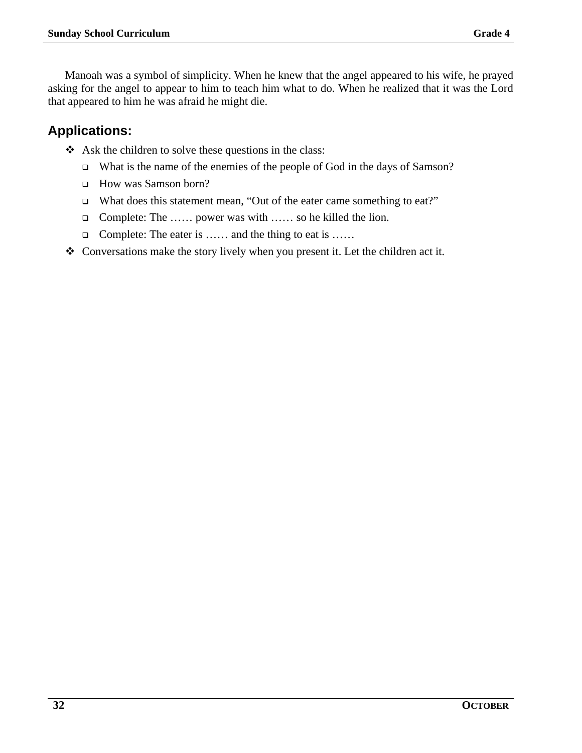Manoah was a symbol of simplicity. When he knew that the angel appeared to his wife, he prayed asking for the angel to appear to him to teach him what to do. When he realized that it was the Lord that appeared to him he was afraid he might die.

## Applications:

- Ask the children to solve these questions in the class:
  - What is the name of the enemies of the people of God in the days of Samson?
  - How was Samson born?
  - What does this statement mean, “Out of the eater came something to eat?”
  - Complete: The …… power was with …… so he killed the lion.
  - Complete: The eater is …… and the thing to eat is ……
- Conversations make the story lively when you present it. Let the children act it.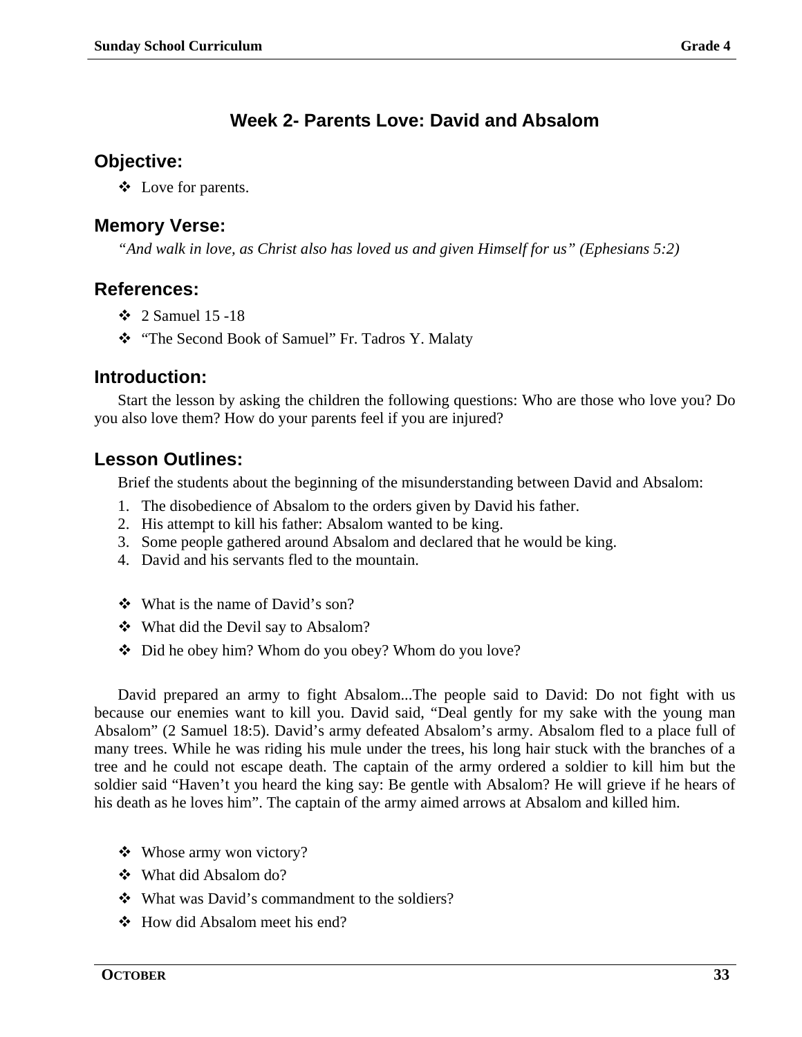# Week 2- Parents Love: David and Absalom

## Objective:

- Love for parents.

## Memory Verse:

*"And walk in love, as Christ also has loved us and given Himself for us" (Ephesians 5:2)*

## References:

- 2 Samuel 15 -18
- "The Second Book of Samuel" Fr. Tadros Y. Malaty

## Introduction:

Start the lesson by asking the children the following questions: Who are those who love you? Do you also love them? How do your parents feel if you are injured?

## Lesson Outlines:

Brief the students about the beginning of the misunderstanding between David and Absalom:

1. The disobedience of Absalom to the orders given by David his father.
2. His attempt to kill his father: Absalom wanted to be king.
3. Some people gathered around Absalom and declared that he would be king.
4. David and his servants fled to the mountain.

- What is the name of David's son?
- What did the Devil say to Absalom?
- Did he obey him? Whom do you obey? Whom do you love?

David prepared an army to fight Absalom...The people said to David: Do not fight with us because our enemies want to kill you. David said, "Deal gently for my sake with the young man Absalom" (2 Samuel 18:5). David's army defeated Absalom's army. Absalom fled to a place full of many trees. While he was riding his mule under the trees, his long hair stuck with the branches of a tree and he could not escape death. The captain of the army ordered a soldier to kill him but the soldier said "Haven't you heard the king say: Be gentle with Absalom? He will grieve if he hears of his death as he loves him". The captain of the army aimed arrows at Absalom and killed him.

- Whose army won victory?
- What did Absalom do?
- What was David's commandment to the soldiers?
- How did Absalom meet his end?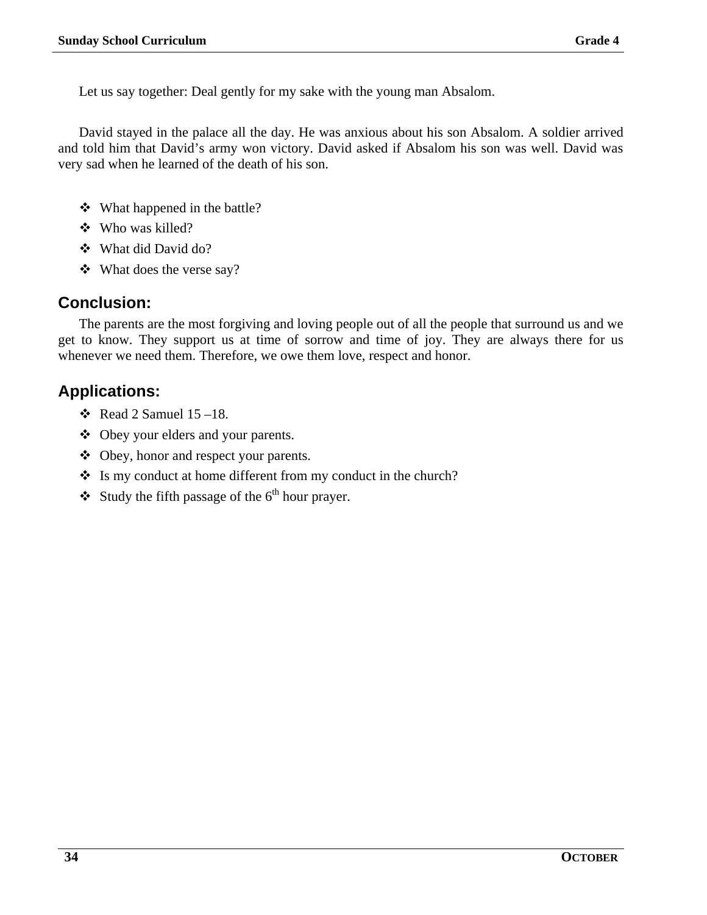Let us say together: Deal gently for my sake with the young man Absalom.

David stayed in the palace all the day. He was anxious about his son Absalom. A soldier arrived and told him that David's army won victory. David asked if Absalom his son was well. David was very sad when he learned of the death of his son.

- What happened in the battle?
- Who was killed?
- What did David do?
- What does the verse say?

## Conclusion:

The parents are the most forgiving and loving people out of all the people that surround us and we get to know. They support us at time of sorrow and time of joy. They are always there for us whenever we need them. Therefore, we owe them love, respect and honor.

## Applications:

- Read 2 Samuel 15 –18.
- Obey your elders and your parents.
- Obey, honor and respect your parents.
- Is my conduct at home different from my conduct in the church?
- Study the fifth passage of the 6th hour prayer.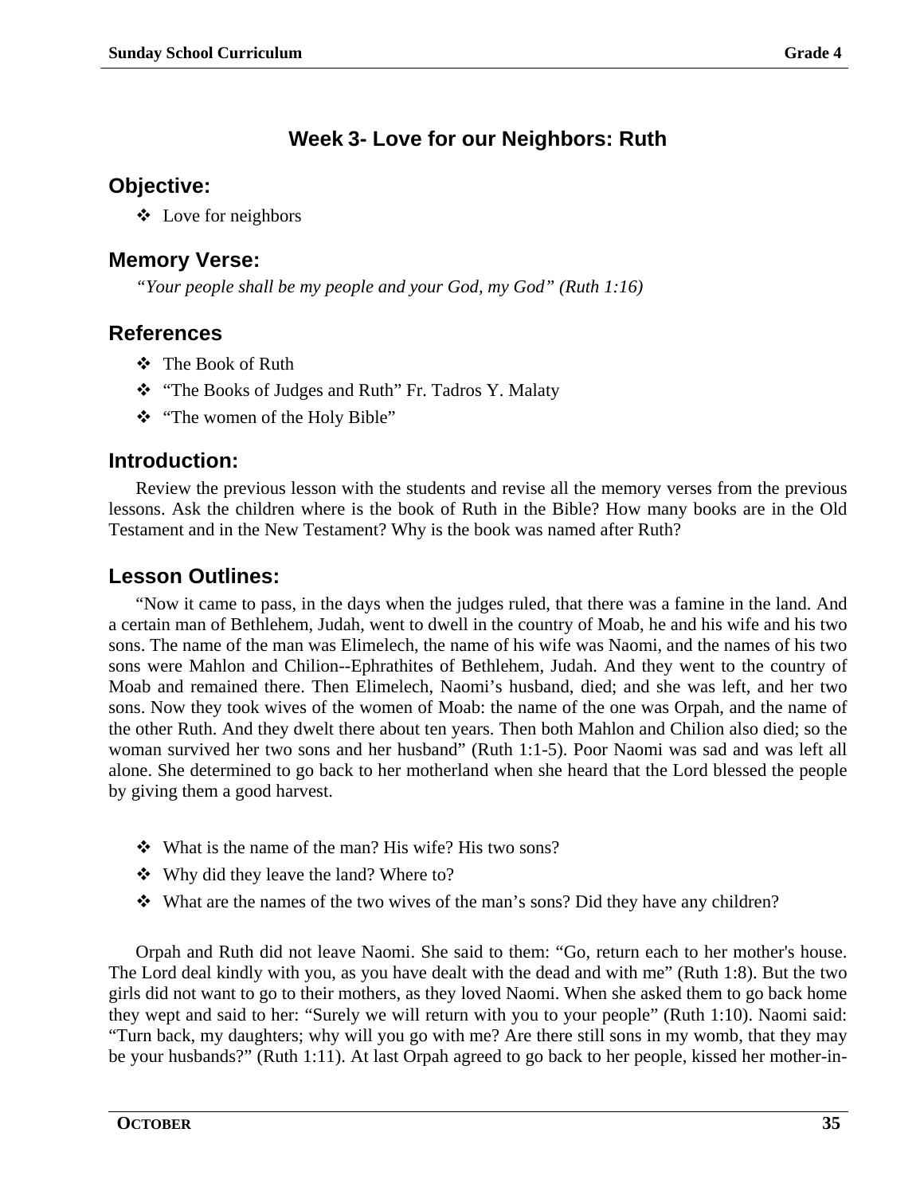## Week 3- Love for our Neighbors: Ruth

### Objective:

- Love for neighbors

### Memory Verse:

*"Your people shall be my people and your God, my God" (Ruth 1:16)*

### References

- The Book of Ruth
- "The Books of Judges and Ruth" Fr. Tadros Y. Malaty
- "The women of the Holy Bible"

### Introduction:

Review the previous lesson with the students and revise all the memory verses from the previous lessons. Ask the children where is the book of Ruth in the Bible? How many books are in the Old Testament and in the New Testament? Why is the book was named after Ruth?

### Lesson Outlines:

"Now it came to pass, in the days when the judges ruled, that there was a famine in the land. And a certain man of Bethlehem, Judah, went to dwell in the country of Moab, he and his wife and his two sons. The name of the man was Elimelech, the name of his wife was Naomi, and the names of his two sons were Mahlon and Chilion--Ephrathites of Bethlehem, Judah. And they went to the country of Moab and remained there. Then Elimelech, Naomi's husband, died; and she was left, and her two sons. Now they took wives of the women of Moab: the name of the one was Orpah, and the name of the other Ruth. And they dwelt there about ten years. Then both Mahlon and Chilion also died; so the woman survived her two sons and her husband" (Ruth 1:1-5). Poor Naomi was sad and was left all alone. She determined to go back to her motherland when she heard that the Lord blessed the people by giving them a good harvest.

- What is the name of the man? His wife? His two sons?
- Why did they leave the land? Where to?
- What are the names of the two wives of the man's sons? Did they have any children?

Orpah and Ruth did not leave Naomi. She said to them: "Go, return each to her mother's house. The Lord deal kindly with you, as you have dealt with the dead and with me" (Ruth 1:8). But the two girls did not want to go to their mothers, as they loved Naomi. When she asked them to go back home they wept and said to her: "Surely we will return with you to your people" (Ruth 1:10). Naomi said: "Turn back, my daughters; why will you go with me? Are there still sons in my womb, that they may be your husbands?" (Ruth 1:11). At last Orpah agreed to go back to her people, kissed her mother-in-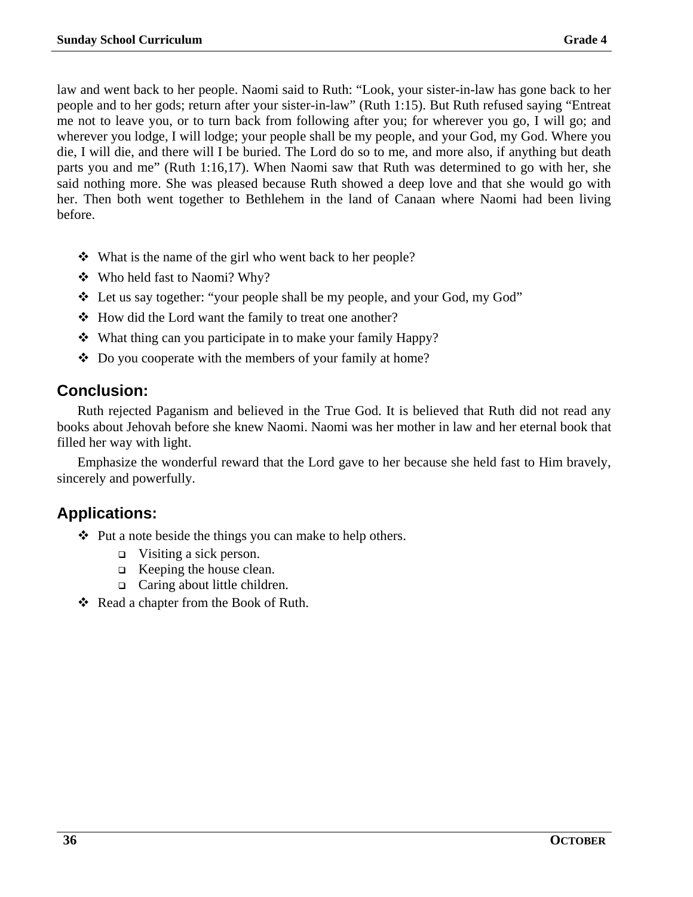law and went back to her people. Naomi said to Ruth: “Look, your sister-in-law has gone back to her people and to her gods; return after your sister-in-law” (Ruth 1:15). But Ruth refused saying “Entreat me not to leave you, or to turn back from following after you; for wherever you go, I will go; and wherever you lodge, I will lodge; your people shall be my people, and your God, my God. Where you die, I will die, and there will I be buried. The Lord do so to me, and more also, if anything but death parts you and me” (Ruth 1:16,17). When Naomi saw that Ruth was determined to go with her, she said nothing more. She was pleased because Ruth showed a deep love and that she would go with her. Then both went together to Bethlehem in the land of Canaan where Naomi had been living before.

- What is the name of the girl who went back to her people?
- Who held fast to Naomi? Why?
- Let us say together: “your people shall be my people, and your God, my God”
- How did the Lord want the family to treat one another?
- What thing can you participate in to make your family Happy?
- Do you cooperate with the members of your family at home?

## Conclusion:

Ruth rejected Paganism and believed in the True God. It is believed that Ruth did not read any books about Jehovah before she knew Naomi. Naomi was her mother in law and her eternal book that filled her way with light.

Emphasize the wonderful reward that the Lord gave to her because she held fast to Him bravely, sincerely and powerfully.

## Applications:

- Put a note beside the things you can make to help others.
  - Visiting a sick person.
  - Keeping the house clean.
  - Caring about little children.
- Read a chapter from the Book of Ruth.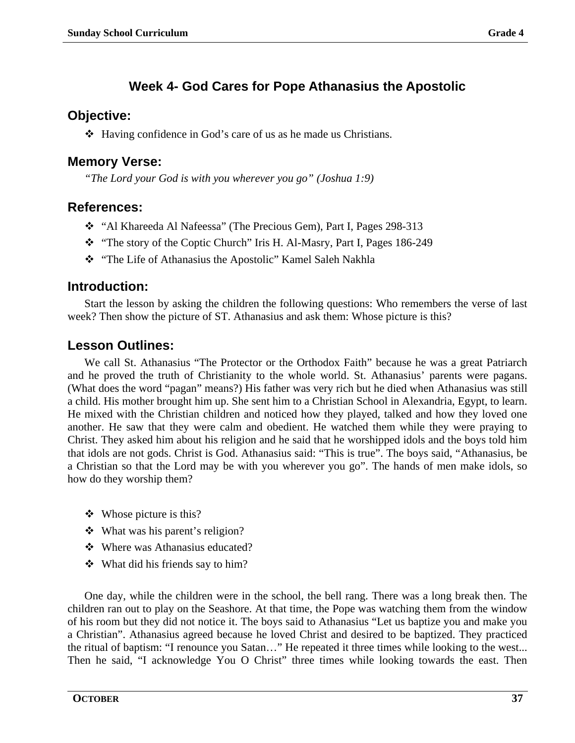## Week 4- God Cares for Pope Athanasius the Apostolic

### Objective:

- Having confidence in God's care of us as he made us Christians.

### Memory Verse:

*"The Lord your God is with you wherever you go" (Joshua 1:9)*

### References:

- "Al Khareeda Al Nafeessa" (The Precious Gem), Part I, Pages 298-313
- "The story of the Coptic Church" Iris H. Al-Masry, Part I, Pages 186-249
- "The Life of Athanasius the Apostolic" Kamel Saleh Nakhla

### Introduction:

Start the lesson by asking the children the following questions: Who remembers the verse of last week? Then show the picture of ST. Athanasius and ask them: Whose picture is this?

### Lesson Outlines:

We call St. Athanasius "The Protector or the Orthodox Faith" because he was a great Patriarch and he proved the truth of Christianity to the whole world. St. Athanasius' parents were pagans. (What does the word "pagan" means?) His father was very rich but he died when Athanasius was still a child. His mother brought him up. She sent him to a Christian School in Alexandria, Egypt, to learn. He mixed with the Christian children and noticed how they played, talked and how they loved one another. He saw that they were calm and obedient. He watched them while they were praying to Christ. They asked him about his religion and he said that he worshipped idols and the boys told him that idols are not gods. Christ is God. Athanasius said: "This is true". The boys said, "Athanasius, be a Christian so that the Lord may be with you wherever you go". The hands of men make idols, so how do they worship them?

- Whose picture is this?
- What was his parent's religion?
- Where was Athanasius educated?
- What did his friends say to him?

One day, while the children were in the school, the bell rang. There was a long break then. The children ran out to play on the Seashore. At that time, the Pope was watching them from the window of his room but they did not notice it. The boys said to Athanasius "Let us baptize you and make you a Christian". Athanasius agreed because he loved Christ and desired to be baptized. They practiced the ritual of baptism: "I renounce you Satan…" He repeated it three times while looking to the west... Then he said, "I acknowledge You O Christ" three times while looking towards the east. Then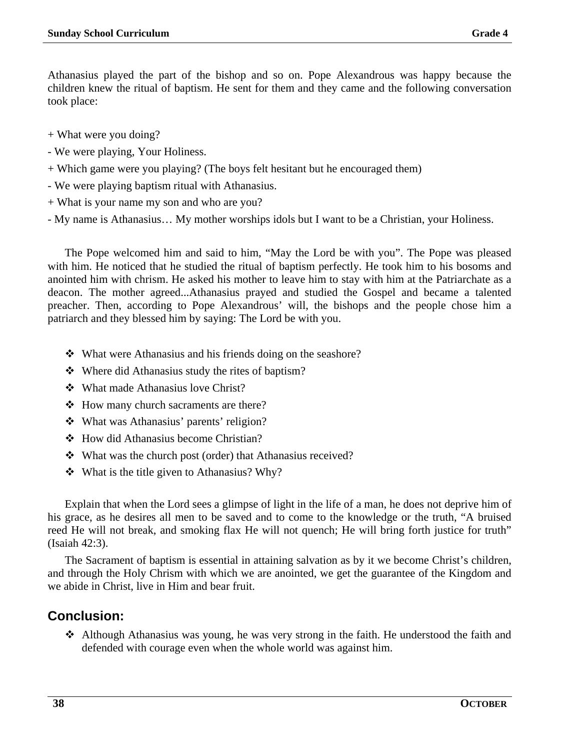Athanasius played the part of the bishop and so on. Pope Alexandrous was happy because the children knew the ritual of baptism. He sent for them and they came and the following conversation took place:

+ What were you doing?

- We were playing, Your Holiness.

+ Which game were you playing? (The boys felt hesitant but he encouraged them)

- We were playing baptism ritual with Athanasius.

+ What is your name my son and who are you?

- My name is Athanasius… My mother worships idols but I want to be a Christian, your Holiness.

The Pope welcomed him and said to him, "May the Lord be with you". The Pope was pleased with him. He noticed that he studied the ritual of baptism perfectly. He took him to his bosoms and anointed him with chrism. He asked his mother to leave him to stay with him at the Patriarchate as a deacon. The mother agreed...Athanasius prayed and studied the Gospel and became a talented preacher. Then, according to Pope Alexandrous' will, the bishops and the people chose him a patriarch and they blessed him by saying: The Lord be with you.

- What were Athanasius and his friends doing on the seashore?
- Where did Athanasius study the rites of baptism?
- What made Athanasius love Christ?
- How many church sacraments are there?
- What was Athanasius' parents' religion?
- How did Athanasius become Christian?
- What was the church post (order) that Athanasius received?
- What is the title given to Athanasius? Why?

Explain that when the Lord sees a glimpse of light in the life of a man, he does not deprive him of his grace, as he desires all men to be saved and to come to the knowledge or the truth, "A bruised reed He will not break, and smoking flax He will not quench; He will bring forth justice for truth" (Isaiah 42:3).

The Sacrament of baptism is essential in attaining salvation as by it we become Christ's children, and through the Holy Chrism with which we are anointed, we get the guarantee of the Kingdom and we abide in Christ, live in Him and bear fruit.

## Conclusion:

- Although Athanasius was young, he was very strong in the faith. He understood the faith and defended with courage even when the whole world was against him.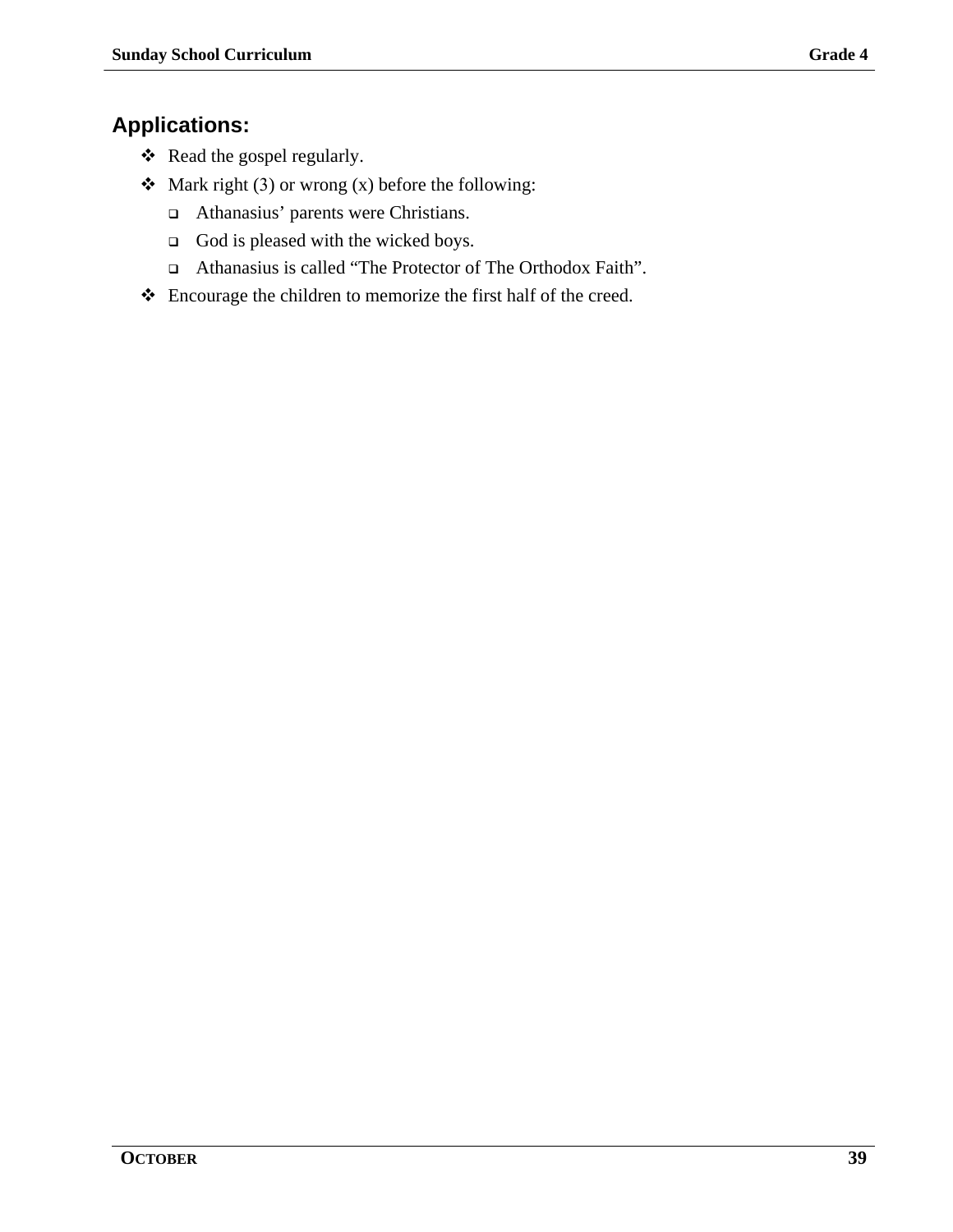## Applications:

- Read the gospel regularly.
- Mark right (3) or wrong (x) before the following:
  - Athanasius’ parents were Christians.
  - God is pleased with the wicked boys.
  - Athanasius is called “The Protector of The Orthodox Faith”.
- Encourage the children to memorize the first half of the creed.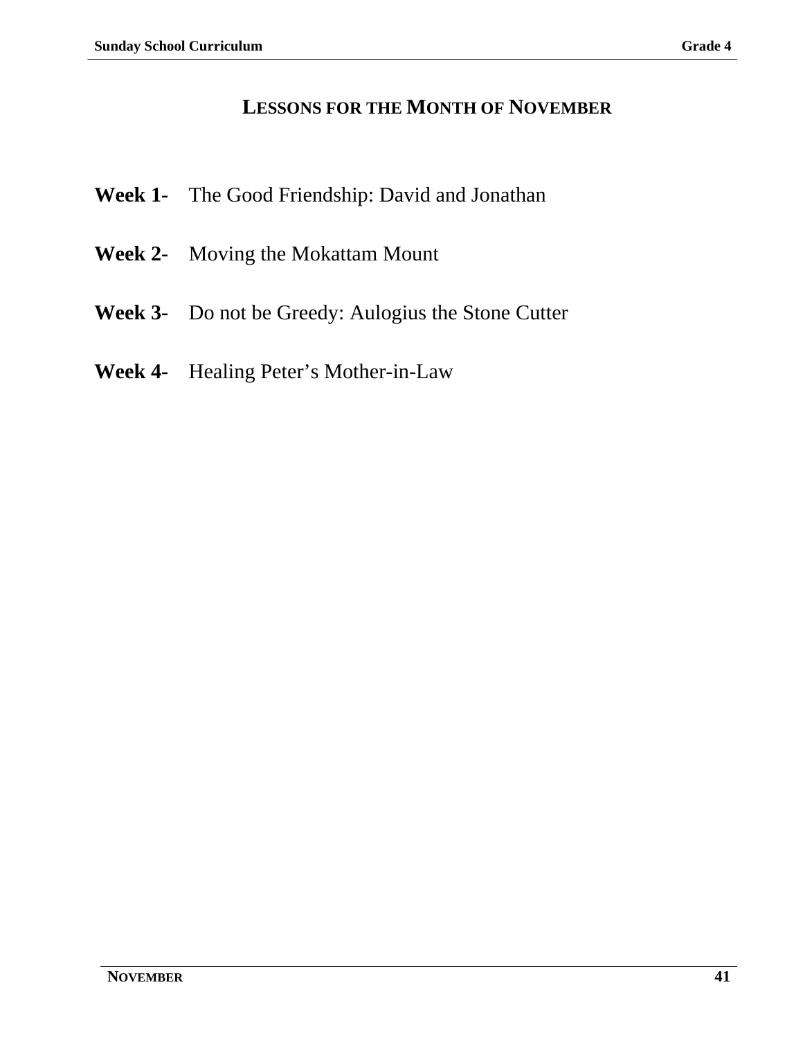# Lessons for the Month of November

**Week 1-** The Good Friendship: David and Jonathan

**Week 2-** Moving the Mokattam Mount

**Week 3-** Do not be Greedy: Aulogius the Stone Cutter

**Week 4-** Healing Peter's Mother-in-Law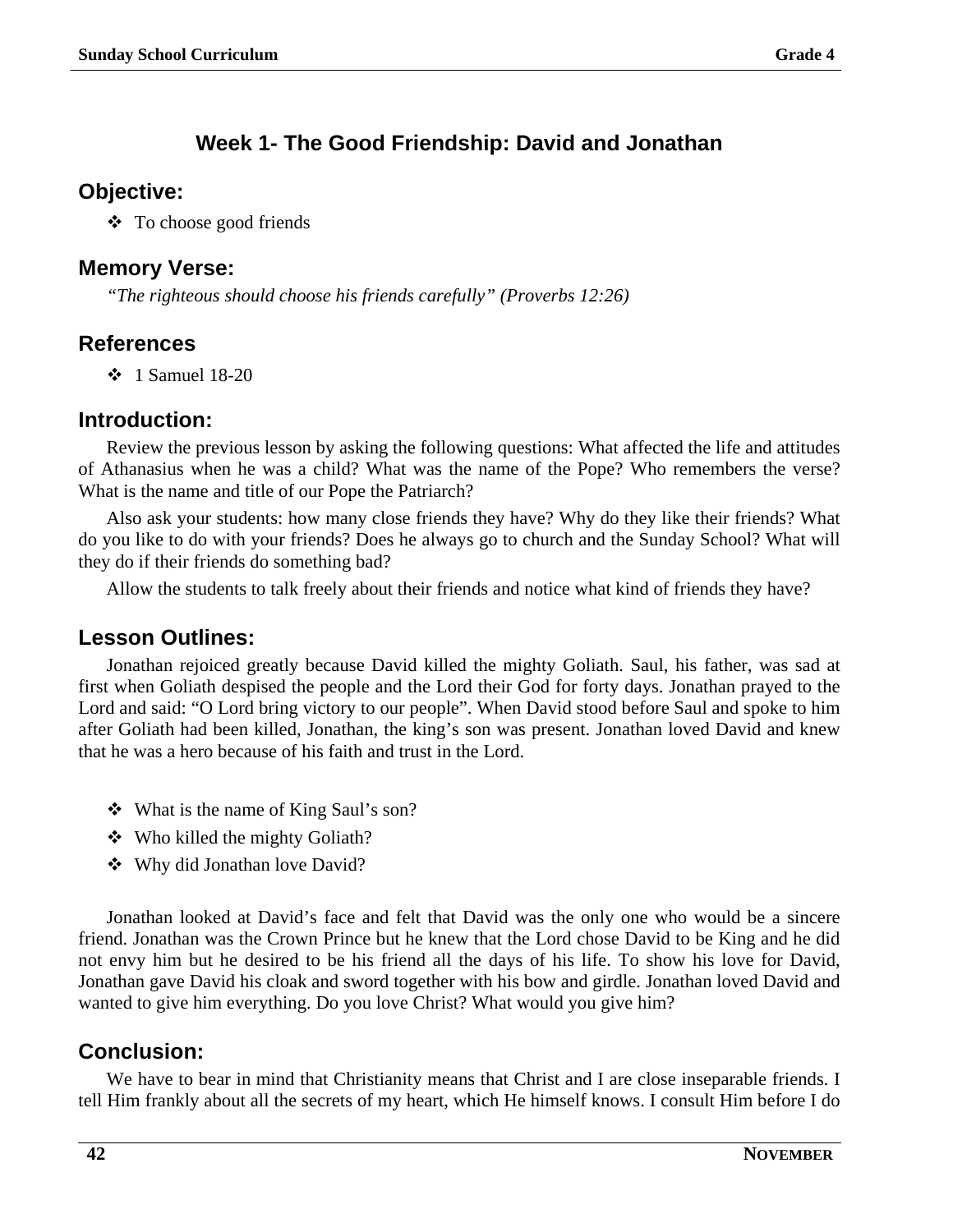## Week 1- The Good Friendship: David and Jonathan

### Objective:

- To choose good friends

### Memory Verse:

*"The righteous should choose his friends carefully" (Proverbs 12:26)*

### References

- 1 Samuel 18-20

### Introduction:

Review the previous lesson by asking the following questions: What affected the life and attitudes of Athanasius when he was a child? What was the name of the Pope? Who remembers the verse? What is the name and title of our Pope the Patriarch?

Also ask your students: how many close friends they have? Why do they like their friends? What do you like to do with your friends? Does he always go to church and the Sunday School? What will they do if their friends do something bad?

Allow the students to talk freely about their friends and notice what kind of friends they have?

### Lesson Outlines:

Jonathan rejoiced greatly because David killed the mighty Goliath. Saul, his father, was sad at first when Goliath despised the people and the Lord their God for forty days. Jonathan prayed to the Lord and said: "O Lord bring victory to our people". When David stood before Saul and spoke to him after Goliath had been killed, Jonathan, the king's son was present. Jonathan loved David and knew that he was a hero because of his faith and trust in the Lord.

- What is the name of King Saul's son?
- Who killed the mighty Goliath?
- Why did Jonathan love David?

Jonathan looked at David's face and felt that David was the only one who would be a sincere friend. Jonathan was the Crown Prince but he knew that the Lord chose David to be King and he did not envy him but he desired to be his friend all the days of his life. To show his love for David, Jonathan gave David his cloak and sword together with his bow and girdle. Jonathan loved David and wanted to give him everything. Do you love Christ? What would you give him?

### Conclusion:

We have to bear in mind that Christianity means that Christ and I are close inseparable friends. I tell Him frankly about all the secrets of my heart, which He himself knows. I consult Him before I do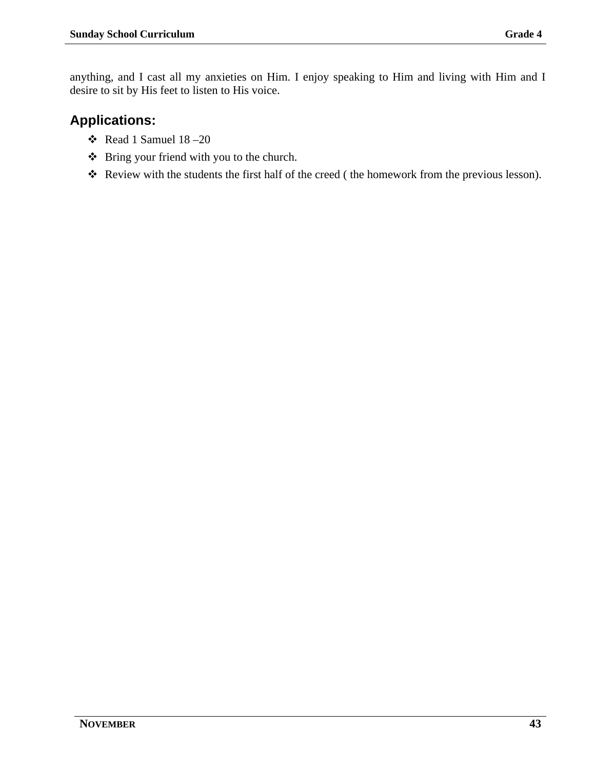anything, and I cast all my anxieties on Him. I enjoy speaking to Him and living with Him and I desire to sit by His feet to listen to His voice.

## Applications:

- Read 1 Samuel 18 –20
- Bring your friend with you to the church.
- Review with the students the first half of the creed ( the homework from the previous lesson).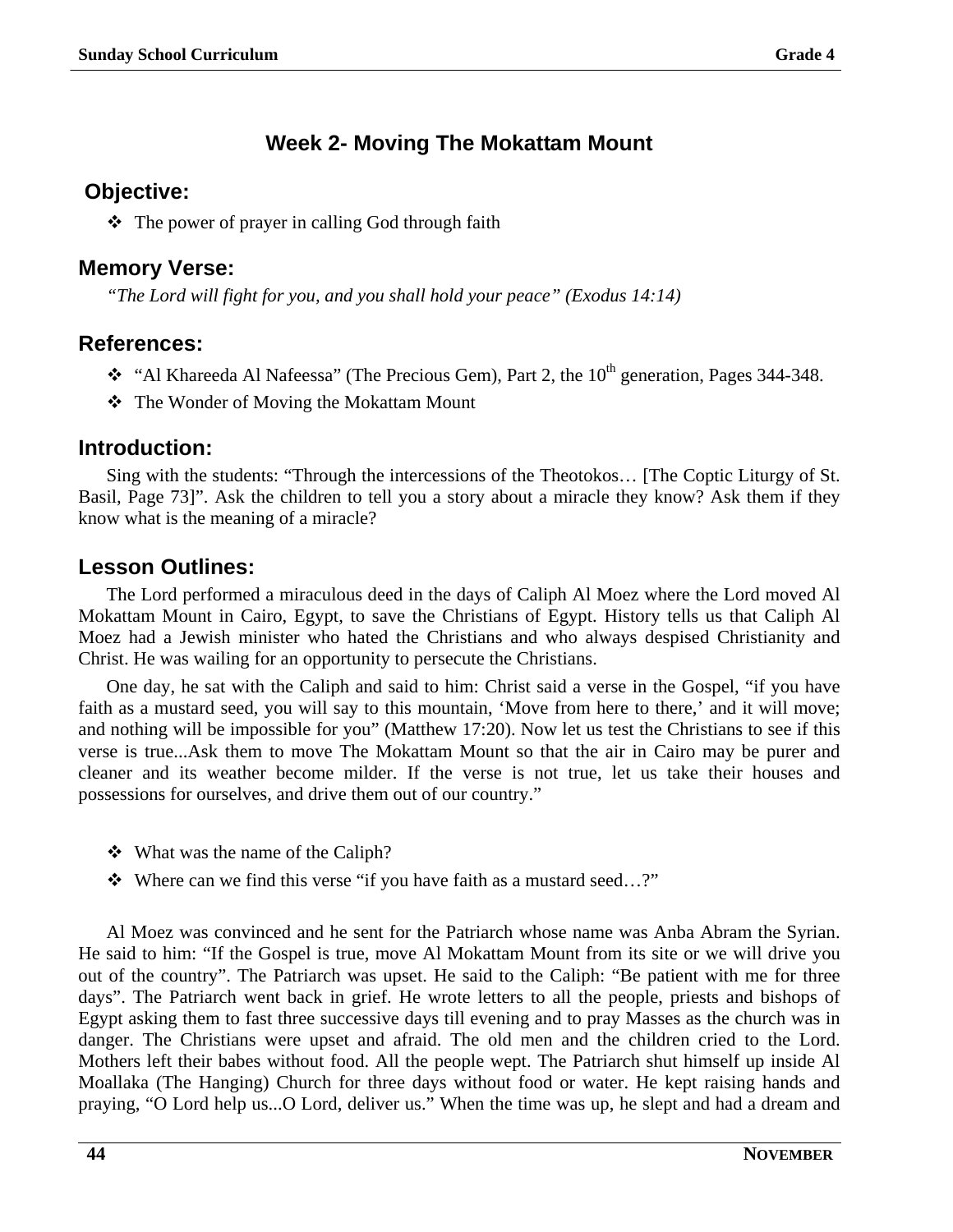## Week 2- Moving The Mokattam Mount

### Objective:

- The power of prayer in calling God through faith

### Memory Verse:

*"The Lord will fight for you, and you shall hold your peace" (Exodus 14:14)*

### References:

- "Al Khareeda Al Nafeessa" (The Precious Gem), Part 2, the 10th generation, Pages 344-348.
- The Wonder of Moving the Mokattam Mount

### Introduction:

Sing with the students: "Through the intercessions of the Theotokos… [The Coptic Liturgy of St. Basil, Page 73]". Ask the children to tell you a story about a miracle they know? Ask them if they know what is the meaning of a miracle?

### Lesson Outlines:

The Lord performed a miraculous deed in the days of Caliph Al Moez where the Lord moved Al Mokattam Mount in Cairo, Egypt, to save the Christians of Egypt. History tells us that Caliph Al Moez had a Jewish minister who hated the Christians and who always despised Christianity and Christ. He was wailing for an opportunity to persecute the Christians.

One day, he sat with the Caliph and said to him: Christ said a verse in the Gospel, "if you have faith as a mustard seed, you will say to this mountain, 'Move from here to there,' and it will move; and nothing will be impossible for you" (Matthew 17:20). Now let us test the Christians to see if this verse is true...Ask them to move The Mokattam Mount so that the air in Cairo may be purer and cleaner and its weather become milder. If the verse is not true, let us take their houses and possessions for ourselves, and drive them out of our country."

- What was the name of the Caliph?
- Where can we find this verse "if you have faith as a mustard seed…?"

Al Moez was convinced and he sent for the Patriarch whose name was Anba Abram the Syrian. He said to him: "If the Gospel is true, move Al Mokattam Mount from its site or we will drive you out of the country". The Patriarch was upset. He said to the Caliph: "Be patient with me for three days". The Patriarch went back in grief. He wrote letters to all the people, priests and bishops of Egypt asking them to fast three successive days till evening and to pray Masses as the church was in danger. The Christians were upset and afraid. The old men and the children cried to the Lord. Mothers left their babes without food. All the people wept. The Patriarch shut himself up inside Al Moallaka (The Hanging) Church for three days without food or water. He kept raising hands and praying, "O Lord help us...O Lord, deliver us." When the time was up, he slept and had a dream and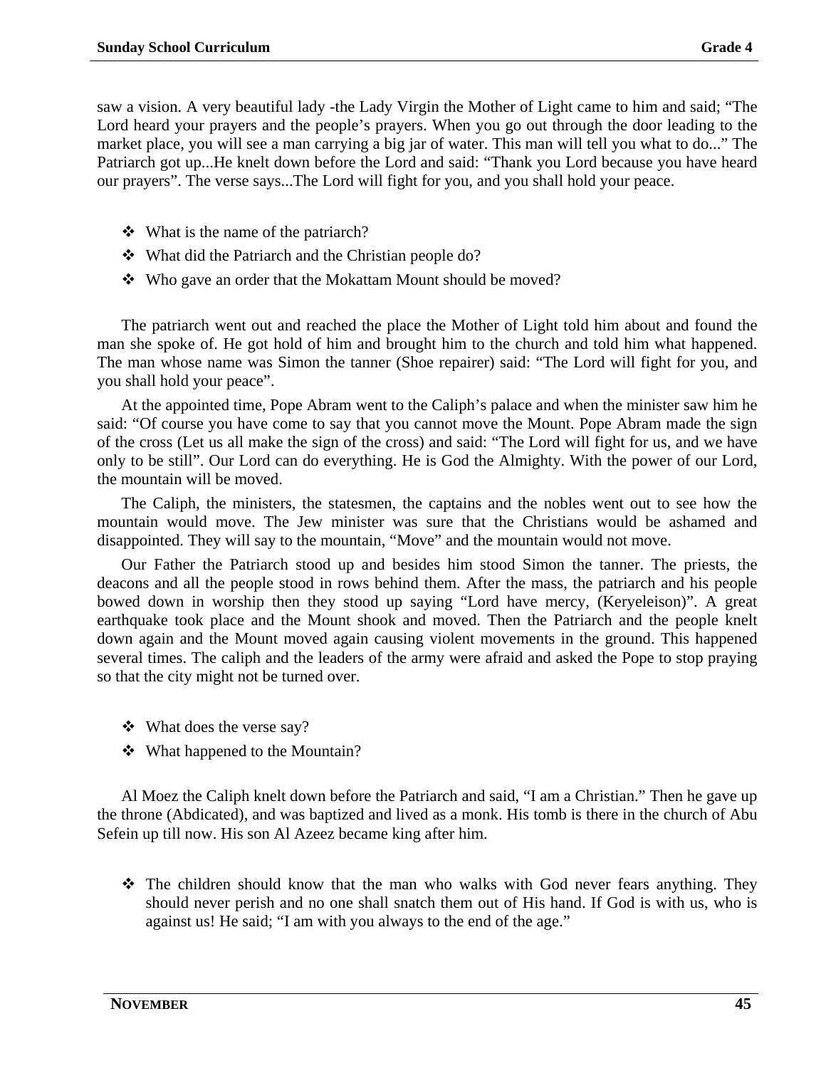saw a vision. A very beautiful lady -the Lady Virgin the Mother of Light came to him and said; "The Lord heard your prayers and the people's prayers. When you go out through the door leading to the market place, you will see a man carrying a big jar of water. This man will tell you what to do..." The Patriarch got up...He knelt down before the Lord and said: "Thank you Lord because you have heard our prayers". The verse says...The Lord will fight for you, and you shall hold your peace.

- ❖ What is the name of the patriarch?
- ❖ What did the Patriarch and the Christian people do?
- ❖ Who gave an order that the Mokattam Mount should be moved?

The patriarch went out and reached the place the Mother of Light told him about and found the man she spoke of. He got hold of him and brought him to the church and told him what happened. The man whose name was Simon the tanner (Shoe repairer) said: "The Lord will fight for you, and you shall hold your peace".

At the appointed time, Pope Abram went to the Caliph's palace and when the minister saw him he said: "Of course you have come to say that you cannot move the Mount. Pope Abram made the sign of the cross (Let us all make the sign of the cross) and said: "The Lord will fight for us, and we have only to be still". Our Lord can do everything. He is God the Almighty. With the power of our Lord, the mountain will be moved.

The Caliph, the ministers, the statesmen, the captains and the nobles went out to see how the mountain would move. The Jew minister was sure that the Christians would be ashamed and disappointed. They will say to the mountain, "Move" and the mountain would not move.

Our Father the Patriarch stood up and besides him stood Simon the tanner. The priests, the deacons and all the people stood in rows behind them. After the mass, the patriarch and his people bowed down in worship then they stood up saying "Lord have mercy, (Keryeleison)". A great earthquake took place and the Mount shook and moved. Then the Patriarch and the people knelt down again and the Mount moved again causing violent movements in the ground. This happened several times. The caliph and the leaders of the army were afraid and asked the Pope to stop praying so that the city might not be turned over.

- ❖ What does the verse say?
- ❖ What happened to the Mountain?

Al Moez the Caliph knelt down before the Patriarch and said, "I am a Christian." Then he gave up the throne (Abdicated), and was baptized and lived as a monk. His tomb is there in the church of Abu Sefein up till now. His son Al Azeez became king after him.

- ❖ The children should know that the man who walks with God never fears anything. They should never perish and no one shall snatch them out of His hand. If God is with us, who is against us! He said; "I am with you always to the end of the age."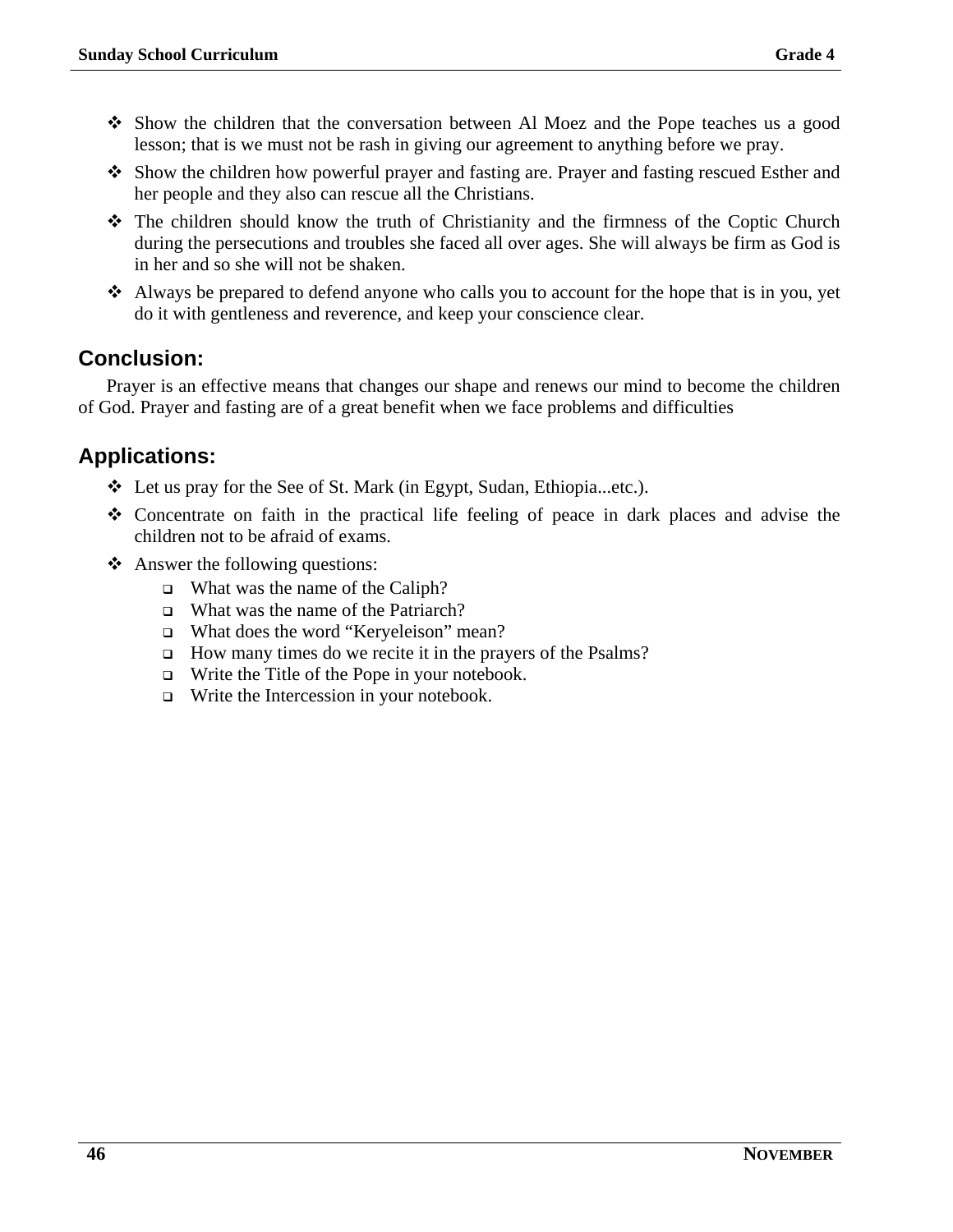- Show the children that the conversation between Al Moez and the Pope teaches us a good lesson; that is we must not be rash in giving our agreement to anything before we pray.
- Show the children how powerful prayer and fasting are. Prayer and fasting rescued Esther and her people and they also can rescue all the Christians.
- The children should know the truth of Christianity and the firmness of the Coptic Church during the persecutions and troubles she faced all over ages. She will always be firm as God is in her and so she will not be shaken.
- Always be prepared to defend anyone who calls you to account for the hope that is in you, yet do it with gentleness and reverence, and keep your conscience clear.

## Conclusion:

Prayer is an effective means that changes our shape and renews our mind to become the children of God. Prayer and fasting are of a great benefit when we face problems and difficulties

## Applications:

- Let us pray for the See of St. Mark (in Egypt, Sudan, Ethiopia...etc.).
- Concentrate on faith in the practical life feeling of peace in dark places and advise the children not to be afraid of exams.
- Answer the following questions:
  - What was the name of the Caliph?
  - What was the name of the Patriarch?
  - What does the word “Keryeleison” mean?
  - How many times do we recite it in the prayers of the Psalms?
  - Write the Title of the Pope in your notebook.
  - Write the Intercession in your notebook.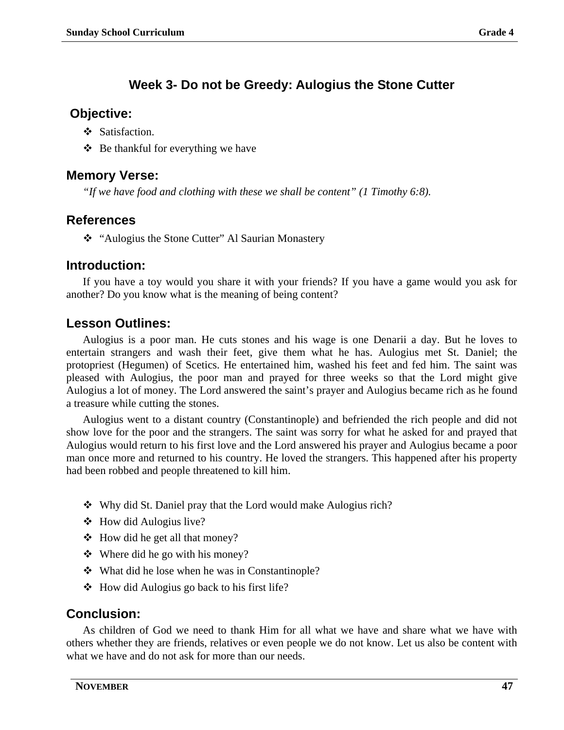## Week 3- Do not be Greedy: Aulogius the Stone Cutter

### Objective:

- Satisfaction.
- Be thankful for everything we have

### Memory Verse:

*"If we have food and clothing with these we shall be content" (1 Timothy 6:8).*

### References

- "Aulogius the Stone Cutter" Al Saurian Monastery

### Introduction:

If you have a toy would you share it with your friends? If you have a game would you ask for another? Do you know what is the meaning of being content?

### Lesson Outlines:

Aulogius is a poor man. He cuts stones and his wage is one Denarii a day. But he loves to entertain strangers and wash their feet, give them what he has. Aulogius met St. Daniel; the protopriest (Hegumen) of Scetics. He entertained him, washed his feet and fed him. The saint was pleased with Aulogius, the poor man and prayed for three weeks so that the Lord might give Aulogius a lot of money. The Lord answered the saint's prayer and Aulogius became rich as he found a treasure while cutting the stones.

Aulogius went to a distant country (Constantinople) and befriended the rich people and did not show love for the poor and the strangers. The saint was sorry for what he asked for and prayed that Aulogius would return to his first love and the Lord answered his prayer and Aulogius became a poor man once more and returned to his country. He loved the strangers. This happened after his property had been robbed and people threatened to kill him.

- Why did St. Daniel pray that the Lord would make Aulogius rich?
- How did Aulogius live?
- How did he get all that money?
- Where did he go with his money?
- What did he lose when he was in Constantinople?
- How did Aulogius go back to his first life?

### Conclusion:

As children of God we need to thank Him for all what we have and share what we have with others whether they are friends, relatives or even people we do not know. Let us also be content with what we have and do not ask for more than our needs.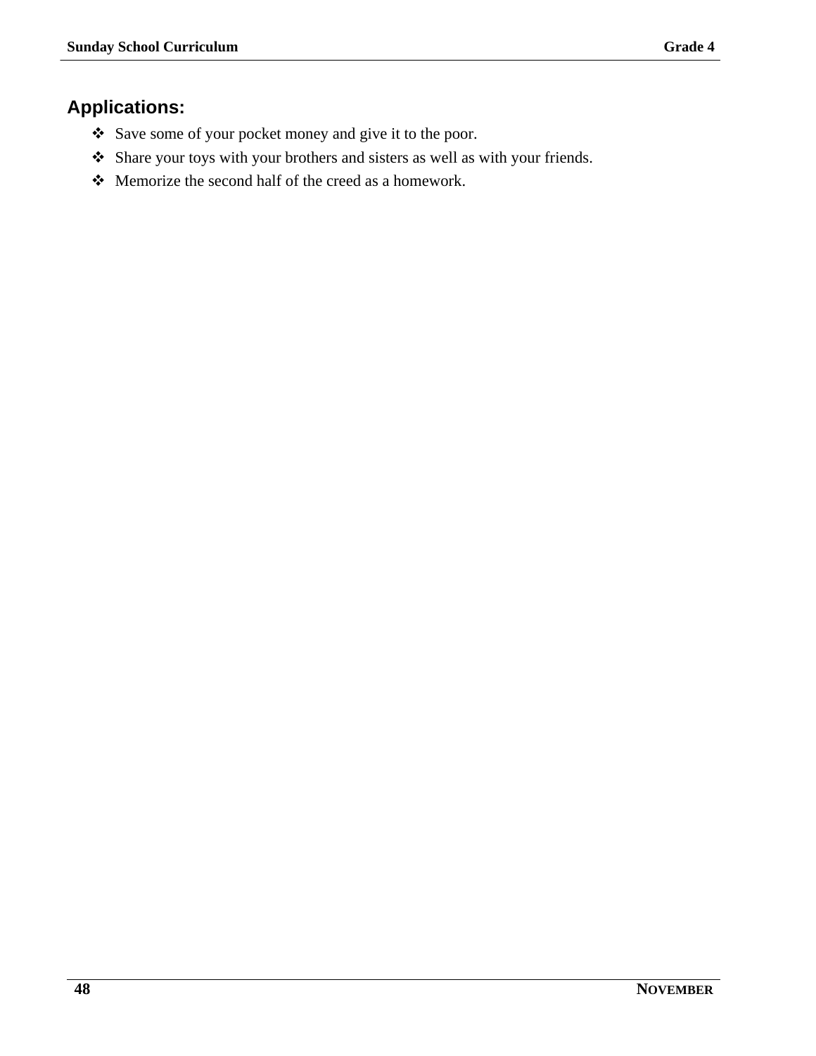## Applications:

- Save some of your pocket money and give it to the poor.
- Share your toys with your brothers and sisters as well as with your friends.
- Memorize the second half of the creed as a homework.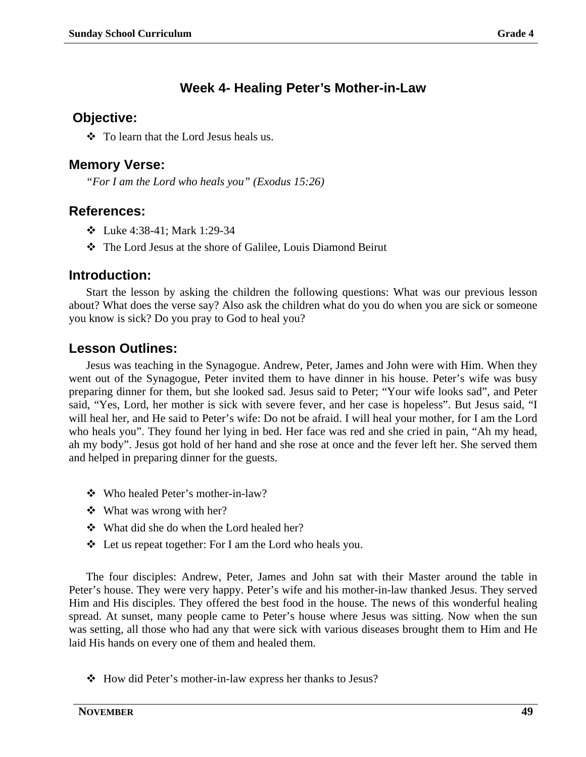## Week 4- Healing Peter's Mother-in-Law

### Objective:

- ❖ To learn that the Lord Jesus heals us.

### Memory Verse:

*"For I am the Lord who heals you" (Exodus 15:26)*

### References:

- ❖ Luke 4:38-41; Mark 1:29-34
- ❖ The Lord Jesus at the shore of Galilee, Louis Diamond Beirut

### Introduction:

Start the lesson by asking the children the following questions: What was our previous lesson about? What does the verse say? Also ask the children what do you do when you are sick or someone you know is sick? Do you pray to God to heal you?

### Lesson Outlines:

Jesus was teaching in the Synagogue. Andrew, Peter, James and John were with Him. When they went out of the Synagogue, Peter invited them to have dinner in his house. Peter's wife was busy preparing dinner for them, but she looked sad. Jesus said to Peter; "Your wife looks sad", and Peter said, "Yes, Lord, her mother is sick with severe fever, and her case is hopeless". But Jesus said, "I will heal her, and He said to Peter's wife: Do not be afraid. I will heal your mother, for I am the Lord who heals you". They found her lying in bed. Her face was red and she cried in pain, "Ah my head, ah my body". Jesus got hold of her hand and she rose at once and the fever left her. She served them and helped in preparing dinner for the guests.

- ❖ Who healed Peter's mother-in-law?
- ❖ What was wrong with her?
- ❖ What did she do when the Lord healed her?
- ❖ Let us repeat together: For I am the Lord who heals you.

The four disciples: Andrew, Peter, James and John sat with their Master around the table in Peter's house. They were very happy. Peter's wife and his mother-in-law thanked Jesus. They served Him and His disciples. They offered the best food in the house. The news of this wonderful healing spread. At sunset, many people came to Peter's house where Jesus was sitting. Now when the sun was setting, all those who had any that were sick with various diseases brought them to Him and He laid His hands on every one of them and healed them.

- ❖ How did Peter's mother-in-law express her thanks to Jesus?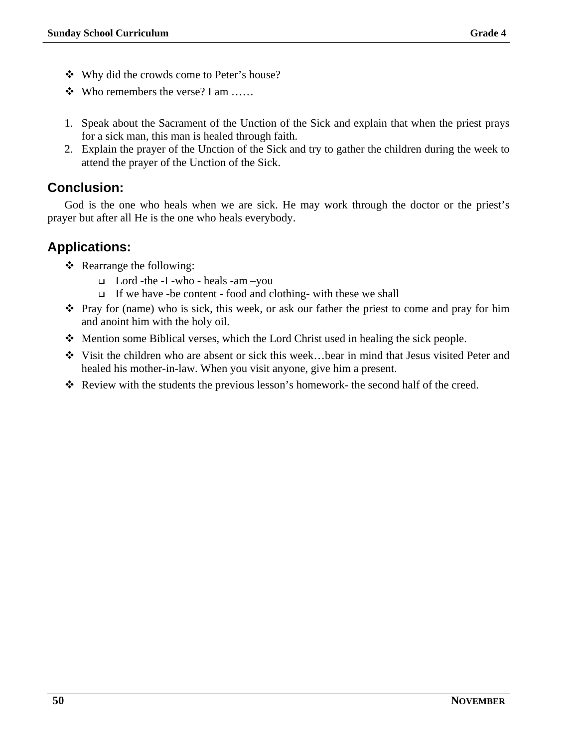- Why did the crowds come to Peter's house?
- Who remembers the verse? I am ……

1. Speak about the Sacrament of the Unction of the Sick and explain that when the priest prays for a sick man, this man is healed through faith.
2. Explain the prayer of the Unction of the Sick and try to gather the children during the week to attend the prayer of the Unction of the Sick.

## Conclusion:

God is the one who heals when we are sick. He may work through the doctor or the priest's prayer but after all He is the one who heals everybody.

## Applications:

- Rearrange the following:
  - Lord -the -I -who - heals -am –you
  - If we have -be content - food and clothing- with these we shall
- Pray for (name) who is sick, this week, or ask our father the priest to come and pray for him and anoint him with the holy oil.
- Mention some Biblical verses, which the Lord Christ used in healing the sick people.
- Visit the children who are absent or sick this week…bear in mind that Jesus visited Peter and healed his mother-in-law. When you visit anyone, give him a present.
- Review with the students the previous lesson's homework- the second half of the creed.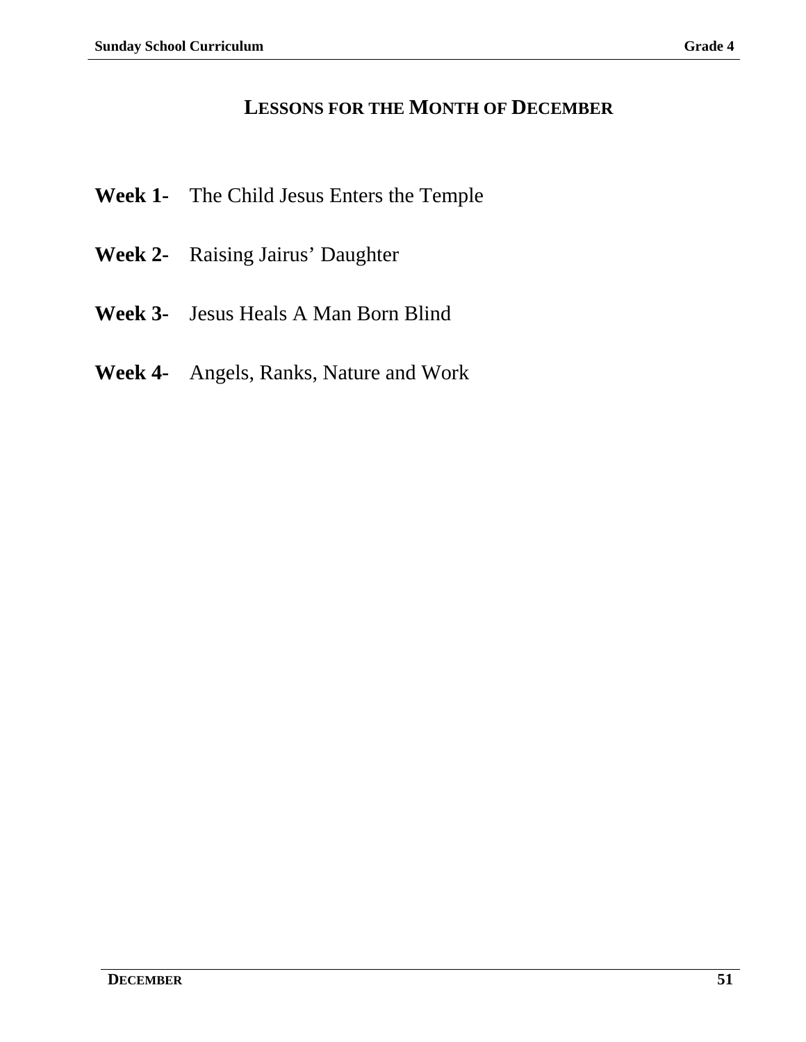# Lessons for the Month of December

**Week 1-** The Child Jesus Enters the Temple

**Week 2-** Raising Jairus' Daughter

**Week 3-** Jesus Heals A Man Born Blind

**Week 4-** Angels, Ranks, Nature and Work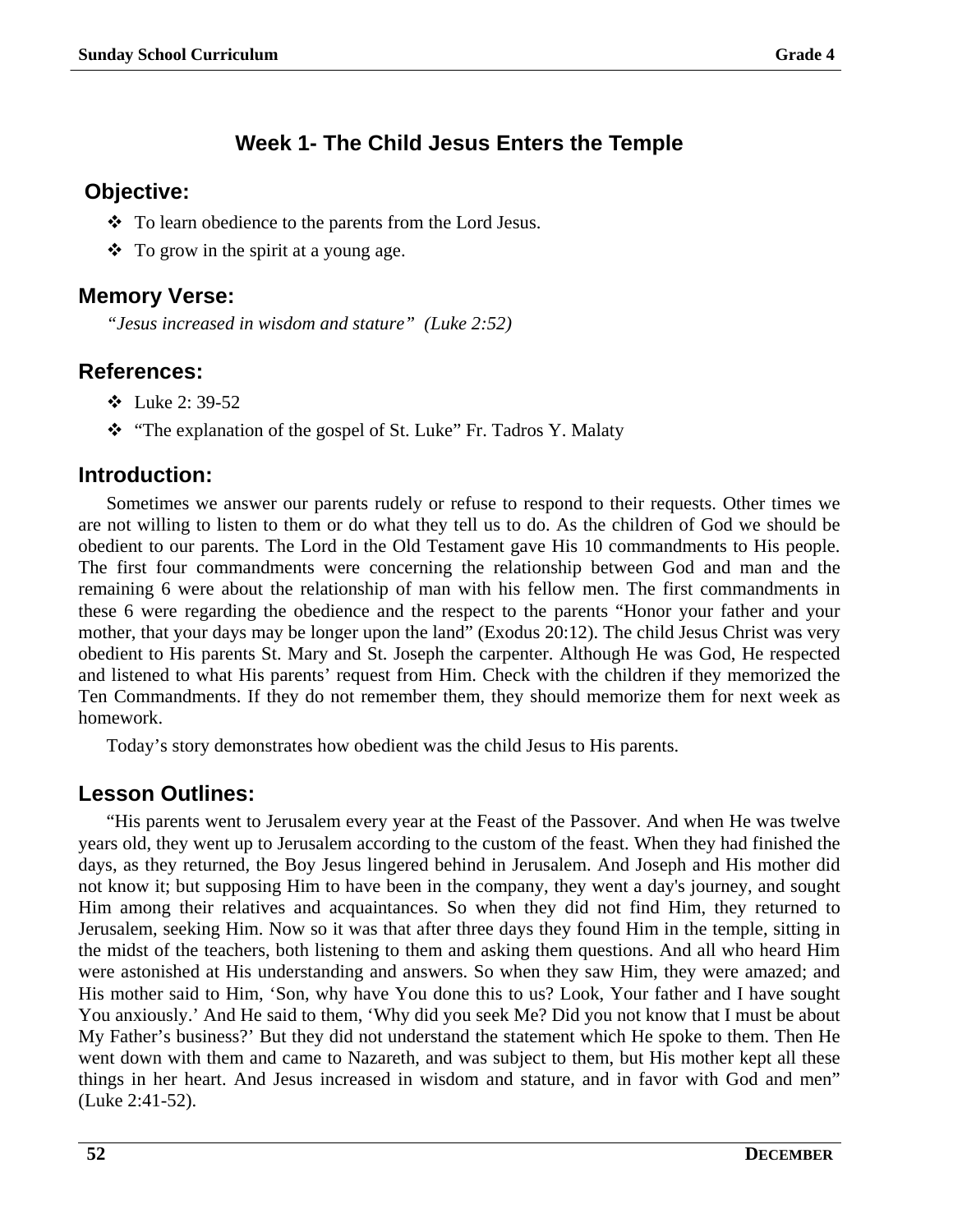## Week 1- The Child Jesus Enters the Temple

### Objective:

- To learn obedience to the parents from the Lord Jesus.
- To grow in the spirit at a young age.

### Memory Verse:

*"Jesus increased in wisdom and stature" (Luke 2:52)*

### References:

- Luke 2: 39-52
- "The explanation of the gospel of St. Luke" Fr. Tadros Y. Malaty

### Introduction:

Sometimes we answer our parents rudely or refuse to respond to their requests. Other times we are not willing to listen to them or do what they tell us to do. As the children of God we should be obedient to our parents. The Lord in the Old Testament gave His 10 commandments to His people. The first four commandments were concerning the relationship between God and man and the remaining 6 were about the relationship of man with his fellow men. The first commandments in these 6 were regarding the obedience and the respect to the parents "Honor your father and your mother, that your days may be longer upon the land" (Exodus 20:12). The child Jesus Christ was very obedient to His parents St. Mary and St. Joseph the carpenter. Although He was God, He respected and listened to what His parents' request from Him. Check with the children if they memorized the Ten Commandments. If they do not remember them, they should memorize them for next week as homework.

Today's story demonstrates how obedient was the child Jesus to His parents.

### Lesson Outlines:

"His parents went to Jerusalem every year at the Feast of the Passover. And when He was twelve years old, they went up to Jerusalem according to the custom of the feast. When they had finished the days, as they returned, the Boy Jesus lingered behind in Jerusalem. And Joseph and His mother did not know it; but supposing Him to have been in the company, they went a day's journey, and sought Him among their relatives and acquaintances. So when they did not find Him, they returned to Jerusalem, seeking Him. Now so it was that after three days they found Him in the temple, sitting in the midst of the teachers, both listening to them and asking them questions. And all who heard Him were astonished at His understanding and answers. So when they saw Him, they were amazed; and His mother said to Him, 'Son, why have You done this to us? Look, Your father and I have sought You anxiously.' And He said to them, 'Why did you seek Me? Did you not know that I must be about My Father's business?' But they did not understand the statement which He spoke to them. Then He went down with them and came to Nazareth, and was subject to them, but His mother kept all these things in her heart. And Jesus increased in wisdom and stature, and in favor with God and men" (Luke 2:41-52).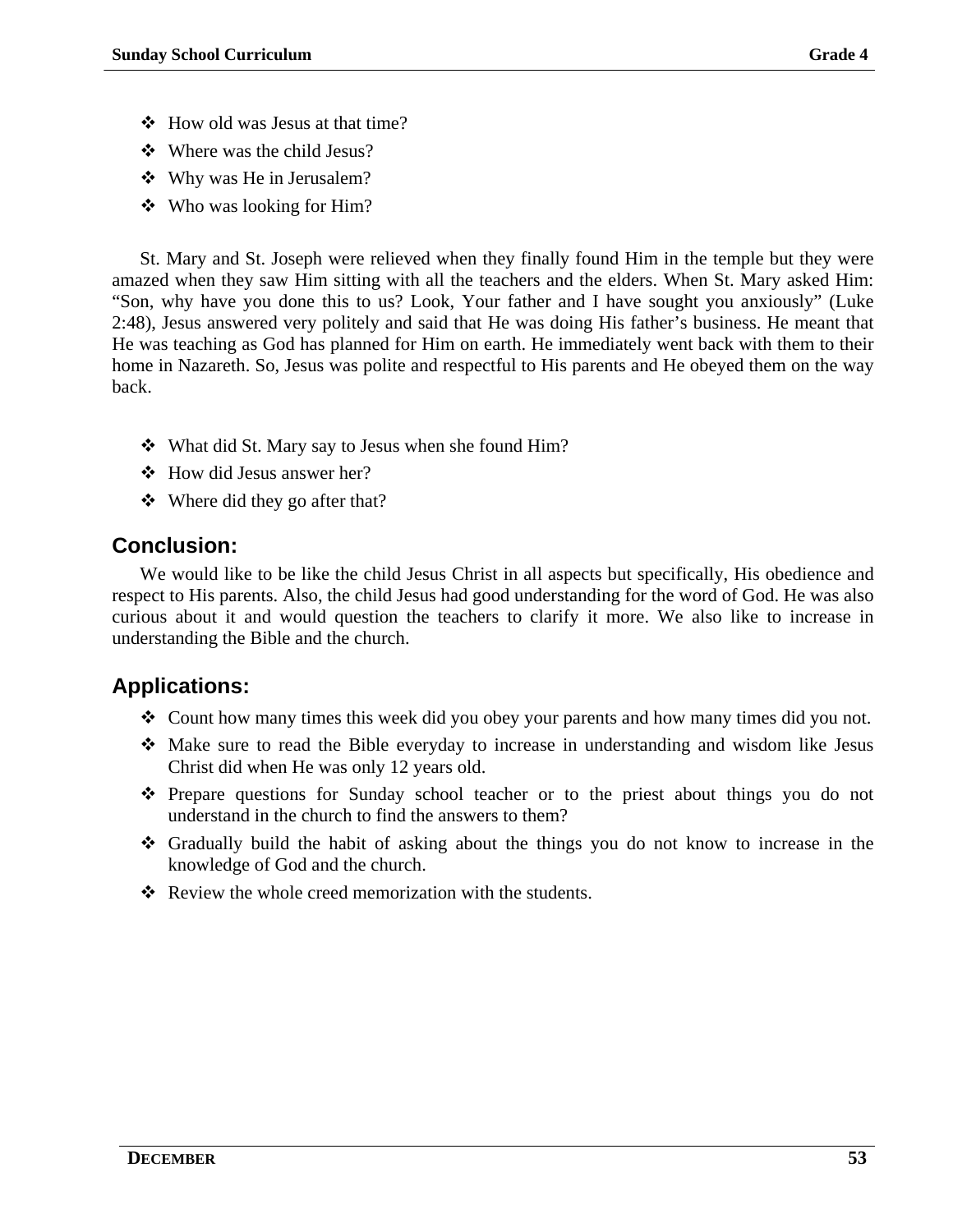- How old was Jesus at that time?
- Where was the child Jesus?
- Why was He in Jerusalem?
- Who was looking for Him?

St. Mary and St. Joseph were relieved when they finally found Him in the temple but they were amazed when they saw Him sitting with all the teachers and the elders. When St. Mary asked Him: "Son, why have you done this to us? Look, Your father and I have sought you anxiously" (Luke 2:48), Jesus answered very politely and said that He was doing His father's business. He meant that He was teaching as God has planned for Him on earth. He immediately went back with them to their home in Nazareth. So, Jesus was polite and respectful to His parents and He obeyed them on the way back.

- What did St. Mary say to Jesus when she found Him?
- How did Jesus answer her?
- Where did they go after that?

## Conclusion:

We would like to be like the child Jesus Christ in all aspects but specifically, His obedience and respect to His parents. Also, the child Jesus had good understanding for the word of God. He was also curious about it and would question the teachers to clarify it more. We also like to increase in understanding the Bible and the church.

## Applications:

- Count how many times this week did you obey your parents and how many times did you not.
- Make sure to read the Bible everyday to increase in understanding and wisdom like Jesus Christ did when He was only 12 years old.
- Prepare questions for Sunday school teacher or to the priest about things you do not understand in the church to find the answers to them?
- Gradually build the habit of asking about the things you do not know to increase in the knowledge of God and the church.
- Review the whole creed memorization with the students.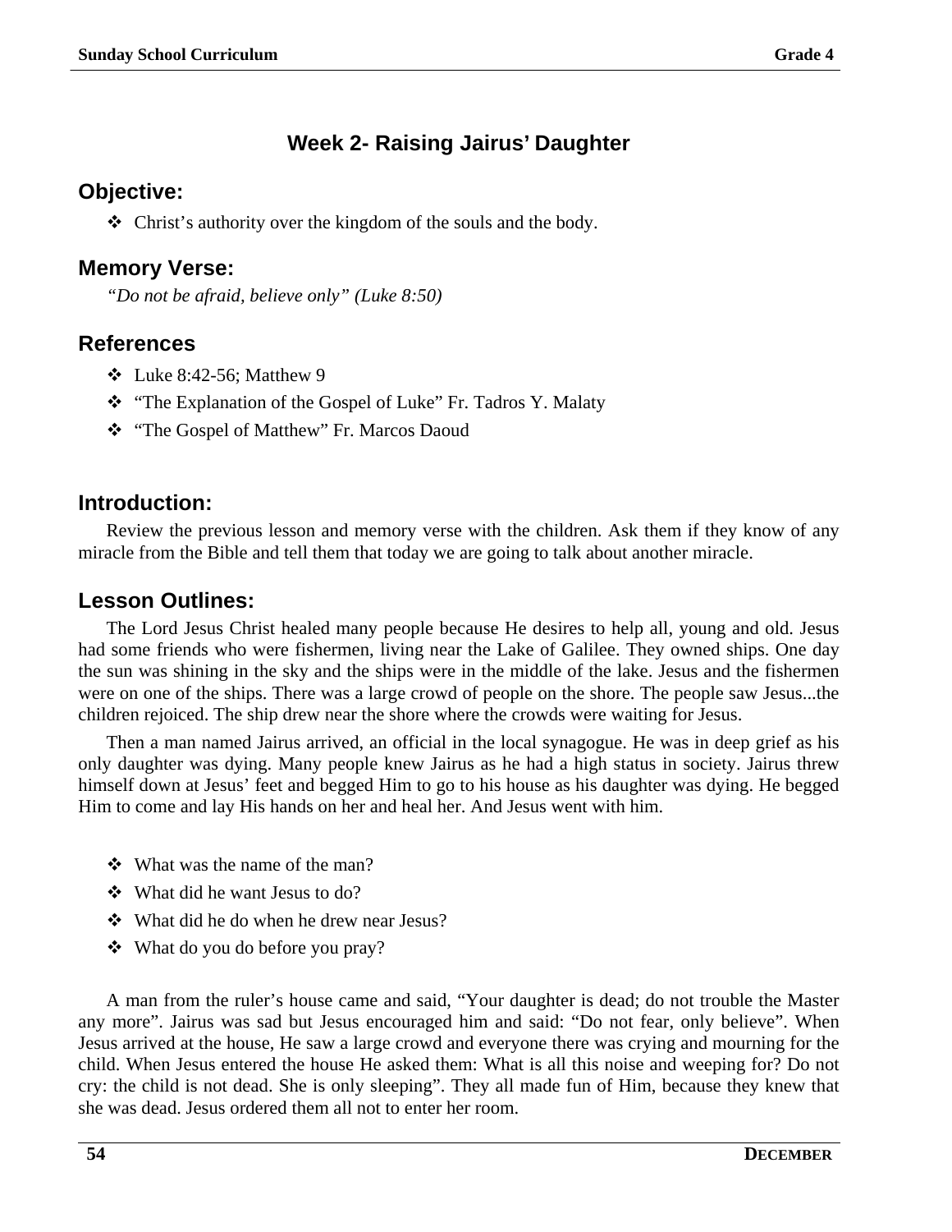## Week 2- Raising Jairus' Daughter

### Objective:

- Christ's authority over the kingdom of the souls and the body.

### Memory Verse:

*"Do not be afraid, believe only" (Luke 8:50)*

### References

- Luke 8:42-56; Matthew 9
- "The Explanation of the Gospel of Luke" Fr. Tadros Y. Malaty
- "The Gospel of Matthew" Fr. Marcos Daoud

### Introduction:

Review the previous lesson and memory verse with the children. Ask them if they know of any miracle from the Bible and tell them that today we are going to talk about another miracle.

### Lesson Outlines:

The Lord Jesus Christ healed many people because He desires to help all, young and old. Jesus had some friends who were fishermen, living near the Lake of Galilee. They owned ships. One day the sun was shining in the sky and the ships were in the middle of the lake. Jesus and the fishermen were on one of the ships. There was a large crowd of people on the shore. The people saw Jesus...the children rejoiced. The ship drew near the shore where the crowds were waiting for Jesus.

Then a man named Jairus arrived, an official in the local synagogue. He was in deep grief as his only daughter was dying. Many people knew Jairus as he had a high status in society. Jairus threw himself down at Jesus' feet and begged Him to go to his house as his daughter was dying. He begged Him to come and lay His hands on her and heal her. And Jesus went with him.

- What was the name of the man?
- What did he want Jesus to do?
- What did he do when he drew near Jesus?
- What do you do before you pray?

A man from the ruler's house came and said, "Your daughter is dead; do not trouble the Master any more". Jairus was sad but Jesus encouraged him and said: "Do not fear, only believe". When Jesus arrived at the house, He saw a large crowd and everyone there was crying and mourning for the child. When Jesus entered the house He asked them: What is all this noise and weeping for? Do not cry: the child is not dead. She is only sleeping". They all made fun of Him, because they knew that she was dead. Jesus ordered them all not to enter her room.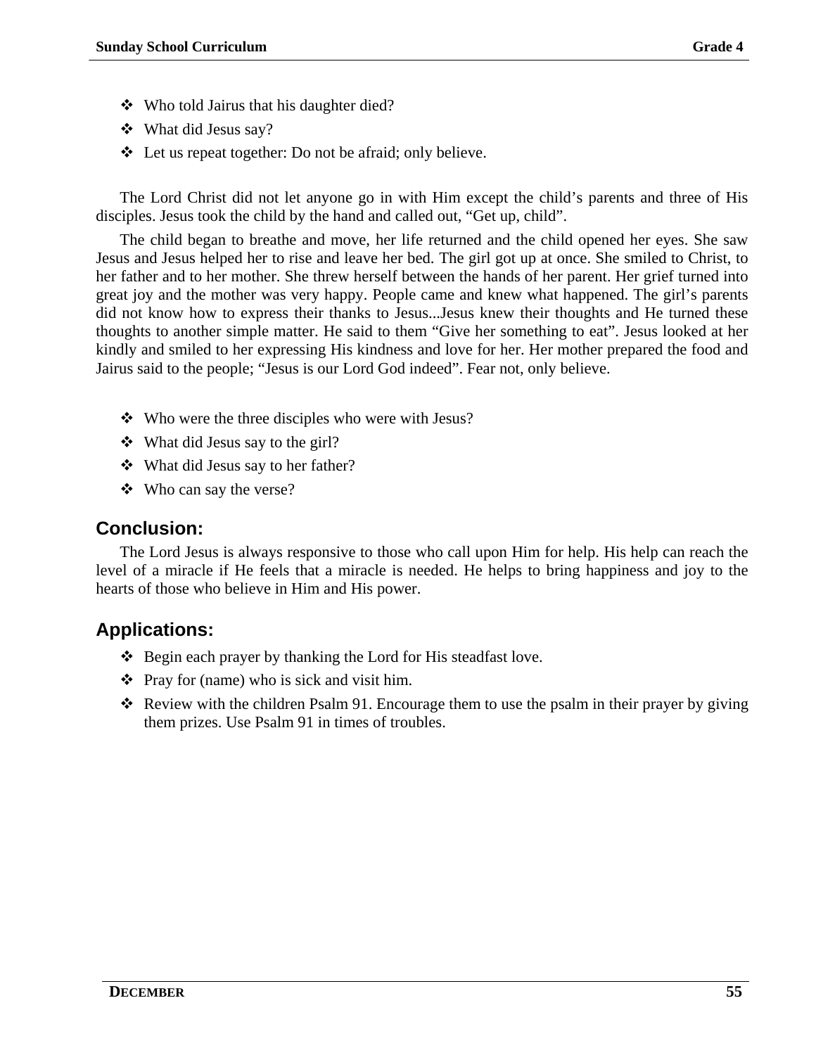- Who told Jairus that his daughter died?
- What did Jesus say?
- Let us repeat together: Do not be afraid; only believe.

The Lord Christ did not let anyone go in with Him except the child's parents and three of His disciples. Jesus took the child by the hand and called out, "Get up, child".

The child began to breathe and move, her life returned and the child opened her eyes. She saw Jesus and Jesus helped her to rise and leave her bed. The girl got up at once. She smiled to Christ, to her father and to her mother. She threw herself between the hands of her parent. Her grief turned into great joy and the mother was very happy. People came and knew what happened. The girl's parents did not know how to express their thanks to Jesus...Jesus knew their thoughts and He turned these thoughts to another simple matter. He said to them "Give her something to eat". Jesus looked at her kindly and smiled to her expressing His kindness and love for her. Her mother prepared the food and Jairus said to the people; "Jesus is our Lord God indeed". Fear not, only believe.

- Who were the three disciples who were with Jesus?
- What did Jesus say to the girl?
- What did Jesus say to her father?
- Who can say the verse?

## Conclusion:

The Lord Jesus is always responsive to those who call upon Him for help. His help can reach the level of a miracle if He feels that a miracle is needed. He helps to bring happiness and joy to the hearts of those who believe in Him and His power.

## Applications:

- Begin each prayer by thanking the Lord for His steadfast love.
- Pray for (name) who is sick and visit him.
- Review with the children Psalm 91. Encourage them to use the psalm in their prayer by giving them prizes. Use Psalm 91 in times of troubles.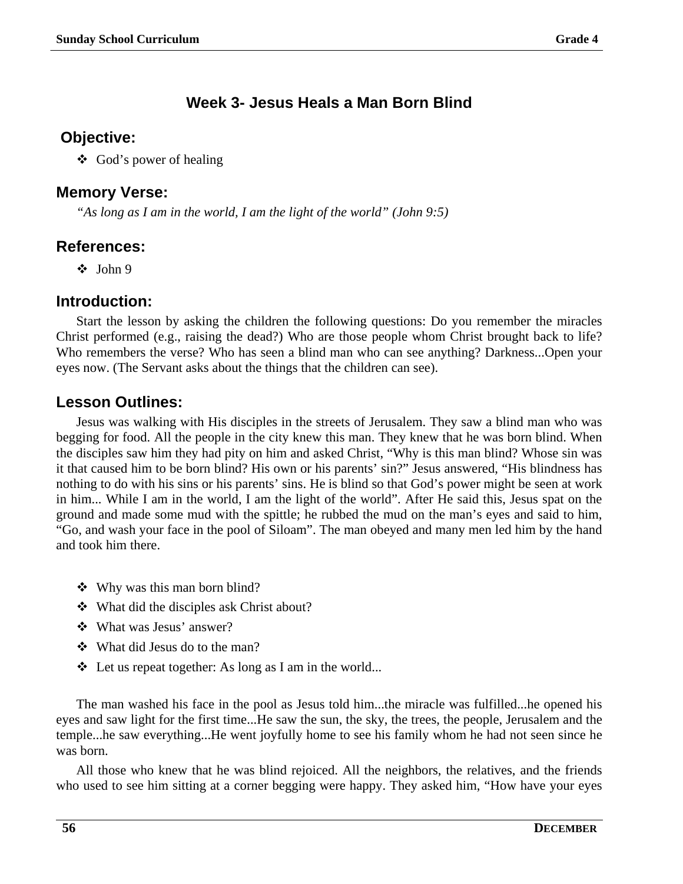## Week 3- Jesus Heals a Man Born Blind

### Objective:

- God's power of healing

### Memory Verse:

*"As long as I am in the world, I am the light of the world" (John 9:5)*

### References:

- John 9

### Introduction:

Start the lesson by asking the children the following questions: Do you remember the miracles Christ performed (e.g., raising the dead?) Who are those people whom Christ brought back to life? Who remembers the verse? Who has seen a blind man who can see anything? Darkness...Open your eyes now. (The Servant asks about the things that the children can see).

### Lesson Outlines:

Jesus was walking with His disciples in the streets of Jerusalem. They saw a blind man who was begging for food. All the people in the city knew this man. They knew that he was born blind. When the disciples saw him they had pity on him and asked Christ, "Why is this man blind? Whose sin was it that caused him to be born blind? His own or his parents' sin?" Jesus answered, "His blindness has nothing to do with his sins or his parents' sins. He is blind so that God's power might be seen at work in him... While I am in the world, I am the light of the world". After He said this, Jesus spat on the ground and made some mud with the spittle; he rubbed the mud on the man's eyes and said to him, "Go, and wash your face in the pool of Siloam". The man obeyed and many men led him by the hand and took him there.

- Why was this man born blind?
- What did the disciples ask Christ about?
- What was Jesus' answer?
- What did Jesus do to the man?
- Let us repeat together: As long as I am in the world...

The man washed his face in the pool as Jesus told him...the miracle was fulfilled...he opened his eyes and saw light for the first time...He saw the sun, the sky, the trees, the people, Jerusalem and the temple...he saw everything...He went joyfully home to see his family whom he had not seen since he was born.

All those who knew that he was blind rejoiced. All the neighbors, the relatives, and the friends who used to see him sitting at a corner begging were happy. They asked him, "How have your eyes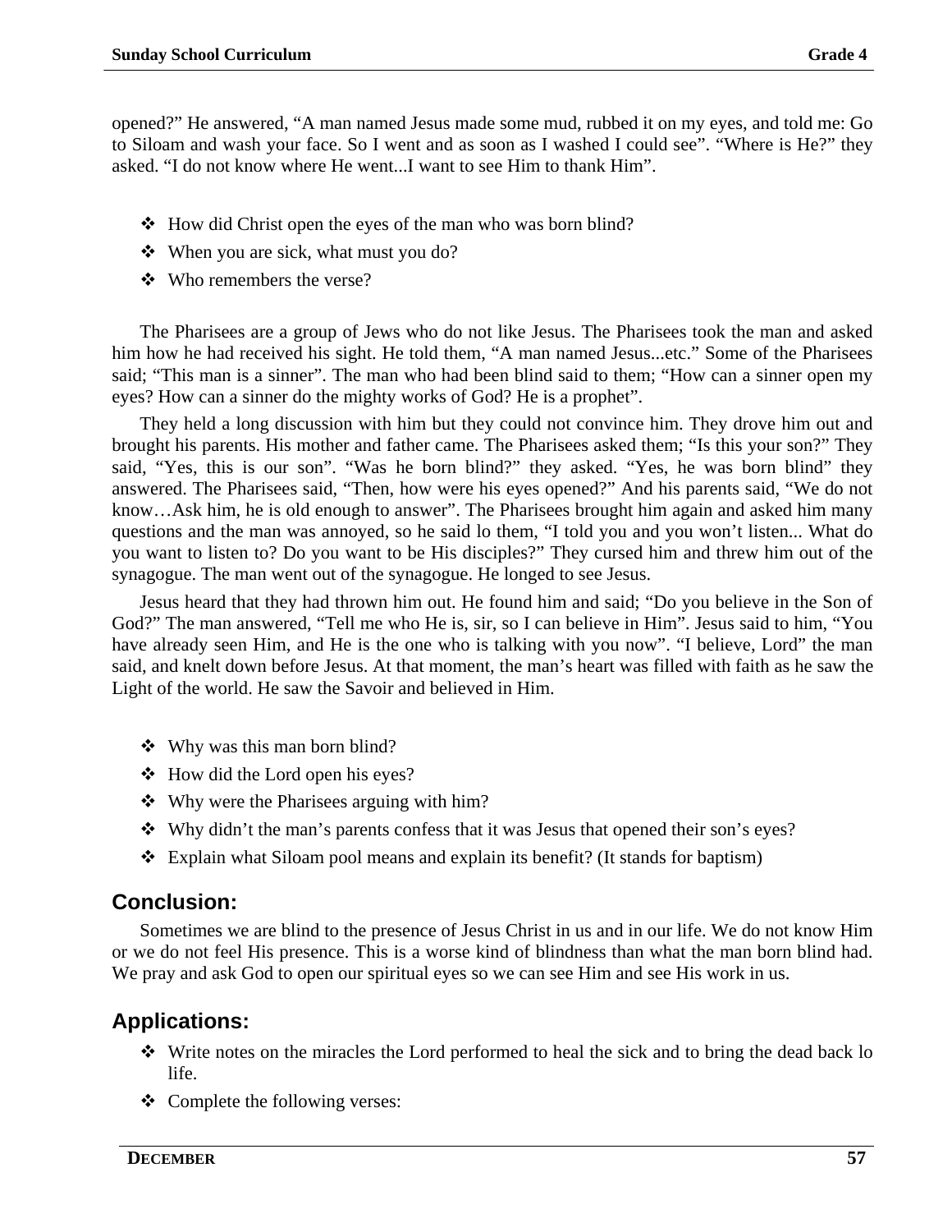opened?" He answered, "A man named Jesus made some mud, rubbed it on my eyes, and told me: Go to Siloam and wash your face. So I went and as soon as I washed I could see". "Where is He?" they asked. "I do not know where He went...I want to see Him to thank Him".

- How did Christ open the eyes of the man who was born blind?
- When you are sick, what must you do?
- Who remembers the verse?

The Pharisees are a group of Jews who do not like Jesus. The Pharisees took the man and asked him how he had received his sight. He told them, "A man named Jesus...etc." Some of the Pharisees said; "This man is a sinner". The man who had been blind said to them; "How can a sinner open my eyes? How can a sinner do the mighty works of God? He is a prophet".

They held a long discussion with him but they could not convince him. They drove him out and brought his parents. His mother and father came. The Pharisees asked them; "Is this your son?" They said, "Yes, this is our son". "Was he born blind?" they asked. "Yes, he was born blind" they answered. The Pharisees said, "Then, how were his eyes opened?" And his parents said, "We do not know…Ask him, he is old enough to answer". The Pharisees brought him again and asked him many questions and the man was annoyed, so he said lo them, "I told you and you won't listen... What do you want to listen to? Do you want to be His disciples?" They cursed him and threw him out of the synagogue. The man went out of the synagogue. He longed to see Jesus.

Jesus heard that they had thrown him out. He found him and said; "Do you believe in the Son of God?" The man answered, "Tell me who He is, sir, so I can believe in Him". Jesus said to him, "You have already seen Him, and He is the one who is talking with you now". "I believe, Lord" the man said, and knelt down before Jesus. At that moment, the man's heart was filled with faith as he saw the Light of the world. He saw the Savoir and believed in Him.

- Why was this man born blind?
- How did the Lord open his eyes?
- Why were the Pharisees arguing with him?
- Why didn't the man's parents confess that it was Jesus that opened their son's eyes?
- Explain what Siloam pool means and explain its benefit? (It stands for baptism)

## Conclusion:

Sometimes we are blind to the presence of Jesus Christ in us and in our life. We do not know Him or we do not feel His presence. This is a worse kind of blindness than what the man born blind had. We pray and ask God to open our spiritual eyes so we can see Him and see His work in us.

## Applications:

- Write notes on the miracles the Lord performed to heal the sick and to bring the dead back lo life.
- Complete the following verses: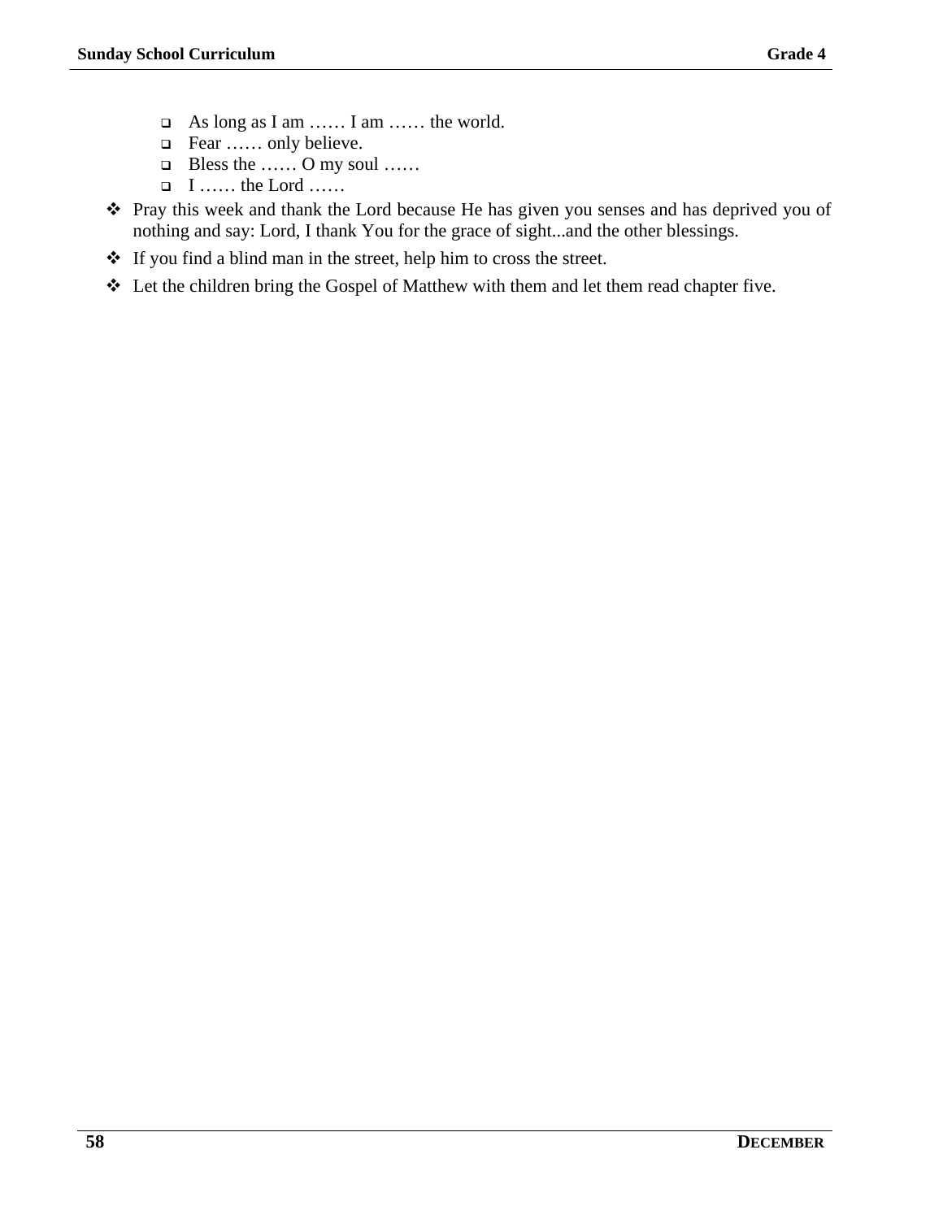- As long as I am …… I am …… the world.
    - Fear …… only believe.
    - Bless the …… O my soul ……
    - I …… the Lord ……

- Pray this week and thank the Lord because He has given you senses and has deprived you of nothing and say: Lord, I thank You for the grace of sight...and the other blessings.
- If you find a blind man in the street, help him to cross the street.
- Let the children bring the Gospel of Matthew with them and let them read chapter five.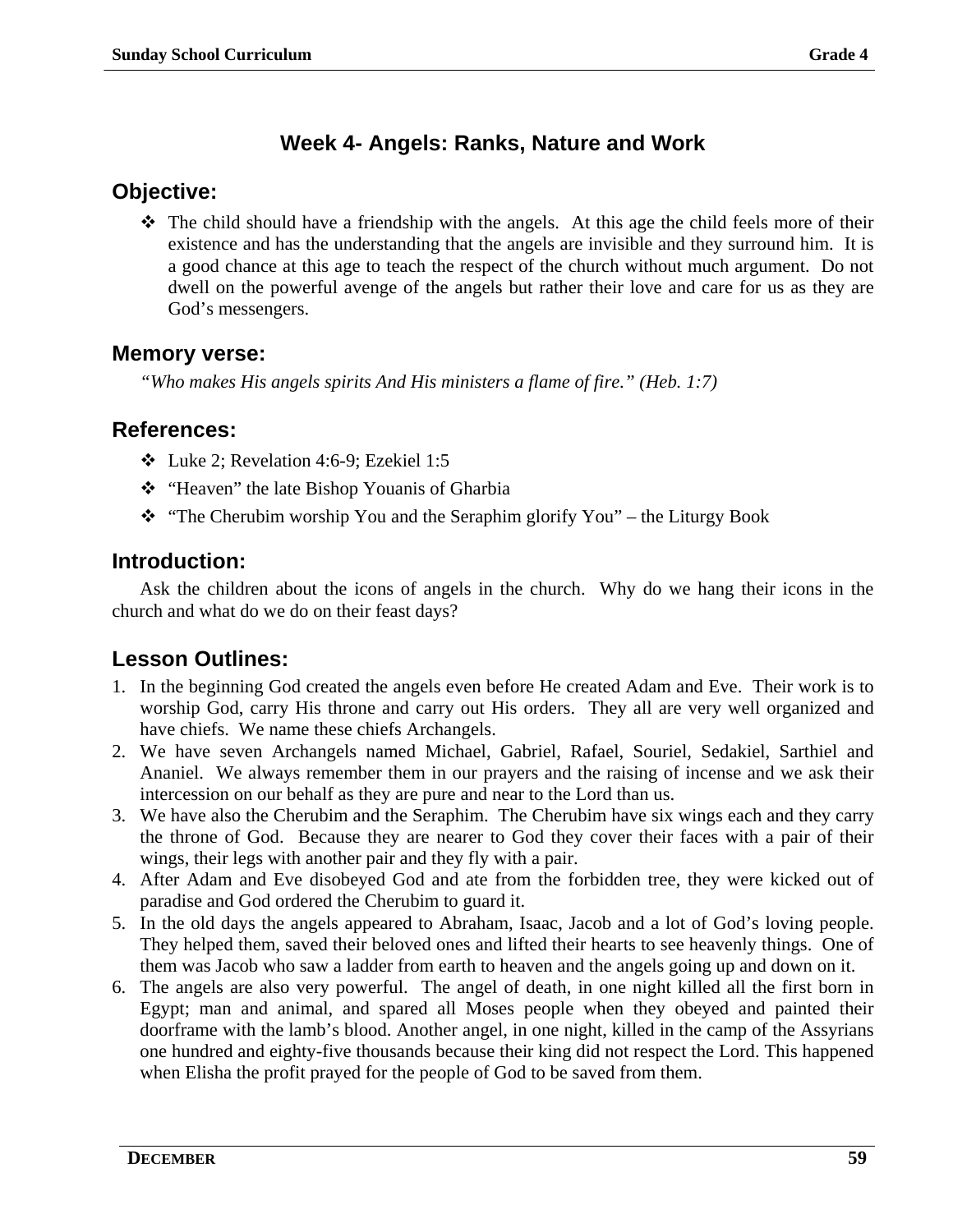## Week 4- Angels: Ranks, Nature and Work

### Objective:

- The child should have a friendship with the angels. At this age the child feels more of their existence and has the understanding that the angels are invisible and they surround him. It is a good chance at this age to teach the respect of the church without much argument. Do not dwell on the powerful avenge of the angels but rather their love and care for us as they are God's messengers.

### Memory verse:

*"Who makes His angels spirits And His ministers a flame of fire." (Heb. 1:7)*

### References:

- Luke 2; Revelation 4:6-9; Ezekiel 1:5
- "Heaven" the late Bishop Youanis of Gharbia
- "The Cherubim worship You and the Seraphim glorify You" – the Liturgy Book

### Introduction:

Ask the children about the icons of angels in the church. Why do we hang their icons in the church and what do we do on their feast days?

### Lesson Outlines:

1. In the beginning God created the angels even before He created Adam and Eve. Their work is to worship God, carry His throne and carry out His orders. They all are very well organized and have chiefs. We name these chiefs Archangels.
2. We have seven Archangels named Michael, Gabriel, Rafael, Souriel, Sedakiel, Sarthiel and Ananiel. We always remember them in our prayers and the raising of incense and we ask their intercession on our behalf as they are pure and near to the Lord than us.
3. We have also the Cherubim and the Seraphim. The Cherubim have six wings each and they carry the throne of God. Because they are nearer to God they cover their faces with a pair of their wings, their legs with another pair and they fly with a pair.
4. After Adam and Eve disobeyed God and ate from the forbidden tree, they were kicked out of paradise and God ordered the Cherubim to guard it.
5. In the old days the angels appeared to Abraham, Isaac, Jacob and a lot of God's loving people. They helped them, saved their beloved ones and lifted their hearts to see heavenly things. One of them was Jacob who saw a ladder from earth to heaven and the angels going up and down on it.
6. The angels are also very powerful. The angel of death, in one night killed all the first born in Egypt; man and animal, and spared all Moses people when they obeyed and painted their doorframe with the lamb's blood. Another angel, in one night, killed in the camp of the Assyrians one hundred and eighty-five thousands because their king did not respect the Lord. This happened when Elisha the profit prayed for the people of God to be saved from them.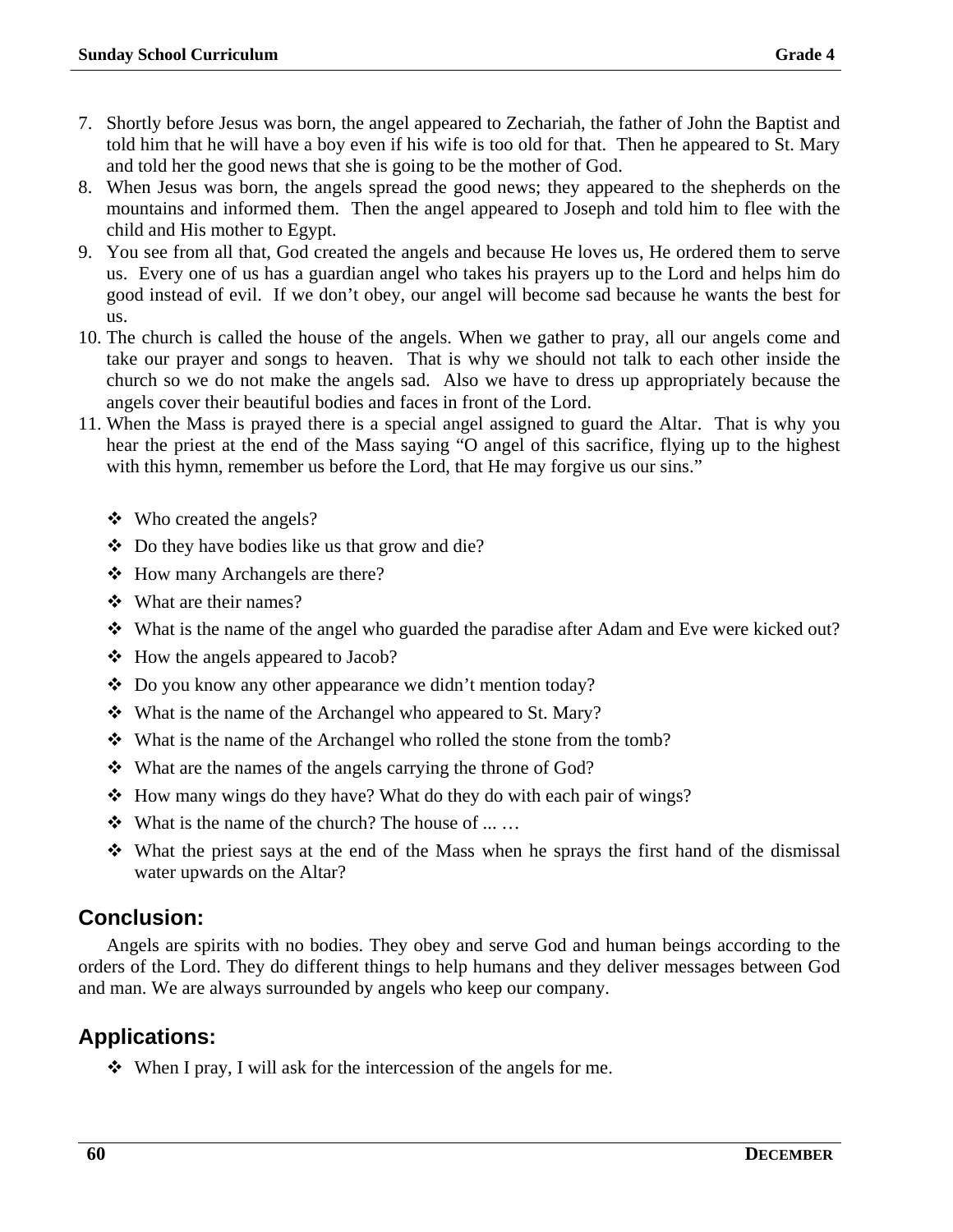7. Shortly before Jesus was born, the angel appeared to Zechariah, the father of John the Baptist and told him that he will have a boy even if his wife is too old for that. Then he appeared to St. Mary and told her the good news that she is going to be the mother of God.
8. When Jesus was born, the angels spread the good news; they appeared to the shepherds on the mountains and informed them. Then the angel appeared to Joseph and told him to flee with the child and His mother to Egypt.
9. You see from all that, God created the angels and because He loves us, He ordered them to serve us. Every one of us has a guardian angel who takes his prayers up to the Lord and helps him do good instead of evil. If we don't obey, our angel will become sad because he wants the best for us.
10. The church is called the house of the angels. When we gather to pray, all our angels come and take our prayer and songs to heaven. That is why we should not talk to each other inside the church so we do not make the angels sad. Also we have to dress up appropriately because the angels cover their beautiful bodies and faces in front of the Lord.
11. When the Mass is prayed there is a special angel assigned to guard the Altar. That is why you hear the priest at the end of the Mass saying "O angel of this sacrifice, flying up to the highest with this hymn, remember us before the Lord, that He may forgive us our sins."

- ❖ Who created the angels?
- ❖ Do they have bodies like us that grow and die?
- ❖ How many Archangels are there?
- ❖ What are their names?
- ❖ What is the name of the angel who guarded the paradise after Adam and Eve were kicked out?
- ❖ How the angels appeared to Jacob?
- ❖ Do you know any other appearance we didn't mention today?
- ❖ What is the name of the Archangel who appeared to St. Mary?
- ❖ What is the name of the Archangel who rolled the stone from the tomb?
- ❖ What are the names of the angels carrying the throne of God?
- ❖ How many wings do they have? What do they do with each pair of wings?
- ❖ What is the name of the church? The house of ... …
- ❖ What the priest says at the end of the Mass when he sprays the first hand of the dismissal water upwards on the Altar?

## Conclusion:

Angels are spirits with no bodies. They obey and serve God and human beings according to the orders of the Lord. They do different things to help humans and they deliver messages between God and man. We are always surrounded by angels who keep our company.

## Applications:

- ❖ When I pray, I will ask for the intercession of the angels for me.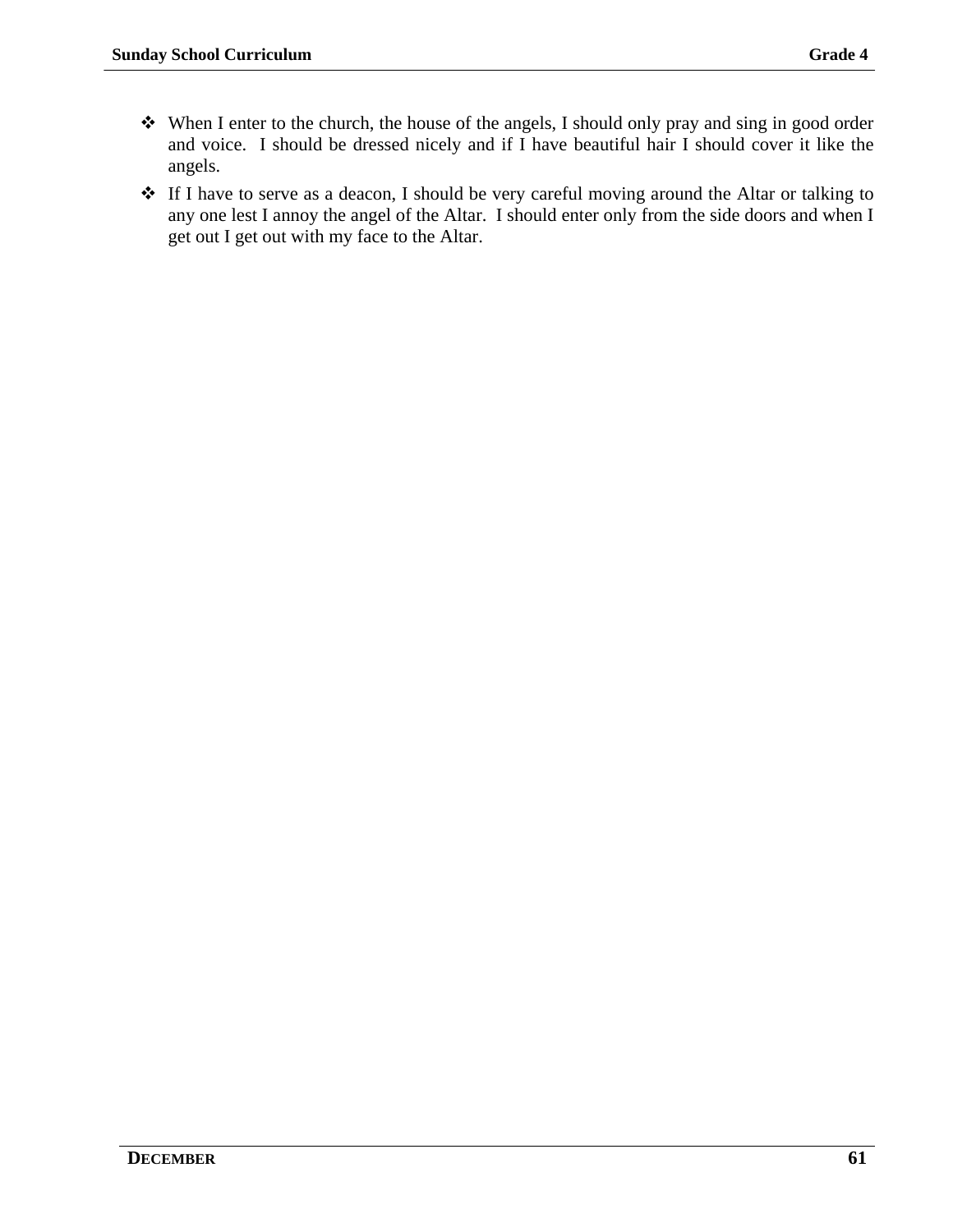- When I enter to the church, the house of the angels, I should only pray and sing in good order and voice. I should be dressed nicely and if I have beautiful hair I should cover it like the angels.
- If I have to serve as a deacon, I should be very careful moving around the Altar or talking to any one lest I annoy the angel of the Altar. I should enter only from the side doors and when I get out I get out with my face to the Altar.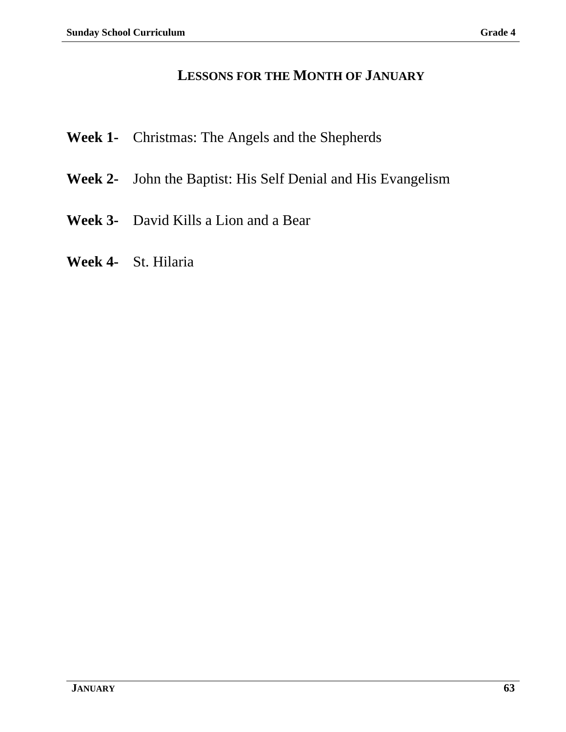# Lessons for the Month of January

**Week 1-** Christmas: The Angels and the Shepherds

**Week 2-** John the Baptist: His Self Denial and His Evangelism

**Week 3-** David Kills a Lion and a Bear

**Week 4-** St. Hilaria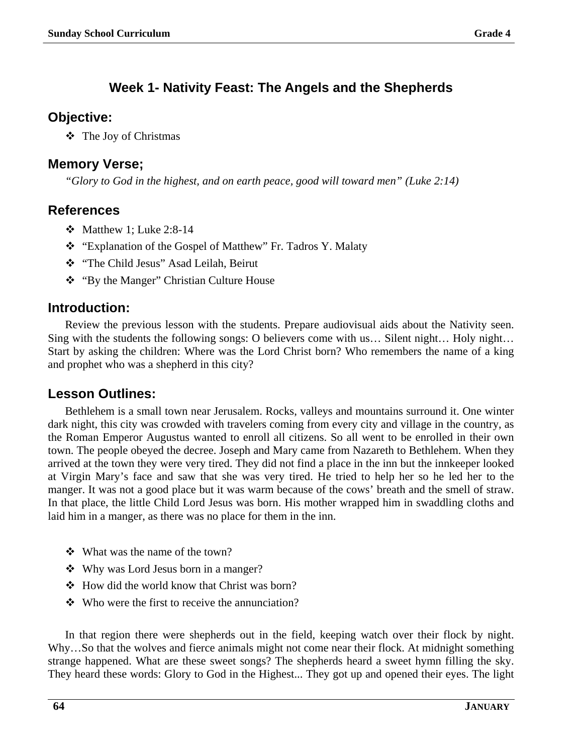## Week 1- Nativity Feast: The Angels and the Shepherds

### Objective:

- The Joy of Christmas

### Memory Verse;

*"Glory to God in the highest, and on earth peace, good will toward men" (Luke 2:14)*

### References

- Matthew 1; Luke 2:8-14
- "Explanation of the Gospel of Matthew" Fr. Tadros Y. Malaty
- "The Child Jesus" Asad Leilah, Beirut
- "By the Manger" Christian Culture House

### Introduction:

Review the previous lesson with the students. Prepare audiovisual aids about the Nativity seen. Sing with the students the following songs: O believers come with us… Silent night… Holy night… Start by asking the children: Where was the Lord Christ born? Who remembers the name of a king and prophet who was a shepherd in this city?

### Lesson Outlines:

Bethlehem is a small town near Jerusalem. Rocks, valleys and mountains surround it. One winter dark night, this city was crowded with travelers coming from every city and village in the country, as the Roman Emperor Augustus wanted to enroll all citizens. So all went to be enrolled in their own town. The people obeyed the decree. Joseph and Mary came from Nazareth to Bethlehem. When they arrived at the town they were very tired. They did not find a place in the inn but the innkeeper looked at Virgin Mary's face and saw that she was very tired. He tried to help her so he led her to the manger. It was not a good place but it was warm because of the cows' breath and the smell of straw. In that place, the little Child Lord Jesus was born. His mother wrapped him in swaddling cloths and laid him in a manger, as there was no place for them in the inn.

- What was the name of the town?
- Why was Lord Jesus born in a manger?
- How did the world know that Christ was born?
- Who were the first to receive the annunciation?

In that region there were shepherds out in the field, keeping watch over their flock by night. Why…So that the wolves and fierce animals might not come near their flock. At midnight something strange happened. What are these sweet songs? The shepherds heard a sweet hymn filling the sky. They heard these words: Glory to God in the Highest... They got up and opened their eyes. The light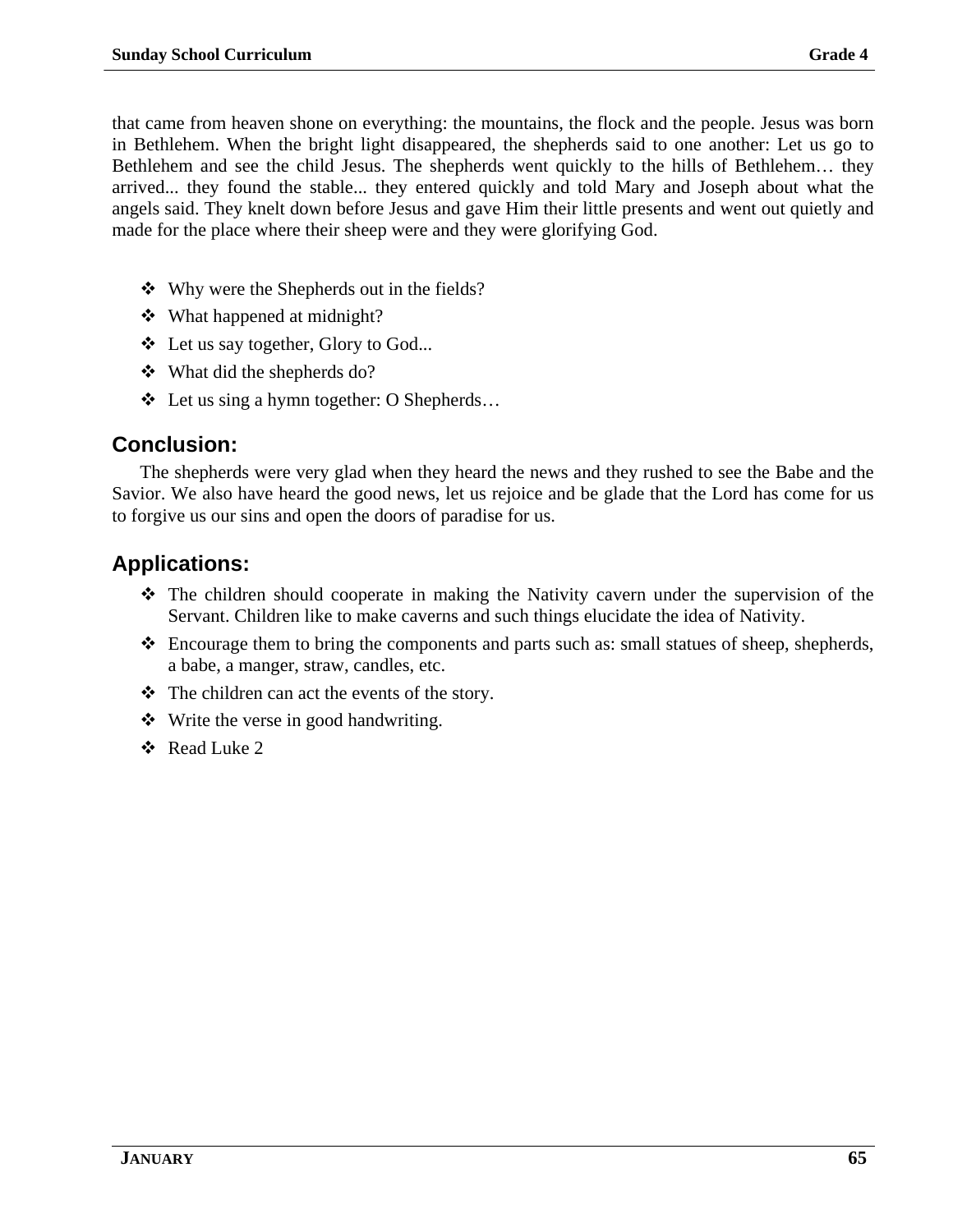that came from heaven shone on everything: the mountains, the flock and the people. Jesus was born in Bethlehem. When the bright light disappeared, the shepherds said to one another: Let us go to Bethlehem and see the child Jesus. The shepherds went quickly to the hills of Bethlehem… they arrived... they found the stable... they entered quickly and told Mary and Joseph about what the angels said. They knelt down before Jesus and gave Him their little presents and went out quietly and made for the place where their sheep were and they were glorifying God.

- Why were the Shepherds out in the fields?
- What happened at midnight?
- Let us say together, Glory to God...
- What did the shepherds do?
- Let us sing a hymn together: O Shepherds…

## Conclusion:

The shepherds were very glad when they heard the news and they rushed to see the Babe and the Savior. We also have heard the good news, let us rejoice and be glade that the Lord has come for us to forgive us our sins and open the doors of paradise for us.

## Applications:

- The children should cooperate in making the Nativity cavern under the supervision of the Servant. Children like to make caverns and such things elucidate the idea of Nativity.
- Encourage them to bring the components and parts such as: small statues of sheep, shepherds, a babe, a manger, straw, candles, etc.
- The children can act the events of the story.
- Write the verse in good handwriting.
- Read Luke 2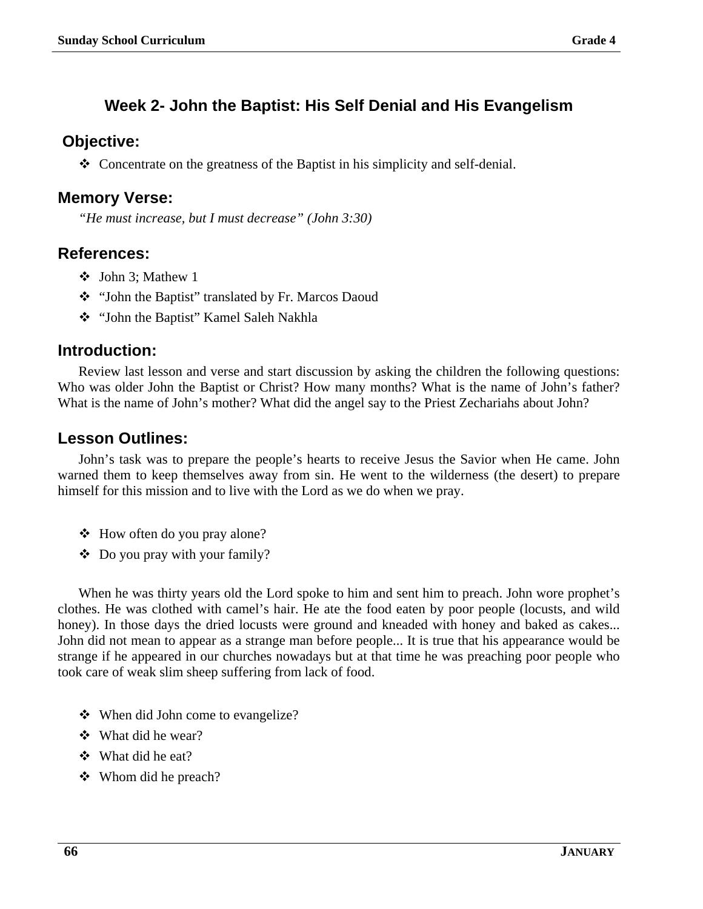## Week 2- John the Baptist: His Self Denial and His Evangelism

### Objective:

- Concentrate on the greatness of the Baptist in his simplicity and self-denial.

### Memory Verse:

*"He must increase, but I must decrease" (John 3:30)*

### References:

- John 3; Mathew 1
- "John the Baptist" translated by Fr. Marcos Daoud
- "John the Baptist" Kamel Saleh Nakhla

### Introduction:

Review last lesson and verse and start discussion by asking the children the following questions: Who was older John the Baptist or Christ? How many months? What is the name of John's father? What is the name of John's mother? What did the angel say to the Priest Zechariahs about John?

### Lesson Outlines:

John's task was to prepare the people's hearts to receive Jesus the Savior when He came. John warned them to keep themselves away from sin. He went to the wilderness (the desert) to prepare himself for this mission and to live with the Lord as we do when we pray.

- How often do you pray alone?
- Do you pray with your family?

When he was thirty years old the Lord spoke to him and sent him to preach. John wore prophet's clothes. He was clothed with camel's hair. He ate the food eaten by poor people (locusts, and wild honey). In those days the dried locusts were ground and kneaded with honey and baked as cakes... John did not mean to appear as a strange man before people... It is true that his appearance would be strange if he appeared in our churches nowadays but at that time he was preaching poor people who took care of weak slim sheep suffering from lack of food.

- When did John come to evangelize?
- What did he wear?
- What did he eat?
- Whom did he preach?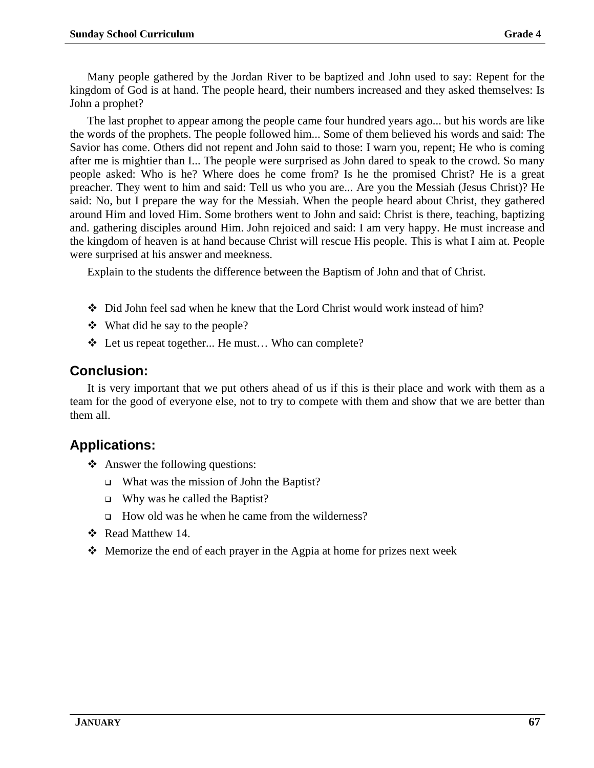Many people gathered by the Jordan River to be baptized and John used to say: Repent for the kingdom of God is at hand. The people heard, their numbers increased and they asked themselves: Is John a prophet?

The last prophet to appear among the people came four hundred years ago... but his words are like the words of the prophets. The people followed him... Some of them believed his words and said: The Savior has come. Others did not repent and John said to those: I warn you, repent; He who is coming after me is mightier than I... The people were surprised as John dared to speak to the crowd. So many people asked: Who is he? Where does he come from? Is he the promised Christ? He is a great preacher. They went to him and said: Tell us who you are... Are you the Messiah (Jesus Christ)? He said: No, but I prepare the way for the Messiah. When the people heard about Christ, they gathered around Him and loved Him. Some brothers went to John and said: Christ is there, teaching, baptizing and. gathering disciples around Him. John rejoiced and said: I am very happy. He must increase and the kingdom of heaven is at hand because Christ will rescue His people. This is what I aim at. People were surprised at his answer and meekness.

Explain to the students the difference between the Baptism of John and that of Christ.

- Did John feel sad when he knew that the Lord Christ would work instead of him?
- What did he say to the people?
- Let us repeat together... He must… Who can complete?

## Conclusion:

It is very important that we put others ahead of us if this is their place and work with them as a team for the good of everyone else, not to try to compete with them and show that we are better than them all.

## Applications:

- Answer the following questions:
  - What was the mission of John the Baptist?
  - Why was he called the Baptist?
  - How old was he when he came from the wilderness?
- Read Matthew 14.
- Memorize the end of each prayer in the Agpia at home for prizes next week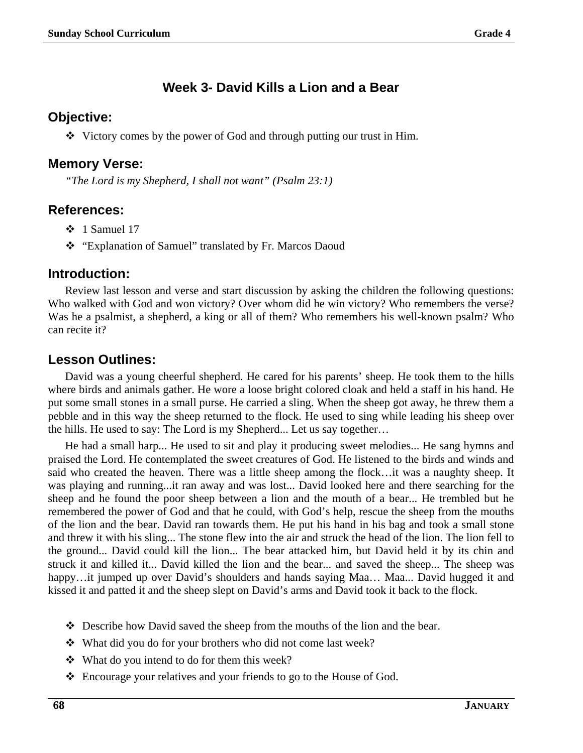## Week 3- David Kills a Lion and a Bear

### Objective:

- ❖ Victory comes by the power of God and through putting our trust in Him.

### Memory Verse:

*“The Lord is my Shepherd, I shall not want” (Psalm 23:1)*

### References:

- ❖ 1 Samuel 17
- ❖ “Explanation of Samuel” translated by Fr. Marcos Daoud

### Introduction:

Review last lesson and verse and start discussion by asking the children the following questions: Who walked with God and won victory? Over whom did he win victory? Who remembers the verse? Was he a psalmist, a shepherd, a king or all of them? Who remembers his well-known psalm? Who can recite it?

### Lesson Outlines:

David was a young cheerful shepherd. He cared for his parents’ sheep. He took them to the hills where birds and animals gather. He wore a loose bright colored cloak and held a staff in his hand. He put some small stones in a small purse. He carried a sling. When the sheep got away, he threw them a pebble and in this way the sheep returned to the flock. He used to sing while leading his sheep over the hills. He used to say: The Lord is my Shepherd... Let us say together…

He had a small harp... He used to sit and play it producing sweet melodies... He sang hymns and praised the Lord. He contemplated the sweet creatures of God. He listened to the birds and winds and said who created the heaven. There was a little sheep among the flock…it was a naughty sheep. It was playing and running...it ran away and was lost... David looked here and there searching for the sheep and he found the poor sheep between a lion and the mouth of a bear... He trembled but he remembered the power of God and that he could, with God’s help, rescue the sheep from the mouths of the lion and the bear. David ran towards them. He put his hand in his bag and took a small stone and threw it with his sling... The stone flew into the air and struck the head of the lion. The lion fell to the ground... David could kill the lion... The bear attacked him, but David held it by its chin and struck it and killed it... David killed the lion and the bear... and saved the sheep... The sheep was happy…it jumped up over David’s shoulders and hands saying Maa… Maa... David hugged it and kissed it and patted it and the sheep slept on David’s arms and David took it back to the flock.

- ❖ Describe how David saved the sheep from the mouths of the lion and the bear.
- ❖ What did you do for your brothers who did not come last week?
- ❖ What do you intend to do for them this week?
- ❖ Encourage your relatives and your friends to go to the House of God.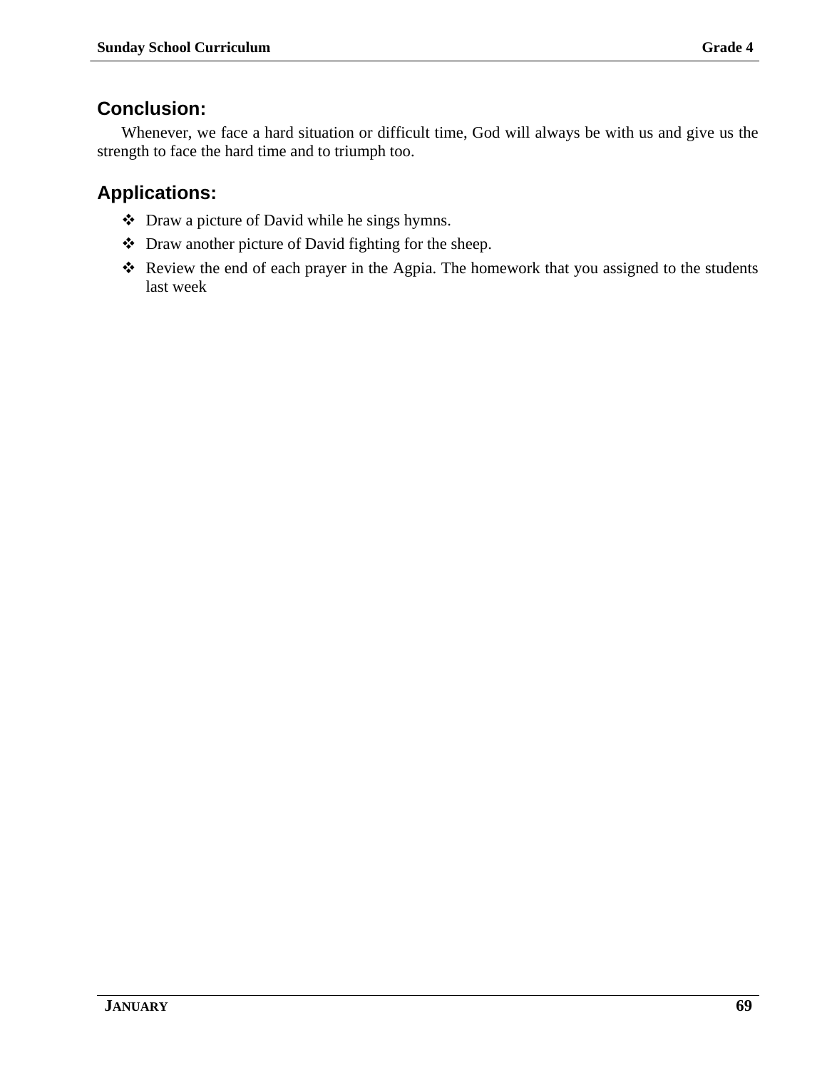## Conclusion:

Whenever, we face a hard situation or difficult time, God will always be with us and give us the strength to face the hard time and to triumph too.

## Applications:

- Draw a picture of David while he sings hymns.
- Draw another picture of David fighting for the sheep.
- Review the end of each prayer in the Agpia. The homework that you assigned to the students last week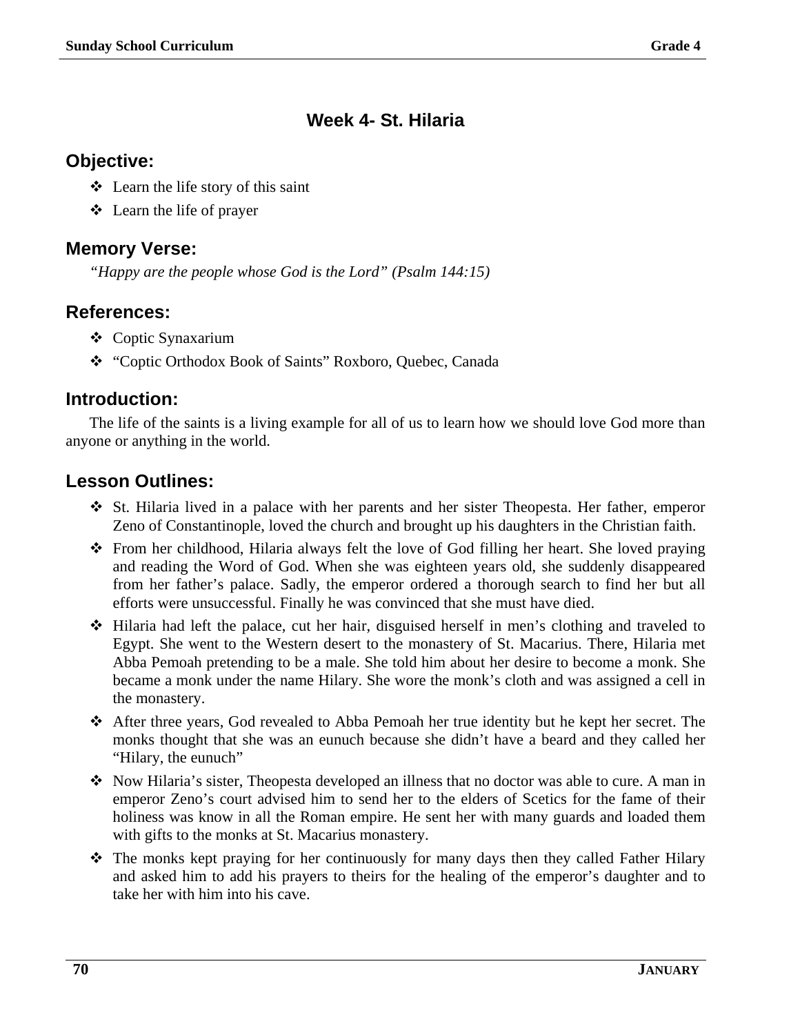## Week 4- St. Hilaria

### Objective:

- ❖ Learn the life story of this saint
- ❖ Learn the life of prayer

### Memory Verse:

*"Happy are the people whose God is the Lord" (Psalm 144:15)*

### References:

- ❖ Coptic Synaxarium
- ❖ "Coptic Orthodox Book of Saints" Roxboro, Quebec, Canada

### Introduction:

The life of the saints is a living example for all of us to learn how we should love God more than anyone or anything in the world.

### Lesson Outlines:

- ❖ St. Hilaria lived in a palace with her parents and her sister Theopesta. Her father, emperor Zeno of Constantinople, loved the church and brought up his daughters in the Christian faith.
- ❖ From her childhood, Hilaria always felt the love of God filling her heart. She loved praying and reading the Word of God. When she was eighteen years old, she suddenly disappeared from her father's palace. Sadly, the emperor ordered a thorough search to find her but all efforts were unsuccessful. Finally he was convinced that she must have died.
- ❖ Hilaria had left the palace, cut her hair, disguised herself in men's clothing and traveled to Egypt. She went to the Western desert to the monastery of St. Macarius. There, Hilaria met Abba Pemoah pretending to be a male. She told him about her desire to become a monk. She became a monk under the name Hilary. She wore the monk's cloth and was assigned a cell in the monastery.
- ❖ After three years, God revealed to Abba Pemoah her true identity but he kept her secret. The monks thought that she was an eunuch because she didn't have a beard and they called her "Hilary, the eunuch"
- ❖ Now Hilaria's sister, Theopesta developed an illness that no doctor was able to cure. A man in emperor Zeno's court advised him to send her to the elders of Scetics for the fame of their holiness was know in all the Roman empire. He sent her with many guards and loaded them with gifts to the monks at St. Macarius monastery.
- ❖ The monks kept praying for her continuously for many days then they called Father Hilary and asked him to add his prayers to theirs for the healing of the emperor's daughter and to take her with him into his cave.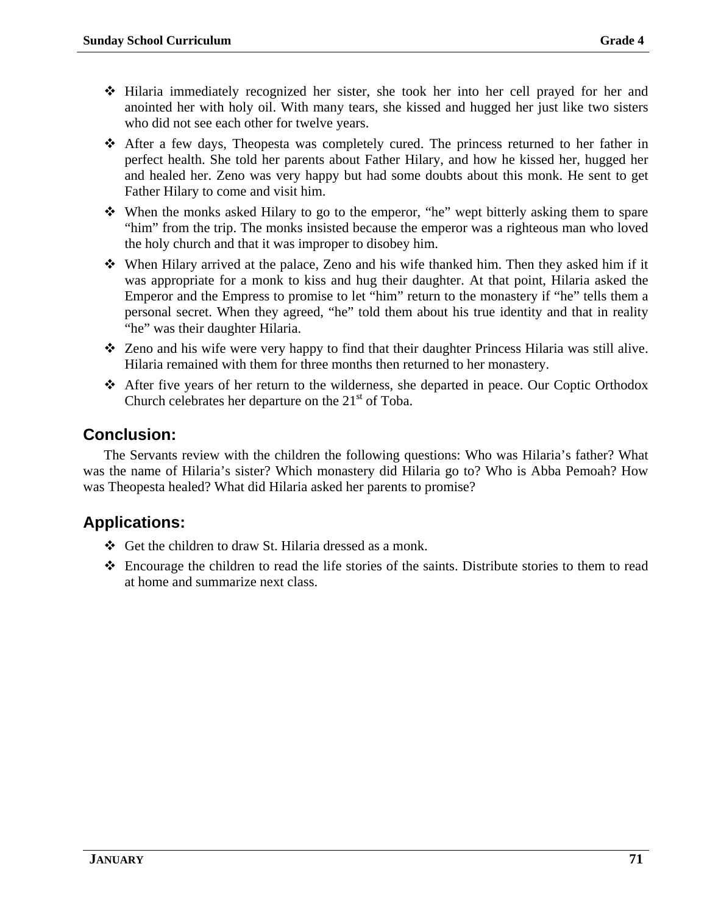- Hilaria immediately recognized her sister, she took her into her cell prayed for her and anointed her with holy oil. With many tears, she kissed and hugged her just like two sisters who did not see each other for twelve years.
- After a few days, Theopesta was completely cured. The princess returned to her father in perfect health. She told her parents about Father Hilary, and how he kissed her, hugged her and healed her. Zeno was very happy but had some doubts about this monk. He sent to get Father Hilary to come and visit him.
- When the monks asked Hilary to go to the emperor, "he" wept bitterly asking them to spare "him" from the trip. The monks insisted because the emperor was a righteous man who loved the holy church and that it was improper to disobey him.
- When Hilary arrived at the palace, Zeno and his wife thanked him. Then they asked him if it was appropriate for a monk to kiss and hug their daughter. At that point, Hilaria asked the Emperor and the Empress to promise to let "him" return to the monastery if "he" tells them a personal secret. When they agreed, "he" told them about his true identity and that in reality "he" was their daughter Hilaria.
- Zeno and his wife were very happy to find that their daughter Princess Hilaria was still alive. Hilaria remained with them for three months then returned to her monastery.
- After five years of her return to the wilderness, she departed in peace. Our Coptic Orthodox Church celebrates her departure on the 21st of Toba.

## Conclusion:

The Servants review with the children the following questions: Who was Hilaria's father? What was the name of Hilaria's sister? Which monastery did Hilaria go to? Who is Abba Pemoah? How was Theopesta healed? What did Hilaria asked her parents to promise?

## Applications:

- Get the children to draw St. Hilaria dressed as a monk.
- Encourage the children to read the life stories of the saints. Distribute stories to them to read at home and summarize next class.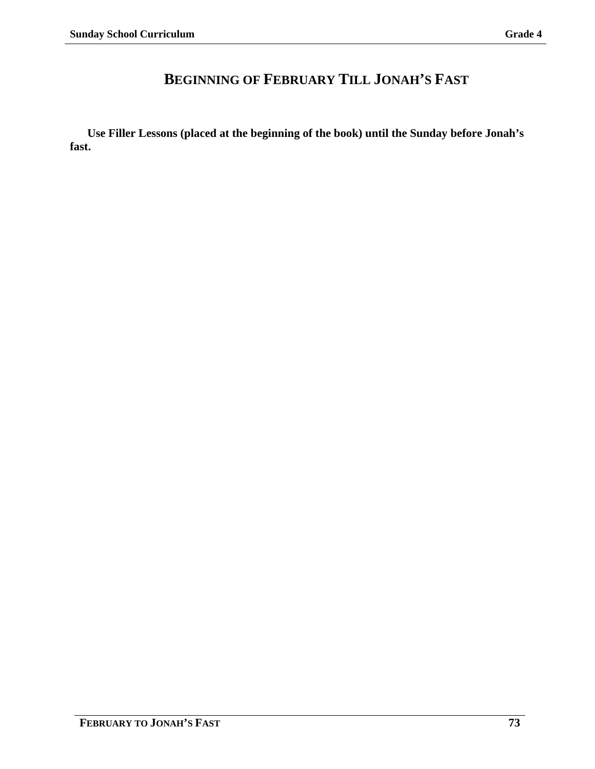# BEGINNING OF FEBRUARY TILL JONAH'S FAST

**Use Filler Lessons (placed at the beginning of the book) until the Sunday before Jonah's fast.**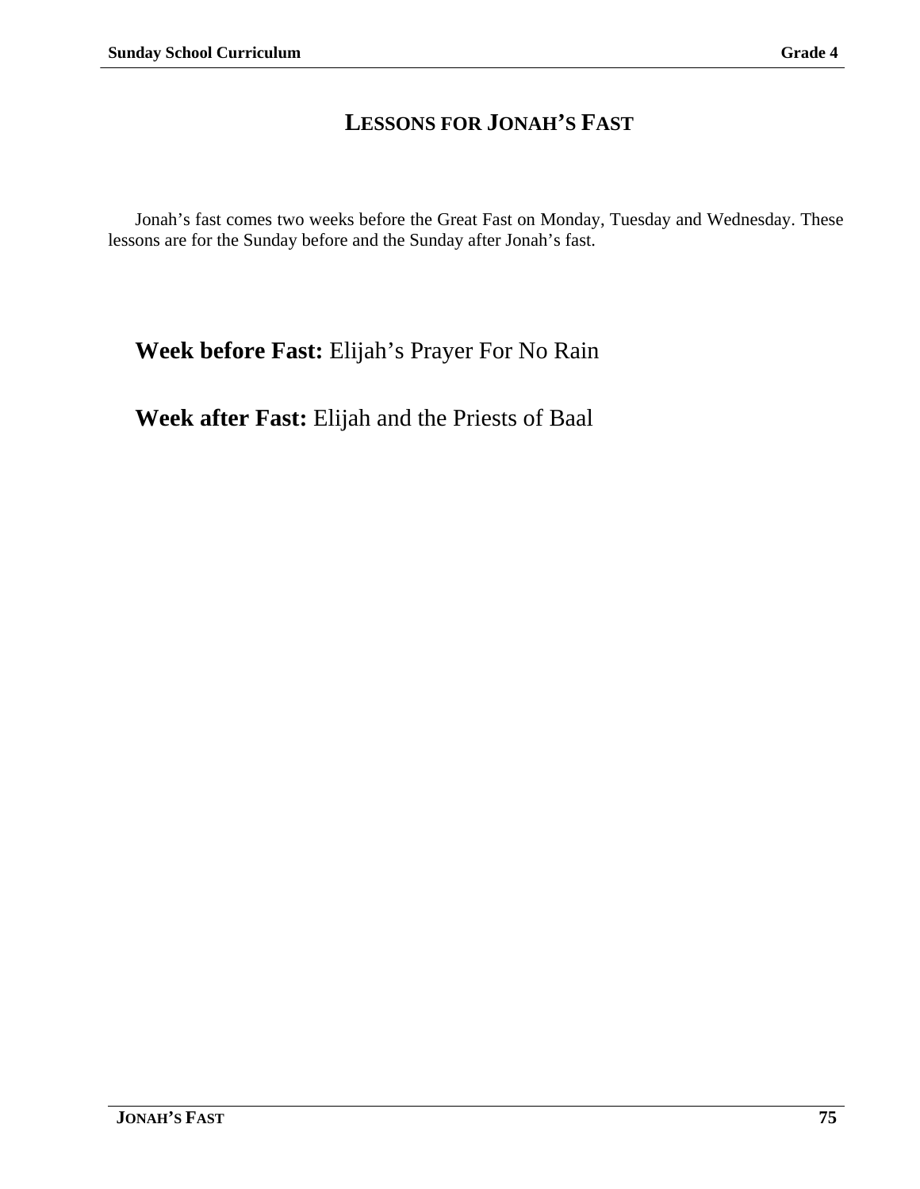# Lessons for Jonah's Fast

Jonah's fast comes two weeks before the Great Fast on Monday, Tuesday and Wednesday. These lessons are for the Sunday before and the Sunday after Jonah's fast.

**Week before Fast:** Elijah's Prayer For No Rain

**Week after Fast:** Elijah and the Priests of Baal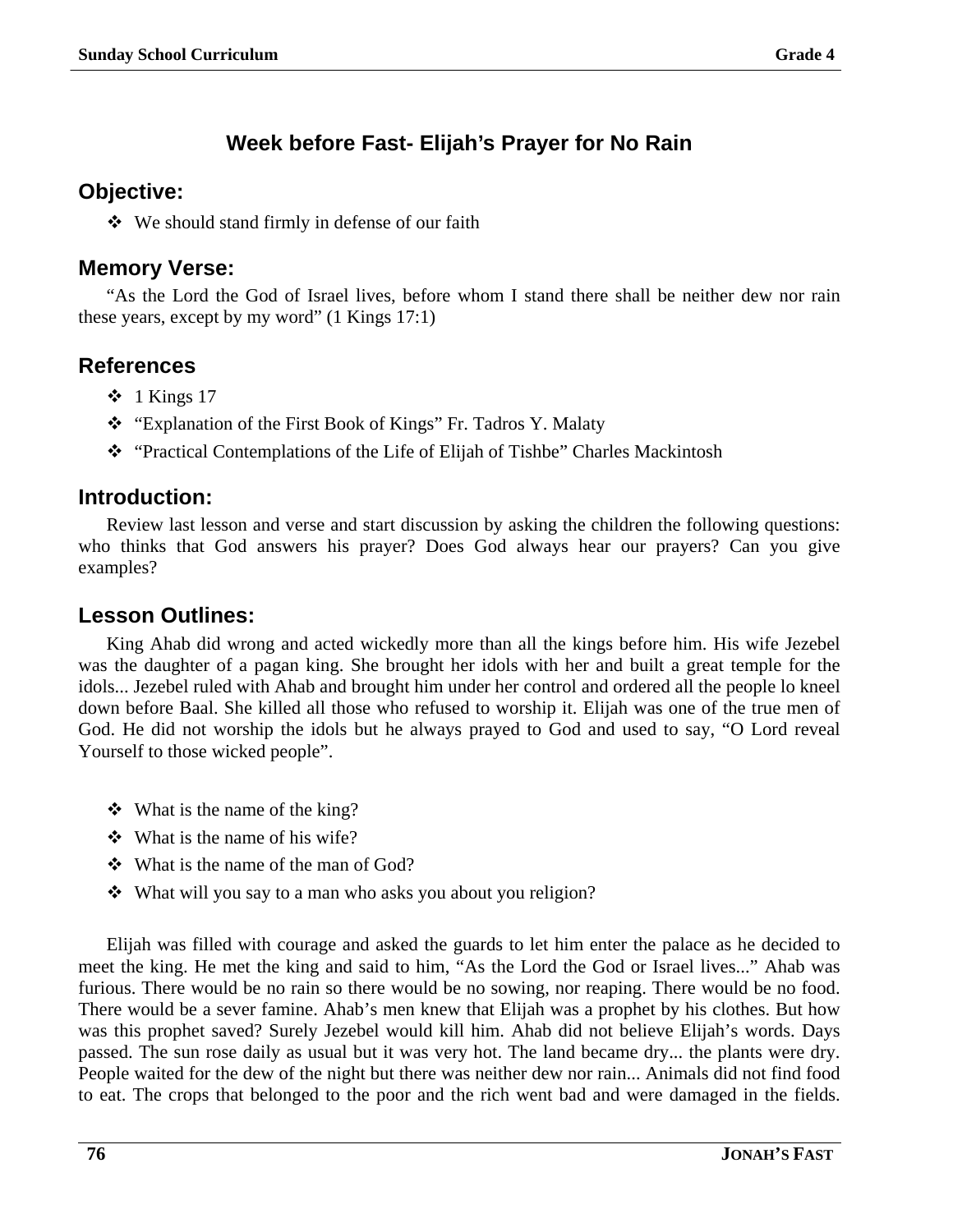## Week before Fast- Elijah's Prayer for No Rain

### Objective:

- We should stand firmly in defense of our faith

### Memory Verse:

"As the Lord the God of Israel lives, before whom I stand there shall be neither dew nor rain these years, except by my word" (1 Kings 17:1)

### References

- 1 Kings 17
- "Explanation of the First Book of Kings" Fr. Tadros Y. Malaty
- "Practical Contemplations of the Life of Elijah of Tishbe" Charles Mackintosh

### Introduction:

Review last lesson and verse and start discussion by asking the children the following questions: who thinks that God answers his prayer? Does God always hear our prayers? Can you give examples?

### Lesson Outlines:

King Ahab did wrong and acted wickedly more than all the kings before him. His wife Jezebel was the daughter of a pagan king. She brought her idols with her and built a great temple for the idols... Jezebel ruled with Ahab and brought him under her control and ordered all the people lo kneel down before Baal. She killed all those who refused to worship it. Elijah was one of the true men of God. He did not worship the idols but he always prayed to God and used to say, "O Lord reveal Yourself to those wicked people".

- What is the name of the king?
- What is the name of his wife?
- What is the name of the man of God?
- What will you say to a man who asks you about you religion?

Elijah was filled with courage and asked the guards to let him enter the palace as he decided to meet the king. He met the king and said to him, "As the Lord the God or Israel lives..." Ahab was furious. There would be no rain so there would be no sowing, nor reaping. There would be no food. There would be a sever famine. Ahab's men knew that Elijah was a prophet by his clothes. But how was this prophet saved? Surely Jezebel would kill him. Ahab did not believe Elijah's words. Days passed. The sun rose daily as usual but it was very hot. The land became dry... the plants were dry. People waited for the dew of the night but there was neither dew nor rain... Animals did not find food to eat. The crops that belonged to the poor and the rich went bad and were damaged in the fields.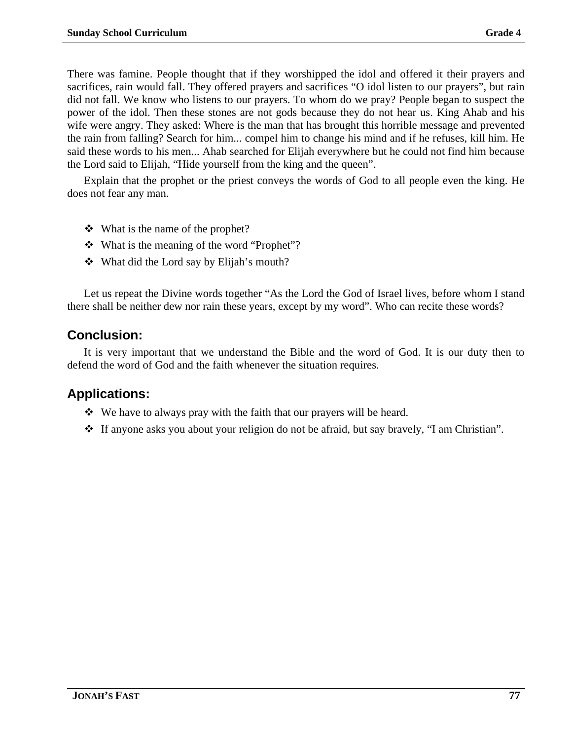There was famine. People thought that if they worshipped the idol and offered it their prayers and sacrifices, rain would fall. They offered prayers and sacrifices "O idol listen to our prayers", but rain did not fall. We know who listens to our prayers. To whom do we pray? People began to suspect the power of the idol. Then these stones are not gods because they do not hear us. King Ahab and his wife were angry. They asked: Where is the man that has brought this horrible message and prevented the rain from falling? Search for him... compel him to change his mind and if he refuses, kill him. He said these words to his men... Ahab searched for Elijah everywhere but he could not find him because the Lord said to Elijah, "Hide yourself from the king and the queen".

Explain that the prophet or the priest conveys the words of God to all people even the king. He does not fear any man.

- What is the name of the prophet?
- What is the meaning of the word "Prophet"?
- What did the Lord say by Elijah's mouth?

Let us repeat the Divine words together "As the Lord the God of Israel lives, before whom I stand there shall be neither dew nor rain these years, except by my word". Who can recite these words?

## Conclusion:

It is very important that we understand the Bible and the word of God. It is our duty then to defend the word of God and the faith whenever the situation requires.

## Applications:

- We have to always pray with the faith that our prayers will be heard.
- If anyone asks you about your religion do not be afraid, but say bravely, "I am Christian".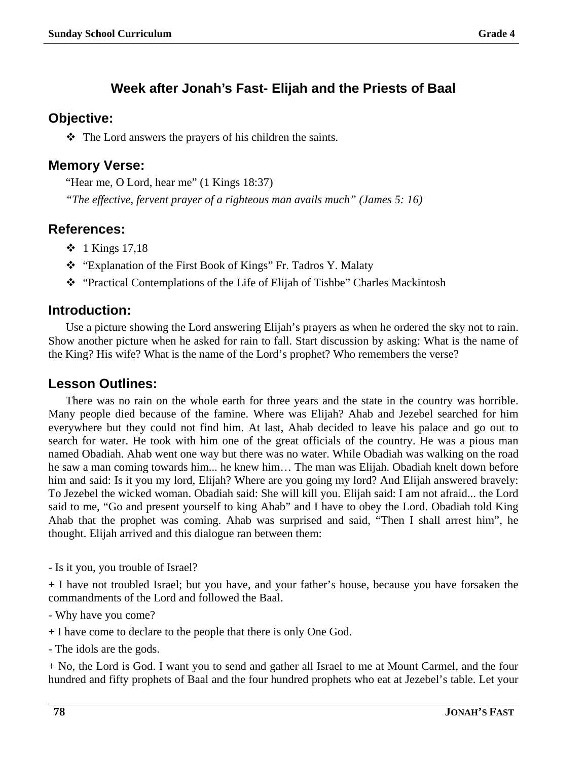## Week after Jonah's Fast- Elijah and the Priests of Baal

### Objective:

- The Lord answers the prayers of his children the saints.

### Memory Verse:

"Hear me, O Lord, hear me" (1 Kings 18:37)

*"The effective, fervent prayer of a righteous man avails much" (James 5: 16)*

### References:

- 1 Kings 17,18
- "Explanation of the First Book of Kings" Fr. Tadros Y. Malaty
- "Practical Contemplations of the Life of Elijah of Tishbe" Charles Mackintosh

### Introduction:

Use a picture showing the Lord answering Elijah's prayers as when he ordered the sky not to rain. Show another picture when he asked for rain to fall. Start discussion by asking: What is the name of the King? His wife? What is the name of the Lord's prophet? Who remembers the verse?

### Lesson Outlines:

There was no rain on the whole earth for three years and the state in the country was horrible. Many people died because of the famine. Where was Elijah? Ahab and Jezebel searched for him everywhere but they could not find him. At last, Ahab decided to leave his palace and go out to search for water. He took with him one of the great officials of the country. He was a pious man named Obadiah. Ahab went one way but there was no water. While Obadiah was walking on the road he saw a man coming towards him... he knew him… The man was Elijah. Obadiah knelt down before him and said: Is it you my lord, Elijah? Where are you going my lord? And Elijah answered bravely: To Jezebel the wicked woman. Obadiah said: She will kill you. Elijah said: I am not afraid... the Lord said to me, "Go and present yourself to king Ahab" and I have to obey the Lord. Obadiah told King Ahab that the prophet was coming. Ahab was surprised and said, "Then I shall arrest him", he thought. Elijah arrived and this dialogue ran between them:

- Is it you, you trouble of Israel?

+ I have not troubled Israel; but you have, and your father's house, because you have forsaken the commandments of the Lord and followed the Baal.

- Why have you come?

+ I have come to declare to the people that there is only One God.

- The idols are the gods.

+ No, the Lord is God. I want you to send and gather all Israel to me at Mount Carmel, and the four hundred and fifty prophets of Baal and the four hundred prophets who eat at Jezebel's table. Let your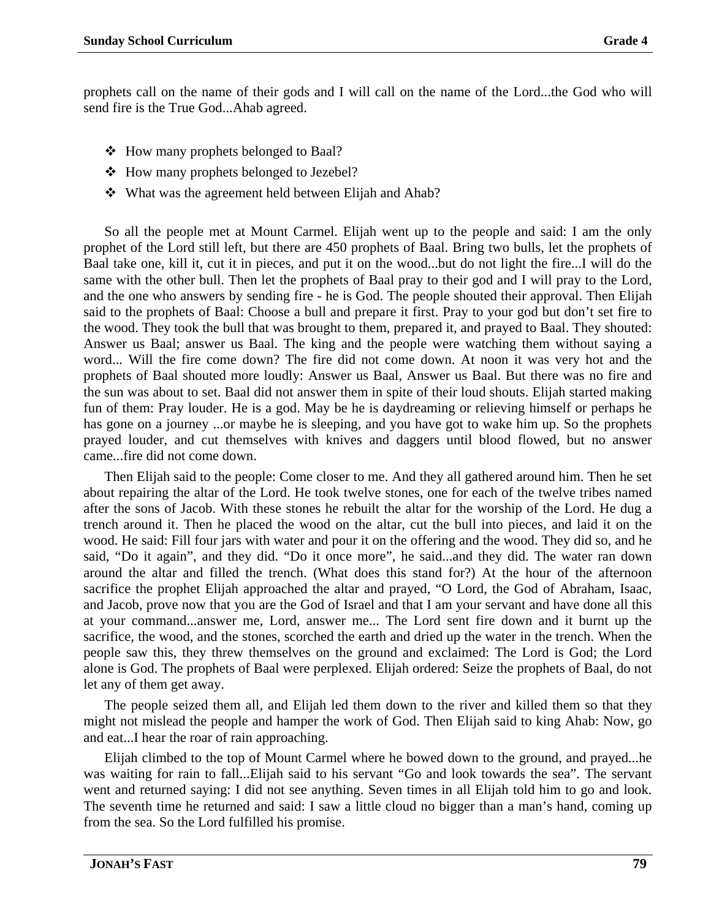prophets call on the name of their gods and I will call on the name of the Lord...the God who will send fire is the True God...Ahab agreed.

- ❖ How many prophets belonged to Baal?
- ❖ How many prophets belonged to Jezebel?
- ❖ What was the agreement held between Elijah and Ahab?

So all the people met at Mount Carmel. Elijah went up to the people and said: I am the only prophet of the Lord still left, but there are 450 prophets of Baal. Bring two bulls, let the prophets of Baal take one, kill it, cut it in pieces, and put it on the wood...but do not light the fire...I will do the same with the other bull. Then let the prophets of Baal pray to their god and I will pray to the Lord, and the one who answers by sending fire - he is God. The people shouted their approval. Then Elijah said to the prophets of Baal: Choose a bull and prepare it first. Pray to your god but don't set fire to the wood. They took the bull that was brought to them, prepared it, and prayed to Baal. They shouted: Answer us Baal; answer us Baal. The king and the people were watching them without saying a word... Will the fire come down? The fire did not come down. At noon it was very hot and the prophets of Baal shouted more loudly: Answer us Baal, Answer us Baal. But there was no fire and the sun was about to set. Baal did not answer them in spite of their loud shouts. Elijah started making fun of them: Pray louder. He is a god. May be he is daydreaming or relieving himself or perhaps he has gone on a journey ...or maybe he is sleeping, and you have got to wake him up. So the prophets prayed louder, and cut themselves with knives and daggers until blood flowed, but no answer came...fire did not come down.

Then Elijah said to the people: Come closer to me. And they all gathered around him. Then he set about repairing the altar of the Lord. He took twelve stones, one for each of the twelve tribes named after the sons of Jacob. With these stones he rebuilt the altar for the worship of the Lord. He dug a trench around it. Then he placed the wood on the altar, cut the bull into pieces, and laid it on the wood. He said: Fill four jars with water and pour it on the offering and the wood. They did so, and he said, "Do it again", and they did. "Do it once more", he said...and they did. The water ran down around the altar and filled the trench. (What does this stand for?) At the hour of the afternoon sacrifice the prophet Elijah approached the altar and prayed, "O Lord, the God of Abraham, Isaac, and Jacob, prove now that you are the God of Israel and that I am your servant and have done all this at your command...answer me, Lord, answer me... The Lord sent fire down and it burnt up the sacrifice, the wood, and the stones, scorched the earth and dried up the water in the trench. When the people saw this, they threw themselves on the ground and exclaimed: The Lord is God; the Lord alone is God. The prophets of Baal were perplexed. Elijah ordered: Seize the prophets of Baal, do not let any of them get away.

The people seized them all, and Elijah led them down to the river and killed them so that they might not mislead the people and hamper the work of God. Then Elijah said to king Ahab: Now, go and eat...I hear the roar of rain approaching.

Elijah climbed to the top of Mount Carmel where he bowed down to the ground, and prayed...he was waiting for rain to fall...Elijah said to his servant "Go and look towards the sea". The servant went and returned saying: I did not see anything. Seven times in all Elijah told him to go and look. The seventh time he returned and said: I saw a little cloud no bigger than a man's hand, coming up from the sea. So the Lord fulfilled his promise.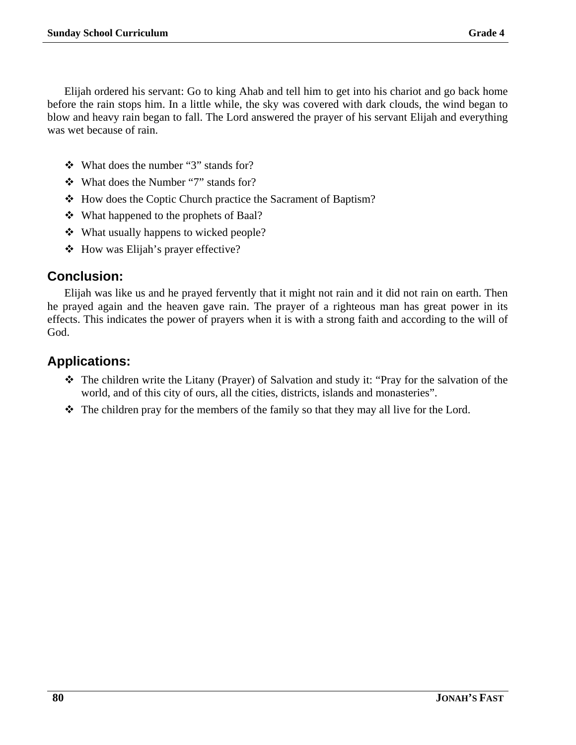Elijah ordered his servant: Go to king Ahab and tell him to get into his chariot and go back home before the rain stops him. In a little while, the sky was covered with dark clouds, the wind began to blow and heavy rain began to fall. The Lord answered the prayer of his servant Elijah and everything was wet because of rain.

- What does the number “3” stands for?
- What does the Number “7” stands for?
- How does the Coptic Church practice the Sacrament of Baptism?
- What happened to the prophets of Baal?
- What usually happens to wicked people?
- How was Elijah’s prayer effective?

## Conclusion:

Elijah was like us and he prayed fervently that it might not rain and it did not rain on earth. Then he prayed again and the heaven gave rain. The prayer of a righteous man has great power in its effects. This indicates the power of prayers when it is with a strong faith and according to the will of God.

## Applications:

- The children write the Litany (Prayer) of Salvation and study it: “Pray for the salvation of the world, and of this city of ours, all the cities, districts, islands and monasteries”.
- The children pray for the members of the family so that they may all live for the Lord.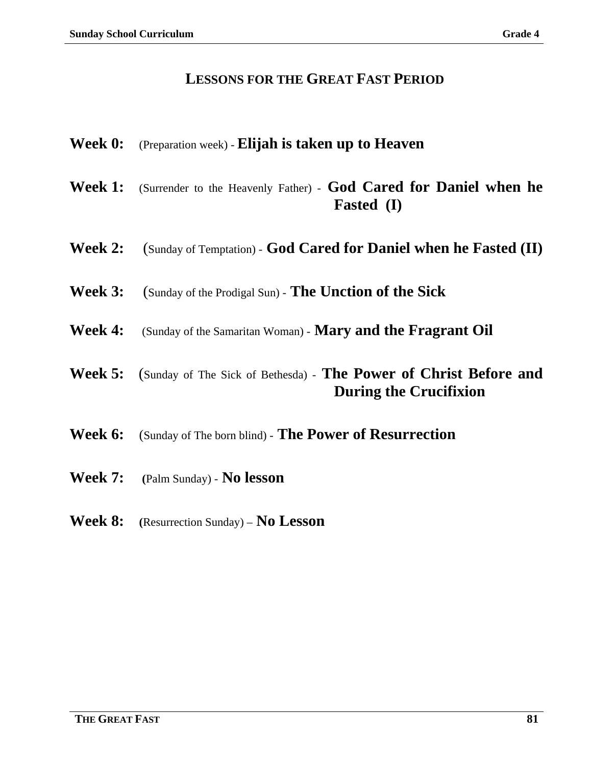# LESSONS FOR THE GREAT FAST PERIOD

**Week 0:** (Preparation week) - **Elijah is taken up to Heaven**

**Week 1:** (Surrender to the Heavenly Father) - **God Cared for Daniel when he Fasted (I)**

**Week 2:** (Sunday of Temptation) - **God Cared for Daniel when he Fasted (II)**

**Week 3:** (Sunday of the Prodigal Sun) - **The Unction of the Sick**

**Week 4:** (Sunday of the Samaritan Woman) - **Mary and the Fragrant Oil**

**Week 5:** (Sunday of The Sick of Bethesda) - **The Power of Christ Before and During the Crucifixion**

**Week 6:** (Sunday of The born blind) - **The Power of Resurrection**

**Week 7:** (Palm Sunday) - **No lesson**

**Week 8:** (Resurrection Sunday) – **No Lesson**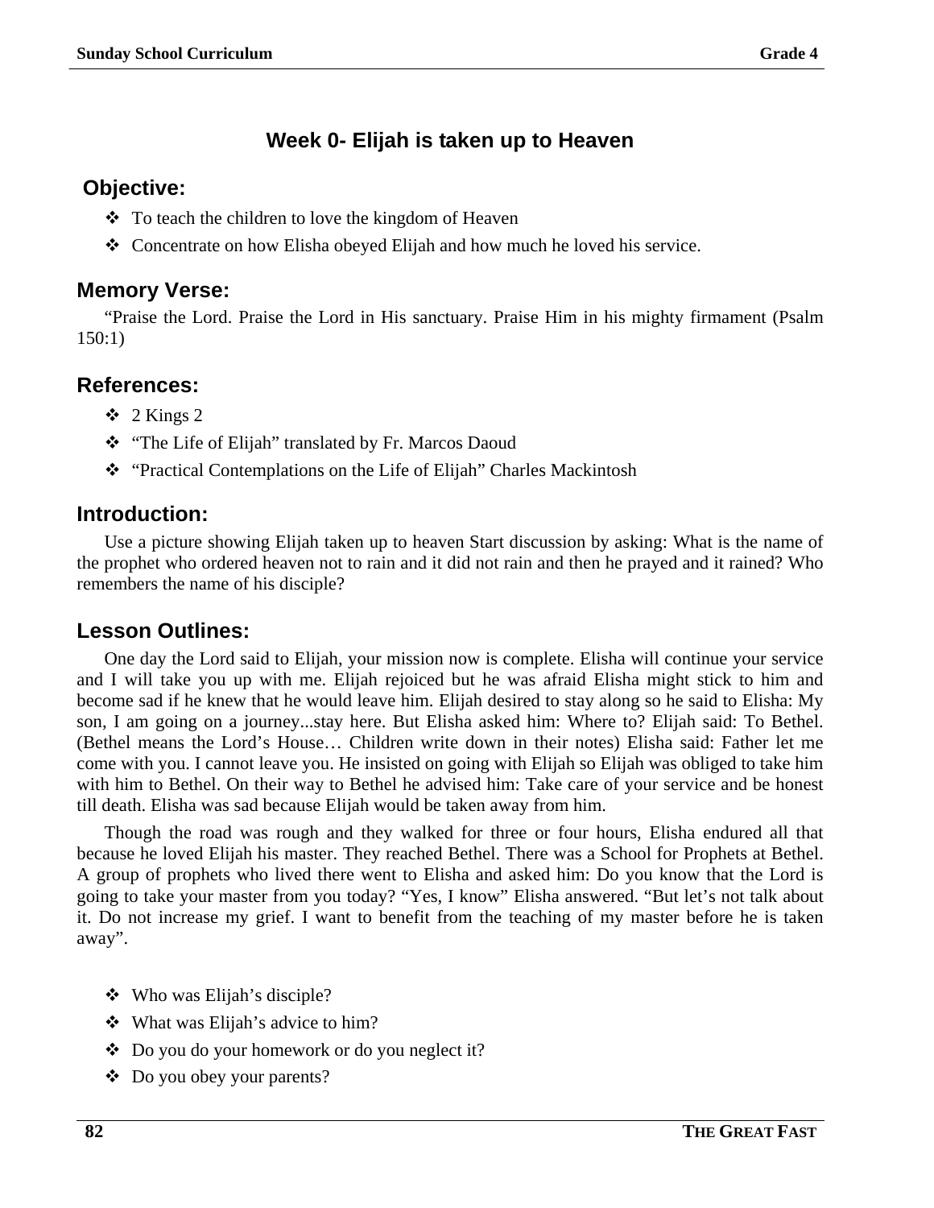## Week 0- Elijah is taken up to Heaven

### Objective:

- To teach the children to love the kingdom of Heaven
- Concentrate on how Elisha obeyed Elijah and how much he loved his service.

### Memory Verse:

"Praise the Lord. Praise the Lord in His sanctuary. Praise Him in his mighty firmament (Psalm 150:1)

### References:

- 2 Kings 2
- "The Life of Elijah" translated by Fr. Marcos Daoud
- "Practical Contemplations on the Life of Elijah" Charles Mackintosh

### Introduction:

Use a picture showing Elijah taken up to heaven Start discussion by asking: What is the name of the prophet who ordered heaven not to rain and it did not rain and then he prayed and it rained? Who remembers the name of his disciple?

### Lesson Outlines:

One day the Lord said to Elijah, your mission now is complete. Elisha will continue your service and I will take you up with me. Elijah rejoiced but he was afraid Elisha might stick to him and become sad if he knew that he would leave him. Elijah desired to stay along so he said to Elisha: My son, I am going on a journey...stay here. But Elisha asked him: Where to? Elijah said: To Bethel. (Bethel means the Lord's House… Children write down in their notes) Elisha said: Father let me come with you. I cannot leave you. He insisted on going with Elijah so Elijah was obliged to take him with him to Bethel. On their way to Bethel he advised him: Take care of your service and be honest till death. Elisha was sad because Elijah would be taken away from him.

Though the road was rough and they walked for three or four hours, Elisha endured all that because he loved Elijah his master. They reached Bethel. There was a School for Prophets at Bethel. A group of prophets who lived there went to Elisha and asked him: Do you know that the Lord is going to take your master from you today? "Yes, I know" Elisha answered. "But let's not talk about it. Do not increase my grief. I want to benefit from the teaching of my master before he is taken away".

- Who was Elijah's disciple?
- What was Elijah's advice to him?
- Do you do your homework or do you neglect it?
- Do you obey your parents?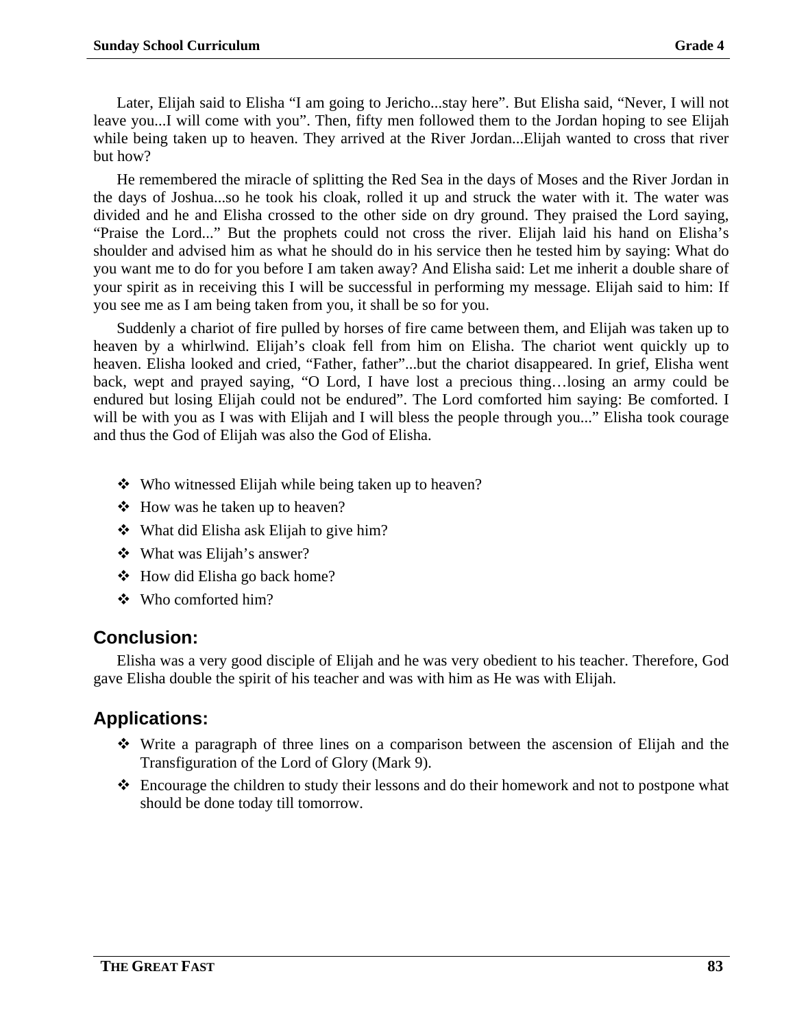Later, Elijah said to Elisha "I am going to Jericho...stay here". But Elisha said, "Never, I will not leave you...I will come with you". Then, fifty men followed them to the Jordan hoping to see Elijah while being taken up to heaven. They arrived at the River Jordan...Elijah wanted to cross that river but how?

He remembered the miracle of splitting the Red Sea in the days of Moses and the River Jordan in the days of Joshua...so he took his cloak, rolled it up and struck the water with it. The water was divided and he and Elisha crossed to the other side on dry ground. They praised the Lord saying, "Praise the Lord..." But the prophets could not cross the river. Elijah laid his hand on Elisha's shoulder and advised him as what he should do in his service then he tested him by saying: What do you want me to do for you before I am taken away? And Elisha said: Let me inherit a double share of your spirit as in receiving this I will be successful in performing my message. Elijah said to him: If you see me as I am being taken from you, it shall be so for you.

Suddenly a chariot of fire pulled by horses of fire came between them, and Elijah was taken up to heaven by a whirlwind. Elijah's cloak fell from him on Elisha. The chariot went quickly up to heaven. Elisha looked and cried, "Father, father"...but the chariot disappeared. In grief, Elisha went back, wept and prayed saying, "O Lord, I have lost a precious thing…losing an army could be endured but losing Elijah could not be endured". The Lord comforted him saying: Be comforted. I will be with you as I was with Elijah and I will bless the people through you..." Elisha took courage and thus the God of Elijah was also the God of Elisha.

- Who witnessed Elijah while being taken up to heaven?
- How was he taken up to heaven?
- What did Elisha ask Elijah to give him?
- What was Elijah's answer?
- How did Elisha go back home?
- Who comforted him?

## Conclusion:

Elisha was a very good disciple of Elijah and he was very obedient to his teacher. Therefore, God gave Elisha double the spirit of his teacher and was with him as He was with Elijah.

## Applications:

- Write a paragraph of three lines on a comparison between the ascension of Elijah and the Transfiguration of the Lord of Glory (Mark 9).
- Encourage the children to study their lessons and do their homework and not to postpone what should be done today till tomorrow.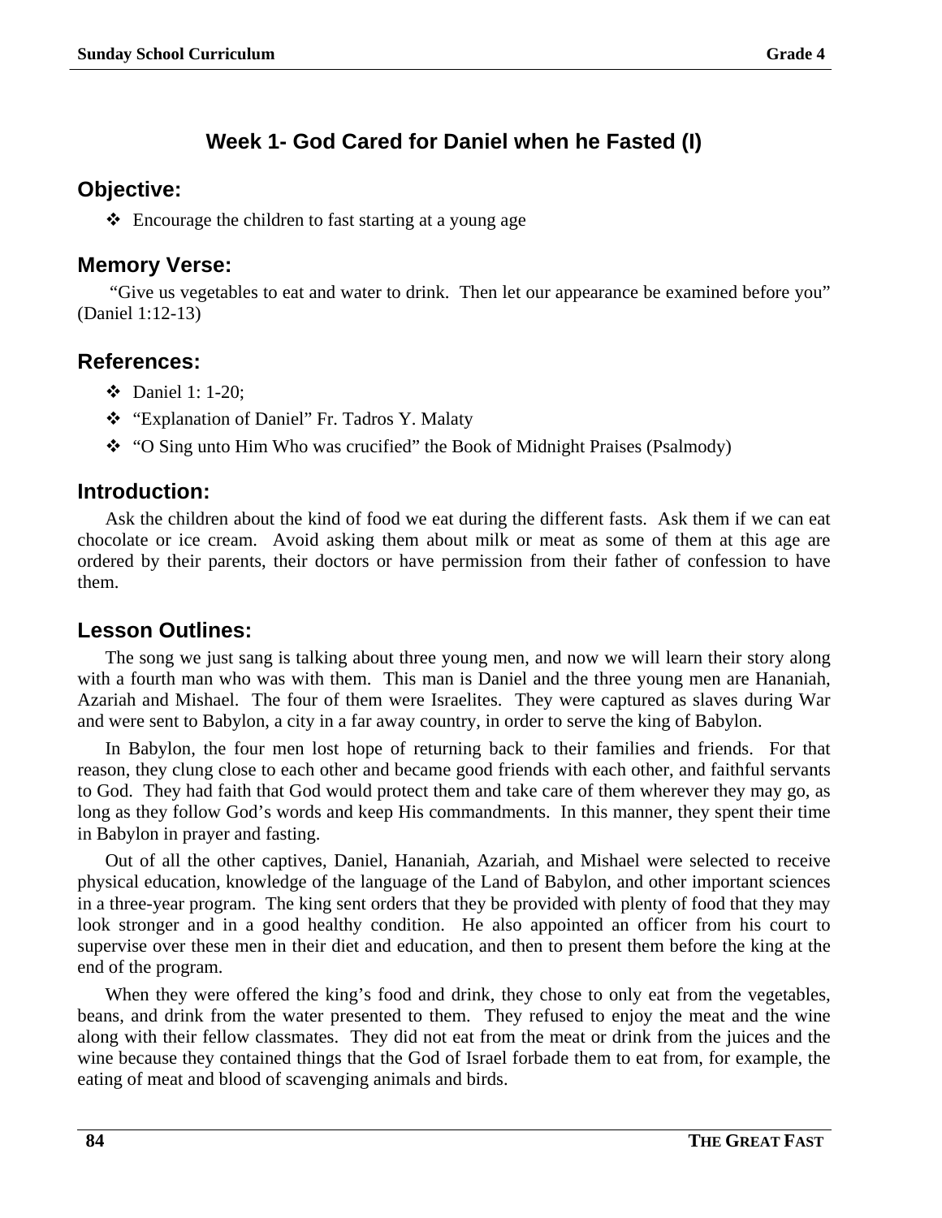## Week 1- God Cared for Daniel when he Fasted (I)

### Objective:

- Encourage the children to fast starting at a young age

### Memory Verse:

"Give us vegetables to eat and water to drink. Then let our appearance be examined before you" (Daniel 1:12-13)

### References:

- Daniel 1: 1-20;
- "Explanation of Daniel" Fr. Tadros Y. Malaty
- "O Sing unto Him Who was crucified" the Book of Midnight Praises (Psalmody)

### Introduction:

Ask the children about the kind of food we eat during the different fasts. Ask them if we can eat chocolate or ice cream. Avoid asking them about milk or meat as some of them at this age are ordered by their parents, their doctors or have permission from their father of confession to have them.

### Lesson Outlines:

The song we just sang is talking about three young men, and now we will learn their story along with a fourth man who was with them. This man is Daniel and the three young men are Hananiah, Azariah and Mishael. The four of them were Israelites. They were captured as slaves during War and were sent to Babylon, a city in a far away country, in order to serve the king of Babylon.

In Babylon, the four men lost hope of returning back to their families and friends. For that reason, they clung close to each other and became good friends with each other, and faithful servants to God. They had faith that God would protect them and take care of them wherever they may go, as long as they follow God's words and keep His commandments. In this manner, they spent their time in Babylon in prayer and fasting.

Out of all the other captives, Daniel, Hananiah, Azariah, and Mishael were selected to receive physical education, knowledge of the language of the Land of Babylon, and other important sciences in a three-year program. The king sent orders that they be provided with plenty of food that they may look stronger and in a good healthy condition. He also appointed an officer from his court to supervise over these men in their diet and education, and then to present them before the king at the end of the program.

When they were offered the king's food and drink, they chose to only eat from the vegetables, beans, and drink from the water presented to them. They refused to enjoy the meat and the wine along with their fellow classmates. They did not eat from the meat or drink from the juices and the wine because they contained things that the God of Israel forbade them to eat from, for example, the eating of meat and blood of scavenging animals and birds.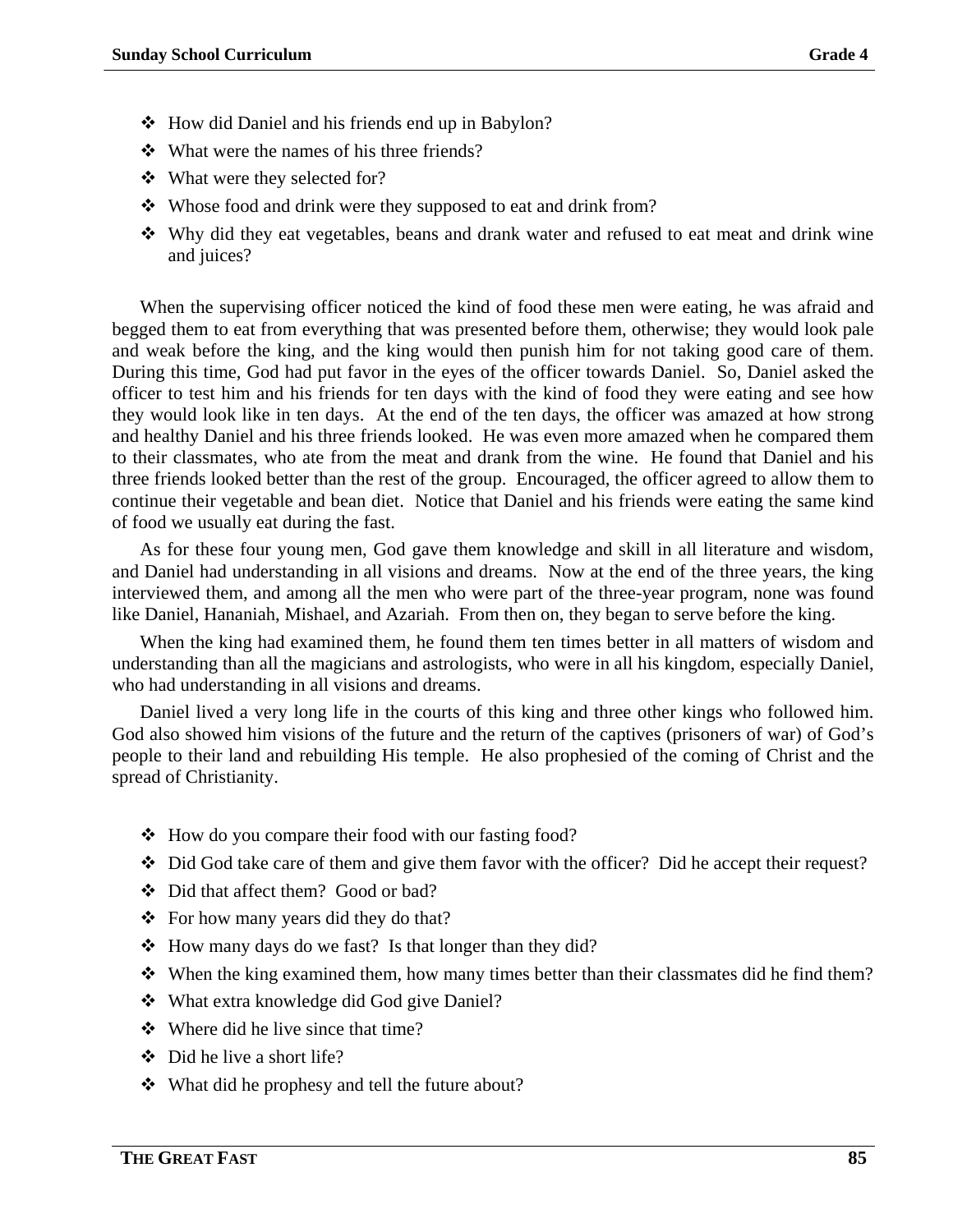- How did Daniel and his friends end up in Babylon?
- What were the names of his three friends?
- What were they selected for?
- Whose food and drink were they supposed to eat and drink from?
- Why did they eat vegetables, beans and drank water and refused to eat meat and drink wine and juices?

When the supervising officer noticed the kind of food these men were eating, he was afraid and begged them to eat from everything that was presented before them, otherwise; they would look pale and weak before the king, and the king would then punish him for not taking good care of them. During this time, God had put favor in the eyes of the officer towards Daniel. So, Daniel asked the officer to test him and his friends for ten days with the kind of food they were eating and see how they would look like in ten days. At the end of the ten days, the officer was amazed at how strong and healthy Daniel and his three friends looked. He was even more amazed when he compared them to their classmates, who ate from the meat and drank from the wine. He found that Daniel and his three friends looked better than the rest of the group. Encouraged, the officer agreed to allow them to continue their vegetable and bean diet. Notice that Daniel and his friends were eating the same kind of food we usually eat during the fast.

As for these four young men, God gave them knowledge and skill in all literature and wisdom, and Daniel had understanding in all visions and dreams. Now at the end of the three years, the king interviewed them, and among all the men who were part of the three-year program, none was found like Daniel, Hananiah, Mishael, and Azariah. From then on, they began to serve before the king.

When the king had examined them, he found them ten times better in all matters of wisdom and understanding than all the magicians and astrologists, who were in all his kingdom, especially Daniel, who had understanding in all visions and dreams.

Daniel lived a very long life in the courts of this king and three other kings who followed him. God also showed him visions of the future and the return of the captives (prisoners of war) of God's people to their land and rebuilding His temple. He also prophesied of the coming of Christ and the spread of Christianity.

- How do you compare their food with our fasting food?
- Did God take care of them and give them favor with the officer? Did he accept their request?
- Did that affect them? Good or bad?
- For how many years did they do that?
- How many days do we fast? Is that longer than they did?
- When the king examined them, how many times better than their classmates did he find them?
- What extra knowledge did God give Daniel?
- Where did he live since that time?
- Did he live a short life?
- What did he prophesy and tell the future about?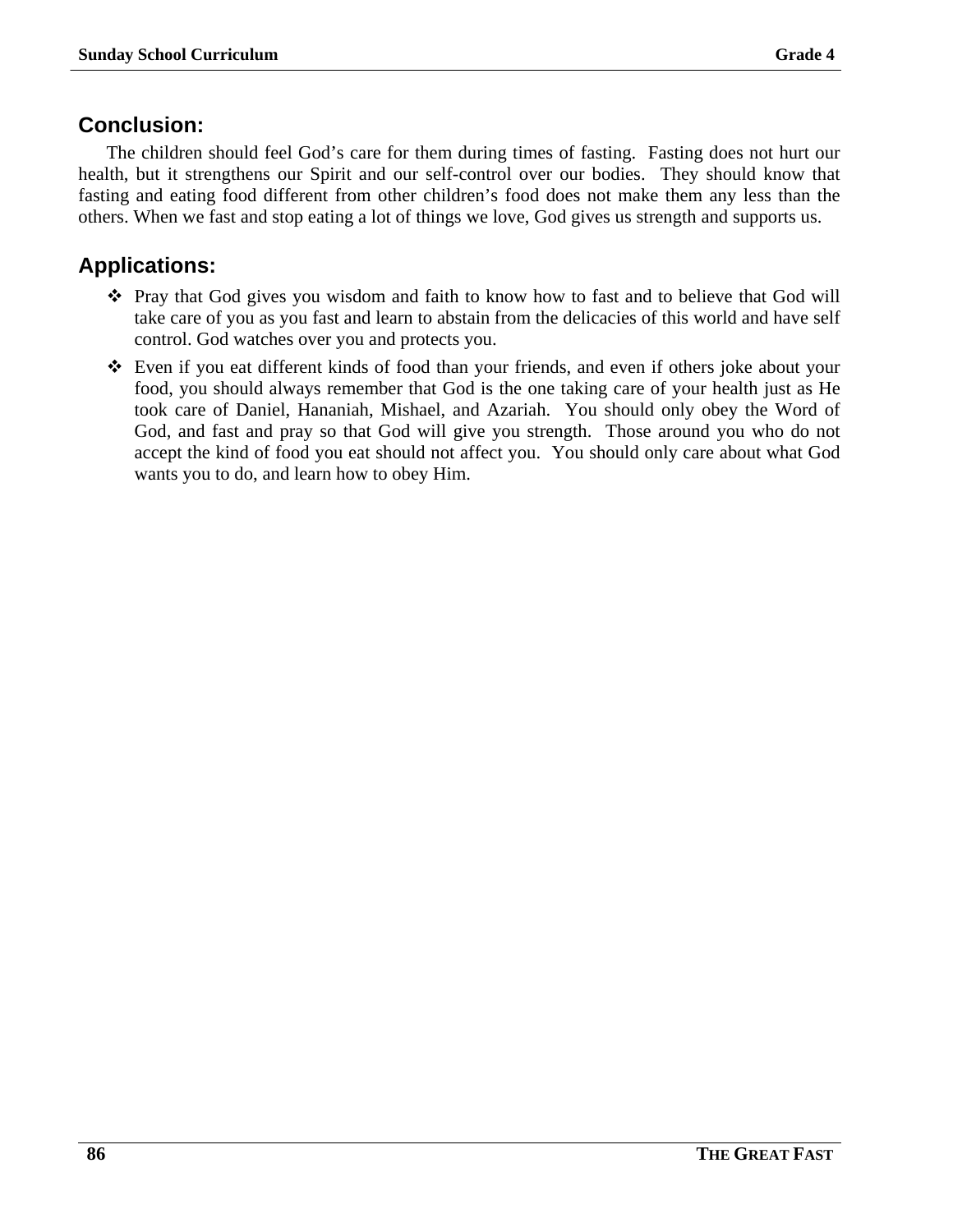## Conclusion:

The children should feel God's care for them during times of fasting. Fasting does not hurt our health, but it strengthens our Spirit and our self-control over our bodies. They should know that fasting and eating food different from other children's food does not make them any less than the others. When we fast and stop eating a lot of things we love, God gives us strength and supports us.

## Applications:

- Pray that God gives you wisdom and faith to know how to fast and to believe that God will take care of you as you fast and learn to abstain from the delicacies of this world and have self control. God watches over you and protects you.
- Even if you eat different kinds of food than your friends, and even if others joke about your food, you should always remember that God is the one taking care of your health just as He took care of Daniel, Hananiah, Mishael, and Azariah. You should only obey the Word of God, and fast and pray so that God will give you strength. Those around you who do not accept the kind of food you eat should not affect you. You should only care about what God wants you to do, and learn how to obey Him.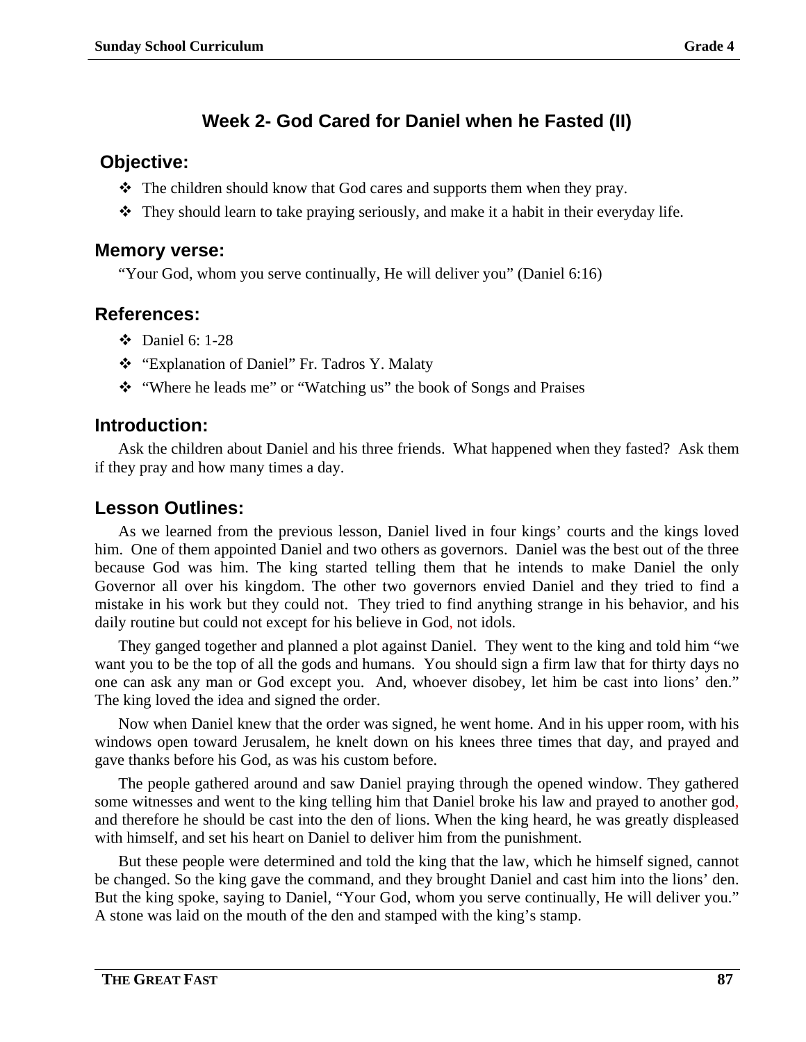## Week 2- God Cared for Daniel when he Fasted (II)

### Objective:

- The children should know that God cares and supports them when they pray.
- They should learn to take praying seriously, and make it a habit in their everyday life.

### Memory verse:

"Your God, whom you serve continually, He will deliver you" (Daniel 6:16)

### References:

- Daniel 6: 1-28
- "Explanation of Daniel" Fr. Tadros Y. Malaty
- "Where he leads me" or "Watching us" the book of Songs and Praises

### Introduction:

Ask the children about Daniel and his three friends. What happened when they fasted? Ask them if they pray and how many times a day.

### Lesson Outlines:

As we learned from the previous lesson, Daniel lived in four kings' courts and the kings loved him. One of them appointed Daniel and two others as governors. Daniel was the best out of the three because God was him. The king started telling them that he intends to make Daniel the only Governor all over his kingdom. The other two governors envied Daniel and they tried to find a mistake in his work but they could not. They tried to find anything strange in his behavior, and his daily routine but could not except for his believe in God, not idols.

They ganged together and planned a plot against Daniel. They went to the king and told him "we want you to be the top of all the gods and humans. You should sign a firm law that for thirty days no one can ask any man or God except you. And, whoever disobey, let him be cast into lions' den." The king loved the idea and signed the order.

Now when Daniel knew that the order was signed, he went home. And in his upper room, with his windows open toward Jerusalem, he knelt down on his knees three times that day, and prayed and gave thanks before his God, as was his custom before.

The people gathered around and saw Daniel praying through the opened window. They gathered some witnesses and went to the king telling him that Daniel broke his law and prayed to another god, and therefore he should be cast into the den of lions. When the king heard, he was greatly displeased with himself, and set his heart on Daniel to deliver him from the punishment.

But these people were determined and told the king that the law, which he himself signed, cannot be changed. So the king gave the command, and they brought Daniel and cast him into the lions' den. But the king spoke, saying to Daniel, "Your God, whom you serve continually, He will deliver you." A stone was laid on the mouth of the den and stamped with the king's stamp.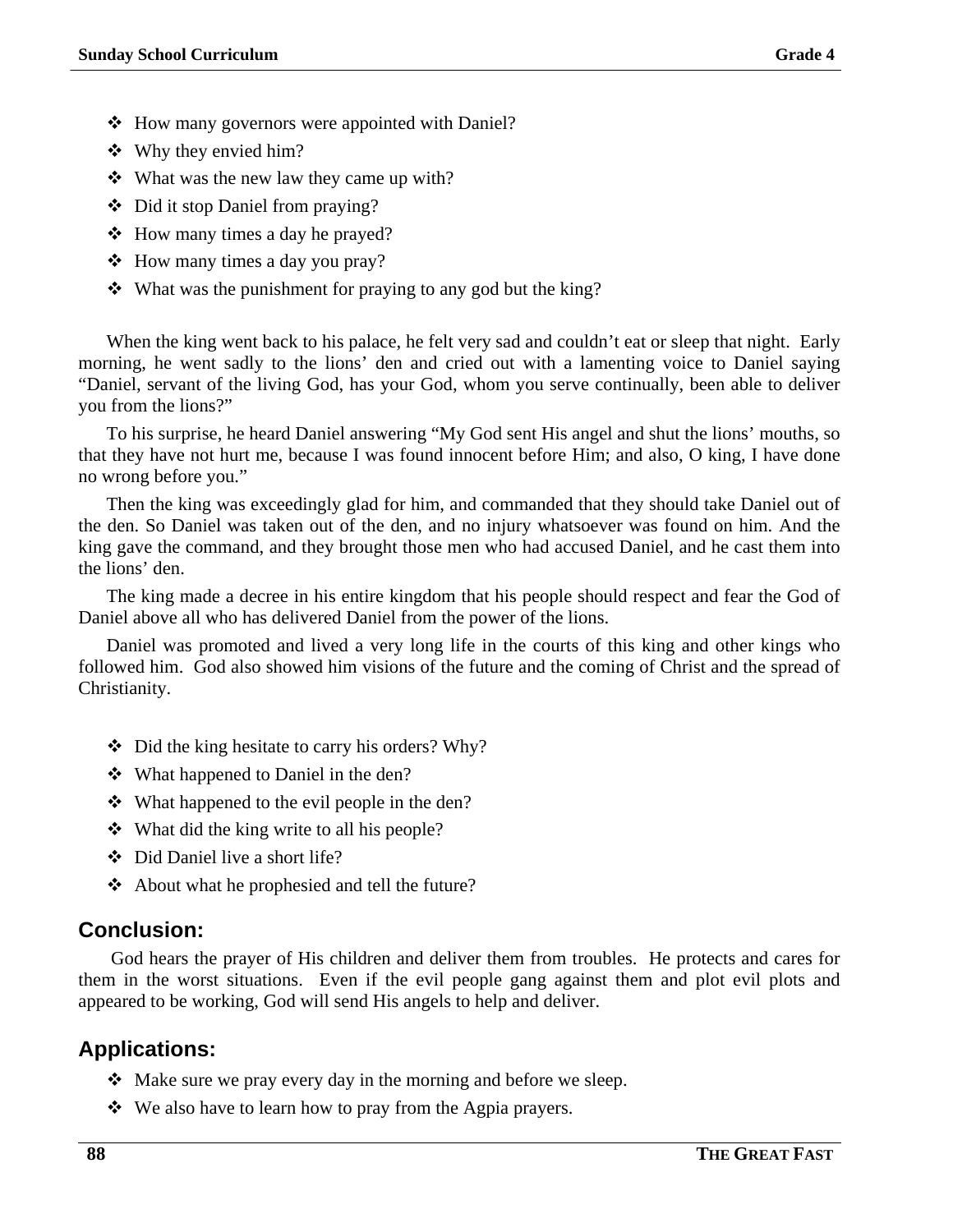- How many governors were appointed with Daniel?
- Why they envied him?
- What was the new law they came up with?
- Did it stop Daniel from praying?
- How many times a day he prayed?
- How many times a day you pray?
- What was the punishment for praying to any god but the king?

When the king went back to his palace, he felt very sad and couldn't eat or sleep that night. Early morning, he went sadly to the lions' den and cried out with a lamenting voice to Daniel saying "Daniel, servant of the living God, has your God, whom you serve continually, been able to deliver you from the lions?"

To his surprise, he heard Daniel answering "My God sent His angel and shut the lions' mouths, so that they have not hurt me, because I was found innocent before Him; and also, O king, I have done no wrong before you."

Then the king was exceedingly glad for him, and commanded that they should take Daniel out of the den. So Daniel was taken out of the den, and no injury whatsoever was found on him. And the king gave the command, and they brought those men who had accused Daniel, and he cast them into the lions' den.

The king made a decree in his entire kingdom that his people should respect and fear the God of Daniel above all who has delivered Daniel from the power of the lions.

Daniel was promoted and lived a very long life in the courts of this king and other kings who followed him. God also showed him visions of the future and the coming of Christ and the spread of Christianity.

- Did the king hesitate to carry his orders? Why?
- What happened to Daniel in the den?
- What happened to the evil people in the den?
- What did the king write to all his people?
- Did Daniel live a short life?
- About what he prophesied and tell the future?

## Conclusion:

God hears the prayer of His children and deliver them from troubles. He protects and cares for them in the worst situations. Even if the evil people gang against them and plot evil plots and appeared to be working, God will send His angels to help and deliver.

## Applications:

- Make sure we pray every day in the morning and before we sleep.
- We also have to learn how to pray from the Agpia prayers.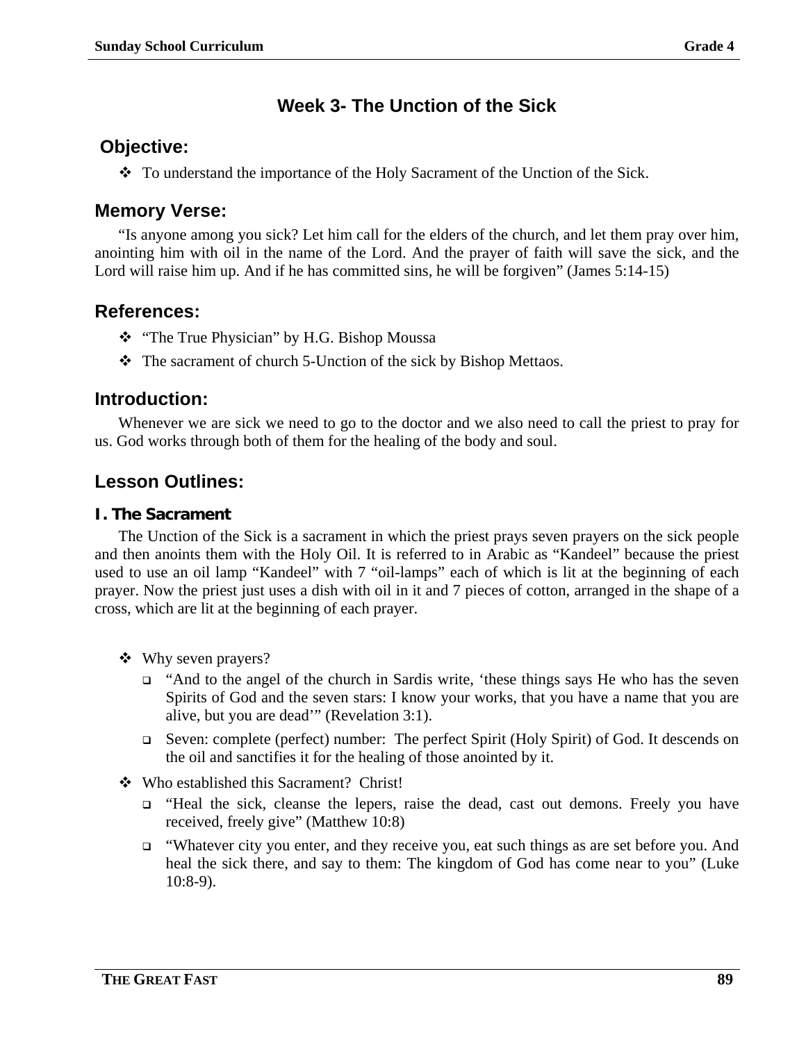# Week 3- The Unction of the Sick

## Objective:

- To understand the importance of the Holy Sacrament of the Unction of the Sick.

## Memory Verse:

"Is anyone among you sick? Let him call for the elders of the church, and let them pray over him, anointing him with oil in the name of the Lord. And the prayer of faith will save the sick, and the Lord will raise him up. And if he has committed sins, he will be forgiven" (James 5:14-15)

## References:

- "The True Physician" by H.G. Bishop Moussa
- The sacrament of church 5-Unction of the sick by Bishop Mettaos.

## Introduction:

Whenever we are sick we need to go to the doctor and we also need to call the priest to pray for us. God works through both of them for the healing of the body and soul.

## Lesson Outlines:

### I. The Sacrament

The Unction of the Sick is a sacrament in which the priest prays seven prayers on the sick people and then anoints them with the Holy Oil. It is referred to in Arabic as "Kandeel" because the priest used to use an oil lamp "Kandeel" with 7 "oil-lamps" each of which is lit at the beginning of each prayer. Now the priest just uses a dish with oil in it and 7 pieces of cotton, arranged in the shape of a cross, which are lit at the beginning of each prayer.

- Why seven prayers?
  - "And to the angel of the church in Sardis write, 'these things says He who has the seven Spirits of God and the seven stars: I know your works, that you have a name that you are alive, but you are dead'" (Revelation 3:1).
  - Seven: complete (perfect) number: The perfect Spirit (Holy Spirit) of God. It descends on the oil and sanctifies it for the healing of those anointed by it.
- Who established this Sacrament? Christ!
  - "Heal the sick, cleanse the lepers, raise the dead, cast out demons. Freely you have received, freely give" (Matthew 10:8)
  - "Whatever city you enter, and they receive you, eat such things as are set before you. And heal the sick there, and say to them: The kingdom of God has come near to you" (Luke 10:8-9).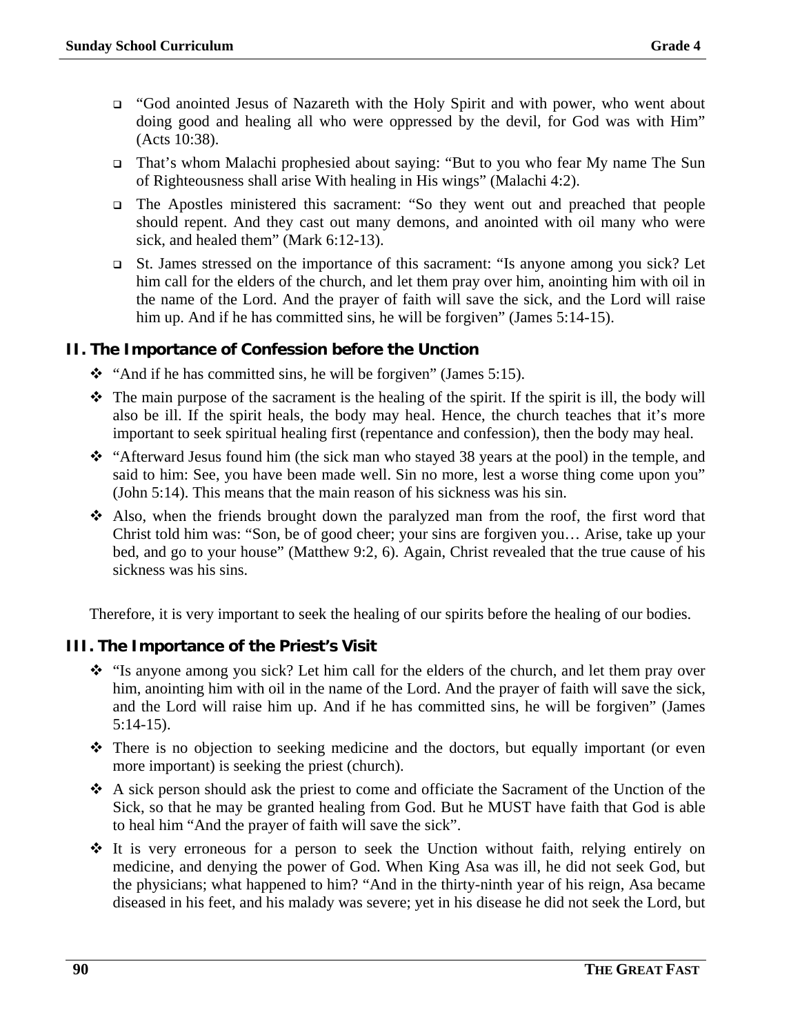- "God anointed Jesus of Nazareth with the Holy Spirit and with power, who went about doing good and healing all who were oppressed by the devil, for God was with Him" (Acts 10:38).
- That's whom Malachi prophesied about saying: "But to you who fear My name The Sun of Righteousness shall arise With healing in His wings" (Malachi 4:2).
- The Apostles ministered this sacrament: "So they went out and preached that people should repent. And they cast out many demons, and anointed with oil many who were sick, and healed them" (Mark 6:12-13).
- St. James stressed on the importance of this sacrament: "Is anyone among you sick? Let him call for the elders of the church, and let them pray over him, anointing him with oil in the name of the Lord. And the prayer of faith will save the sick, and the Lord will raise him up. And if he has committed sins, he will be forgiven" (James 5:14-15).

## II. The Importance of Confession before the Unction

- "And if he has committed sins, he will be forgiven" (James 5:15).
- The main purpose of the sacrament is the healing of the spirit. If the spirit is ill, the body will also be ill. If the spirit heals, the body may heal. Hence, the church teaches that it's more important to seek spiritual healing first (repentance and confession), then the body may heal.
- "Afterward Jesus found him (the sick man who stayed 38 years at the pool) in the temple, and said to him: See, you have been made well. Sin no more, lest a worse thing come upon you" (John 5:14). This means that the main reason of his sickness was his sin.
- Also, when the friends brought down the paralyzed man from the roof, the first word that Christ told him was: "Son, be of good cheer; your sins are forgiven you… Arise, take up your bed, and go to your house" (Matthew 9:2, 6). Again, Christ revealed that the true cause of his sickness was his sins.

Therefore, it is very important to seek the healing of our spirits before the healing of our bodies.

## III. The Importance of the Priest's Visit

- "Is anyone among you sick? Let him call for the elders of the church, and let them pray over him, anointing him with oil in the name of the Lord. And the prayer of faith will save the sick, and the Lord will raise him up. And if he has committed sins, he will be forgiven" (James 5:14-15).
- There is no objection to seeking medicine and the doctors, but equally important (or even more important) is seeking the priest (church).
- A sick person should ask the priest to come and officiate the Sacrament of the Unction of the Sick, so that he may be granted healing from God. But he MUST have faith that God is able to heal him "And the prayer of faith will save the sick".
- It is very erroneous for a person to seek the Unction without faith, relying entirely on medicine, and denying the power of God. When King Asa was ill, he did not seek God, but the physicians; what happened to him? "And in the thirty-ninth year of his reign, Asa became diseased in his feet, and his malady was severe; yet in his disease he did not seek the Lord, but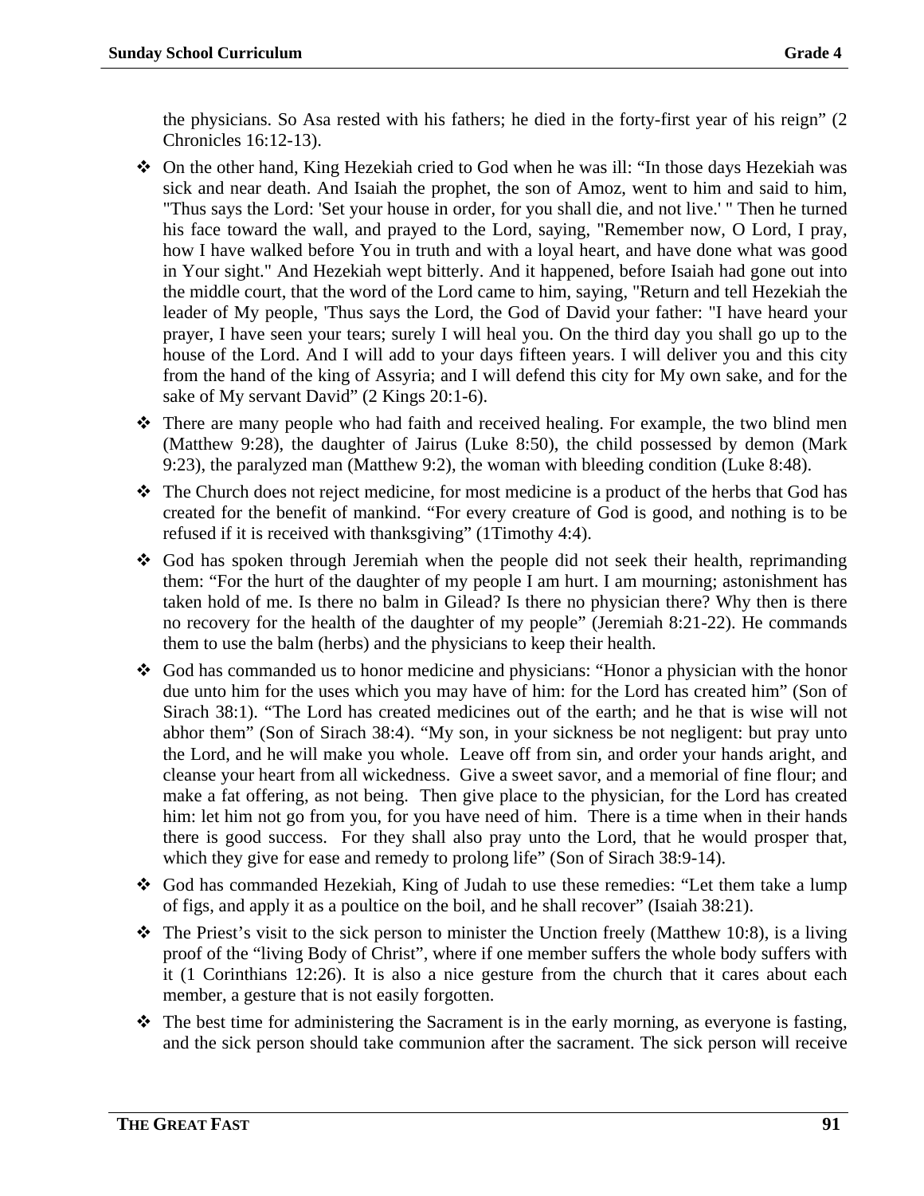the physicians. So Asa rested with his fathers; he died in the forty-first year of his reign" (2 Chronicles 16:12-13).

- On the other hand, King Hezekiah cried to God when he was ill: "In those days Hezekiah was sick and near death. And Isaiah the prophet, the son of Amoz, went to him and said to him, "Thus says the Lord: 'Set your house in order, for you shall die, and not live.' " Then he turned his face toward the wall, and prayed to the Lord, saying, "Remember now, O Lord, I pray, how I have walked before You in truth and with a loyal heart, and have done what was good in Your sight." And Hezekiah wept bitterly. And it happened, before Isaiah had gone out into the middle court, that the word of the Lord came to him, saying, "Return and tell Hezekiah the leader of My people, 'Thus says the Lord, the God of David your father: "I have heard your prayer, I have seen your tears; surely I will heal you. On the third day you shall go up to the house of the Lord. And I will add to your days fifteen years. I will deliver you and this city from the hand of the king of Assyria; and I will defend this city for My own sake, and for the sake of My servant David" (2 Kings 20:1-6).
- There are many people who had faith and received healing. For example, the two blind men (Matthew 9:28), the daughter of Jairus (Luke 8:50), the child possessed by demon (Mark 9:23), the paralyzed man (Matthew 9:2), the woman with bleeding condition (Luke 8:48).
- The Church does not reject medicine, for most medicine is a product of the herbs that God has created for the benefit of mankind. "For every creature of God is good, and nothing is to be refused if it is received with thanksgiving" (1Timothy 4:4).
- God has spoken through Jeremiah when the people did not seek their health, reprimanding them: "For the hurt of the daughter of my people I am hurt. I am mourning; astonishment has taken hold of me. Is there no balm in Gilead? Is there no physician there? Why then is there no recovery for the health of the daughter of my people" (Jeremiah 8:21-22). He commands them to use the balm (herbs) and the physicians to keep their health.
- God has commanded us to honor medicine and physicians: "Honor a physician with the honor due unto him for the uses which you may have of him: for the Lord has created him" (Son of Sirach 38:1). "The Lord has created medicines out of the earth; and he that is wise will not abhor them" (Son of Sirach 38:4). "My son, in your sickness be not negligent: but pray unto the Lord, and he will make you whole. Leave off from sin, and order your hands aright, and cleanse your heart from all wickedness. Give a sweet savor, and a memorial of fine flour; and make a fat offering, as not being. Then give place to the physician, for the Lord has created him: let him not go from you, for you have need of him. There is a time when in their hands there is good success. For they shall also pray unto the Lord, that he would prosper that, which they give for ease and remedy to prolong life" (Son of Sirach 38:9-14).
- God has commanded Hezekiah, King of Judah to use these remedies: "Let them take a lump of figs, and apply it as a poultice on the boil, and he shall recover" (Isaiah 38:21).
- The Priest's visit to the sick person to minister the Unction freely (Matthew 10:8), is a living proof of the "living Body of Christ", where if one member suffers the whole body suffers with it (1 Corinthians 12:26). It is also a nice gesture from the church that it cares about each member, a gesture that is not easily forgotten.
- The best time for administering the Sacrament is in the early morning, as everyone is fasting, and the sick person should take communion after the sacrament. The sick person will receive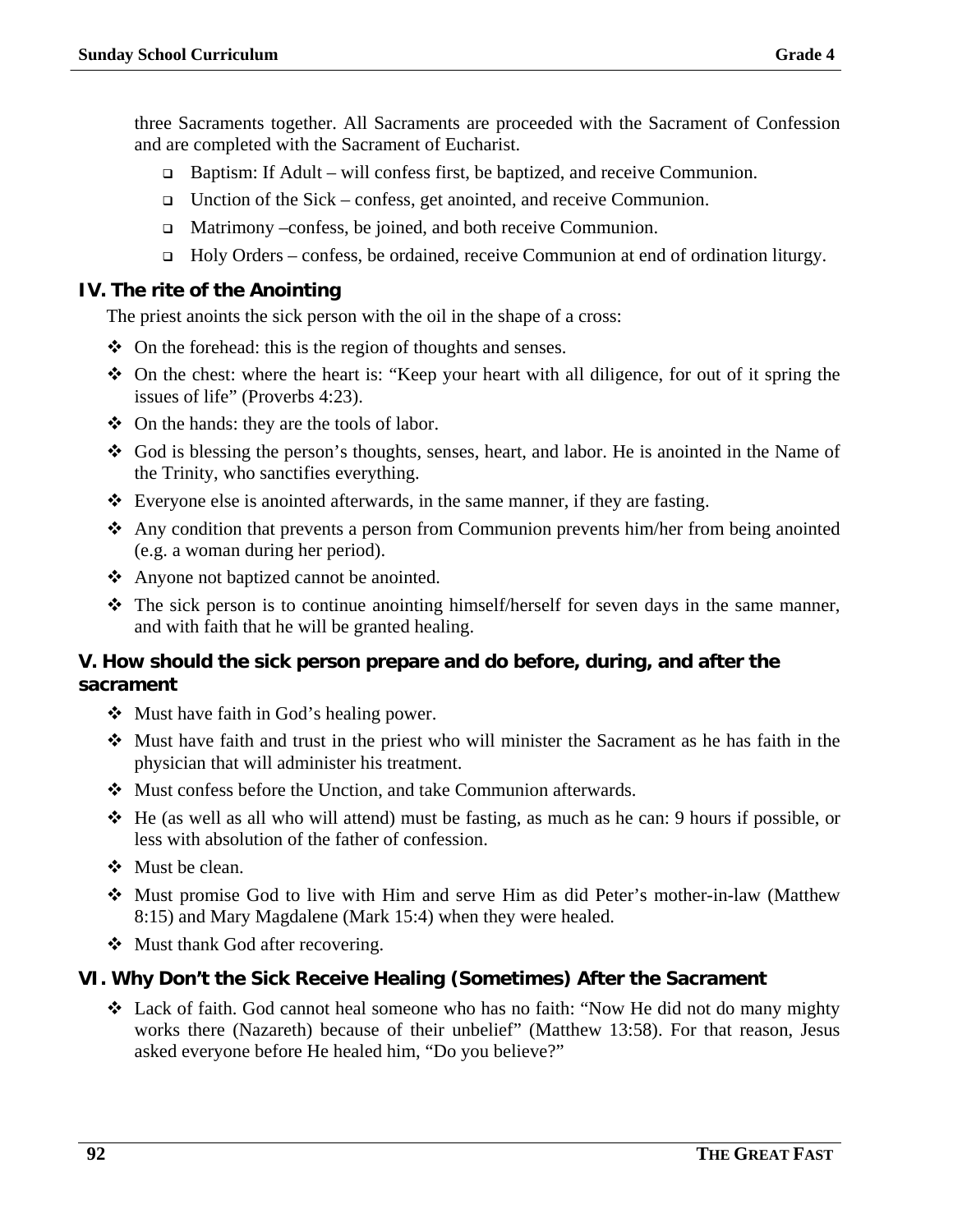three Sacraments together. All Sacraments are proceeded with the Sacrament of Confession and are completed with the Sacrament of Eucharist.

- Baptism: If Adult – will confess first, be baptized, and receive Communion.
- Unction of the Sick – confess, get anointed, and receive Communion.
- Matrimony –confess, be joined, and both receive Communion.
- Holy Orders – confess, be ordained, receive Communion at end of ordination liturgy.

### IV. The rite of the Anointing

The priest anoints the sick person with the oil in the shape of a cross:

- On the forehead: this is the region of thoughts and senses.
- On the chest: where the heart is: "Keep your heart with all diligence, for out of it spring the issues of life" (Proverbs 4:23).
- On the hands: they are the tools of labor.
- God is blessing the person's thoughts, senses, heart, and labor. He is anointed in the Name of the Trinity, who sanctifies everything.
- Everyone else is anointed afterwards, in the same manner, if they are fasting.
- Any condition that prevents a person from Communion prevents him/her from being anointed (e.g. a woman during her period).
- Anyone not baptized cannot be anointed.
- The sick person is to continue anointing himself/herself for seven days in the same manner, and with faith that he will be granted healing.

### V. How should the sick person prepare and do before, during, and after the sacrament

- Must have faith in God's healing power.
- Must have faith and trust in the priest who will minister the Sacrament as he has faith in the physician that will administer his treatment.
- Must confess before the Unction, and take Communion afterwards.
- He (as well as all who will attend) must be fasting, as much as he can: 9 hours if possible, or less with absolution of the father of confession.
- Must be clean.
- Must promise God to live with Him and serve Him as did Peter's mother-in-law (Matthew 8:15) and Mary Magdalene (Mark 15:4) when they were healed.
- Must thank God after recovering.

### VI. Why Don't the Sick Receive Healing (Sometimes) After the Sacrament

- Lack of faith. God cannot heal someone who has no faith: "Now He did not do many mighty works there (Nazareth) because of their unbelief" (Matthew 13:58). For that reason, Jesus asked everyone before He healed him, "Do you believe?"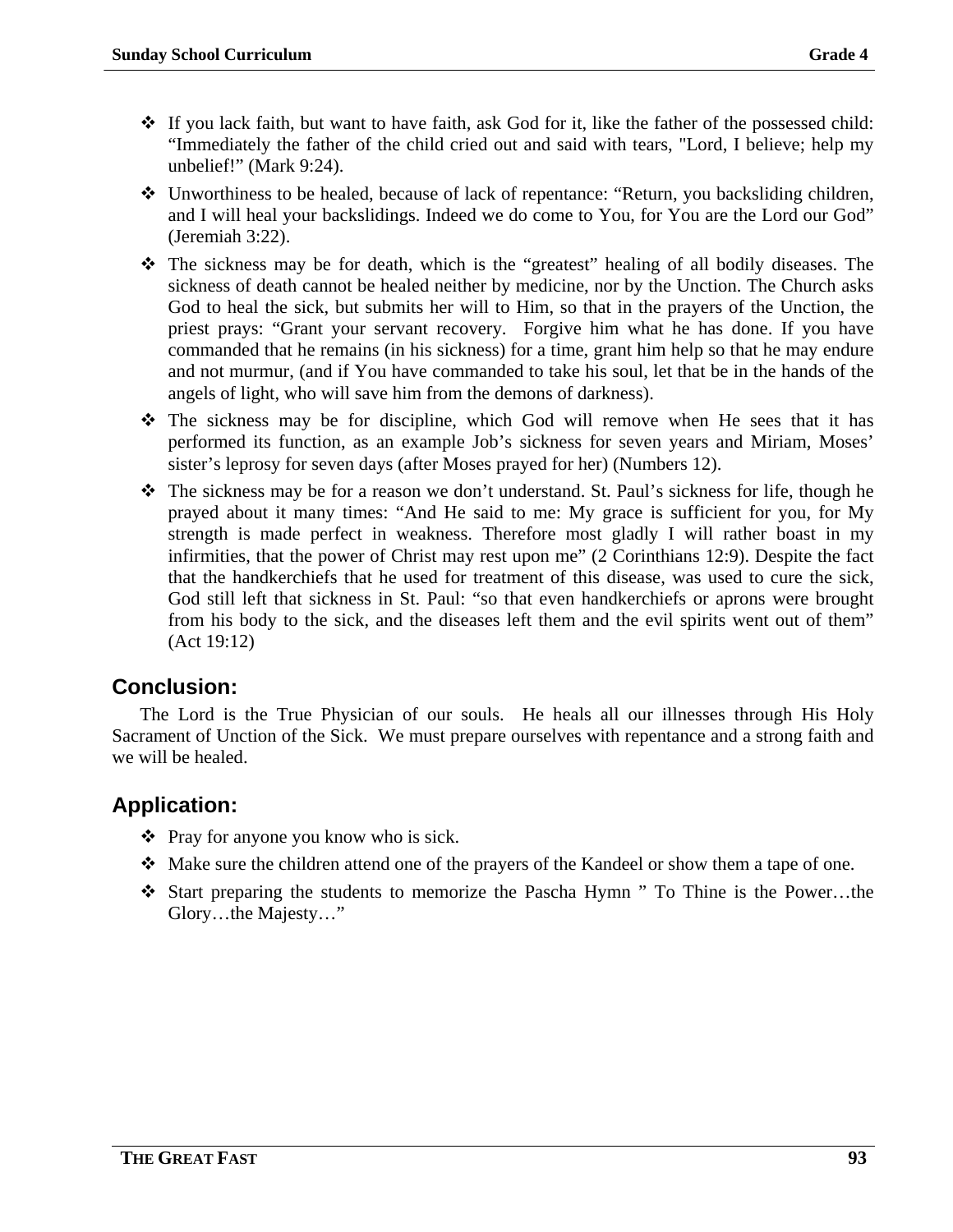- If you lack faith, but want to have faith, ask God for it, like the father of the possessed child: “Immediately the father of the child cried out and said with tears, "Lord, I believe; help my unbelief!” (Mark 9:24).
- Unworthiness to be healed, because of lack of repentance: “Return, you backsliding children, and I will heal your backslidings. Indeed we do come to You, for You are the Lord our God” (Jeremiah 3:22).
- The sickness may be for death, which is the “greatest” healing of all bodily diseases. The sickness of death cannot be healed neither by medicine, nor by the Unction. The Church asks God to heal the sick, but submits her will to Him, so that in the prayers of the Unction, the priest prays: “Grant your servant recovery. Forgive him what he has done. If you have commanded that he remains (in his sickness) for a time, grant him help so that he may endure and not murmur, (and if You have commanded to take his soul, let that be in the hands of the angels of light, who will save him from the demons of darkness).
- The sickness may be for discipline, which God will remove when He sees that it has performed its function, as an example Job’s sickness for seven years and Miriam, Moses’ sister’s leprosy for seven days (after Moses prayed for her) (Numbers 12).
- The sickness may be for a reason we don’t understand. St. Paul’s sickness for life, though he prayed about it many times: “And He said to me: My grace is sufficient for you, for My strength is made perfect in weakness. Therefore most gladly I will rather boast in my infirmities, that the power of Christ may rest upon me” (2 Corinthians 12:9). Despite the fact that the handkerchiefs that he used for treatment of this disease, was used to cure the sick, God still left that sickness in St. Paul: “so that even handkerchiefs or aprons were brought from his body to the sick, and the diseases left them and the evil spirits went out of them” (Act 19:12)

## Conclusion:

The Lord is the True Physician of our souls. He heals all our illnesses through His Holy Sacrament of Unction of the Sick. We must prepare ourselves with repentance and a strong faith and we will be healed.

## Application:

- Pray for anyone you know who is sick.
- Make sure the children attend one of the prayers of the Kandeel or show them a tape of one.
- Start preparing the students to memorize the Pascha Hymn ” To Thine is the Power…the Glory…the Majesty…”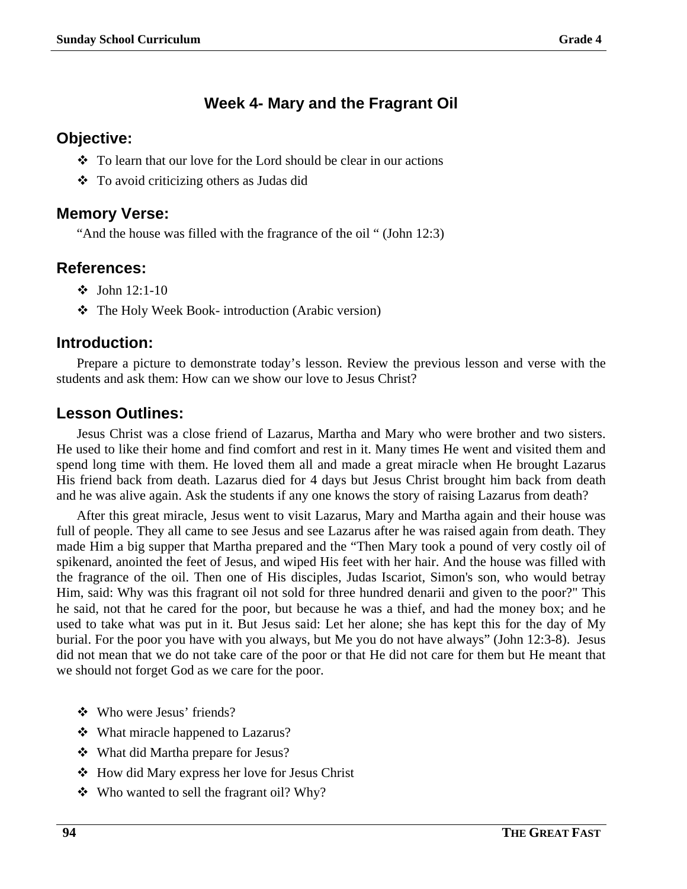## Week 4- Mary and the Fragrant Oil

### Objective:

- To learn that our love for the Lord should be clear in our actions
- To avoid criticizing others as Judas did

### Memory Verse:

"And the house was filled with the fragrance of the oil " (John 12:3)

### References:

- John 12:1-10
- The Holy Week Book- introduction (Arabic version)

### Introduction:

Prepare a picture to demonstrate today's lesson. Review the previous lesson and verse with the students and ask them: How can we show our love to Jesus Christ?

### Lesson Outlines:

Jesus Christ was a close friend of Lazarus, Martha and Mary who were brother and two sisters. He used to like their home and find comfort and rest in it. Many times He went and visited them and spend long time with them. He loved them all and made a great miracle when He brought Lazarus His friend back from death. Lazarus died for 4 days but Jesus Christ brought him back from death and he was alive again. Ask the students if any one knows the story of raising Lazarus from death?

After this great miracle, Jesus went to visit Lazarus, Mary and Martha again and their house was full of people. They all came to see Jesus and see Lazarus after he was raised again from death. They made Him a big supper that Martha prepared and the "Then Mary took a pound of very costly oil of spikenard, anointed the feet of Jesus, and wiped His feet with her hair. And the house was filled with the fragrance of the oil. Then one of His disciples, Judas Iscariot, Simon's son, who would betray Him, said: Why was this fragrant oil not sold for three hundred denarii and given to the poor?" This he said, not that he cared for the poor, but because he was a thief, and had the money box; and he used to take what was put in it. But Jesus said: Let her alone; she has kept this for the day of My burial. For the poor you have with you always, but Me you do not have always" (John 12:3-8). Jesus did not mean that we do not take care of the poor or that He did not care for them but He meant that we should not forget God as we care for the poor.

- Who were Jesus' friends?
- What miracle happened to Lazarus?
- What did Martha prepare for Jesus?
- How did Mary express her love for Jesus Christ
- Who wanted to sell the fragrant oil? Why?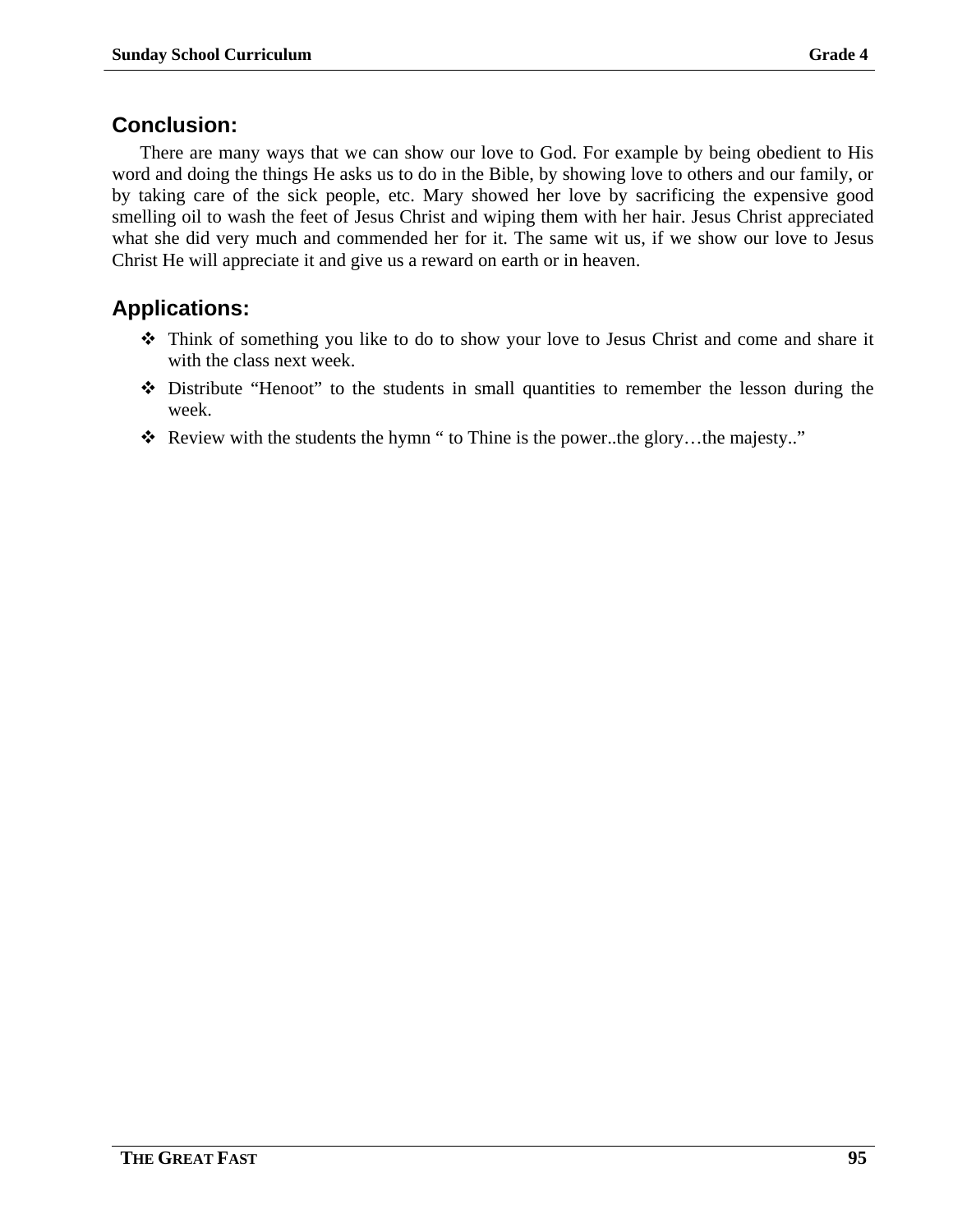## Conclusion:

There are many ways that we can show our love to God. For example by being obedient to His word and doing the things He asks us to do in the Bible, by showing love to others and our family, or by taking care of the sick people, etc. Mary showed her love by sacrificing the expensive good smelling oil to wash the feet of Jesus Christ and wiping them with her hair. Jesus Christ appreciated what she did very much and commended her for it. The same wit us, if we show our love to Jesus Christ He will appreciate it and give us a reward on earth or in heaven.

## Applications:

- Think of something you like to do to show your love to Jesus Christ and come and share it with the class next week.
- Distribute "Henoot" to the students in small quantities to remember the lesson during the week.
- Review with the students the hymn " to Thine is the power..the glory…the majesty.."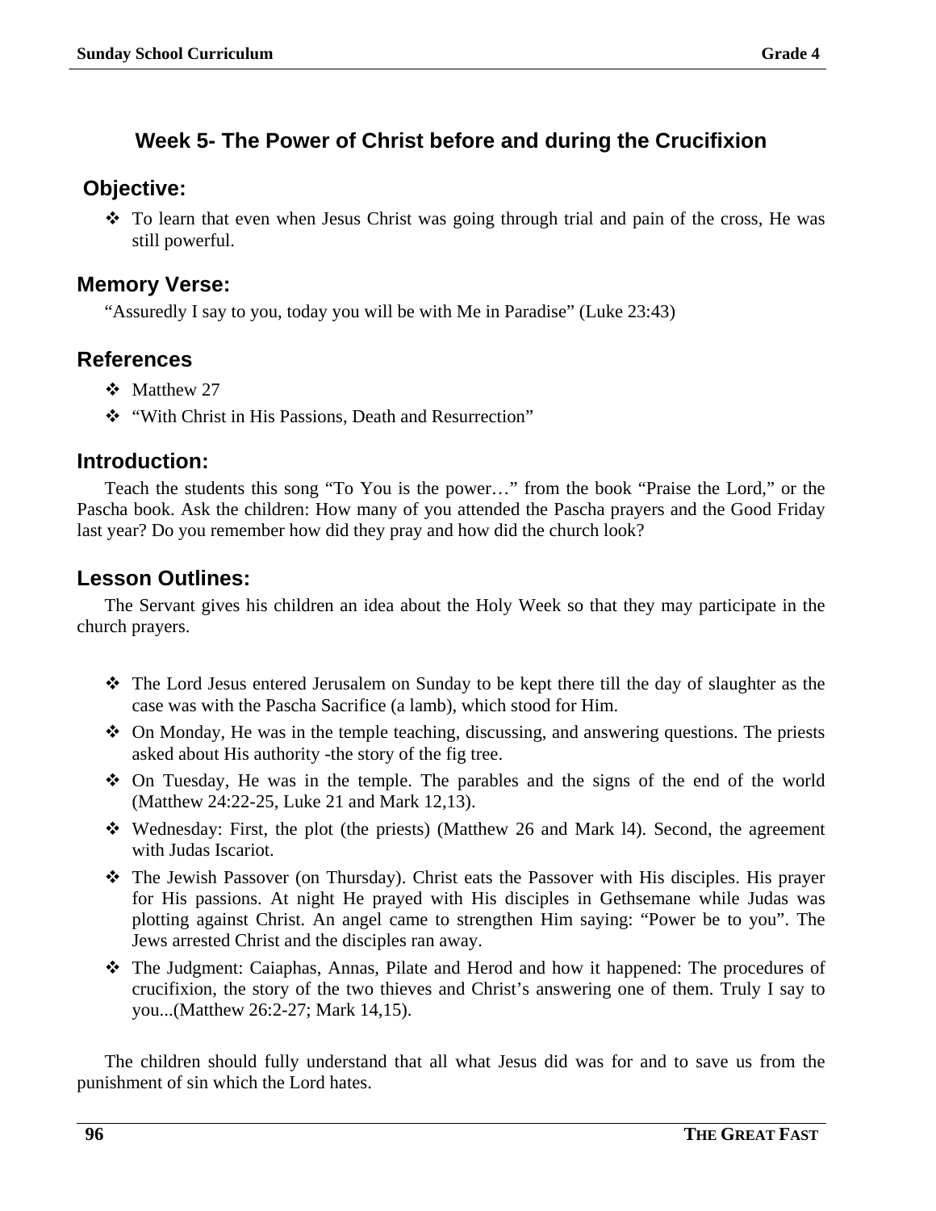## Week 5- The Power of Christ before and during the Crucifixion

### Objective:

- To learn that even when Jesus Christ was going through trial and pain of the cross, He was still powerful.

### Memory Verse:

"Assuredly I say to you, today you will be with Me in Paradise" (Luke 23:43)

### References

- Matthew 27
- "With Christ in His Passions, Death and Resurrection"

### Introduction:

Teach the students this song "To You is the power…" from the book "Praise the Lord," or the Pascha book. Ask the children: How many of you attended the Pascha prayers and the Good Friday last year? Do you remember how did they pray and how did the church look?

### Lesson Outlines:

The Servant gives his children an idea about the Holy Week so that they may participate in the church prayers.

- The Lord Jesus entered Jerusalem on Sunday to be kept there till the day of slaughter as the case was with the Pascha Sacrifice (a lamb), which stood for Him.
- On Monday, He was in the temple teaching, discussing, and answering questions. The priests asked about His authority -the story of the fig tree.
- On Tuesday, He was in the temple. The parables and the signs of the end of the world (Matthew 24:22-25, Luke 21 and Mark 12,13).
- Wednesday: First, the plot (the priests) (Matthew 26 and Mark l4). Second, the agreement with Judas Iscariot.
- The Jewish Passover (on Thursday). Christ eats the Passover with His disciples. His prayer for His passions. At night He prayed with His disciples in Gethsemane while Judas was plotting against Christ. An angel came to strengthen Him saying: "Power be to you". The Jews arrested Christ and the disciples ran away.
- The Judgment: Caiaphas, Annas, Pilate and Herod and how it happened: The procedures of crucifixion, the story of the two thieves and Christ's answering one of them. Truly I say to you...(Matthew 26:2-27; Mark 14,15).

The children should fully understand that all what Jesus did was for and to save us from the punishment of sin which the Lord hates.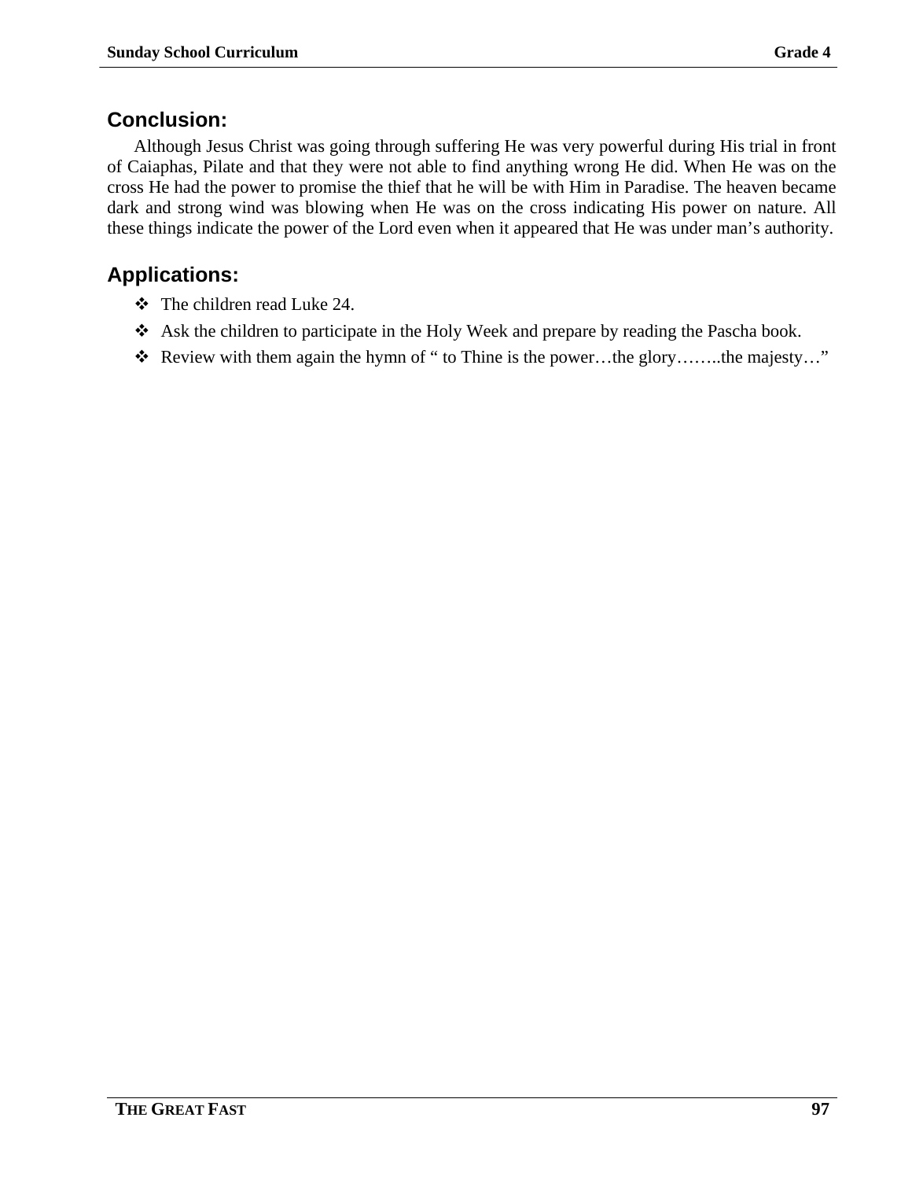## Conclusion:

Although Jesus Christ was going through suffering He was very powerful during His trial in front of Caiaphas, Pilate and that they were not able to find anything wrong He did. When He was on the cross He had the power to promise the thief that he will be with Him in Paradise. The heaven became dark and strong wind was blowing when He was on the cross indicating His power on nature. All these things indicate the power of the Lord even when it appeared that He was under man's authority.

## Applications:

- The children read Luke 24.
- Ask the children to participate in the Holy Week and prepare by reading the Pascha book.
- Review with them again the hymn of " to Thine is the power…the glory……..the majesty…"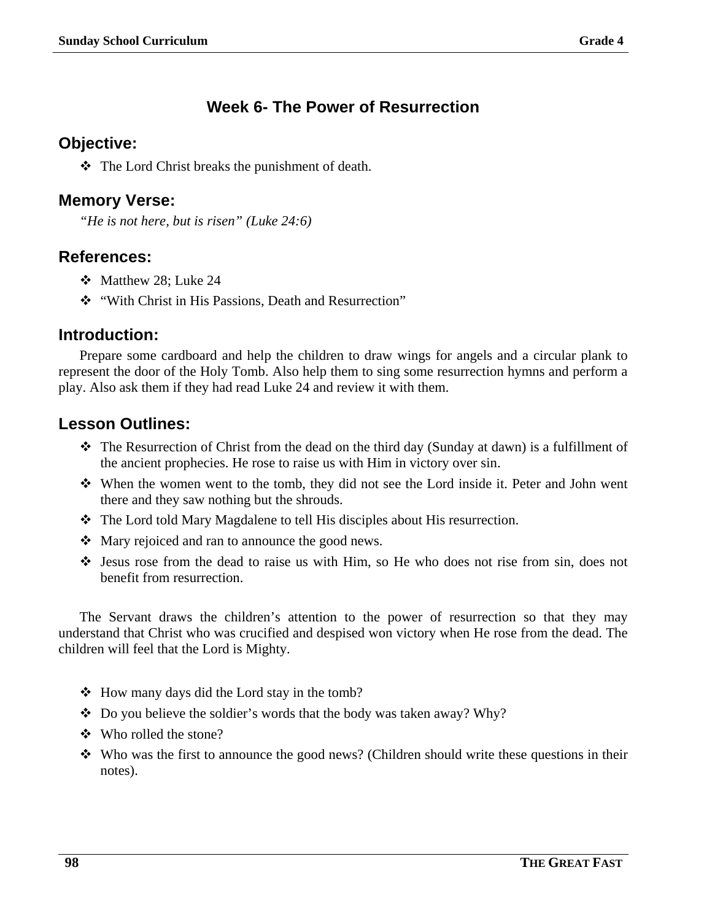## Week 6- The Power of Resurrection

### Objective:

- The Lord Christ breaks the punishment of death.

### Memory Verse:

*"He is not here, but is risen" (Luke 24:6)*

### References:

- Matthew 28; Luke 24
- "With Christ in His Passions, Death and Resurrection"

### Introduction:

Prepare some cardboard and help the children to draw wings for angels and a circular plank to represent the door of the Holy Tomb. Also help them to sing some resurrection hymns and perform a play. Also ask them if they had read Luke 24 and review it with them.

### Lesson Outlines:

- The Resurrection of Christ from the dead on the third day (Sunday at dawn) is a fulfillment of the ancient prophecies. He rose to raise us with Him in victory over sin.
- When the women went to the tomb, they did not see the Lord inside it. Peter and John went there and they saw nothing but the shrouds.
- The Lord told Mary Magdalene to tell His disciples about His resurrection.
- Mary rejoiced and ran to announce the good news.
- Jesus rose from the dead to raise us with Him, so He who does not rise from sin, does not benefit from resurrection.

The Servant draws the children's attention to the power of resurrection so that they may understand that Christ who was crucified and despised won victory when He rose from the dead. The children will feel that the Lord is Mighty.

- How many days did the Lord stay in the tomb?
- Do you believe the soldier's words that the body was taken away? Why?
- Who rolled the stone?
- Who was the first to announce the good news? (Children should write these questions in their notes).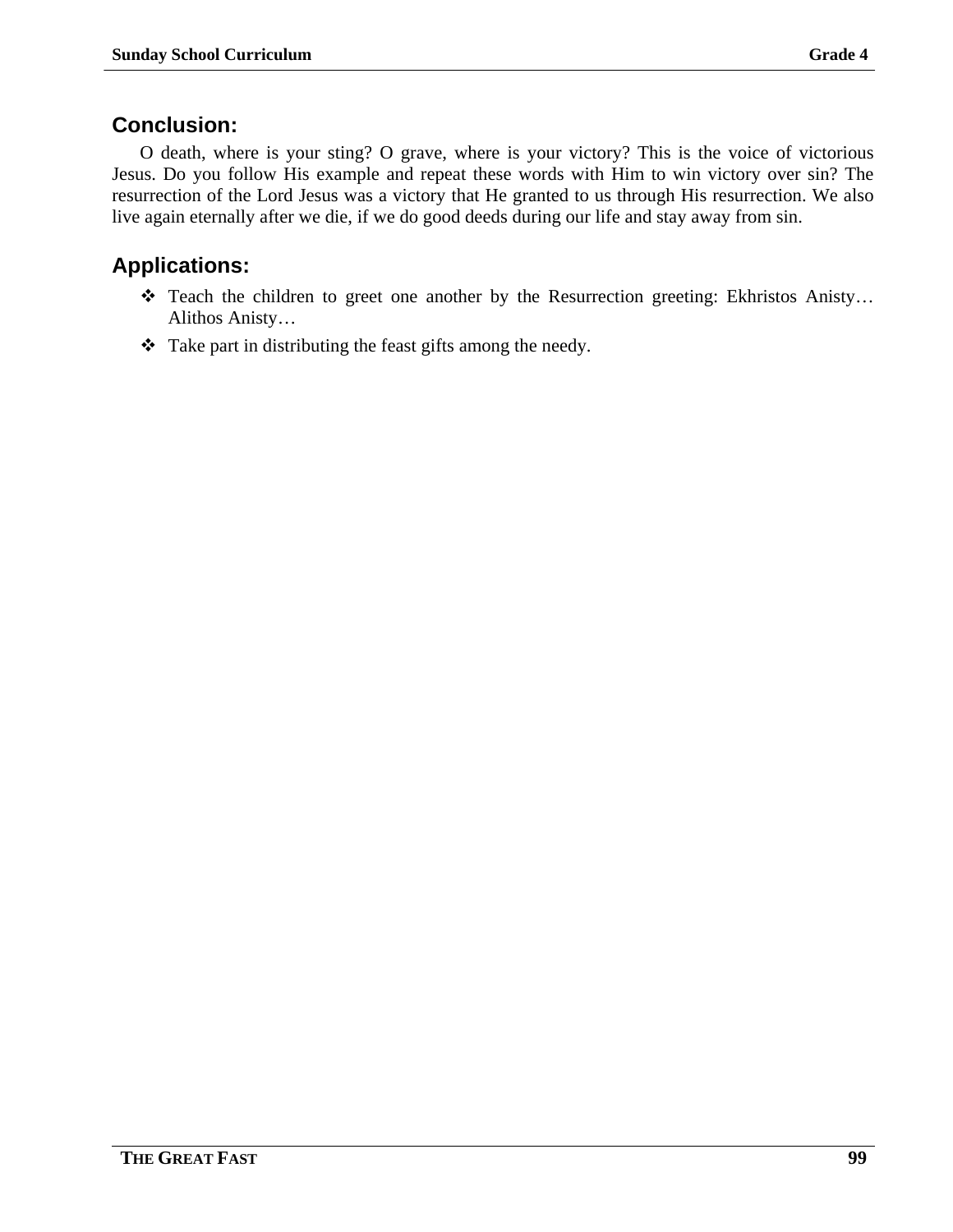## Conclusion:

O death, where is your sting? O grave, where is your victory? This is the voice of victorious Jesus. Do you follow His example and repeat these words with Him to win victory over sin? The resurrection of the Lord Jesus was a victory that He granted to us through His resurrection. We also live again eternally after we die, if we do good deeds during our life and stay away from sin.

## Applications:

- Teach the children to greet one another by the Resurrection greeting: Ekhristos Anisty… Alithos Anisty…
- Take part in distributing the feast gifts among the needy.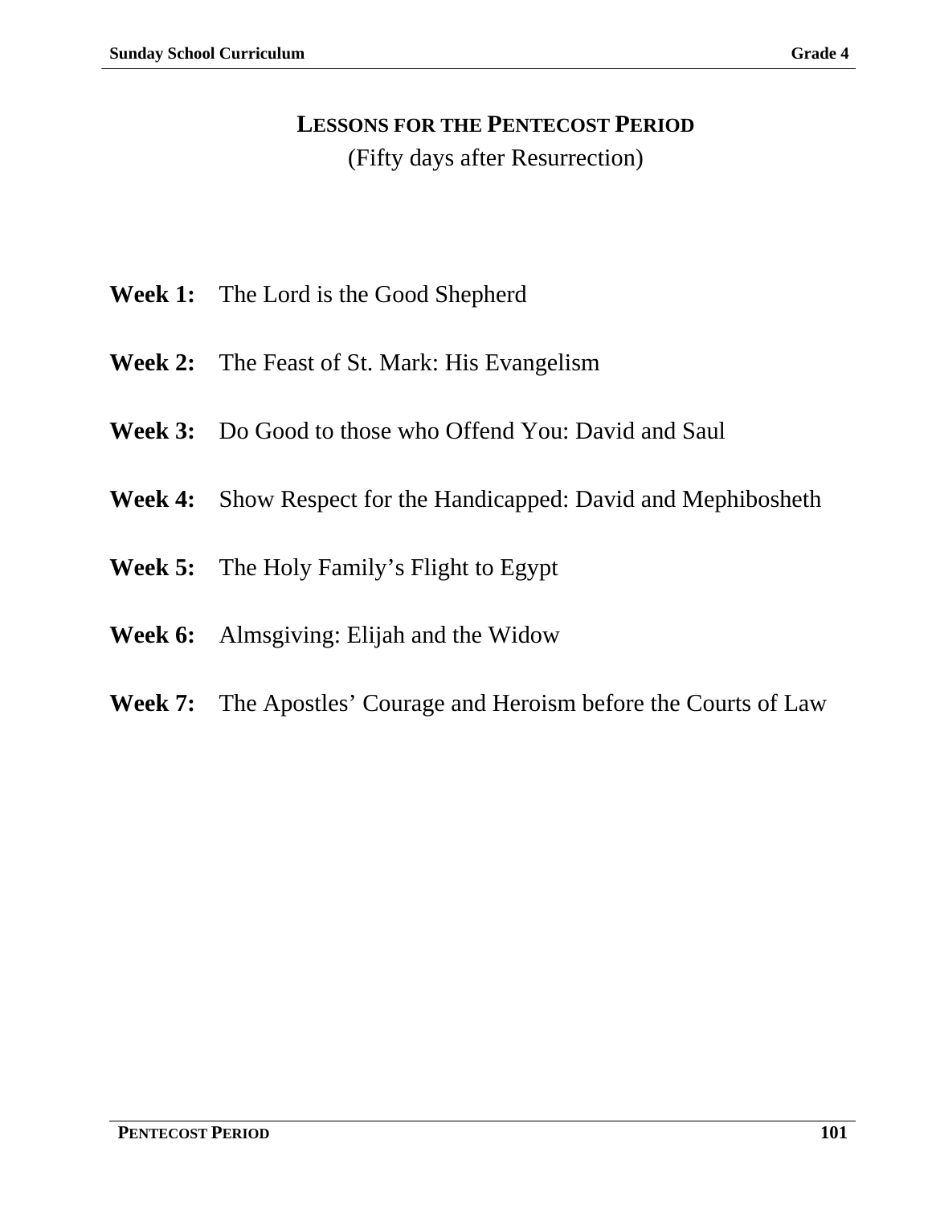# LESSONS FOR THE PENTECOST PERIOD

(Fifty days after Resurrection)

**Week 1:** The Lord is the Good Shepherd

**Week 2:** The Feast of St. Mark: His Evangelism

**Week 3:** Do Good to those who Offend You: David and Saul

**Week 4:** Show Respect for the Handicapped: David and Mephibosheth

**Week 5:** The Holy Family's Flight to Egypt

**Week 6:** Almsgiving: Elijah and the Widow

**Week 7:** The Apostles' Courage and Heroism before the Courts of Law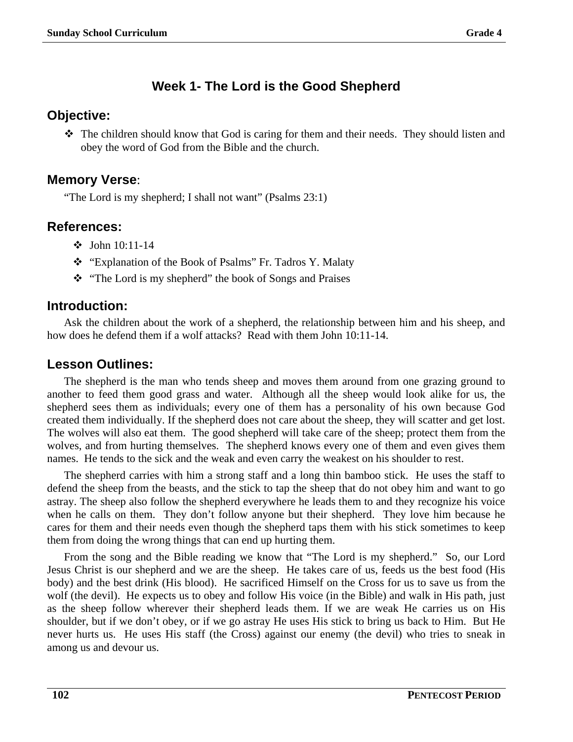## Week 1- The Lord is the Good Shepherd

### Objective:

- The children should know that God is caring for them and their needs. They should listen and obey the word of God from the Bible and the church.

### Memory Verse:

"The Lord is my shepherd; I shall not want" (Psalms 23:1)

### References:

- John 10:11-14
- "Explanation of the Book of Psalms" Fr. Tadros Y. Malaty
- "The Lord is my shepherd" the book of Songs and Praises

### Introduction:

Ask the children about the work of a shepherd, the relationship between him and his sheep, and how does he defend them if a wolf attacks? Read with them John 10:11-14.

### Lesson Outlines:

The shepherd is the man who tends sheep and moves them around from one grazing ground to another to feed them good grass and water. Although all the sheep would look alike for us, the shepherd sees them as individuals; every one of them has a personality of his own because God created them individually. If the shepherd does not care about the sheep, they will scatter and get lost. The wolves will also eat them. The good shepherd will take care of the sheep; protect them from the wolves, and from hurting themselves. The shepherd knows every one of them and even gives them names. He tends to the sick and the weak and even carry the weakest on his shoulder to rest.

The shepherd carries with him a strong staff and a long thin bamboo stick. He uses the staff to defend the sheep from the beasts, and the stick to tap the sheep that do not obey him and want to go astray. The sheep also follow the shepherd everywhere he leads them to and they recognize his voice when he calls on them. They don't follow anyone but their shepherd. They love him because he cares for them and their needs even though the shepherd taps them with his stick sometimes to keep them from doing the wrong things that can end up hurting them.

From the song and the Bible reading we know that "The Lord is my shepherd." So, our Lord Jesus Christ is our shepherd and we are the sheep. He takes care of us, feeds us the best food (His body) and the best drink (His blood). He sacrificed Himself on the Cross for us to save us from the wolf (the devil). He expects us to obey and follow His voice (in the Bible) and walk in His path, just as the sheep follow wherever their shepherd leads them. If we are weak He carries us on His shoulder, but if we don't obey, or if we go astray He uses His stick to bring us back to Him. But He never hurts us. He uses His staff (the Cross) against our enemy (the devil) who tries to sneak in among us and devour us.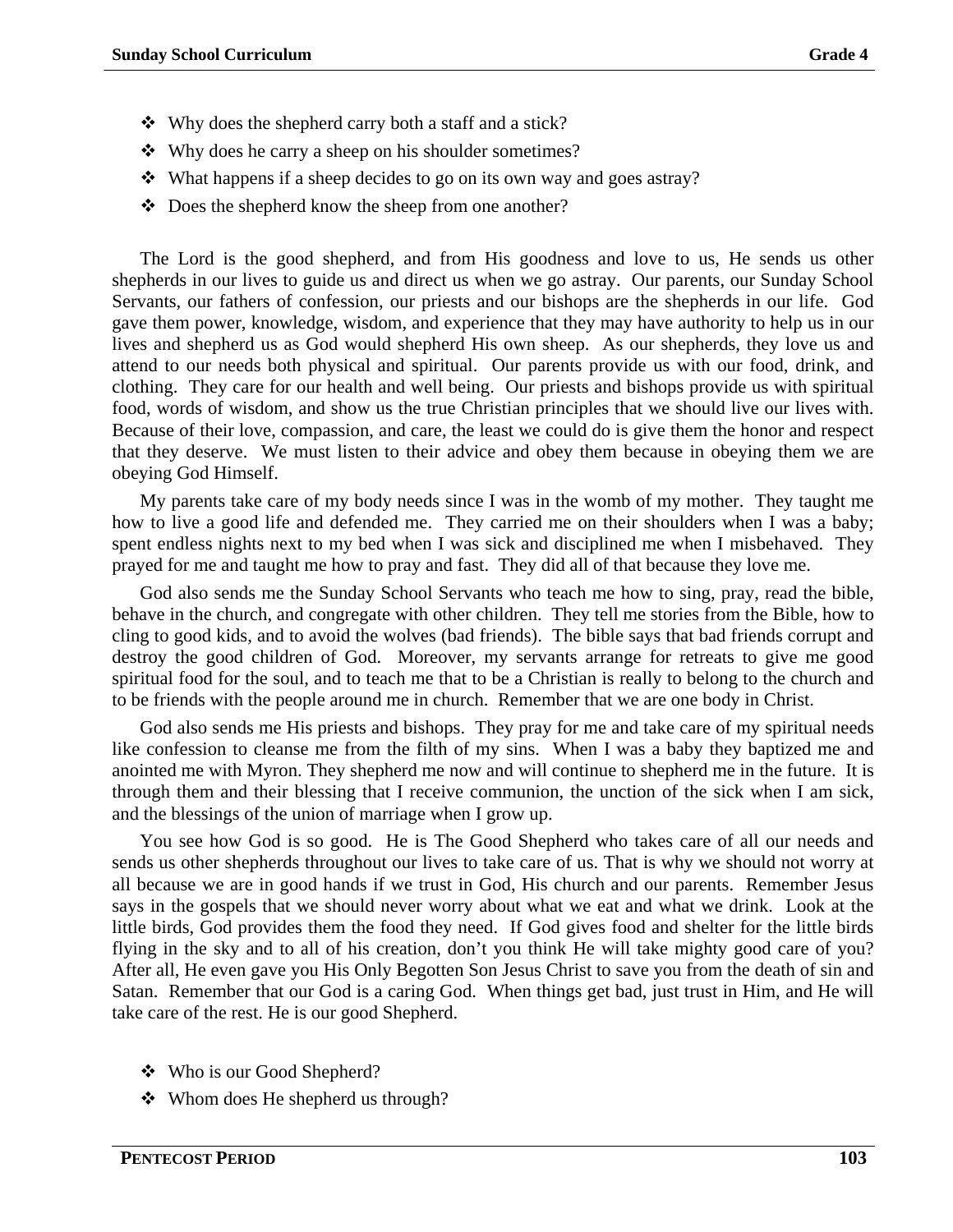- Why does the shepherd carry both a staff and a stick?
- Why does he carry a sheep on his shoulder sometimes?
- What happens if a sheep decides to go on its own way and goes astray?
- Does the shepherd know the sheep from one another?

The Lord is the good shepherd, and from His goodness and love to us, He sends us other shepherds in our lives to guide us and direct us when we go astray. Our parents, our Sunday School Servants, our fathers of confession, our priests and our bishops are the shepherds in our life. God gave them power, knowledge, wisdom, and experience that they may have authority to help us in our lives and shepherd us as God would shepherd His own sheep. As our shepherds, they love us and attend to our needs both physical and spiritual. Our parents provide us with our food, drink, and clothing. They care for our health and well being. Our priests and bishops provide us with spiritual food, words of wisdom, and show us the true Christian principles that we should live our lives with. Because of their love, compassion, and care, the least we could do is give them the honor and respect that they deserve. We must listen to their advice and obey them because in obeying them we are obeying God Himself.

My parents take care of my body needs since I was in the womb of my mother. They taught me how to live a good life and defended me. They carried me on their shoulders when I was a baby; spent endless nights next to my bed when I was sick and disciplined me when I misbehaved. They prayed for me and taught me how to pray and fast. They did all of that because they love me.

God also sends me the Sunday School Servants who teach me how to sing, pray, read the bible, behave in the church, and congregate with other children. They tell me stories from the Bible, how to cling to good kids, and to avoid the wolves (bad friends). The bible says that bad friends corrupt and destroy the good children of God. Moreover, my servants arrange for retreats to give me good spiritual food for the soul, and to teach me that to be a Christian is really to belong to the church and to be friends with the people around me in church. Remember that we are one body in Christ.

God also sends me His priests and bishops. They pray for me and take care of my spiritual needs like confession to cleanse me from the filth of my sins. When I was a baby they baptized me and anointed me with Myron. They shepherd me now and will continue to shepherd me in the future. It is through them and their blessing that I receive communion, the unction of the sick when I am sick, and the blessings of the union of marriage when I grow up.

You see how God is so good. He is The Good Shepherd who takes care of all our needs and sends us other shepherds throughout our lives to take care of us. That is why we should not worry at all because we are in good hands if we trust in God, His church and our parents. Remember Jesus says in the gospels that we should never worry about what we eat and what we drink. Look at the little birds, God provides them the food they need. If God gives food and shelter for the little birds flying in the sky and to all of his creation, don't you think He will take mighty good care of you? After all, He even gave you His Only Begotten Son Jesus Christ to save you from the death of sin and Satan. Remember that our God is a caring God. When things get bad, just trust in Him, and He will take care of the rest. He is our good Shepherd.

- Who is our Good Shepherd?
- Whom does He shepherd us through?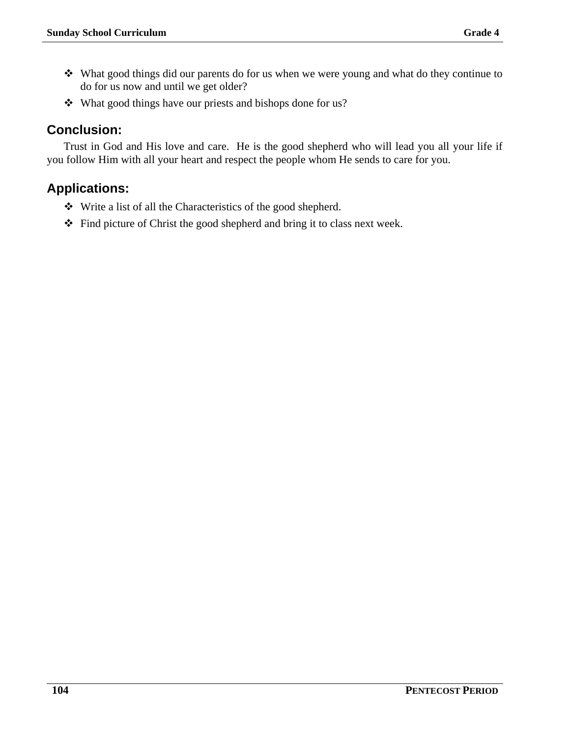- What good things did our parents do for us when we were young and what do they continue to do for us now and until we get older?
- What good things have our priests and bishops done for us?

## Conclusion:

Trust in God and His love and care. He is the good shepherd who will lead you all your life if you follow Him with all your heart and respect the people whom He sends to care for you.

## Applications:

- Write a list of all the Characteristics of the good shepherd.
- Find picture of Christ the good shepherd and bring it to class next week.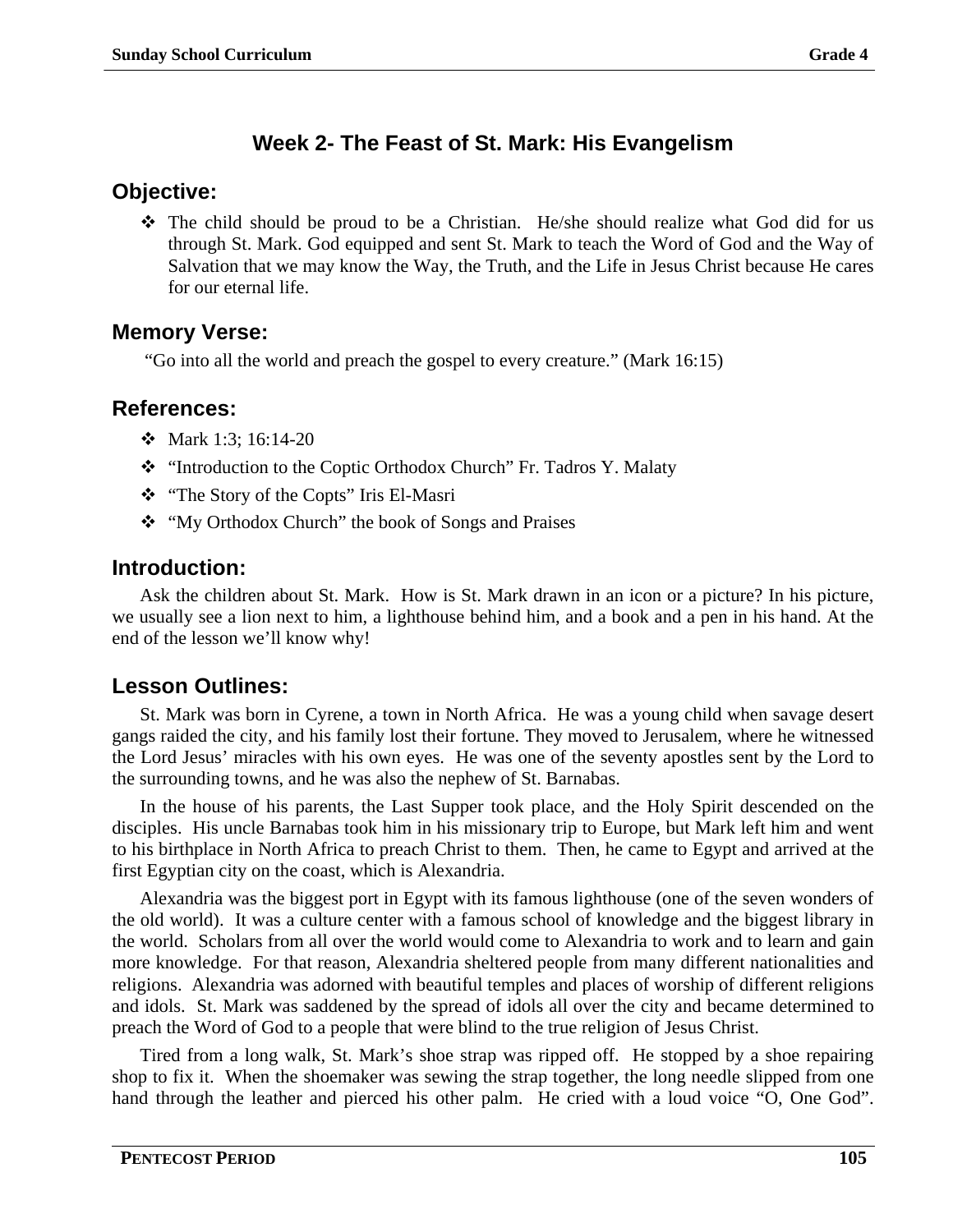## Week 2- The Feast of St. Mark: His Evangelism

### Objective:

- ❖ The child should be proud to be a Christian. He/she should realize what God did for us through St. Mark. God equipped and sent St. Mark to teach the Word of God and the Way of Salvation that we may know the Way, the Truth, and the Life in Jesus Christ because He cares for our eternal life.

### Memory Verse:

"Go into all the world and preach the gospel to every creature." (Mark 16:15)

### References:

- ❖ Mark 1:3; 16:14-20
- ❖ "Introduction to the Coptic Orthodox Church" Fr. Tadros Y. Malaty
- ❖ "The Story of the Copts" Iris El-Masri
- ❖ "My Orthodox Church" the book of Songs and Praises

### Introduction:

Ask the children about St. Mark. How is St. Mark drawn in an icon or a picture? In his picture, we usually see a lion next to him, a lighthouse behind him, and a book and a pen in his hand. At the end of the lesson we'll know why!

### Lesson Outlines:

St. Mark was born in Cyrene, a town in North Africa. He was a young child when savage desert gangs raided the city, and his family lost their fortune. They moved to Jerusalem, where he witnessed the Lord Jesus' miracles with his own eyes. He was one of the seventy apostles sent by the Lord to the surrounding towns, and he was also the nephew of St. Barnabas.

In the house of his parents, the Last Supper took place, and the Holy Spirit descended on the disciples. His uncle Barnabas took him in his missionary trip to Europe, but Mark left him and went to his birthplace in North Africa to preach Christ to them. Then, he came to Egypt and arrived at the first Egyptian city on the coast, which is Alexandria.

Alexandria was the biggest port in Egypt with its famous lighthouse (one of the seven wonders of the old world). It was a culture center with a famous school of knowledge and the biggest library in the world. Scholars from all over the world would come to Alexandria to work and to learn and gain more knowledge. For that reason, Alexandria sheltered people from many different nationalities and religions. Alexandria was adorned with beautiful temples and places of worship of different religions and idols. St. Mark was saddened by the spread of idols all over the city and became determined to preach the Word of God to a people that were blind to the true religion of Jesus Christ.

Tired from a long walk, St. Mark's shoe strap was ripped off. He stopped by a shoe repairing shop to fix it. When the shoemaker was sewing the strap together, the long needle slipped from one hand through the leather and pierced his other palm. He cried with a loud voice "O, One God".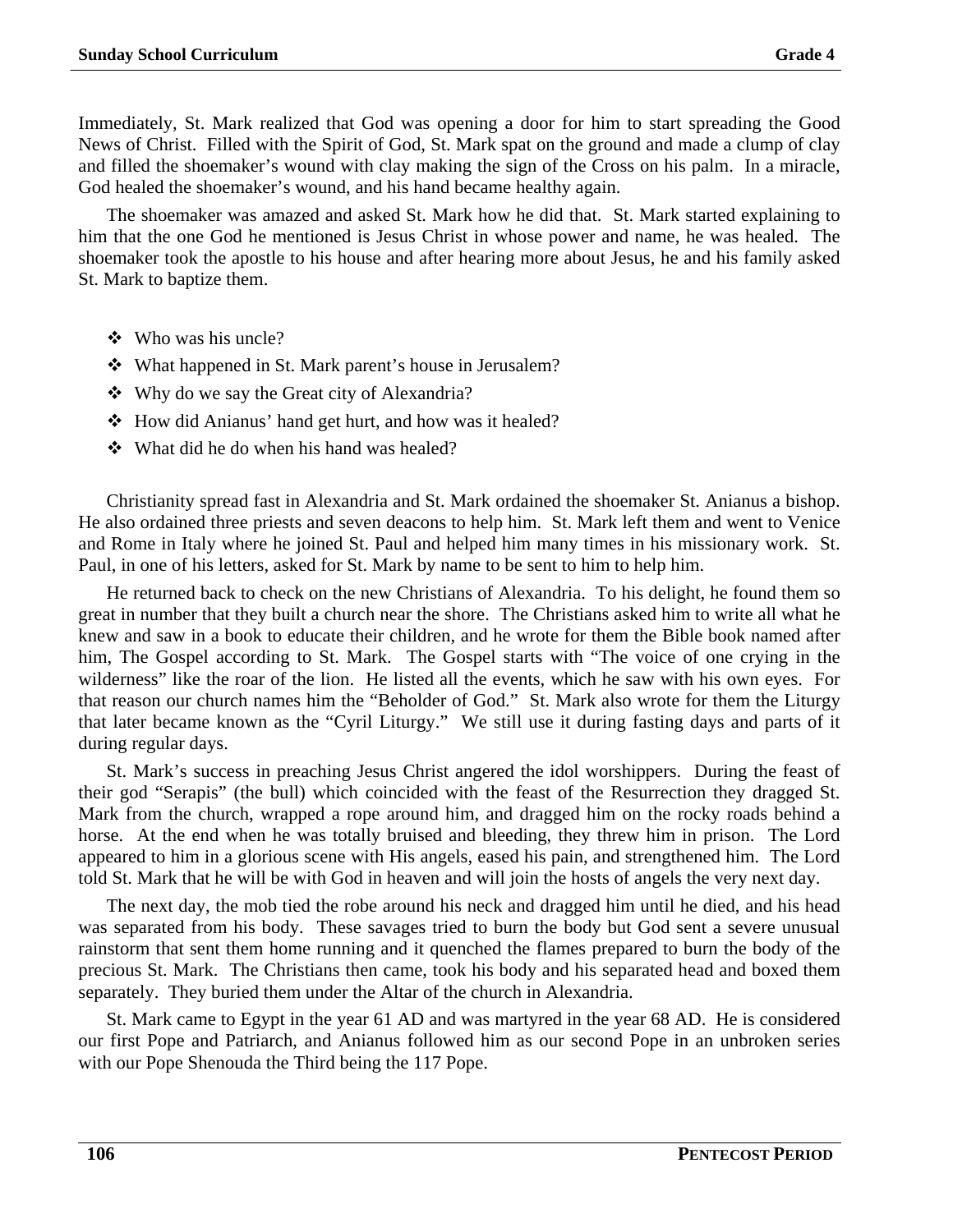Immediately, St. Mark realized that God was opening a door for him to start spreading the Good News of Christ. Filled with the Spirit of God, St. Mark spat on the ground and made a clump of clay and filled the shoemaker's wound with clay making the sign of the Cross on his palm. In a miracle, God healed the shoemaker's wound, and his hand became healthy again.

The shoemaker was amazed and asked St. Mark how he did that. St. Mark started explaining to him that the one God he mentioned is Jesus Christ in whose power and name, he was healed. The shoemaker took the apostle to his house and after hearing more about Jesus, he and his family asked St. Mark to baptize them.

- Who was his uncle?
- What happened in St. Mark parent's house in Jerusalem?
- Why do we say the Great city of Alexandria?
- How did Anianus' hand get hurt, and how was it healed?
- What did he do when his hand was healed?

Christianity spread fast in Alexandria and St. Mark ordained the shoemaker St. Anianus a bishop. He also ordained three priests and seven deacons to help him. St. Mark left them and went to Venice and Rome in Italy where he joined St. Paul and helped him many times in his missionary work. St. Paul, in one of his letters, asked for St. Mark by name to be sent to him to help him.

He returned back to check on the new Christians of Alexandria. To his delight, he found them so great in number that they built a church near the shore. The Christians asked him to write all what he knew and saw in a book to educate their children, and he wrote for them the Bible book named after him, The Gospel according to St. Mark. The Gospel starts with "The voice of one crying in the wilderness" like the roar of the lion. He listed all the events, which he saw with his own eyes. For that reason our church names him the "Beholder of God." St. Mark also wrote for them the Liturgy that later became known as the "Cyril Liturgy." We still use it during fasting days and parts of it during regular days.

St. Mark's success in preaching Jesus Christ angered the idol worshippers. During the feast of their god "Serapis" (the bull) which coincided with the feast of the Resurrection they dragged St. Mark from the church, wrapped a rope around him, and dragged him on the rocky roads behind a horse. At the end when he was totally bruised and bleeding, they threw him in prison. The Lord appeared to him in a glorious scene with His angels, eased his pain, and strengthened him. The Lord told St. Mark that he will be with God in heaven and will join the hosts of angels the very next day.

The next day, the mob tied the robe around his neck and dragged him until he died, and his head was separated from his body. These savages tried to burn the body but God sent a severe unusual rainstorm that sent them home running and it quenched the flames prepared to burn the body of the precious St. Mark. The Christians then came, took his body and his separated head and boxed them separately. They buried them under the Altar of the church in Alexandria.

St. Mark came to Egypt in the year 61 AD and was martyred in the year 68 AD. He is considered our first Pope and Patriarch, and Anianus followed him as our second Pope in an unbroken series with our Pope Shenouda the Third being the 117 Pope.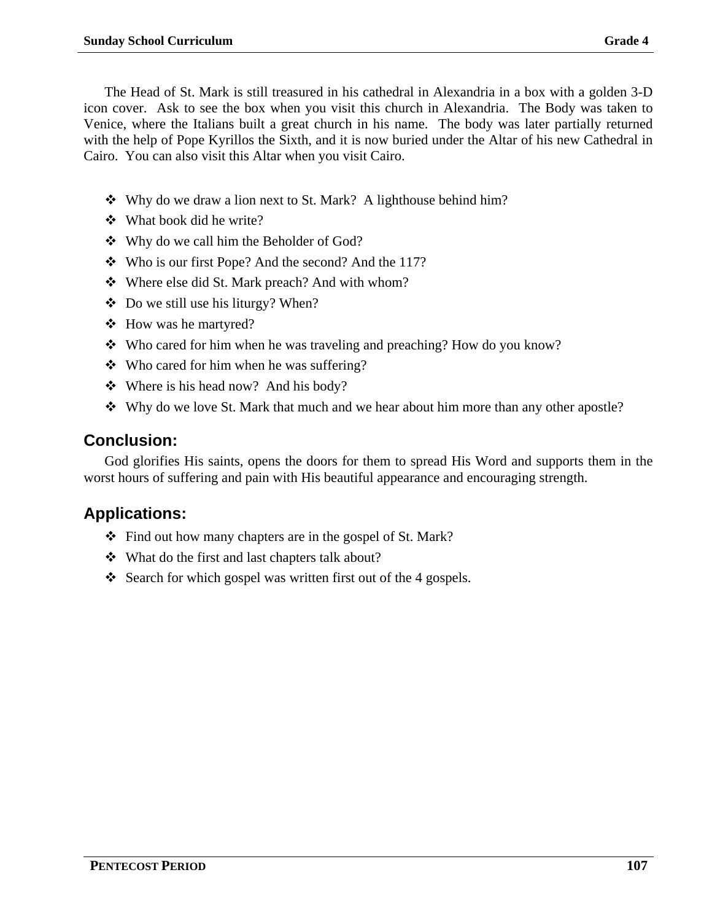The Head of St. Mark is still treasured in his cathedral in Alexandria in a box with a golden 3-D icon cover. Ask to see the box when you visit this church in Alexandria. The Body was taken to Venice, where the Italians built a great church in his name. The body was later partially returned with the help of Pope Kyrillos the Sixth, and it is now buried under the Altar of his new Cathedral in Cairo. You can also visit this Altar when you visit Cairo.

- Why do we draw a lion next to St. Mark? A lighthouse behind him?
- What book did he write?
- Why do we call him the Beholder of God?
- Who is our first Pope? And the second? And the 117?
- Where else did St. Mark preach? And with whom?
- Do we still use his liturgy? When?
- How was he martyred?
- Who cared for him when he was traveling and preaching? How do you know?
- Who cared for him when he was suffering?
- Where is his head now? And his body?
- Why do we love St. Mark that much and we hear about him more than any other apostle?

## Conclusion:

God glorifies His saints, opens the doors for them to spread His Word and supports them in the worst hours of suffering and pain with His beautiful appearance and encouraging strength.

## Applications:

- Find out how many chapters are in the gospel of St. Mark?
- What do the first and last chapters talk about?
- Search for which gospel was written first out of the 4 gospels.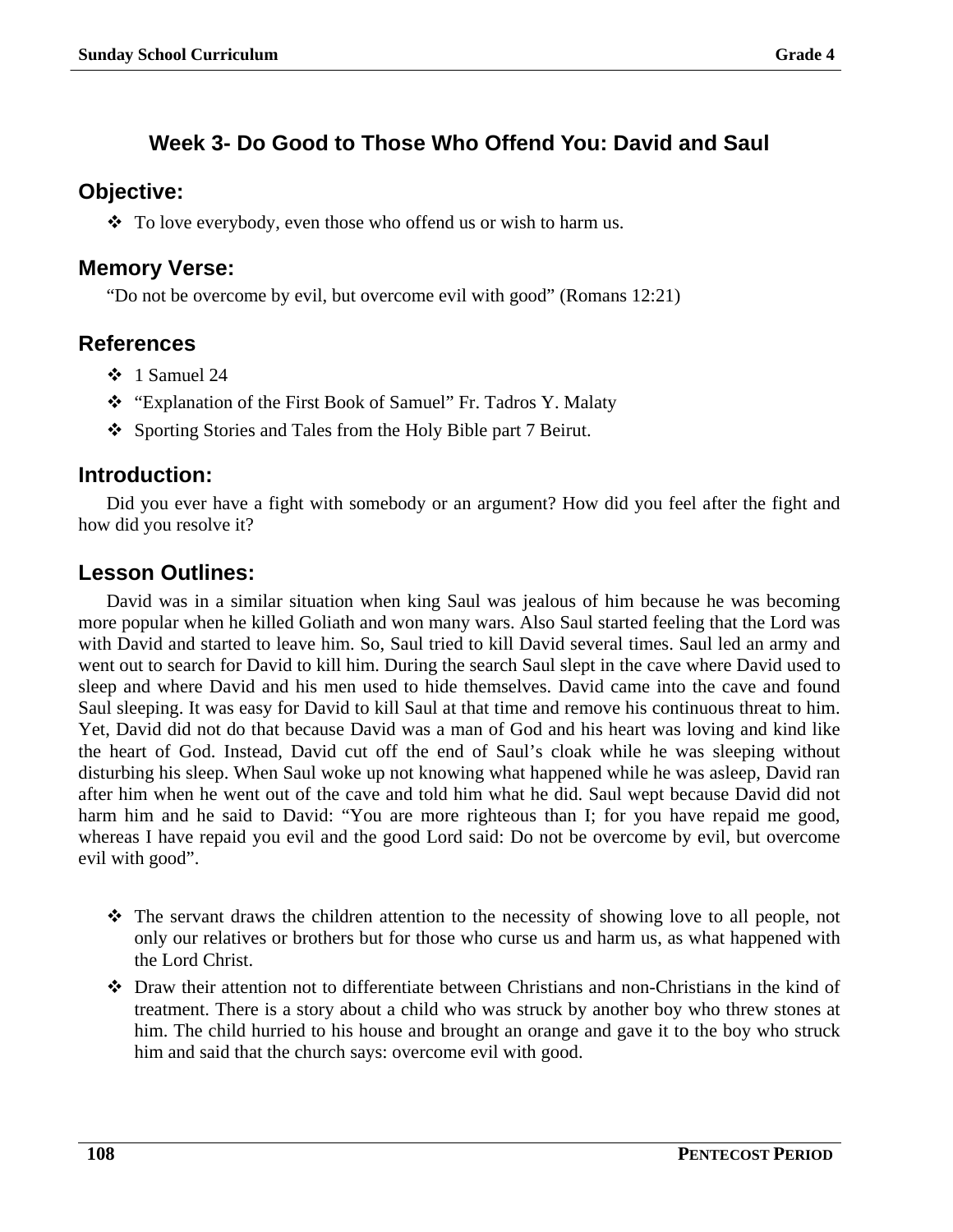## Week 3- Do Good to Those Who Offend You: David and Saul

### Objective:

- ❖ To love everybody, even those who offend us or wish to harm us.

### Memory Verse:

"Do not be overcome by evil, but overcome evil with good" (Romans 12:21)

### References

- ❖ 1 Samuel 24
- ❖ "Explanation of the First Book of Samuel" Fr. Tadros Y. Malaty
- ❖ Sporting Stories and Tales from the Holy Bible part 7 Beirut.

### Introduction:

Did you ever have a fight with somebody or an argument? How did you feel after the fight and how did you resolve it?

### Lesson Outlines:

David was in a similar situation when king Saul was jealous of him because he was becoming more popular when he killed Goliath and won many wars. Also Saul started feeling that the Lord was with David and started to leave him. So, Saul tried to kill David several times. Saul led an army and went out to search for David to kill him. During the search Saul slept in the cave where David used to sleep and where David and his men used to hide themselves. David came into the cave and found Saul sleeping. It was easy for David to kill Saul at that time and remove his continuous threat to him. Yet, David did not do that because David was a man of God and his heart was loving and kind like the heart of God. Instead, David cut off the end of Saul's cloak while he was sleeping without disturbing his sleep. When Saul woke up not knowing what happened while he was asleep, David ran after him when he went out of the cave and told him what he did. Saul wept because David did not harm him and he said to David: "You are more righteous than I; for you have repaid me good, whereas I have repaid you evil and the good Lord said: Do not be overcome by evil, but overcome evil with good".

- ❖ The servant draws the children attention to the necessity of showing love to all people, not only our relatives or brothers but for those who curse us and harm us, as what happened with the Lord Christ.
- ❖ Draw their attention not to differentiate between Christians and non-Christians in the kind of treatment. There is a story about a child who was struck by another boy who threw stones at him. The child hurried to his house and brought an orange and gave it to the boy who struck him and said that the church says: overcome evil with good.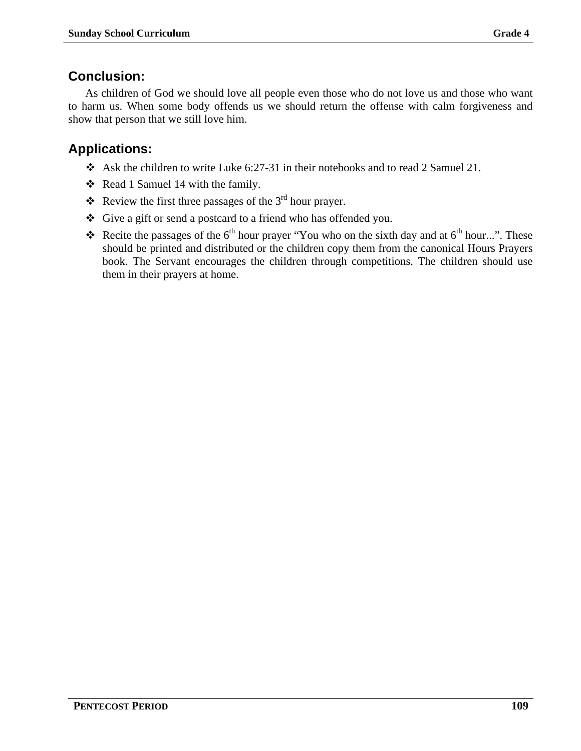## Conclusion:

As children of God we should love all people even those who do not love us and those who want to harm us. When some body offends us we should return the offense with calm forgiveness and show that person that we still love him.

## Applications:

- Ask the children to write Luke 6:27-31 in their notebooks and to read 2 Samuel 21.
- Read 1 Samuel 14 with the family.
- Review the first three passages of the 3rd hour prayer.
- Give a gift or send a postcard to a friend who has offended you.
- Recite the passages of the 6th hour prayer “You who on the sixth day and at 6th hour...”. These should be printed and distributed or the children copy them from the canonical Hours Prayers book. The Servant encourages the children through competitions. The children should use them in their prayers at home.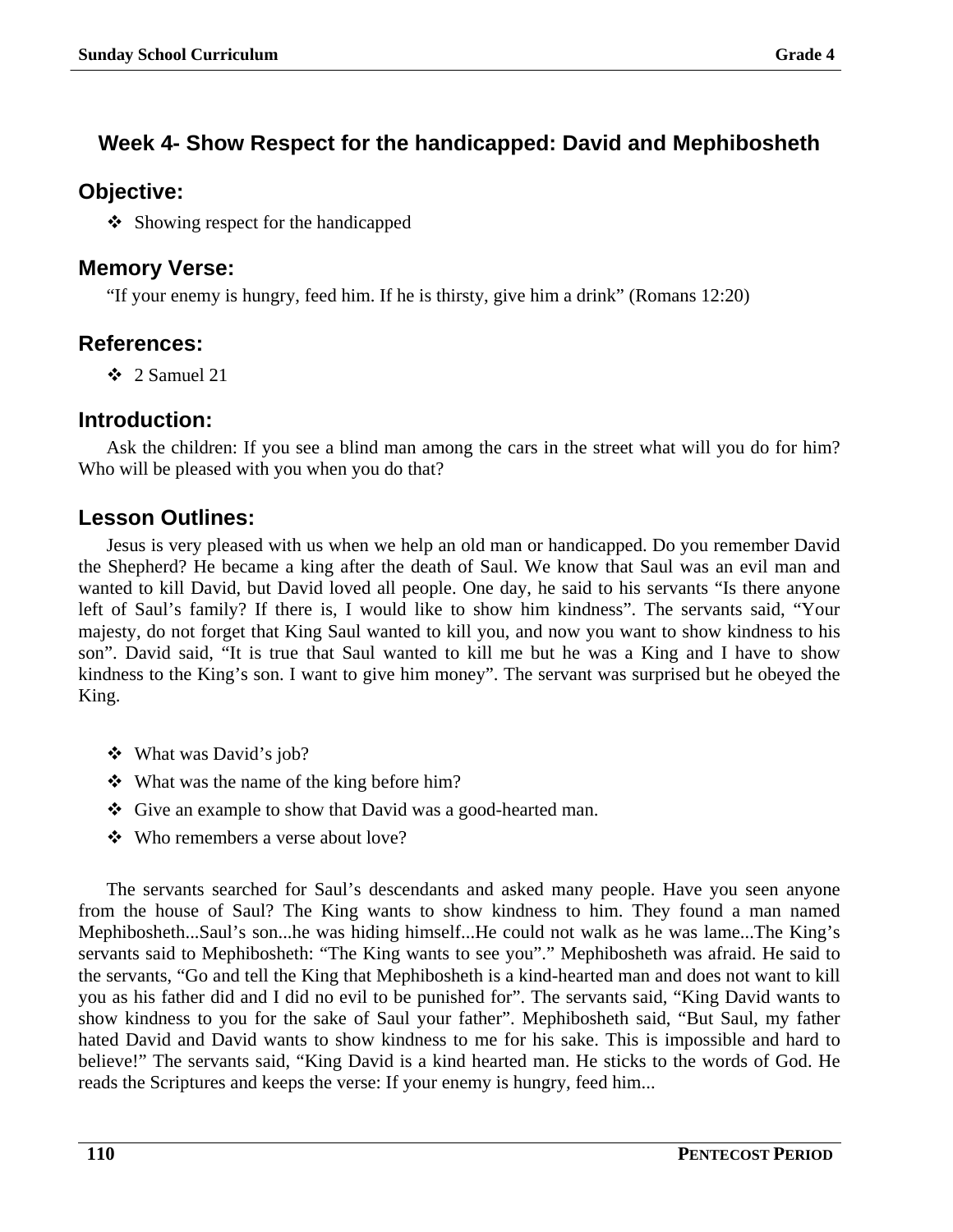## Week 4- Show Respect for the handicapped: David and Mephibosheth

### Objective:

- Showing respect for the handicapped

### Memory Verse:

"If your enemy is hungry, feed him. If he is thirsty, give him a drink" (Romans 12:20)

### References:

- 2 Samuel 21

### Introduction:

Ask the children: If you see a blind man among the cars in the street what will you do for him? Who will be pleased with you when you do that?

### Lesson Outlines:

Jesus is very pleased with us when we help an old man or handicapped. Do you remember David the Shepherd? He became a king after the death of Saul. We know that Saul was an evil man and wanted to kill David, but David loved all people. One day, he said to his servants "Is there anyone left of Saul's family? If there is, I would like to show him kindness". The servants said, "Your majesty, do not forget that King Saul wanted to kill you, and now you want to show kindness to his son". David said, "It is true that Saul wanted to kill me but he was a King and I have to show kindness to the King's son. I want to give him money". The servant was surprised but he obeyed the King.

- What was David's job?
- What was the name of the king before him?
- Give an example to show that David was a good-hearted man.
- Who remembers a verse about love?

The servants searched for Saul's descendants and asked many people. Have you seen anyone from the house of Saul? The King wants to show kindness to him. They found a man named Mephibosheth...Saul's son...he was hiding himself...He could not walk as he was lame...The King's servants said to Mephibosheth: "The King wants to see you"." Mephibosheth was afraid. He said to the servants, "Go and tell the King that Mephibosheth is a kind-hearted man and does not want to kill you as his father did and I did no evil to be punished for". The servants said, "King David wants to show kindness to you for the sake of Saul your father". Mephibosheth said, "But Saul, my father hated David and David wants to show kindness to me for his sake. This is impossible and hard to believe!" The servants said, "King David is a kind hearted man. He sticks to the words of God. He reads the Scriptures and keeps the verse: If your enemy is hungry, feed him...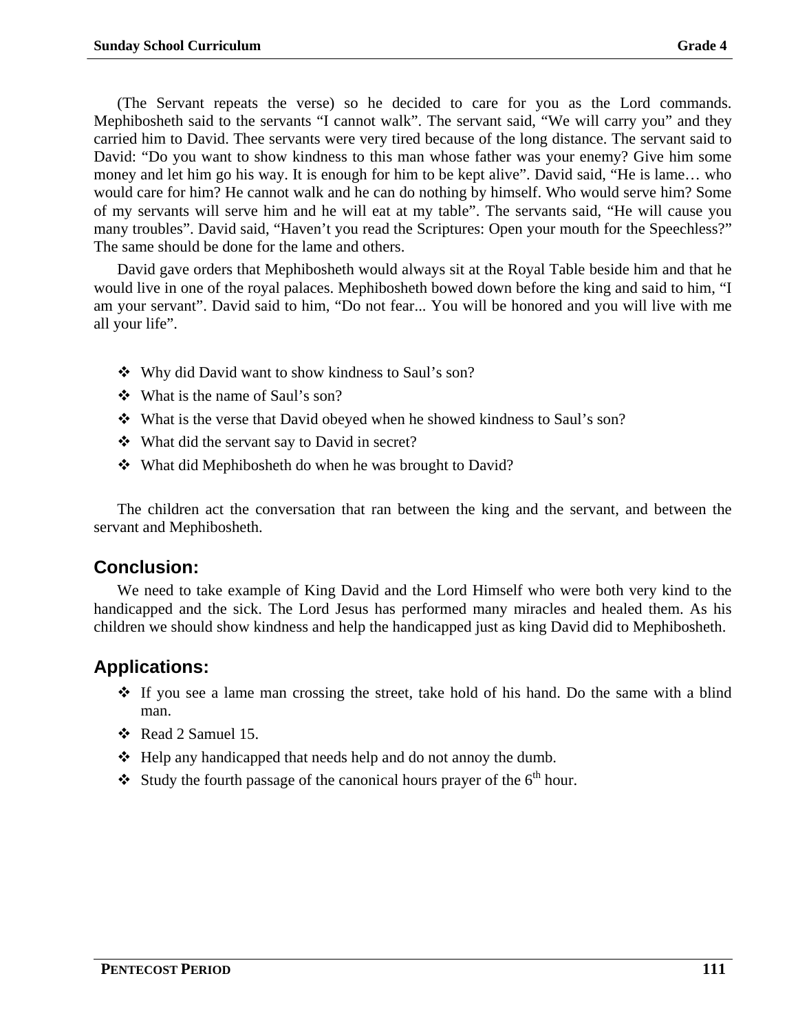(The Servant repeats the verse) so he decided to care for you as the Lord commands. Mephibosheth said to the servants “I cannot walk”. The servant said, “We will carry you” and they carried him to David. Thee servants were very tired because of the long distance. The servant said to David: “Do you want to show kindness to this man whose father was your enemy? Give him some money and let him go his way. It is enough for him to be kept alive”. David said, “He is lame… who would care for him? He cannot walk and he can do nothing by himself. Who would serve him? Some of my servants will serve him and he will eat at my table”. The servants said, “He will cause you many troubles”. David said, “Haven’t you read the Scriptures: Open your mouth for the Speechless?” The same should be done for the lame and others.

David gave orders that Mephibosheth would always sit at the Royal Table beside him and that he would live in one of the royal palaces. Mephibosheth bowed down before the king and said to him, “I am your servant”. David said to him, “Do not fear... You will be honored and you will live with me all your life”.

- Why did David want to show kindness to Saul’s son?
- What is the name of Saul’s son?
- What is the verse that David obeyed when he showed kindness to Saul’s son?
- What did the servant say to David in secret?
- What did Mephibosheth do when he was brought to David?

The children act the conversation that ran between the king and the servant, and between the servant and Mephibosheth.

## Conclusion:

We need to take example of King David and the Lord Himself who were both very kind to the handicapped and the sick. The Lord Jesus has performed many miracles and healed them. As his children we should show kindness and help the handicapped just as king David did to Mephibosheth.

## Applications:

- If you see a lame man crossing the street, take hold of his hand. Do the same with a blind man.
- Read 2 Samuel 15.
- Help any handicapped that needs help and do not annoy the dumb.
- Study the fourth passage of the canonical hours prayer of the 6th hour.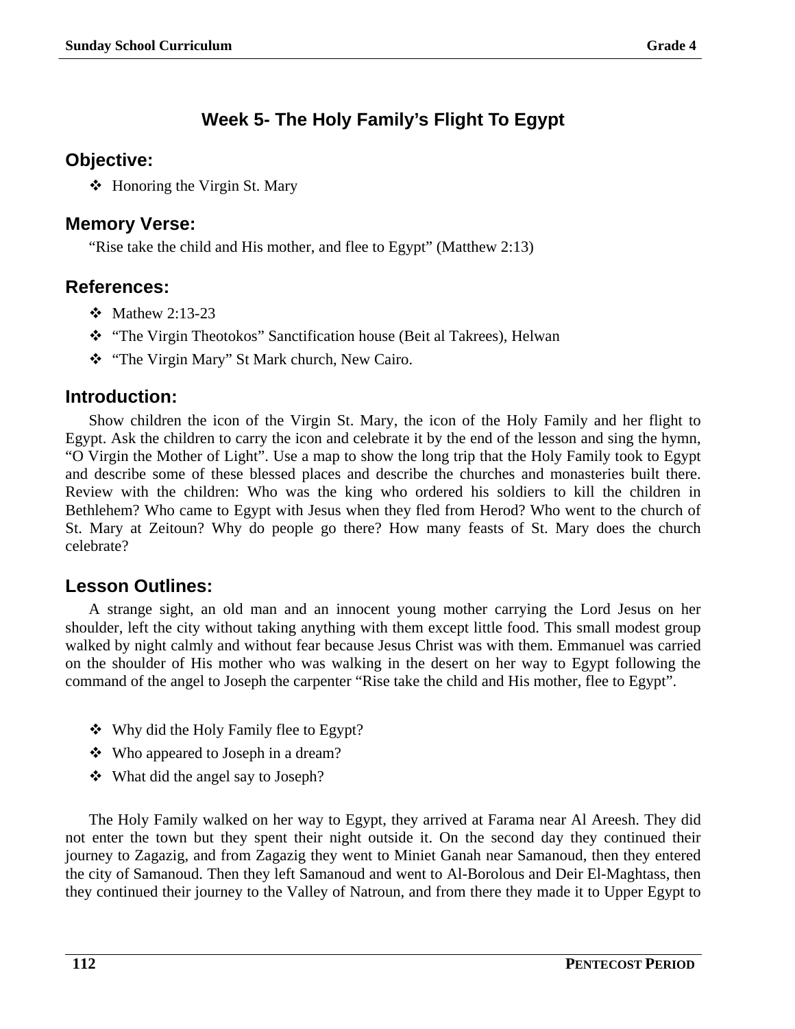## Week 5- The Holy Family's Flight To Egypt

### Objective:

- ❖ Honoring the Virgin St. Mary

### Memory Verse:

"Rise take the child and His mother, and flee to Egypt" (Matthew 2:13)

### References:

- ❖ Mathew 2:13-23
- ❖ "The Virgin Theotokos" Sanctification house (Beit al Takrees), Helwan
- ❖ "The Virgin Mary" St Mark church, New Cairo.

### Introduction:

Show children the icon of the Virgin St. Mary, the icon of the Holy Family and her flight to Egypt. Ask the children to carry the icon and celebrate it by the end of the lesson and sing the hymn, "O Virgin the Mother of Light". Use a map to show the long trip that the Holy Family took to Egypt and describe some of these blessed places and describe the churches and monasteries built there. Review with the children: Who was the king who ordered his soldiers to kill the children in Bethlehem? Who came to Egypt with Jesus when they fled from Herod? Who went to the church of St. Mary at Zeitoun? Why do people go there? How many feasts of St. Mary does the church celebrate?

### Lesson Outlines:

A strange sight, an old man and an innocent young mother carrying the Lord Jesus on her shoulder, left the city without taking anything with them except little food. This small modest group walked by night calmly and without fear because Jesus Christ was with them. Emmanuel was carried on the shoulder of His mother who was walking in the desert on her way to Egypt following the command of the angel to Joseph the carpenter "Rise take the child and His mother, flee to Egypt".

- ❖ Why did the Holy Family flee to Egypt?
- ❖ Who appeared to Joseph in a dream?
- ❖ What did the angel say to Joseph?

The Holy Family walked on her way to Egypt, they arrived at Farama near Al Areesh. They did not enter the town but they spent their night outside it. On the second day they continued their journey to Zagazig, and from Zagazig they went to Miniet Ganah near Samanoud, then they entered the city of Samanoud. Then they left Samanoud and went to Al-Borolous and Deir El-Maghtass, then they continued their journey to the Valley of Natroun, and from there they made it to Upper Egypt to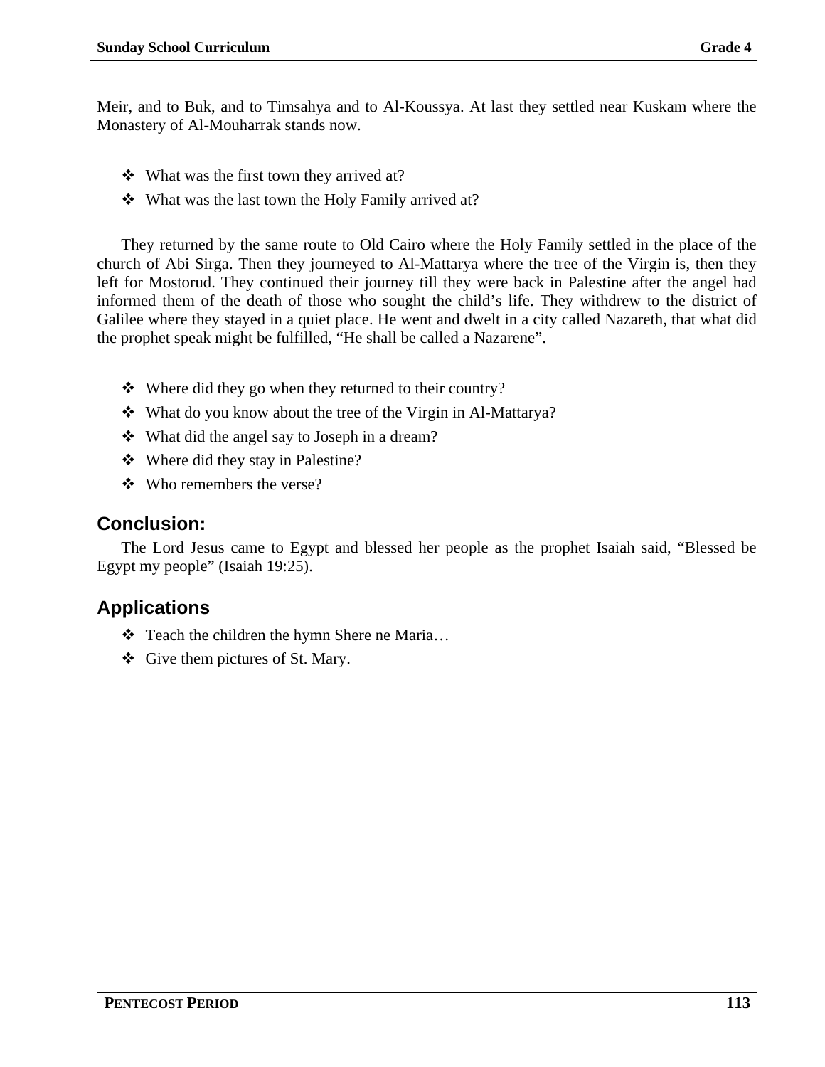Meir, and to Buk, and to Timsahya and to Al-Koussya. At last they settled near Kuskam where the Monastery of Al-Mouharrak stands now.

- What was the first town they arrived at?
- What was the last town the Holy Family arrived at?

They returned by the same route to Old Cairo where the Holy Family settled in the place of the church of Abi Sirga. Then they journeyed to Al-Mattarya where the tree of the Virgin is, then they left for Mostorud. They continued their journey till they were back in Palestine after the angel had informed them of the death of those who sought the child's life. They withdrew to the district of Galilee where they stayed in a quiet place. He went and dwelt in a city called Nazareth, that what did the prophet speak might be fulfilled, "He shall be called a Nazarene".

- Where did they go when they returned to their country?
- What do you know about the tree of the Virgin in Al-Mattarya?
- What did the angel say to Joseph in a dream?
- Where did they stay in Palestine?
- Who remembers the verse?

## Conclusion:

The Lord Jesus came to Egypt and blessed her people as the prophet Isaiah said, "Blessed be Egypt my people" (Isaiah 19:25).

## Applications

- Teach the children the hymn Shere ne Maria…
- Give them pictures of St. Mary.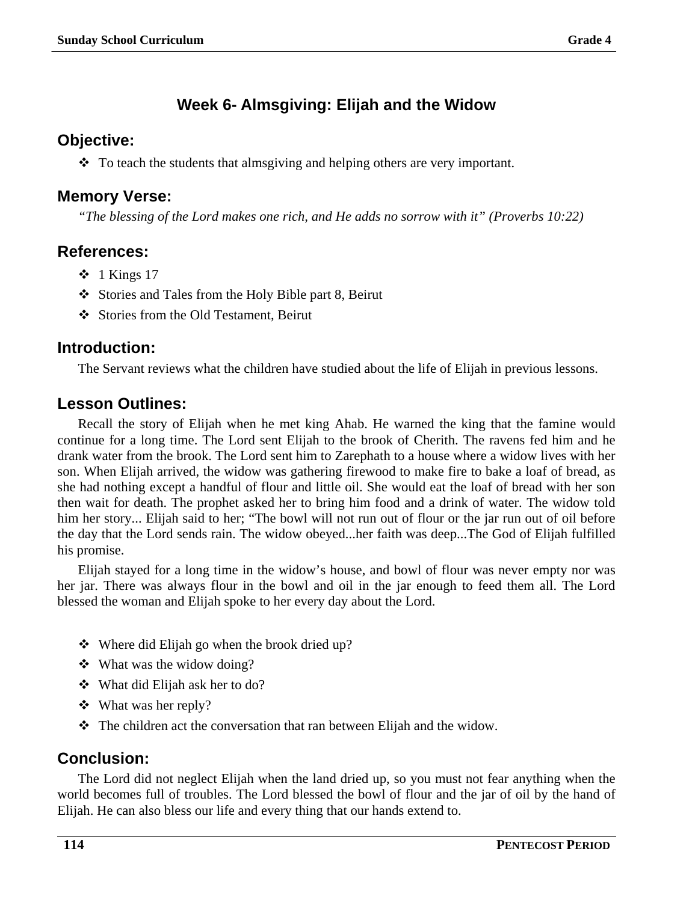## Week 6- Almsgiving: Elijah and the Widow

### Objective:

- To teach the students that almsgiving and helping others are very important.

### Memory Verse:

*"The blessing of the Lord makes one rich, and He adds no sorrow with it" (Proverbs 10:22)*

### References:

- 1 Kings 17
- Stories and Tales from the Holy Bible part 8, Beirut
- Stories from the Old Testament, Beirut

### Introduction:

The Servant reviews what the children have studied about the life of Elijah in previous lessons.

### Lesson Outlines:

Recall the story of Elijah when he met king Ahab. He warned the king that the famine would continue for a long time. The Lord sent Elijah to the brook of Cherith. The ravens fed him and he drank water from the brook. The Lord sent him to Zarephath to a house where a widow lives with her son. When Elijah arrived, the widow was gathering firewood to make fire to bake a loaf of bread, as she had nothing except a handful of flour and little oil. She would eat the loaf of bread with her son then wait for death. The prophet asked her to bring him food and a drink of water. The widow told him her story... Elijah said to her; "The bowl will not run out of flour or the jar run out of oil before the day that the Lord sends rain. The widow obeyed...her faith was deep...The God of Elijah fulfilled his promise.

Elijah stayed for a long time in the widow's house, and bowl of flour was never empty nor was her jar. There was always flour in the bowl and oil in the jar enough to feed them all. The Lord blessed the woman and Elijah spoke to her every day about the Lord.

- Where did Elijah go when the brook dried up?
- What was the widow doing?
- What did Elijah ask her to do?
- What was her reply?
- The children act the conversation that ran between Elijah and the widow.

### Conclusion:

The Lord did not neglect Elijah when the land dried up, so you must not fear anything when the world becomes full of troubles. The Lord blessed the bowl of flour and the jar of oil by the hand of Elijah. He can also bless our life and every thing that our hands extend to.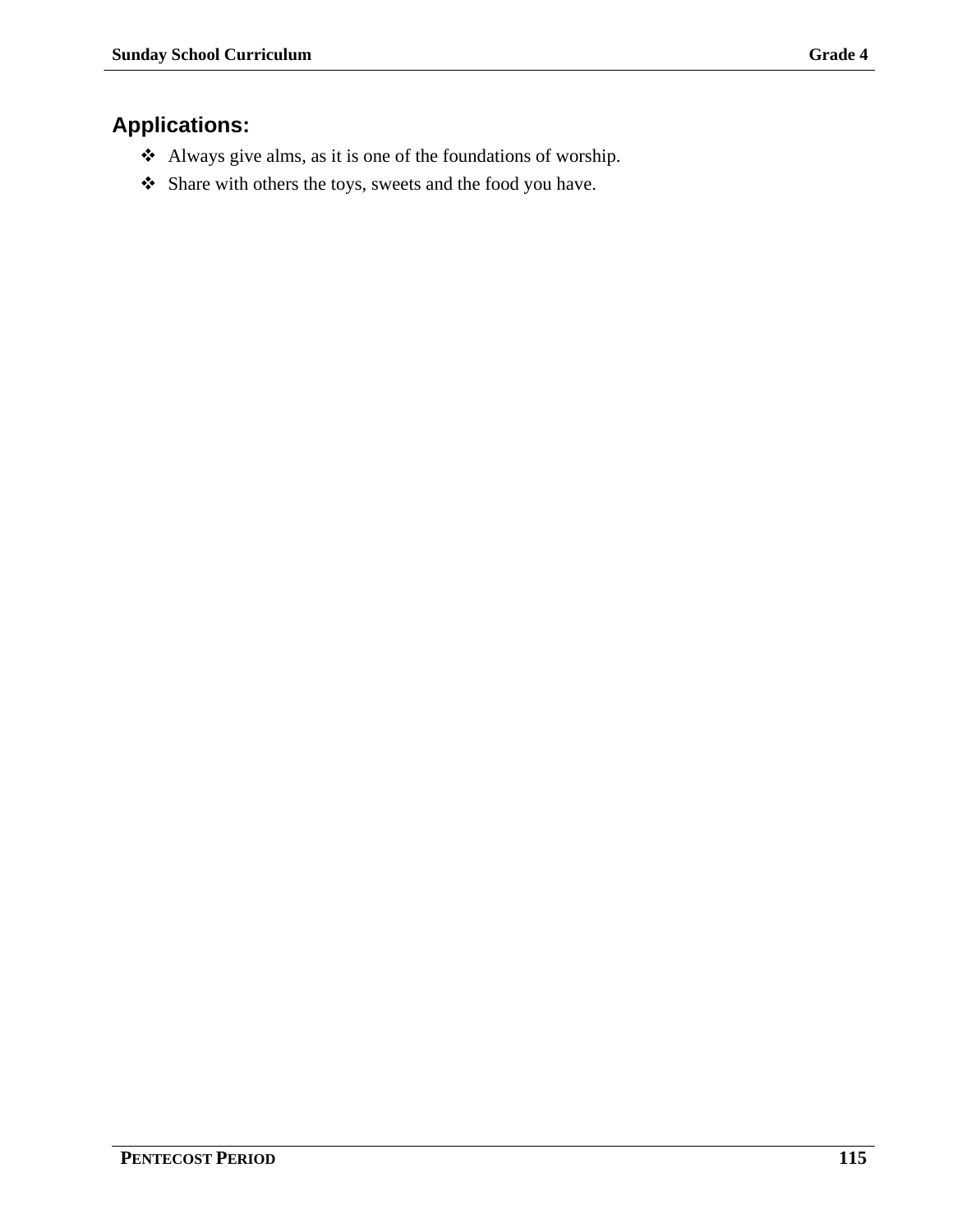## Applications:

- Always give alms, as it is one of the foundations of worship.
- Share with others the toys, sweets and the food you have.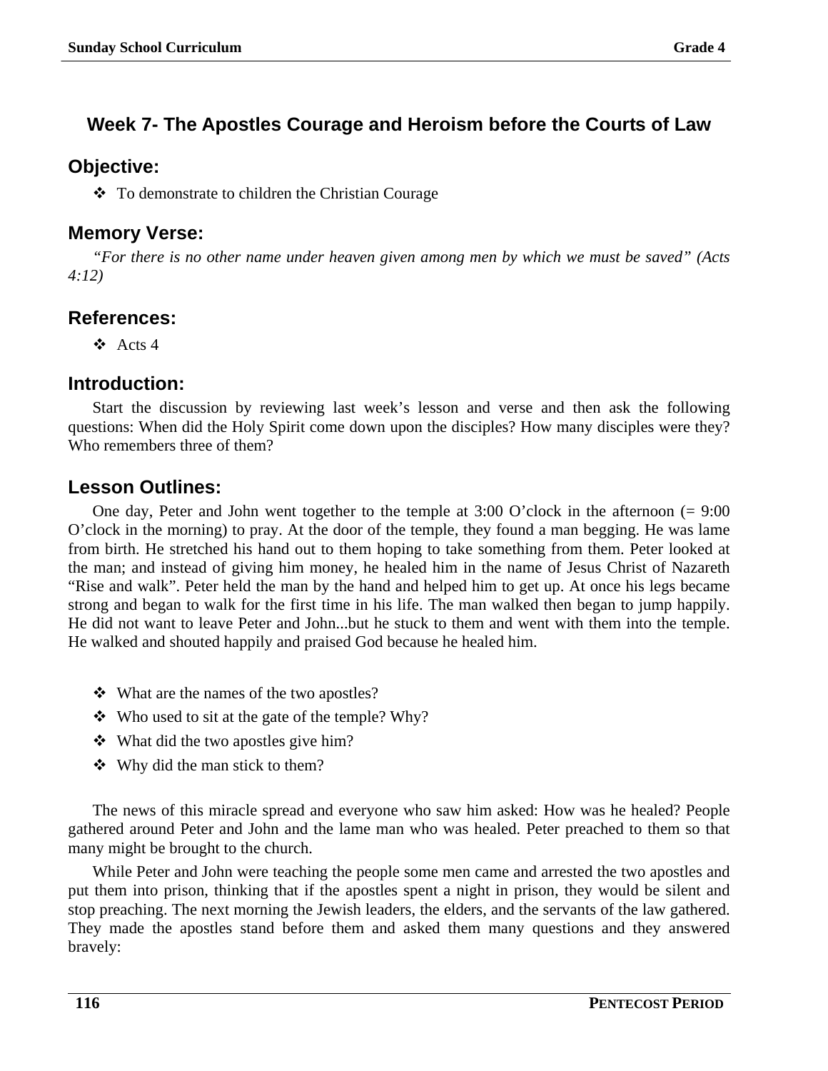## Week 7- The Apostles Courage and Heroism before the Courts of Law

### Objective:

- To demonstrate to children the Christian Courage

### Memory Verse:

*"For there is no other name under heaven given among men by which we must be saved" (Acts 4:12)*

### References:

- Acts 4

### Introduction:

Start the discussion by reviewing last week's lesson and verse and then ask the following questions: When did the Holy Spirit come down upon the disciples? How many disciples were they? Who remembers three of them?

### Lesson Outlines:

One day, Peter and John went together to the temple at 3:00 O'clock in the afternoon (= 9:00 O'clock in the morning) to pray. At the door of the temple, they found a man begging. He was lame from birth. He stretched his hand out to them hoping to take something from them. Peter looked at the man; and instead of giving him money, he healed him in the name of Jesus Christ of Nazareth "Rise and walk". Peter held the man by the hand and helped him to get up. At once his legs became strong and began to walk for the first time in his life. The man walked then began to jump happily. He did not want to leave Peter and John...but he stuck to them and went with them into the temple. He walked and shouted happily and praised God because he healed him.

- What are the names of the two apostles?
- Who used to sit at the gate of the temple? Why?
- What did the two apostles give him?
- Why did the man stick to them?

The news of this miracle spread and everyone who saw him asked: How was he healed? People gathered around Peter and John and the lame man who was healed. Peter preached to them so that many might be brought to the church.

While Peter and John were teaching the people some men came and arrested the two apostles and put them into prison, thinking that if the apostles spent a night in prison, they would be silent and stop preaching. The next morning the Jewish leaders, the elders, and the servants of the law gathered. They made the apostles stand before them and asked them many questions and they answered bravely: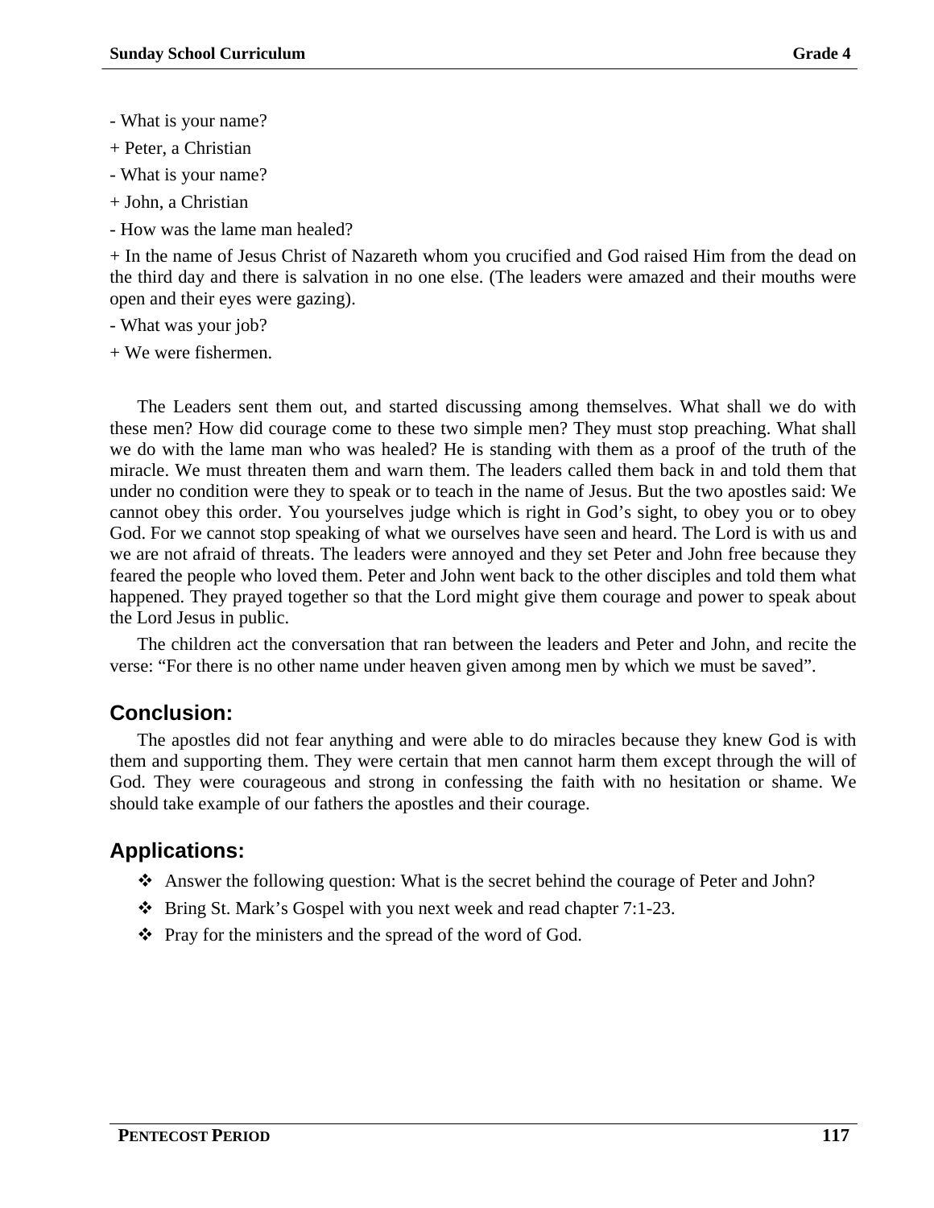- What is your name?

+ Peter, a Christian

- What is your name?

+ John, a Christian

- How was the lame man healed?

+ In the name of Jesus Christ of Nazareth whom you crucified and God raised Him from the dead on the third day and there is salvation in no one else. (The leaders were amazed and their mouths were open and their eyes were gazing).

- What was your job?

+ We were fishermen.

The Leaders sent them out, and started discussing among themselves. What shall we do with these men? How did courage come to these two simple men? They must stop preaching. What shall we do with the lame man who was healed? He is standing with them as a proof of the truth of the miracle. We must threaten them and warn them. The leaders called them back in and told them that under no condition were they to speak or to teach in the name of Jesus. But the two apostles said: We cannot obey this order. You yourselves judge which is right in God's sight, to obey you or to obey God. For we cannot stop speaking of what we ourselves have seen and heard. The Lord is with us and we are not afraid of threats. The leaders were annoyed and they set Peter and John free because they feared the people who loved them. Peter and John went back to the other disciples and told them what happened. They prayed together so that the Lord might give them courage and power to speak about the Lord Jesus in public.

The children act the conversation that ran between the leaders and Peter and John, and recite the verse: "For there is no other name under heaven given among men by which we must be saved".

## Conclusion:

The apostles did not fear anything and were able to do miracles because they knew God is with them and supporting them. They were certain that men cannot harm them except through the will of God. They were courageous and strong in confessing the faith with no hesitation or shame. We should take example of our fathers the apostles and their courage.

## Applications:

- Answer the following question: What is the secret behind the courage of Peter and John?
- Bring St. Mark's Gospel with you next week and read chapter 7:1-23.
- Pray for the ministers and the spread of the word of God.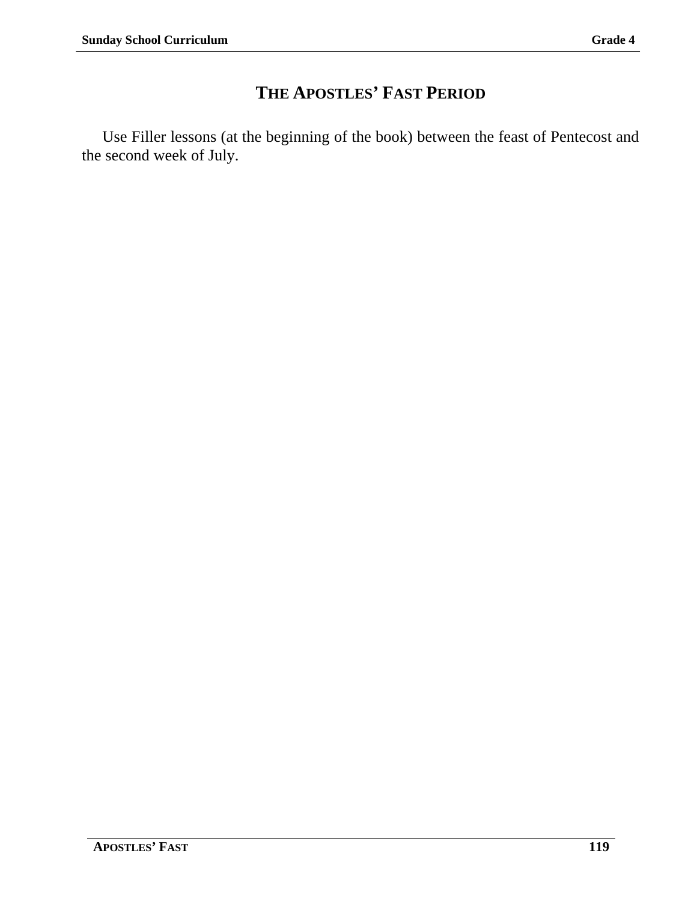# The Apostles' Fast Period

Use Filler lessons (at the beginning of the book) between the feast of Pentecost and the second week of July.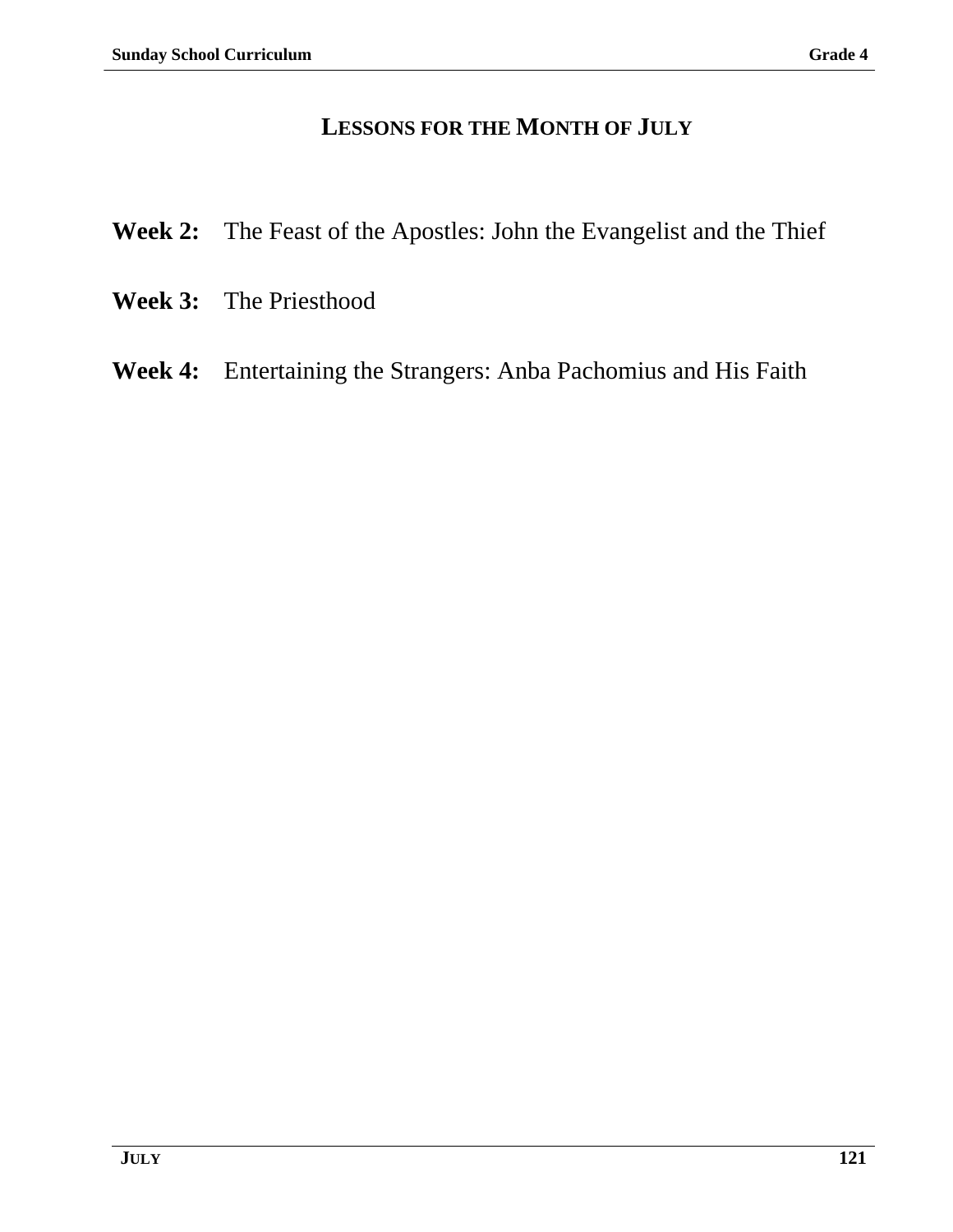# LESSONS FOR THE MONTH OF JULY

**Week 2:** The Feast of the Apostles: John the Evangelist and the Thief

**Week 3:** The Priesthood

**Week 4:** Entertaining the Strangers: Anba Pachomius and His Faith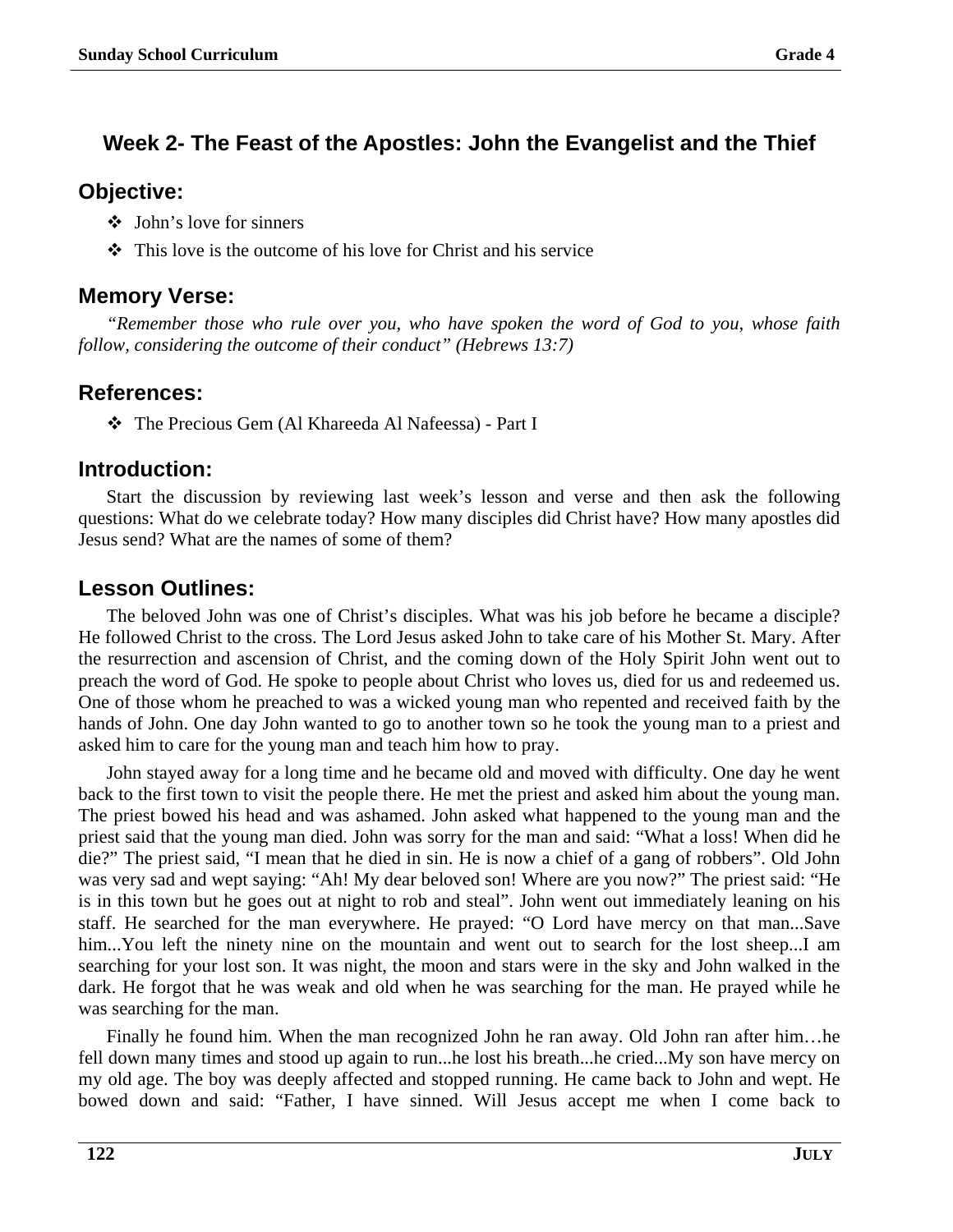## Week 2- The Feast of the Apostles: John the Evangelist and the Thief

### Objective:

- John's love for sinners
- This love is the outcome of his love for Christ and his service

### Memory Verse:

*"Remember those who rule over you, who have spoken the word of God to you, whose faith follow, considering the outcome of their conduct" (Hebrews 13:7)*

### References:

- The Precious Gem (Al Khareeda Al Nafeessa) - Part I

### Introduction:

Start the discussion by reviewing last week's lesson and verse and then ask the following questions: What do we celebrate today? How many disciples did Christ have? How many apostles did Jesus send? What are the names of some of them?

### Lesson Outlines:

The beloved John was one of Christ's disciples. What was his job before he became a disciple? He followed Christ to the cross. The Lord Jesus asked John to take care of his Mother St. Mary. After the resurrection and ascension of Christ, and the coming down of the Holy Spirit John went out to preach the word of God. He spoke to people about Christ who loves us, died for us and redeemed us. One of those whom he preached to was a wicked young man who repented and received faith by the hands of John. One day John wanted to go to another town so he took the young man to a priest and asked him to care for the young man and teach him how to pray.

John stayed away for a long time and he became old and moved with difficulty. One day he went back to the first town to visit the people there. He met the priest and asked him about the young man. The priest bowed his head and was ashamed. John asked what happened to the young man and the priest said that the young man died. John was sorry for the man and said: "What a loss! When did he die?" The priest said, "I mean that he died in sin. He is now a chief of a gang of robbers". Old John was very sad and wept saying: "Ah! My dear beloved son! Where are you now?" The priest said: "He is in this town but he goes out at night to rob and steal". John went out immediately leaning on his staff. He searched for the man everywhere. He prayed: "O Lord have mercy on that man...Save him...You left the ninety nine on the mountain and went out to search for the lost sheep...I am searching for your lost son. It was night, the moon and stars were in the sky and John walked in the dark. He forgot that he was weak and old when he was searching for the man. He prayed while he was searching for the man.

Finally he found him. When the man recognized John he ran away. Old John ran after him…he fell down many times and stood up again to run...he lost his breath...he cried...My son have mercy on my old age. The boy was deeply affected and stopped running. He came back to John and wept. He bowed down and said: "Father, I have sinned. Will Jesus accept me when I come back to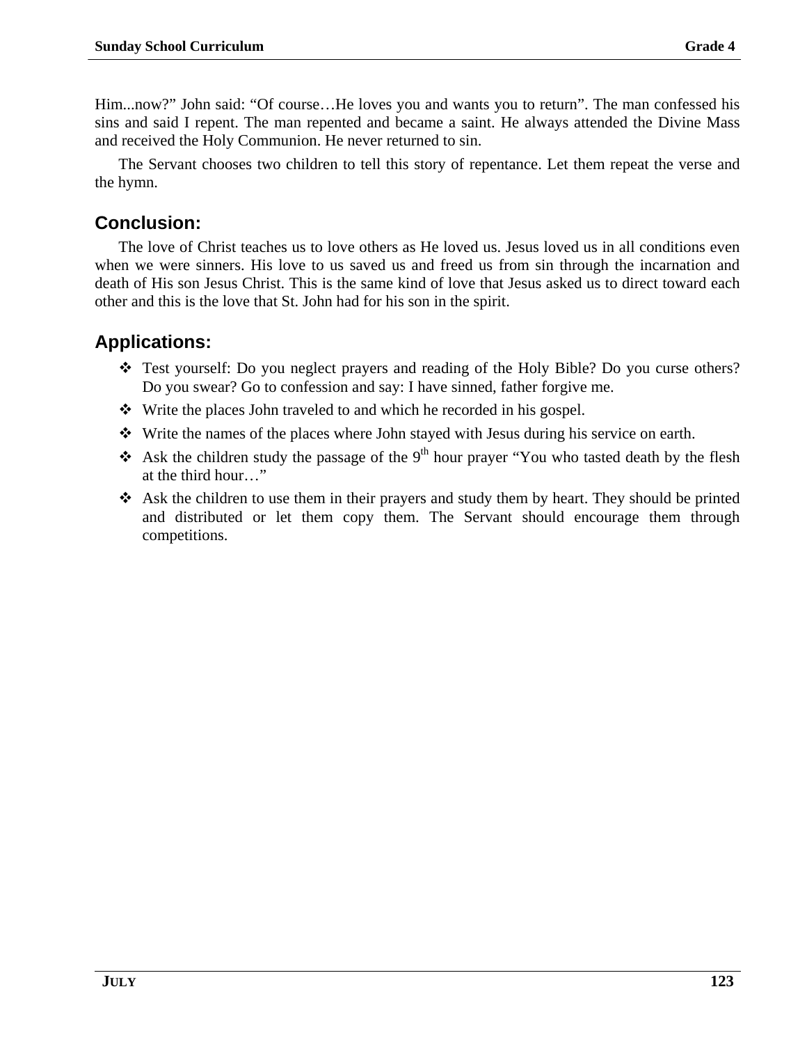Him...now?" John said: "Of course…He loves you and wants you to return". The man confessed his sins and said I repent. The man repented and became a saint. He always attended the Divine Mass and received the Holy Communion. He never returned to sin.

The Servant chooses two children to tell this story of repentance. Let them repeat the verse and the hymn.

## Conclusion:

The love of Christ teaches us to love others as He loved us. Jesus loved us in all conditions even when we were sinners. His love to us saved us and freed us from sin through the incarnation and death of His son Jesus Christ. This is the same kind of love that Jesus asked us to direct toward each other and this is the love that St. John had for his son in the spirit.

## Applications:

- Test yourself: Do you neglect prayers and reading of the Holy Bible? Do you curse others? Do you swear? Go to confession and say: I have sinned, father forgive me.
- Write the places John traveled to and which he recorded in his gospel.
- Write the names of the places where John stayed with Jesus during his service on earth.
- Ask the children study the passage of the 9th hour prayer "You who tasted death by the flesh at the third hour…"
- Ask the children to use them in their prayers and study them by heart. They should be printed and distributed or let them copy them. The Servant should encourage them through competitions.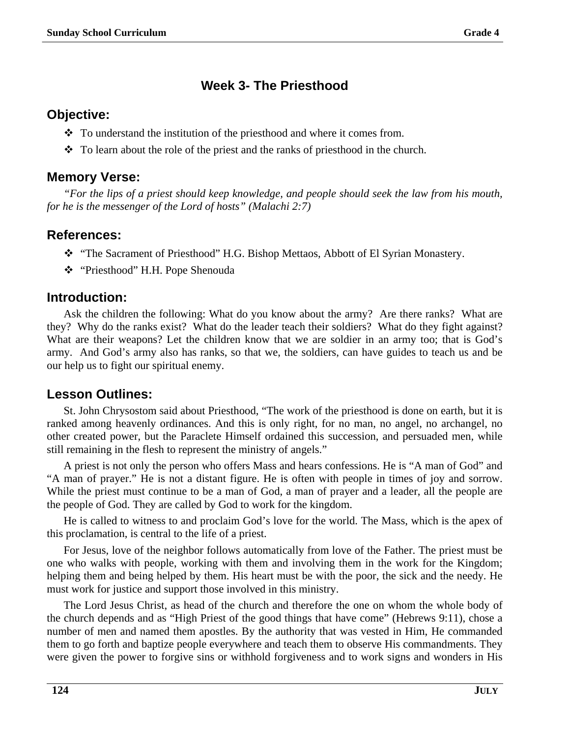## Week 3- The Priesthood

### Objective:

- To understand the institution of the priesthood and where it comes from.
- To learn about the role of the priest and the ranks of priesthood in the church.

### Memory Verse:

*"For the lips of a priest should keep knowledge, and people should seek the law from his mouth, for he is the messenger of the Lord of hosts" (Malachi 2:7)*

### References:

- "The Sacrament of Priesthood" H.G. Bishop Mettaos, Abbott of El Syrian Monastery.
- "Priesthood" H.H. Pope Shenouda

### Introduction:

Ask the children the following: What do you know about the army? Are there ranks? What are they? Why do the ranks exist? What do the leader teach their soldiers? What do they fight against? What are their weapons? Let the children know that we are soldier in an army too; that is God's army. And God's army also has ranks, so that we, the soldiers, can have guides to teach us and be our help us to fight our spiritual enemy.

### Lesson Outlines:

St. John Chrysostom said about Priesthood, "The work of the priesthood is done on earth, but it is ranked among heavenly ordinances. And this is only right, for no man, no angel, no archangel, no other created power, but the Paraclete Himself ordained this succession, and persuaded men, while still remaining in the flesh to represent the ministry of angels."

A priest is not only the person who offers Mass and hears confessions. He is "A man of God" and "A man of prayer." He is not a distant figure. He is often with people in times of joy and sorrow. While the priest must continue to be a man of God, a man of prayer and a leader, all the people are the people of God. They are called by God to work for the kingdom.

He is called to witness to and proclaim God's love for the world. The Mass, which is the apex of this proclamation, is central to the life of a priest.

For Jesus, love of the neighbor follows automatically from love of the Father. The priest must be one who walks with people, working with them and involving them in the work for the Kingdom; helping them and being helped by them. His heart must be with the poor, the sick and the needy. He must work for justice and support those involved in this ministry.

The Lord Jesus Christ, as head of the church and therefore the one on whom the whole body of the church depends and as "High Priest of the good things that have come" (Hebrews 9:11), chose a number of men and named them apostles. By the authority that was vested in Him, He commanded them to go forth and baptize people everywhere and teach them to observe His commandments. They were given the power to forgive sins or withhold forgiveness and to work signs and wonders in His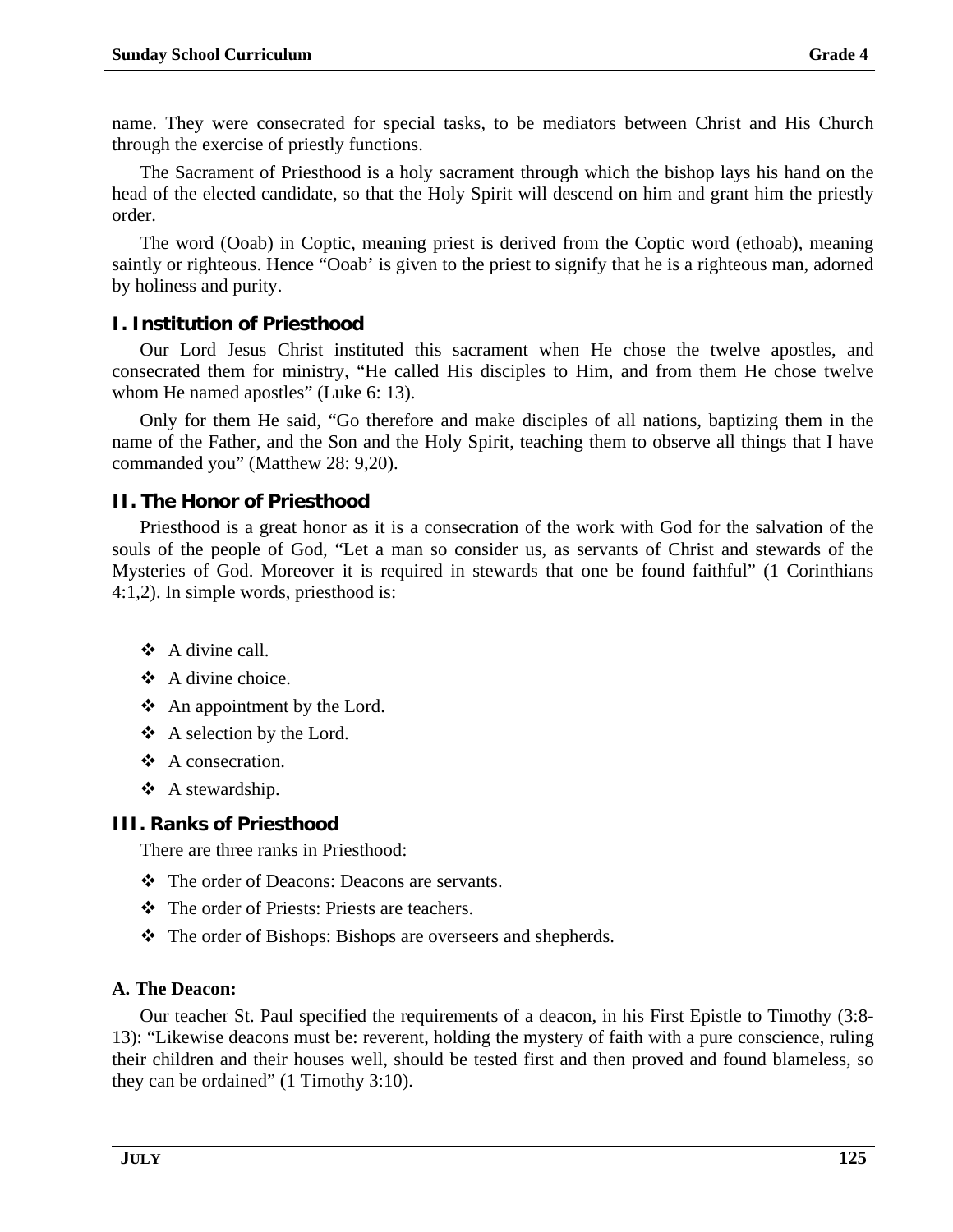name. They were consecrated for special tasks, to be mediators between Christ and His Church through the exercise of priestly functions.

The Sacrament of Priesthood is a holy sacrament through which the bishop lays his hand on the head of the elected candidate, so that the Holy Spirit will descend on him and grant him the priestly order.

The word (Ooab) in Coptic, meaning priest is derived from the Coptic word (ethoab), meaning saintly or righteous. Hence "Ooab' is given to the priest to signify that he is a righteous man, adorned by holiness and purity.

## I. Institution of Priesthood

Our Lord Jesus Christ instituted this sacrament when He chose the twelve apostles, and consecrated them for ministry, "He called His disciples to Him, and from them He chose twelve whom He named apostles" (Luke 6: 13).

Only for them He said, "Go therefore and make disciples of all nations, baptizing them in the name of the Father, and the Son and the Holy Spirit, teaching them to observe all things that I have commanded you" (Matthew 28: 9,20).

## II. The Honor of Priesthood

Priesthood is a great honor as it is a consecration of the work with God for the salvation of the souls of the people of God, "Let a man so consider us, as servants of Christ and stewards of the Mysteries of God. Moreover it is required in stewards that one be found faithful" (1 Corinthians 4:1,2). In simple words, priesthood is:

- A divine call.
- A divine choice.
- An appointment by the Lord.
- A selection by the Lord.
- A consecration.
- A stewardship.

## III. Ranks of Priesthood

There are three ranks in Priesthood:

- The order of Deacons: Deacons are servants.
- The order of Priests: Priests are teachers.
- The order of Bishops: Bishops are overseers and shepherds.

### A. The Deacon:

Our teacher St. Paul specified the requirements of a deacon, in his First Epistle to Timothy (3:8-13): "Likewise deacons must be: reverent, holding the mystery of faith with a pure conscience, ruling their children and their houses well, should be tested first and then proved and found blameless, so they can be ordained" (1 Timothy 3:10).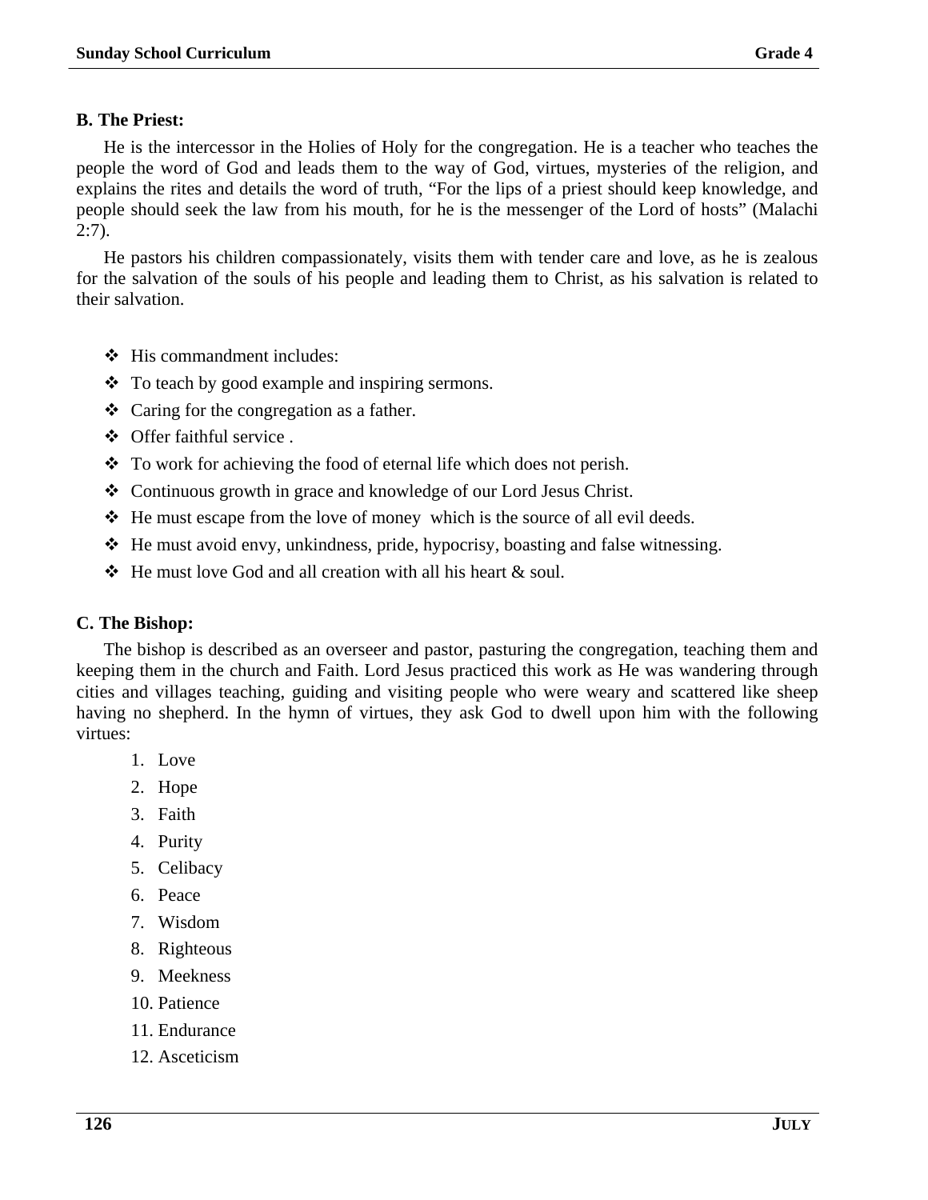**B. The Priest:**

He is the intercessor in the Holies of Holy for the congregation. He is a teacher who teaches the people the word of God and leads them to the way of God, virtues, mysteries of the religion, and explains the rites and details the word of truth, “For the lips of a priest should keep knowledge, and people should seek the law from his mouth, for he is the messenger of the Lord of hosts” (Malachi 2:7).

He pastors his children compassionately, visits them with tender care and love, as he is zealous for the salvation of the souls of his people and leading them to Christ, as his salvation is related to their salvation.

- His commandment includes:
- To teach by good example and inspiring sermons.
- Caring for the congregation as a father.
- Offer faithful service .
- To work for achieving the food of eternal life which does not perish.
- Continuous growth in grace and knowledge of our Lord Jesus Christ.
- He must escape from the love of money which is the source of all evil deeds.
- He must avoid envy, unkindness, pride, hypocrisy, boasting and false witnessing.
- He must love God and all creation with all his heart & soul.

**C. The Bishop:**

The bishop is described as an overseer and pastor, pasturing the congregation, teaching them and keeping them in the church and Faith. Lord Jesus practiced this work as He was wandering through cities and villages teaching, guiding and visiting people who were weary and scattered like sheep having no shepherd. In the hymn of virtues, they ask God to dwell upon him with the following virtues:

1. Love
2. Hope
3. Faith
4. Purity
5. Celibacy
6. Peace
7. Wisdom
8. Righteous
9. Meekness
10. Patience
11. Endurance
12. Asceticism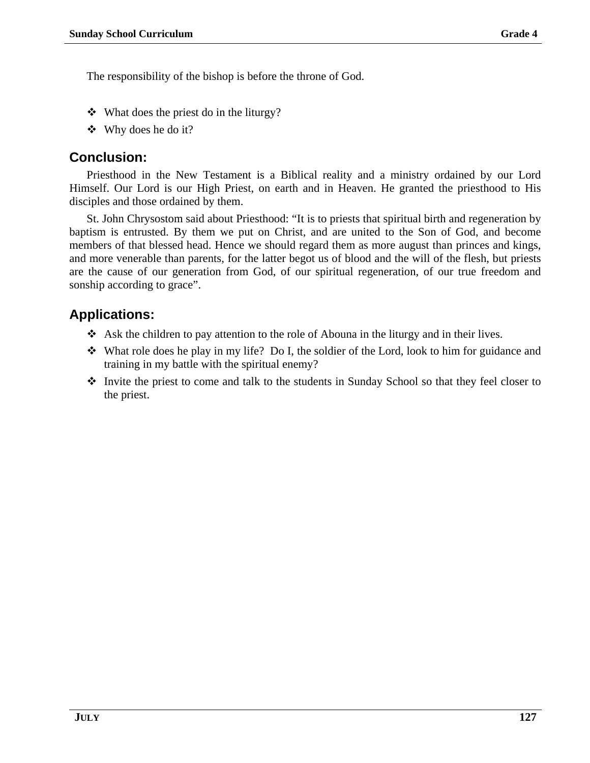The responsibility of the bishop is before the throne of God.

- What does the priest do in the liturgy?
- Why does he do it?

## Conclusion:

Priesthood in the New Testament is a Biblical reality and a ministry ordained by our Lord Himself. Our Lord is our High Priest, on earth and in Heaven. He granted the priesthood to His disciples and those ordained by them.

St. John Chrysostom said about Priesthood: "It is to priests that spiritual birth and regeneration by baptism is entrusted. By them we put on Christ, and are united to the Son of God, and become members of that blessed head. Hence we should regard them as more august than princes and kings, and more venerable than parents, for the latter begot us of blood and the will of the flesh, but priests are the cause of our generation from God, of our spiritual regeneration, of our true freedom and sonship according to grace".

## Applications:

- Ask the children to pay attention to the role of Abouna in the liturgy and in their lives.
- What role does he play in my life? Do I, the soldier of the Lord, look to him for guidance and training in my battle with the spiritual enemy?
- Invite the priest to come and talk to the students in Sunday School so that they feel closer to the priest.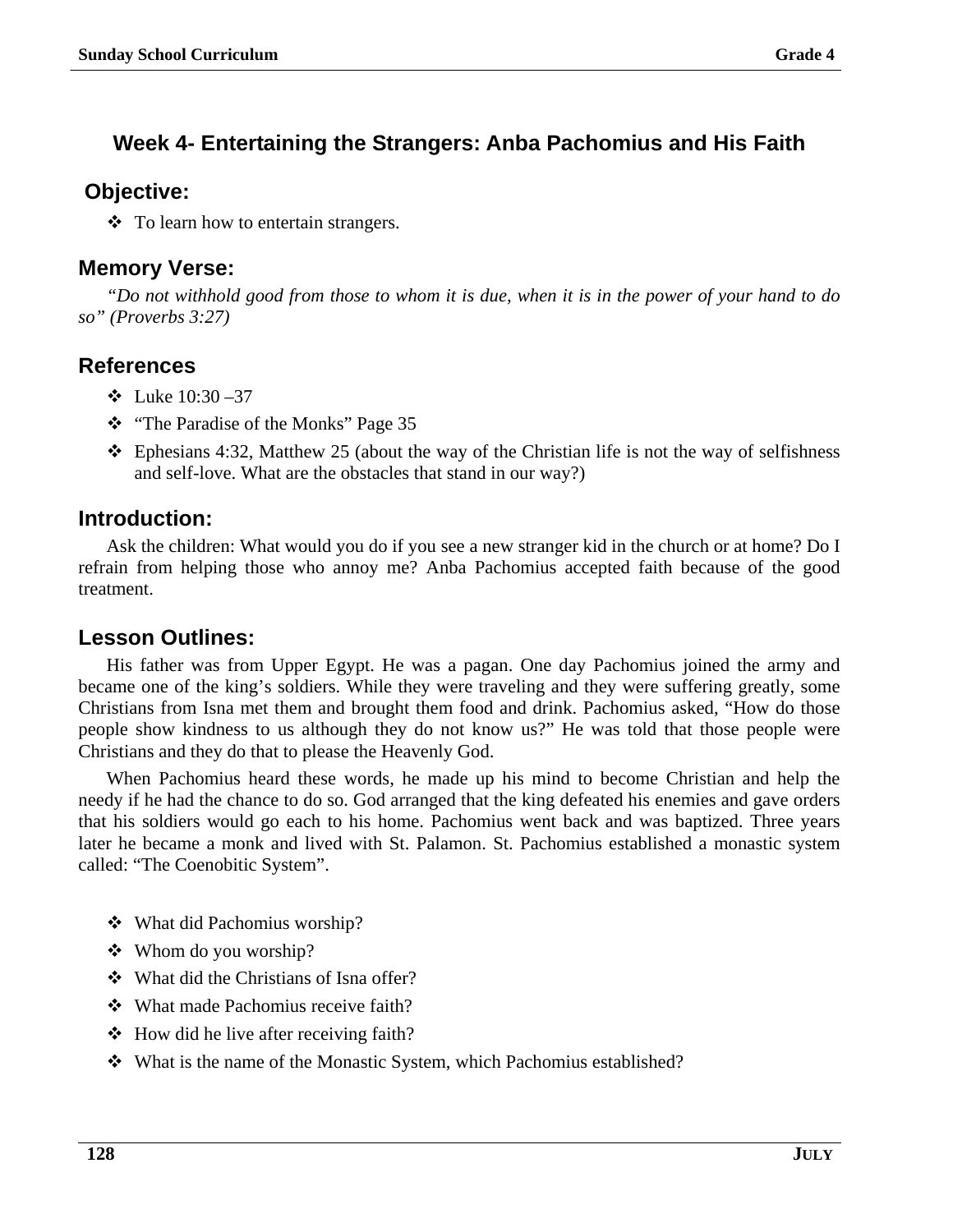## Week 4- Entertaining the Strangers: Anba Pachomius and His Faith

### Objective:

- To learn how to entertain strangers.

### Memory Verse:

*"Do not withhold good from those to whom it is due, when it is in the power of your hand to do so" (Proverbs 3:27)*

### References

- Luke 10:30 –37
- "The Paradise of the Monks" Page 35
- Ephesians 4:32, Matthew 25 (about the way of the Christian life is not the way of selfishness and self-love. What are the obstacles that stand in our way?)

### Introduction:

Ask the children: What would you do if you see a new stranger kid in the church or at home? Do I refrain from helping those who annoy me? Anba Pachomius accepted faith because of the good treatment.

### Lesson Outlines:

His father was from Upper Egypt. He was a pagan. One day Pachomius joined the army and became one of the king's soldiers. While they were traveling and they were suffering greatly, some Christians from Isna met them and brought them food and drink. Pachomius asked, "How do those people show kindness to us although they do not know us?" He was told that those people were Christians and they do that to please the Heavenly God.

When Pachomius heard these words, he made up his mind to become Christian and help the needy if he had the chance to do so. God arranged that the king defeated his enemies and gave orders that his soldiers would go each to his home. Pachomius went back and was baptized. Three years later he became a monk and lived with St. Palamon. St. Pachomius established a monastic system called: "The Coenobitic System".

- What did Pachomius worship?
- Whom do you worship?
- What did the Christians of Isna offer?
- What made Pachomius receive faith?
- How did he live after receiving faith?
- What is the name of the Monastic System, which Pachomius established?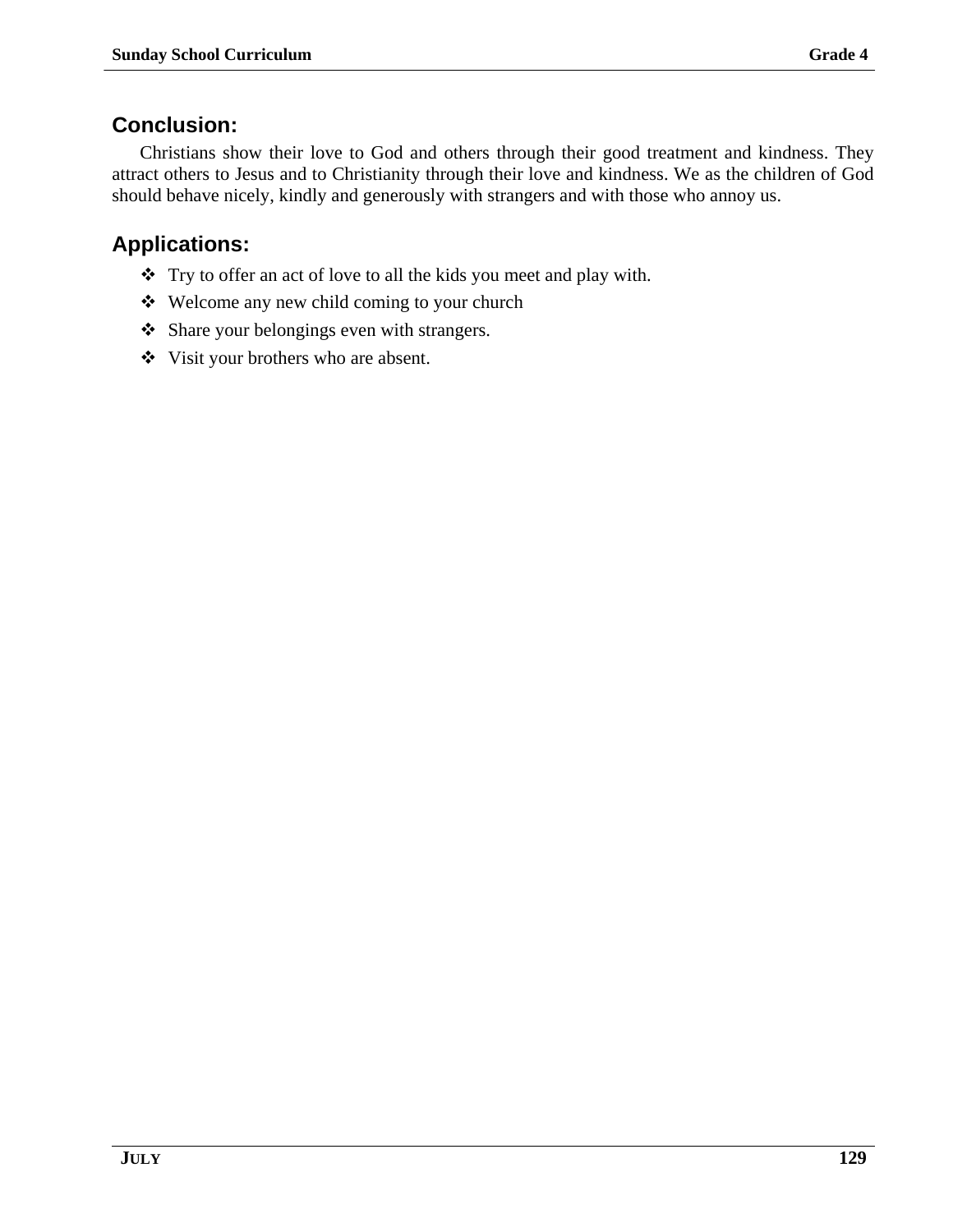## Conclusion:

Christians show their love to God and others through their good treatment and kindness. They attract others to Jesus and to Christianity through their love and kindness. We as the children of God should behave nicely, kindly and generously with strangers and with those who annoy us.

## Applications:

- Try to offer an act of love to all the kids you meet and play with.
- Welcome any new child coming to your church
- Share your belongings even with strangers.
- Visit your brothers who are absent.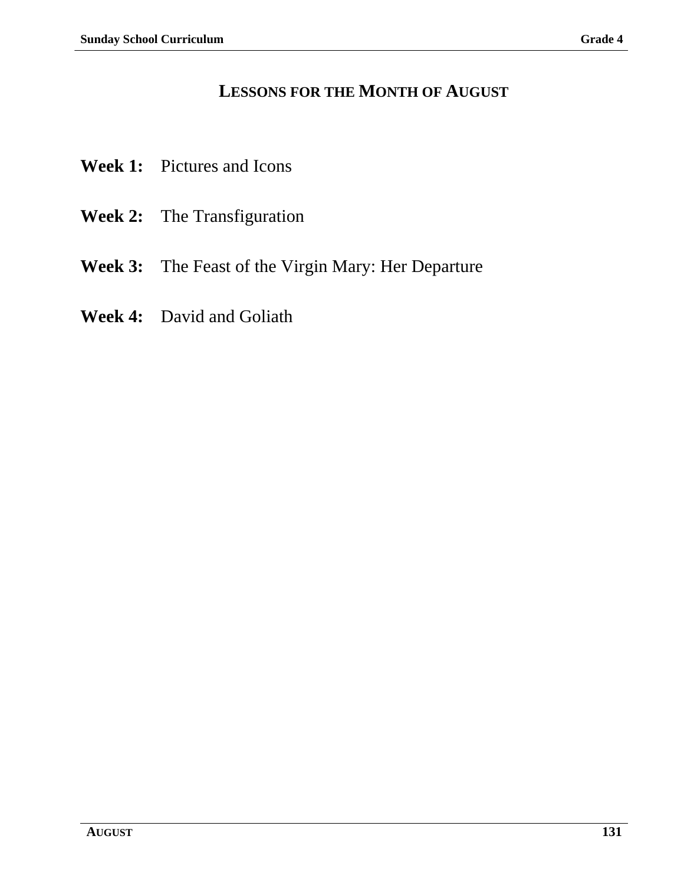# Lessons for the Month of August

**Week 1:** Pictures and Icons

**Week 2:** The Transfiguration

**Week 3:** The Feast of the Virgin Mary: Her Departure

**Week 4:** David and Goliath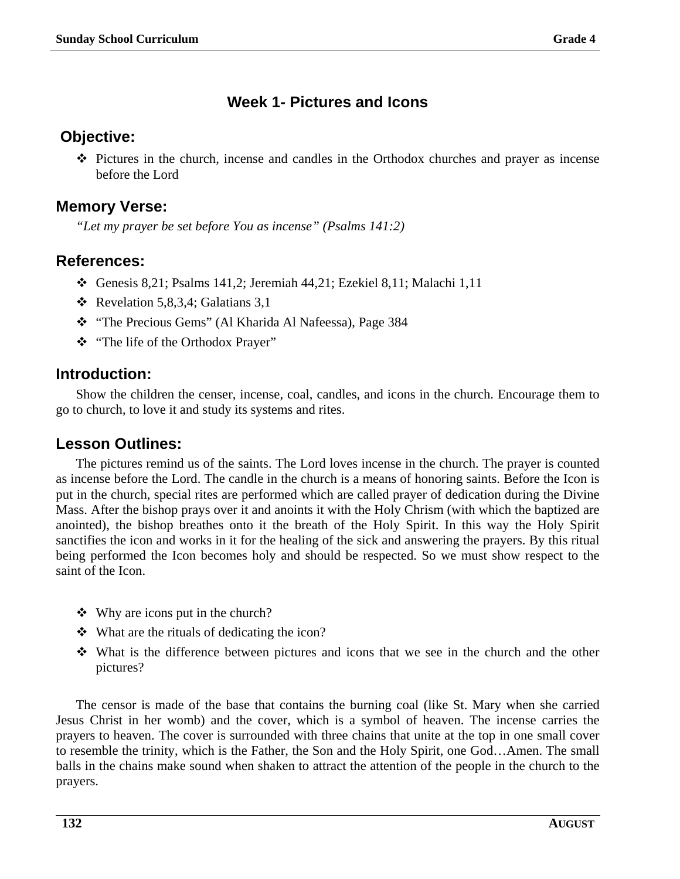## Week 1- Pictures and Icons

### Objective:

- Pictures in the church, incense and candles in the Orthodox churches and prayer as incense before the Lord

### Memory Verse:

*"Let my prayer be set before You as incense" (Psalms 141:2)*

### References:

- Genesis 8,21; Psalms 141,2; Jeremiah 44,21; Ezekiel 8,11; Malachi 1,11
- Revelation 5,8,3,4; Galatians 3,1
- "The Precious Gems" (Al Kharida Al Nafeessa), Page 384
- "The life of the Orthodox Prayer"

### Introduction:

Show the children the censer, incense, coal, candles, and icons in the church. Encourage them to go to church, to love it and study its systems and rites.

### Lesson Outlines:

The pictures remind us of the saints. The Lord loves incense in the church. The prayer is counted as incense before the Lord. The candle in the church is a means of honoring saints. Before the Icon is put in the church, special rites are performed which are called prayer of dedication during the Divine Mass. After the bishop prays over it and anoints it with the Holy Chrism (with which the baptized are anointed), the bishop breathes onto it the breath of the Holy Spirit. In this way the Holy Spirit sanctifies the icon and works in it for the healing of the sick and answering the prayers. By this ritual being performed the Icon becomes holy and should be respected. So we must show respect to the saint of the Icon.

- Why are icons put in the church?
- What are the rituals of dedicating the icon?
- What is the difference between pictures and icons that we see in the church and the other pictures?

The censor is made of the base that contains the burning coal (like St. Mary when she carried Jesus Christ in her womb) and the cover, which is a symbol of heaven. The incense carries the prayers to heaven. The cover is surrounded with three chains that unite at the top in one small cover to resemble the trinity, which is the Father, the Son and the Holy Spirit, one God…Amen. The small balls in the chains make sound when shaken to attract the attention of the people in the church to the prayers.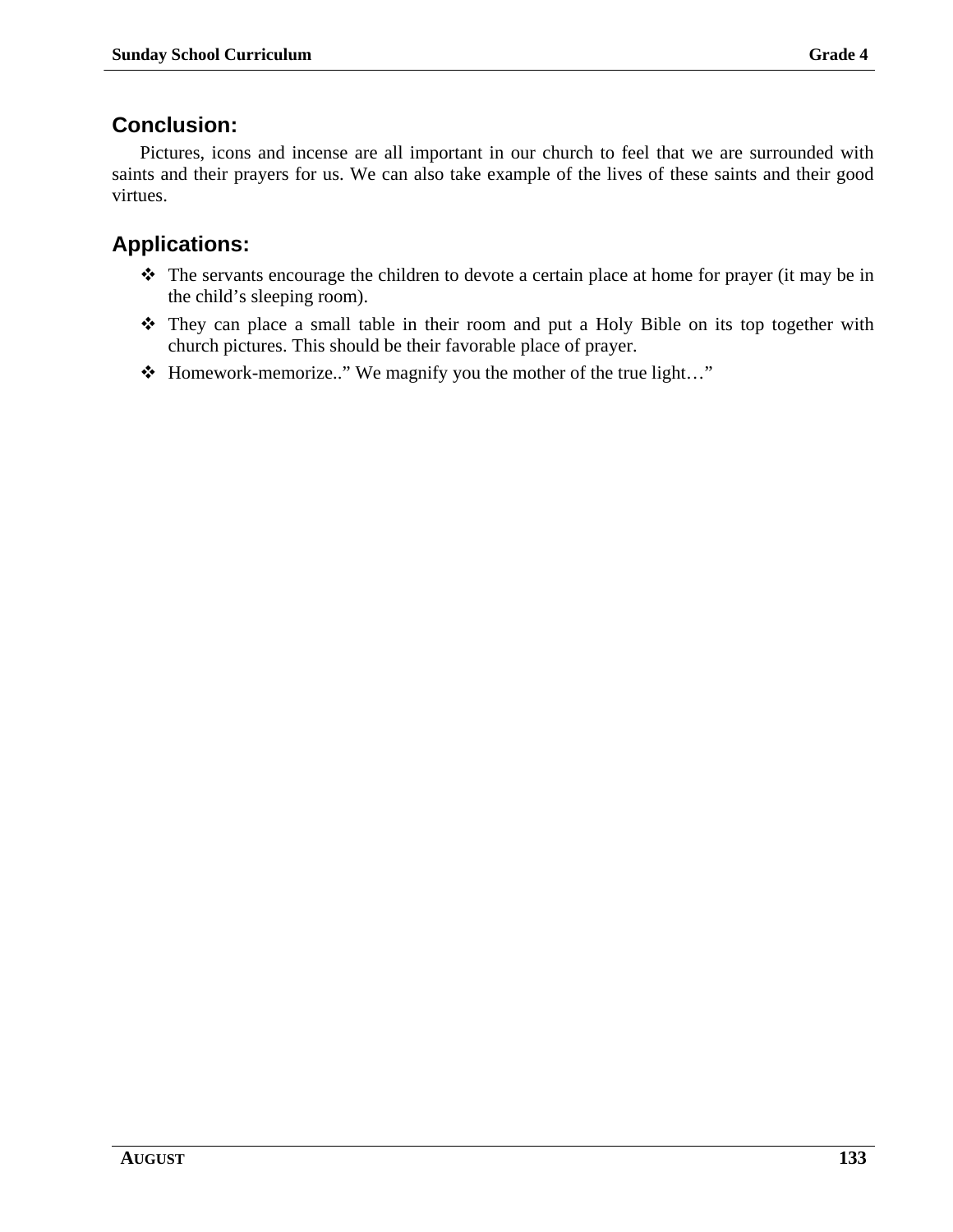## Conclusion:

Pictures, icons and incense are all important in our church to feel that we are surrounded with saints and their prayers for us. We can also take example of the lives of these saints and their good virtues.

## Applications:

- The servants encourage the children to devote a certain place at home for prayer (it may be in the child's sleeping room).
- They can place a small table in their room and put a Holy Bible on its top together with church pictures. This should be their favorable place of prayer.
- Homework-memorize..” We magnify you the mother of the true light…”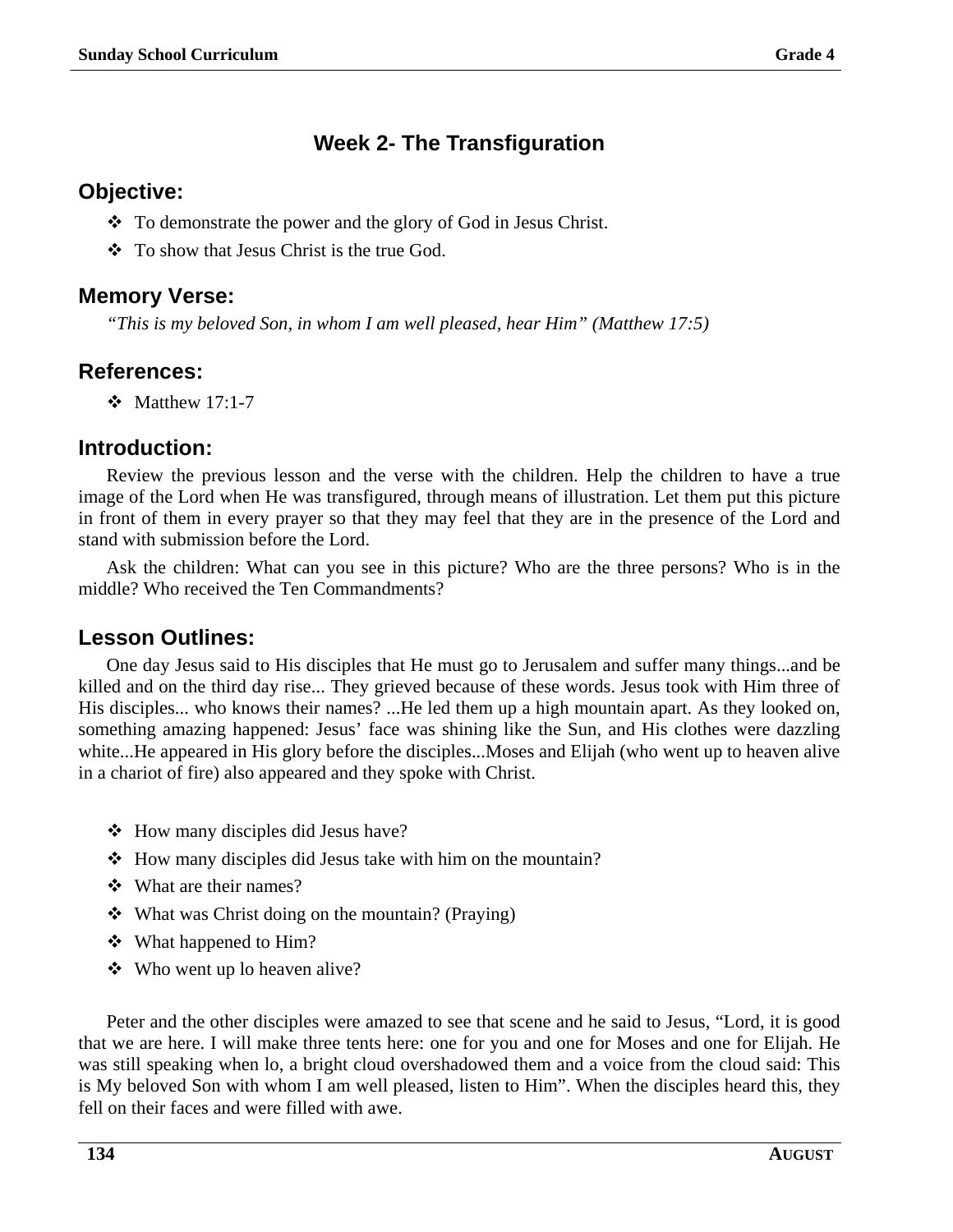## Week 2- The Transfiguration

### Objective:

- ❖ To demonstrate the power and the glory of God in Jesus Christ.
- ❖ To show that Jesus Christ is the true God.

### Memory Verse:

*"This is my beloved Son, in whom I am well pleased, hear Him" (Matthew 17:5)*

### References:

- ❖ Matthew 17:1-7

### Introduction:

Review the previous lesson and the verse with the children. Help the children to have a true image of the Lord when He was transfigured, through means of illustration. Let them put this picture in front of them in every prayer so that they may feel that they are in the presence of the Lord and stand with submission before the Lord.

Ask the children: What can you see in this picture? Who are the three persons? Who is in the middle? Who received the Ten Commandments?

### Lesson Outlines:

One day Jesus said to His disciples that He must go to Jerusalem and suffer many things...and be killed and on the third day rise... They grieved because of these words. Jesus took with Him three of His disciples... who knows their names? ...He led them up a high mountain apart. As they looked on, something amazing happened: Jesus' face was shining like the Sun, and His clothes were dazzling white...He appeared in His glory before the disciples...Moses and Elijah (who went up to heaven alive in a chariot of fire) also appeared and they spoke with Christ.

- ❖ How many disciples did Jesus have?
- ❖ How many disciples did Jesus take with him on the mountain?
- ❖ What are their names?
- ❖ What was Christ doing on the mountain? (Praying)
- ❖ What happened to Him?
- ❖ Who went up lo heaven alive?

Peter and the other disciples were amazed to see that scene and he said to Jesus, "Lord, it is good that we are here. I will make three tents here: one for you and one for Moses and one for Elijah. He was still speaking when lo, a bright cloud overshadowed them and a voice from the cloud said: This is My beloved Son with whom I am well pleased, listen to Him". When the disciples heard this, they fell on their faces and were filled with awe.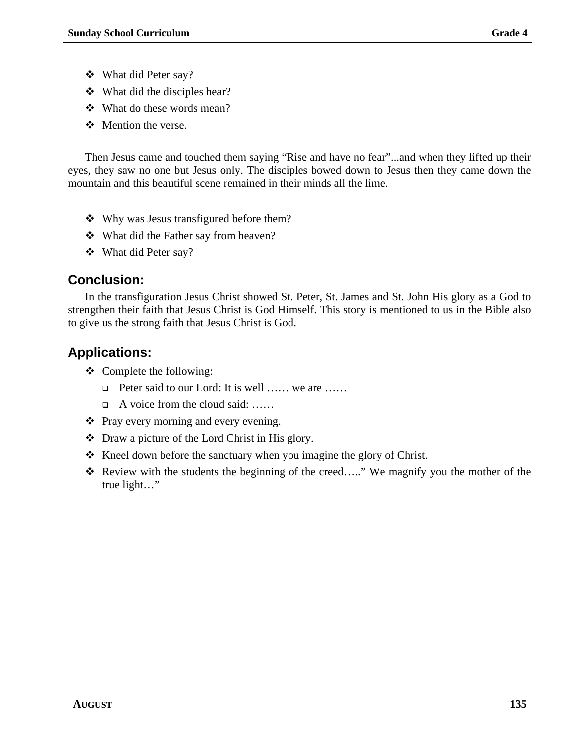- What did Peter say?
- What did the disciples hear?
- What do these words mean?
- Mention the verse.

Then Jesus came and touched them saying "Rise and have no fear"...and when they lifted up their eyes, they saw no one but Jesus only. The disciples bowed down to Jesus then they came down the mountain and this beautiful scene remained in their minds all the lime.

- Why was Jesus transfigured before them?
- What did the Father say from heaven?
- What did Peter say?

## Conclusion:

In the transfiguration Jesus Christ showed St. Peter, St. James and St. John His glory as a God to strengthen their faith that Jesus Christ is God Himself. This story is mentioned to us in the Bible also to give us the strong faith that Jesus Christ is God.

## Applications:

- Complete the following:
  - Peter said to our Lord: It is well …… we are ……
  - A voice from the cloud said: ……
- Pray every morning and every evening.
- Draw a picture of the Lord Christ in His glory.
- Kneel down before the sanctuary when you imagine the glory of Christ.
- Review with the students the beginning of the creed….." We magnify you the mother of the true light…"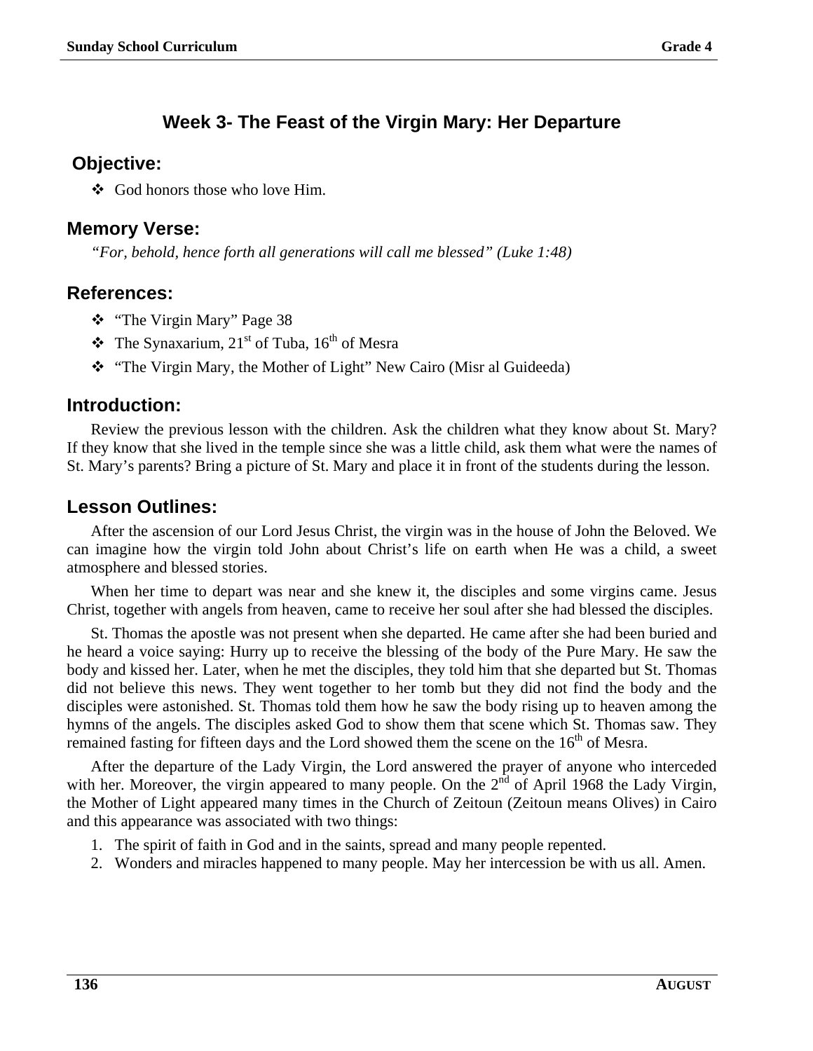## Week 3- The Feast of the Virgin Mary: Her Departure

### Objective:

- God honors those who love Him.

### Memory Verse:

*"For, behold, hence forth all generations will call me blessed" (Luke 1:48)*

### References:

- "The Virgin Mary" Page 38
- The Synaxarium, 21st of Tuba, 16th of Mesra
- "The Virgin Mary, the Mother of Light" New Cairo (Misr al Guideeda)

### Introduction:

Review the previous lesson with the children. Ask the children what they know about St. Mary? If they know that she lived in the temple since she was a little child, ask them what were the names of St. Mary's parents? Bring a picture of St. Mary and place it in front of the students during the lesson.

### Lesson Outlines:

After the ascension of our Lord Jesus Christ, the virgin was in the house of John the Beloved. We can imagine how the virgin told John about Christ's life on earth when He was a child, a sweet atmosphere and blessed stories.

When her time to depart was near and she knew it, the disciples and some virgins came. Jesus Christ, together with angels from heaven, came to receive her soul after she had blessed the disciples.

St. Thomas the apostle was not present when she departed. He came after she had been buried and he heard a voice saying: Hurry up to receive the blessing of the body of the Pure Mary. He saw the body and kissed her. Later, when he met the disciples, they told him that she departed but St. Thomas did not believe this news. They went together to her tomb but they did not find the body and the disciples were astonished. St. Thomas told them how he saw the body rising up to heaven among the hymns of the angels. The disciples asked God to show them that scene which St. Thomas saw. They remained fasting for fifteen days and the Lord showed them the scene on the 16th of Mesra.

After the departure of the Lady Virgin, the Lord answered the prayer of anyone who interceded with her. Moreover, the virgin appeared to many people. On the 2nd of April 1968 the Lady Virgin, the Mother of Light appeared many times in the Church of Zeitoun (Zeitoun means Olives) in Cairo and this appearance was associated with two things:

1. The spirit of faith in God and in the saints, spread and many people repented.
2. Wonders and miracles happened to many people. May her intercession be with us all. Amen.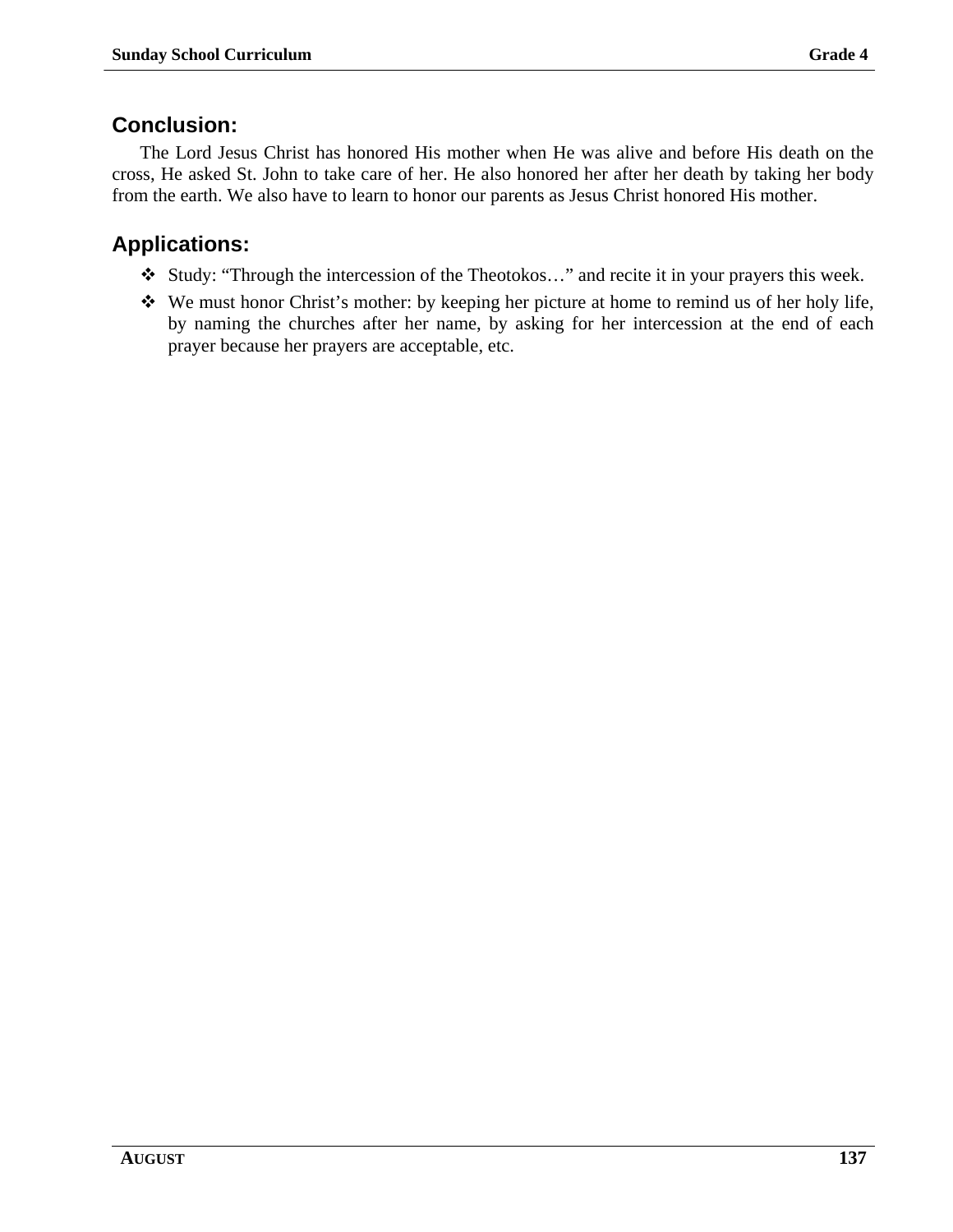## Conclusion:

The Lord Jesus Christ has honored His mother when He was alive and before His death on the cross, He asked St. John to take care of her. He also honored her after her death by taking her body from the earth. We also have to learn to honor our parents as Jesus Christ honored His mother.

## Applications:

- Study: "Through the intercession of the Theotokos…" and recite it in your prayers this week.
- We must honor Christ's mother: by keeping her picture at home to remind us of her holy life, by naming the churches after her name, by asking for her intercession at the end of each prayer because her prayers are acceptable, etc.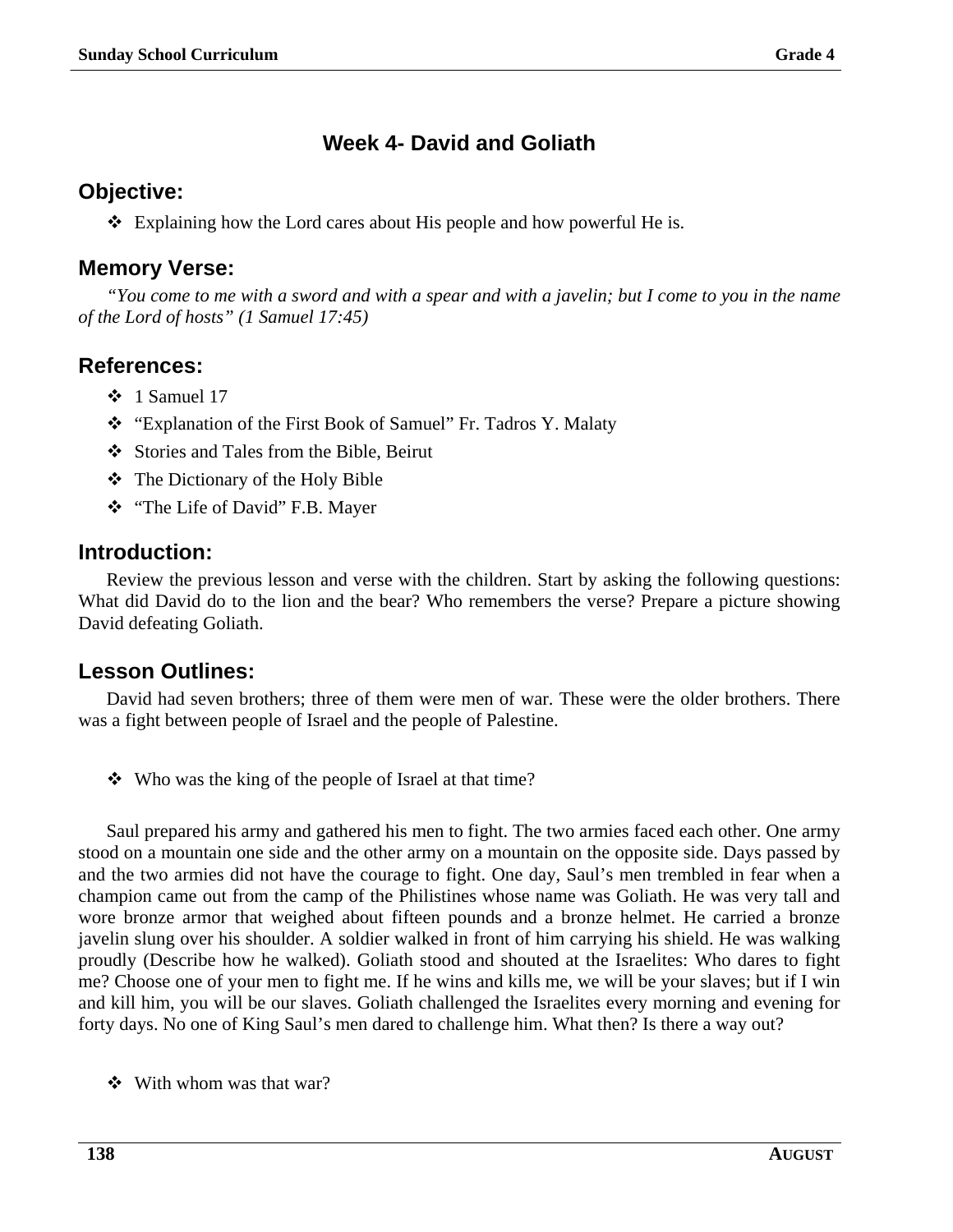## Week 4- David and Goliath

### Objective:

- ❖ Explaining how the Lord cares about His people and how powerful He is.

### Memory Verse:

*"You come to me with a sword and with a spear and with a javelin; but I come to you in the name of the Lord of hosts" (1 Samuel 17:45)*

### References:

- ❖ 1 Samuel 17
- ❖ "Explanation of the First Book of Samuel" Fr. Tadros Y. Malaty
- ❖ Stories and Tales from the Bible, Beirut
- ❖ The Dictionary of the Holy Bible
- ❖ "The Life of David" F.B. Mayer

### Introduction:

Review the previous lesson and verse with the children. Start by asking the following questions: What did David do to the lion and the bear? Who remembers the verse? Prepare a picture showing David defeating Goliath.

### Lesson Outlines:

David had seven brothers; three of them were men of war. These were the older brothers. There was a fight between people of Israel and the people of Palestine.

- ❖ Who was the king of the people of Israel at that time?

Saul prepared his army and gathered his men to fight. The two armies faced each other. One army stood on a mountain one side and the other army on a mountain on the opposite side. Days passed by and the two armies did not have the courage to fight. One day, Saul's men trembled in fear when a champion came out from the camp of the Philistines whose name was Goliath. He was very tall and wore bronze armor that weighed about fifteen pounds and a bronze helmet. He carried a bronze javelin slung over his shoulder. A soldier walked in front of him carrying his shield. He was walking proudly (Describe how he walked). Goliath stood and shouted at the Israelites: Who dares to fight me? Choose one of your men to fight me. If he wins and kills me, we will be your slaves; but if I win and kill him, you will be our slaves. Goliath challenged the Israelites every morning and evening for forty days. No one of King Saul's men dared to challenge him. What then? Is there a way out?

- ❖ With whom was that war?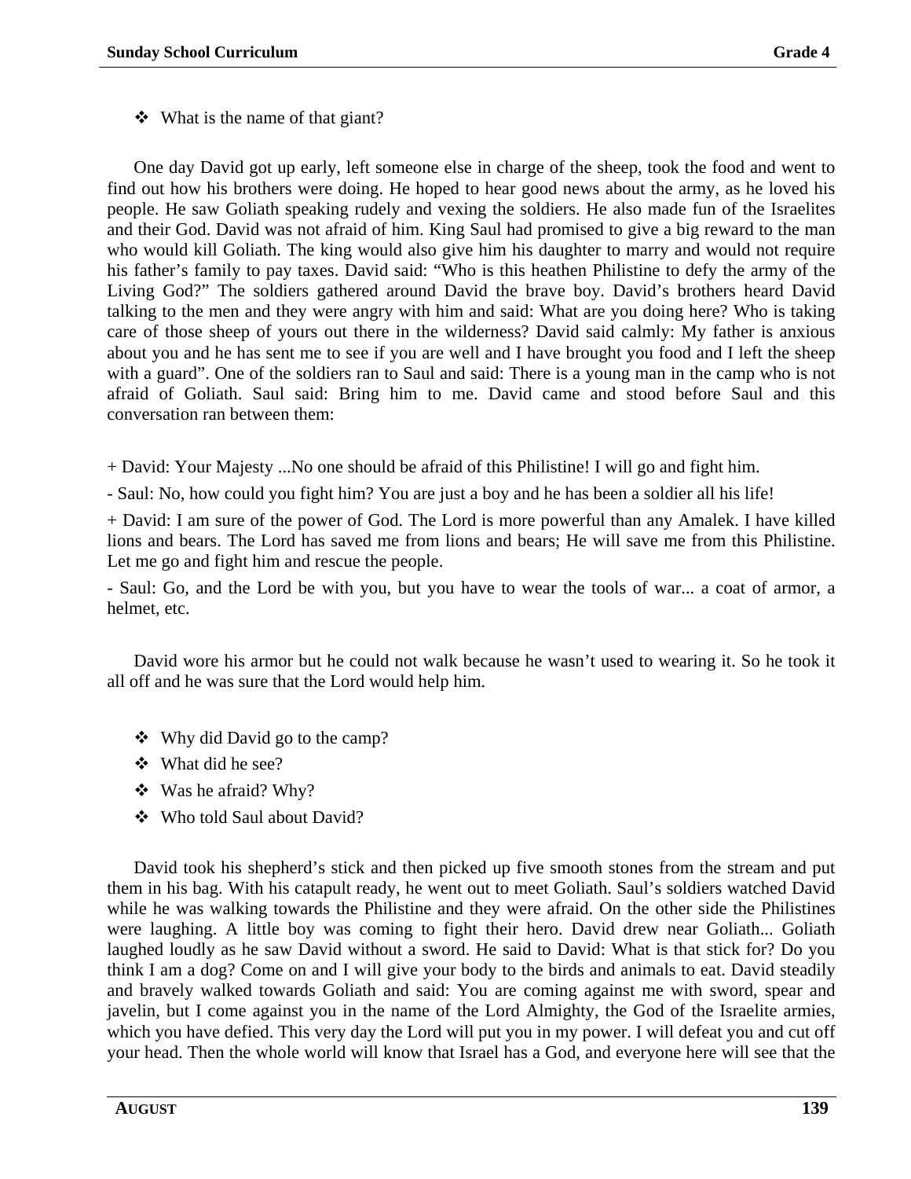- ❖ What is the name of that giant?

One day David got up early, left someone else in charge of the sheep, took the food and went to find out how his brothers were doing. He hoped to hear good news about the army, as he loved his people. He saw Goliath speaking rudely and vexing the soldiers. He also made fun of the Israelites and their God. David was not afraid of him. King Saul had promised to give a big reward to the man who would kill Goliath. The king would also give him his daughter to marry and would not require his father's family to pay taxes. David said: "Who is this heathen Philistine to defy the army of the Living God?" The soldiers gathered around David the brave boy. David's brothers heard David talking to the men and they were angry with him and said: What are you doing here? Who is taking care of those sheep of yours out there in the wilderness? David said calmly: My father is anxious about you and he has sent me to see if you are well and I have brought you food and I left the sheep with a guard". One of the soldiers ran to Saul and said: There is a young man in the camp who is not afraid of Goliath. Saul said: Bring him to me. David came and stood before Saul and this conversation ran between them:

+ David: Your Majesty ...No one should be afraid of this Philistine! I will go and fight him.

- Saul: No, how could you fight him? You are just a boy and he has been a soldier all his life!

+ David: I am sure of the power of God. The Lord is more powerful than any Amalek. I have killed lions and bears. The Lord has saved me from lions and bears; He will save me from this Philistine. Let me go and fight him and rescue the people.

- Saul: Go, and the Lord be with you, but you have to wear the tools of war... a coat of armor, a helmet, etc.

David wore his armor but he could not walk because he wasn't used to wearing it. So he took it all off and he was sure that the Lord would help him.

- ❖ Why did David go to the camp?
- ❖ What did he see?
- ❖ Was he afraid? Why?
- ❖ Who told Saul about David?

David took his shepherd's stick and then picked up five smooth stones from the stream and put them in his bag. With his catapult ready, he went out to meet Goliath. Saul's soldiers watched David while he was walking towards the Philistine and they were afraid. On the other side the Philistines were laughing. A little boy was coming to fight their hero. David drew near Goliath... Goliath laughed loudly as he saw David without a sword. He said to David: What is that stick for? Do you think I am a dog? Come on and I will give your body to the birds and animals to eat. David steadily and bravely walked towards Goliath and said: You are coming against me with sword, spear and javelin, but I come against you in the name of the Lord Almighty, the God of the Israelite armies, which you have defied. This very day the Lord will put you in my power. I will defeat you and cut off your head. Then the whole world will know that Israel has a God, and everyone here will see that the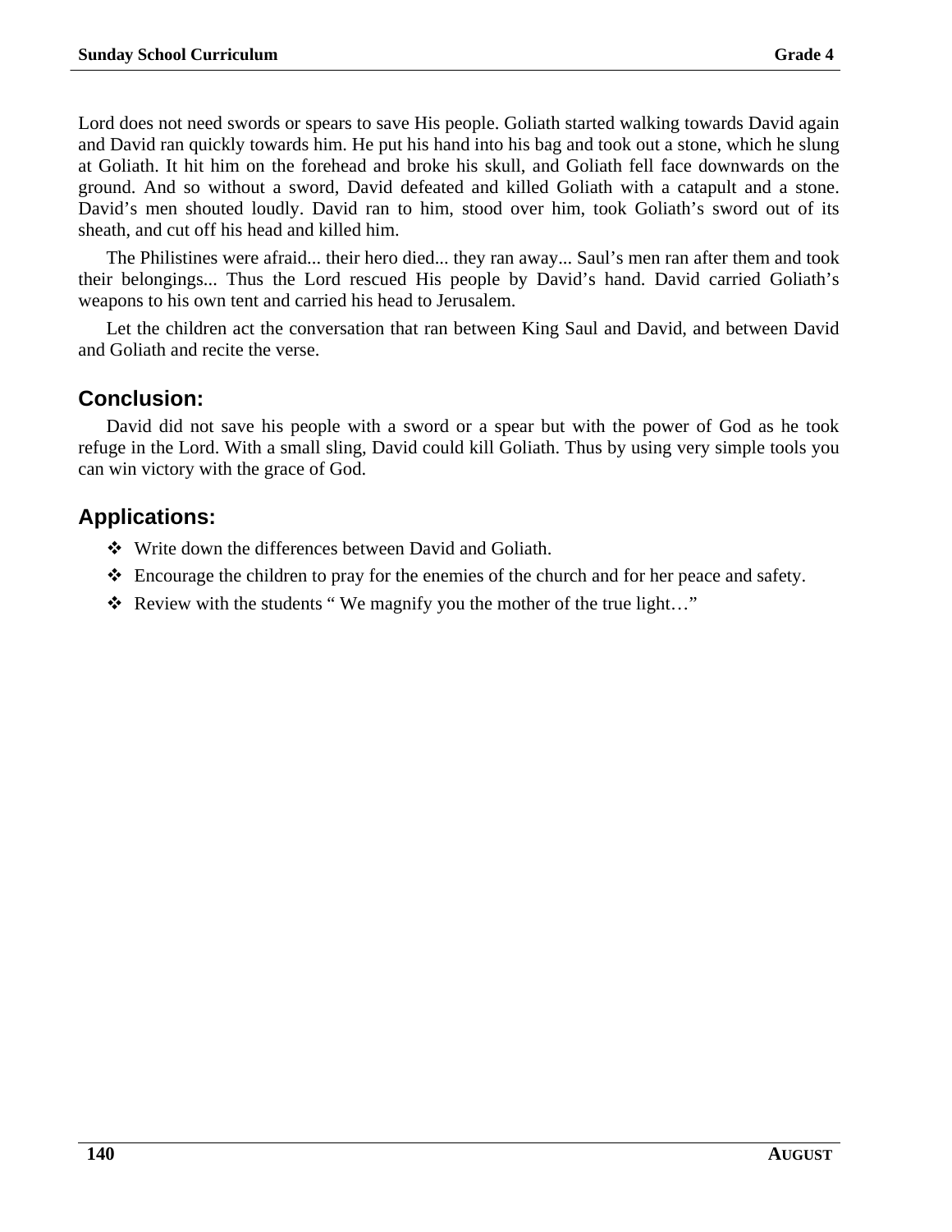Lord does not need swords or spears to save His people. Goliath started walking towards David again and David ran quickly towards him. He put his hand into his bag and took out a stone, which he slung at Goliath. It hit him on the forehead and broke his skull, and Goliath fell face downwards on the ground. And so without a sword, David defeated and killed Goliath with a catapult and a stone. David's men shouted loudly. David ran to him, stood over him, took Goliath's sword out of its sheath, and cut off his head and killed him.

The Philistines were afraid... their hero died... they ran away... Saul's men ran after them and took their belongings... Thus the Lord rescued His people by David's hand. David carried Goliath's weapons to his own tent and carried his head to Jerusalem.

Let the children act the conversation that ran between King Saul and David, and between David and Goliath and recite the verse.

## Conclusion:

David did not save his people with a sword or a spear but with the power of God as he took refuge in the Lord. With a small sling, David could kill Goliath. Thus by using very simple tools you can win victory with the grace of God.

## Applications:

- Write down the differences between David and Goliath.
- Encourage the children to pray for the enemies of the church and for her peace and safety.
- Review with the students " We magnify you the mother of the true light…"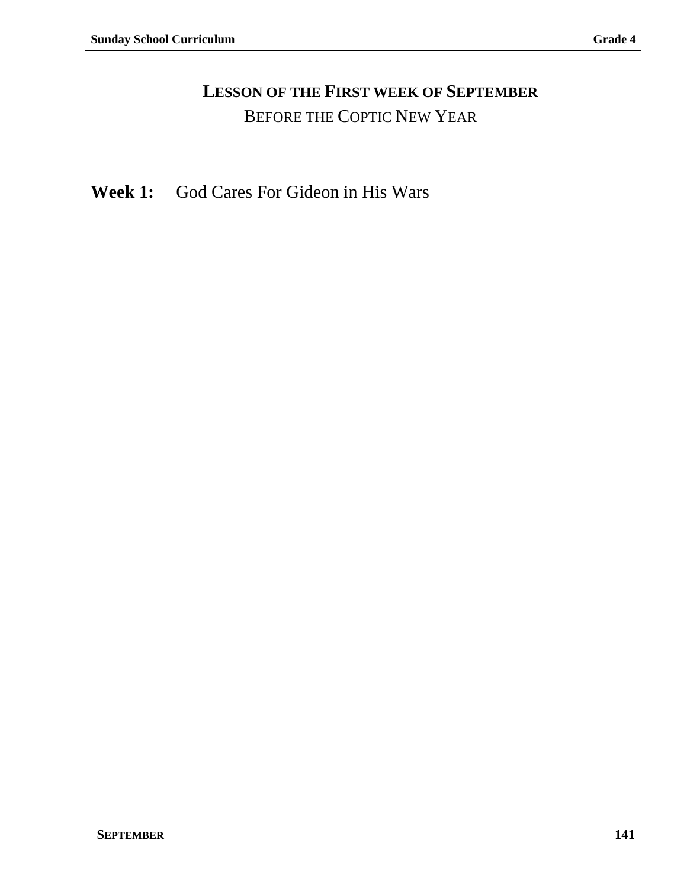# Lesson of the First week of September

## Before the Coptic New Year

**Week 1:** God Cares For Gideon in His Wars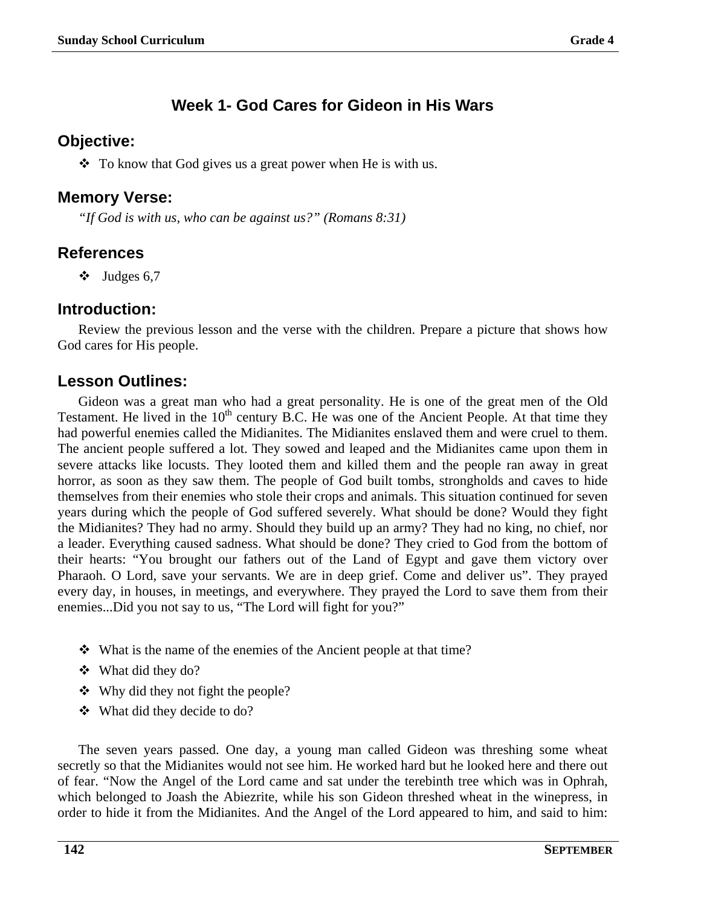## Week 1- God Cares for Gideon in His Wars

### Objective:

- To know that God gives us a great power when He is with us.

### Memory Verse:

*"If God is with us, who can be against us?" (Romans 8:31)*

### References

- Judges 6,7

### Introduction:

Review the previous lesson and the verse with the children. Prepare a picture that shows how God cares for His people.

### Lesson Outlines:

Gideon was a great man who had a great personality. He is one of the great men of the Old Testament. He lived in the 10th century B.C. He was one of the Ancient People. At that time they had powerful enemies called the Midianites. The Midianites enslaved them and were cruel to them. The ancient people suffered a lot. They sowed and leaped and the Midianites came upon them in severe attacks like locusts. They looted them and killed them and the people ran away in great horror, as soon as they saw them. The people of God built tombs, strongholds and caves to hide themselves from their enemies who stole their crops and animals. This situation continued for seven years during which the people of God suffered severely. What should be done? Would they fight the Midianites? They had no army. Should they build up an army? They had no king, no chief, nor a leader. Everything caused sadness. What should be done? They cried to God from the bottom of their hearts: "You brought our fathers out of the Land of Egypt and gave them victory over Pharaoh. O Lord, save your servants. We are in deep grief. Come and deliver us". They prayed every day, in houses, in meetings, and everywhere. They prayed the Lord to save them from their enemies...Did you not say to us, "The Lord will fight for you?"

- What is the name of the enemies of the Ancient people at that time?
- What did they do?
- Why did they not fight the people?
- What did they decide to do?

The seven years passed. One day, a young man called Gideon was threshing some wheat secretly so that the Midianites would not see him. He worked hard but he looked here and there out of fear. "Now the Angel of the Lord came and sat under the terebinth tree which was in Ophrah, which belonged to Joash the Abiezrite, while his son Gideon threshed wheat in the winepress, in order to hide it from the Midianites. And the Angel of the Lord appeared to him, and said to him: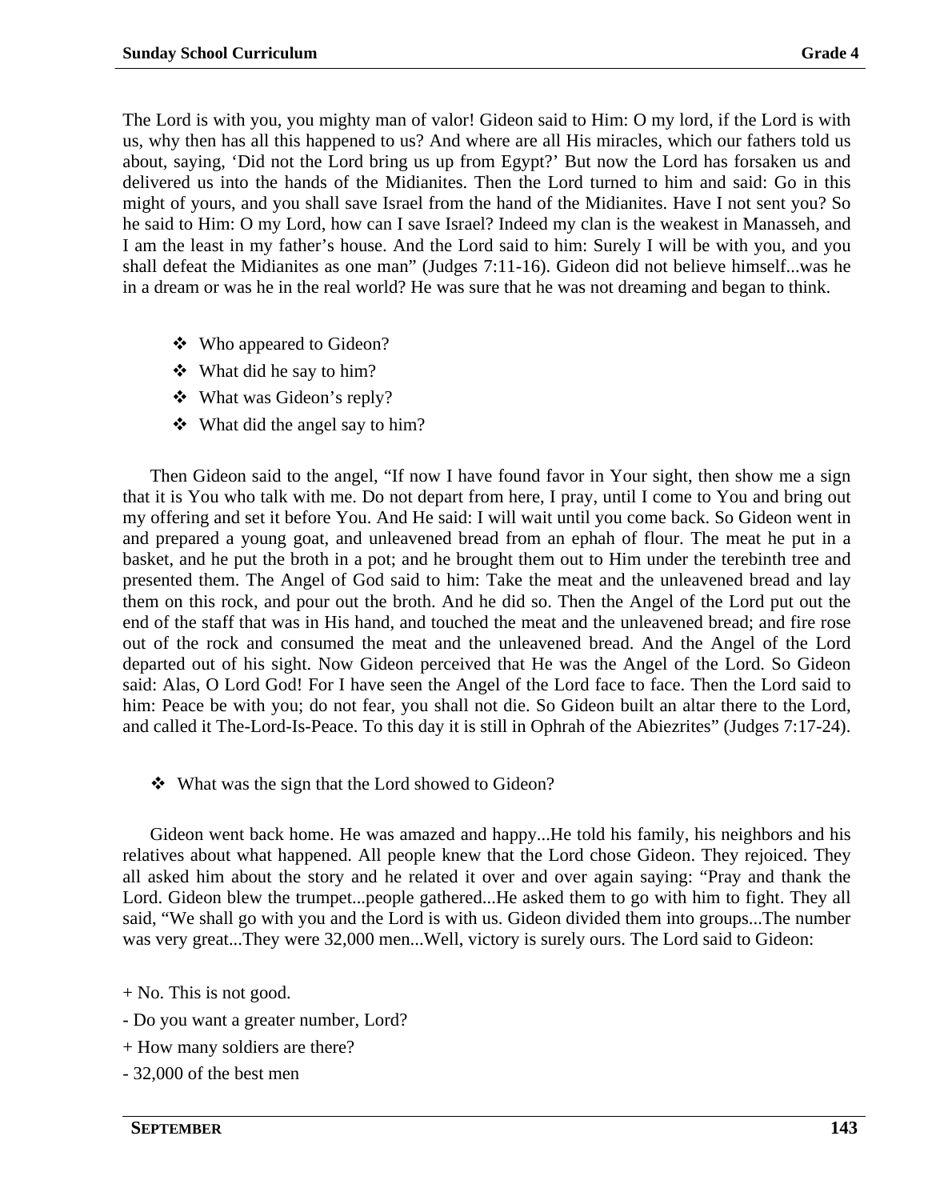The Lord is with you, you mighty man of valor! Gideon said to Him: O my lord, if the Lord is with us, why then has all this happened to us? And where are all His miracles, which our fathers told us about, saying, 'Did not the Lord bring us up from Egypt?' But now the Lord has forsaken us and delivered us into the hands of the Midianites. Then the Lord turned to him and said: Go in this might of yours, and you shall save Israel from the hand of the Midianites. Have I not sent you? So he said to Him: O my Lord, how can I save Israel? Indeed my clan is the weakest in Manasseh, and I am the least in my father's house. And the Lord said to him: Surely I will be with you, and you shall defeat the Midianites as one man" (Judges 7:11-16). Gideon did not believe himself...was he in a dream or was he in the real world? He was sure that he was not dreaming and began to think.

- Who appeared to Gideon?
- What did he say to him?
- What was Gideon's reply?
- What did the angel say to him?

Then Gideon said to the angel, "If now I have found favor in Your sight, then show me a sign that it is You who talk with me. Do not depart from here, I pray, until I come to You and bring out my offering and set it before You. And He said: I will wait until you come back. So Gideon went in and prepared a young goat, and unleavened bread from an ephah of flour. The meat he put in a basket, and he put the broth in a pot; and he brought them out to Him under the terebinth tree and presented them. The Angel of God said to him: Take the meat and the unleavened bread and lay them on this rock, and pour out the broth. And he did so. Then the Angel of the Lord put out the end of the staff that was in His hand, and touched the meat and the unleavened bread; and fire rose out of the rock and consumed the meat and the unleavened bread. And the Angel of the Lord departed out of his sight. Now Gideon perceived that He was the Angel of the Lord. So Gideon said: Alas, O Lord God! For I have seen the Angel of the Lord face to face. Then the Lord said to him: Peace be with you; do not fear, you shall not die. So Gideon built an altar there to the Lord, and called it The-Lord-Is-Peace. To this day it is still in Ophrah of the Abiezrites" (Judges 7:17-24).

- What was the sign that the Lord showed to Gideon?

Gideon went back home. He was amazed and happy...He told his family, his neighbors and his relatives about what happened. All people knew that the Lord chose Gideon. They rejoiced. They all asked him about the story and he related it over and over again saying: "Pray and thank the Lord. Gideon blew the trumpet...people gathered...He asked them to go with him to fight. They all said, "We shall go with you and the Lord is with us. Gideon divided them into groups...The number was very great...They were 32,000 men...Well, victory is surely ours. The Lord said to Gideon:

+ No. This is not good.

- Do you want a greater number, Lord?

+ How many soldiers are there?

- 32,000 of the best men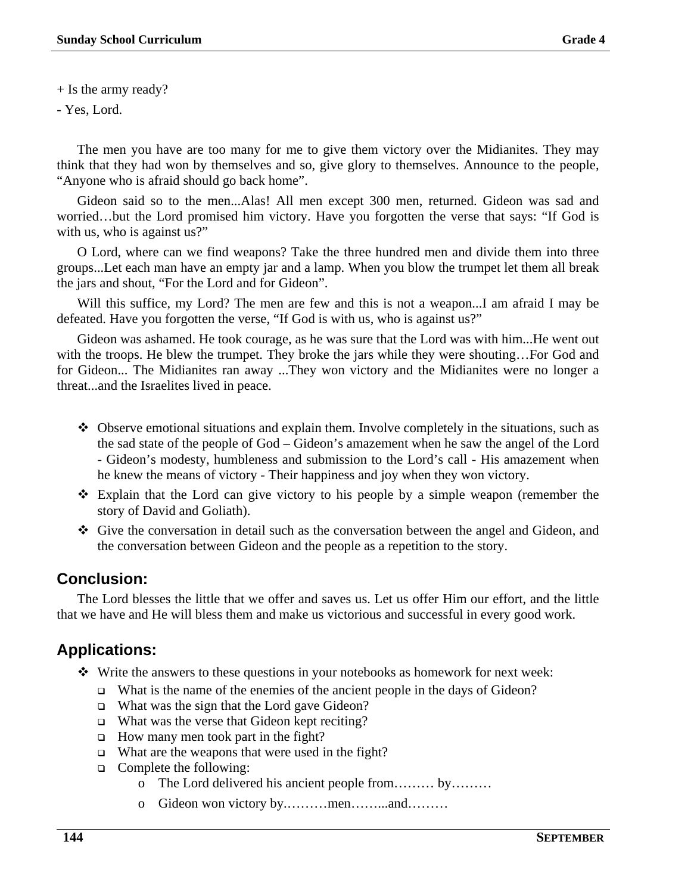+ Is the army ready?

- Yes, Lord.

The men you have are too many for me to give them victory over the Midianites. They may think that they had won by themselves and so, give glory to themselves. Announce to the people, “Anyone who is afraid should go back home”.

Gideon said so to the men...Alas! All men except 300 men, returned. Gideon was sad and worried…but the Lord promised him victory. Have you forgotten the verse that says: “If God is with us, who is against us?”

O Lord, where can we find weapons? Take the three hundred men and divide them into three groups...Let each man have an empty jar and a lamp. When you blow the trumpet let them all break the jars and shout, “For the Lord and for Gideon”.

Will this suffice, my Lord? The men are few and this is not a weapon...I am afraid I may be defeated. Have you forgotten the verse, “If God is with us, who is against us?”

Gideon was ashamed. He took courage, as he was sure that the Lord was with him...He went out with the troops. He blew the trumpet. They broke the jars while they were shouting…For God and for Gideon... The Midianites ran away ...They won victory and the Midianites were no longer a threat...and the Israelites lived in peace.

- Observe emotional situations and explain them. Involve completely in the situations, such as the sad state of the people of God – Gideon’s amazement when he saw the angel of the Lord - Gideon’s modesty, humbleness and submission to the Lord’s call - His amazement when he knew the means of victory - Their happiness and joy when they won victory.
- Explain that the Lord can give victory to his people by a simple weapon (remember the story of David and Goliath).
- Give the conversation in detail such as the conversation between the angel and Gideon, and the conversation between Gideon and the people as a repetition to the story.

## Conclusion:

The Lord blesses the little that we offer and saves us. Let us offer Him our effort, and the little that we have and He will bless them and make us victorious and successful in every good work.

## Applications:

- Write the answers to these questions in your notebooks as homework for next week:
  - What is the name of the enemies of the ancient people in the days of Gideon?
  - What was the sign that the Lord gave Gideon?
  - What was the verse that Gideon kept reciting?
  - How many men took part in the fight?
  - What are the weapons that were used in the fight?
  - Complete the following:
    - The Lord delivered his ancient people from……… by………
    - Gideon won victory by.………men……...and………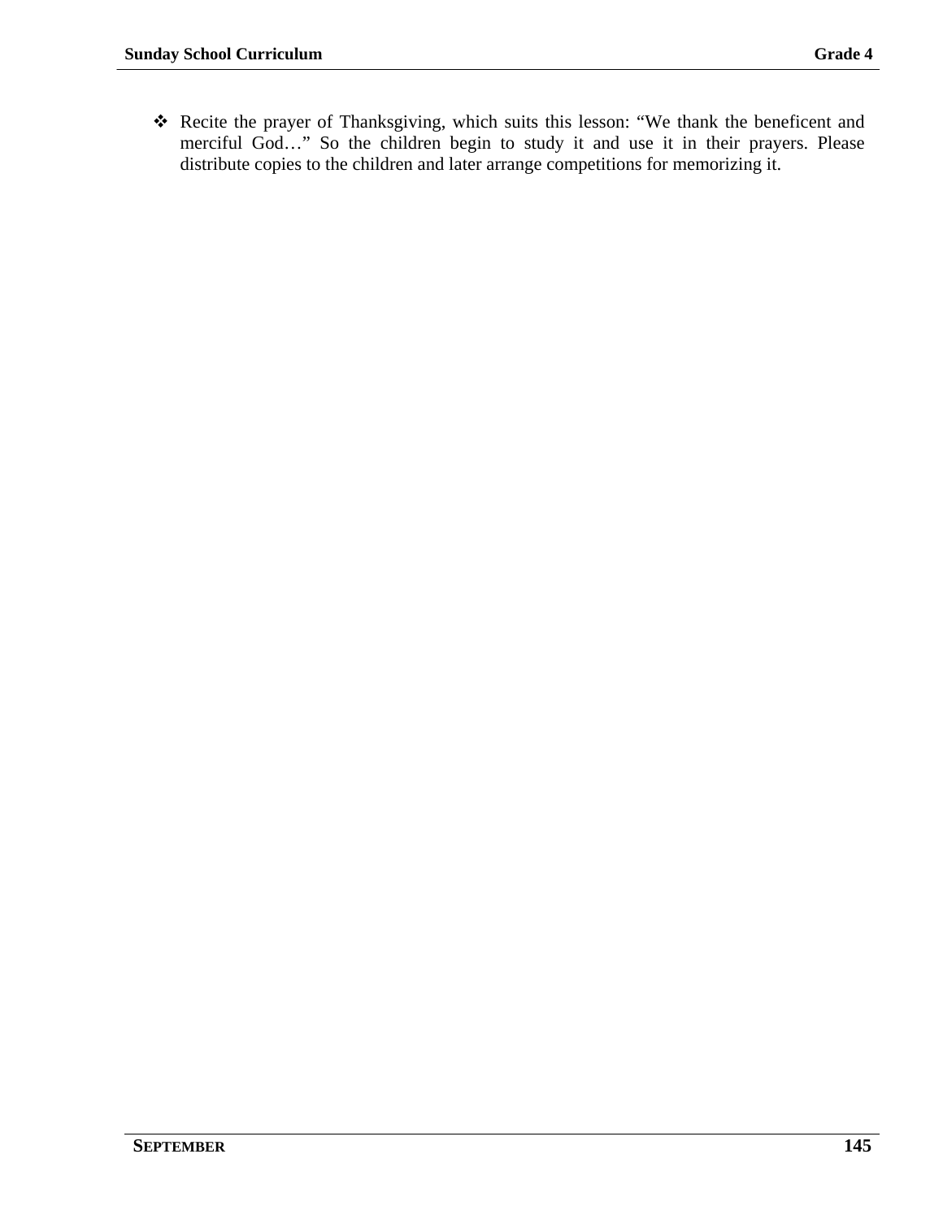- Recite the prayer of Thanksgiving, which suits this lesson: “We thank the beneficent and merciful God…” So the children begin to study it and use it in their prayers. Please distribute copies to the children and later arrange competitions for memorizing it.